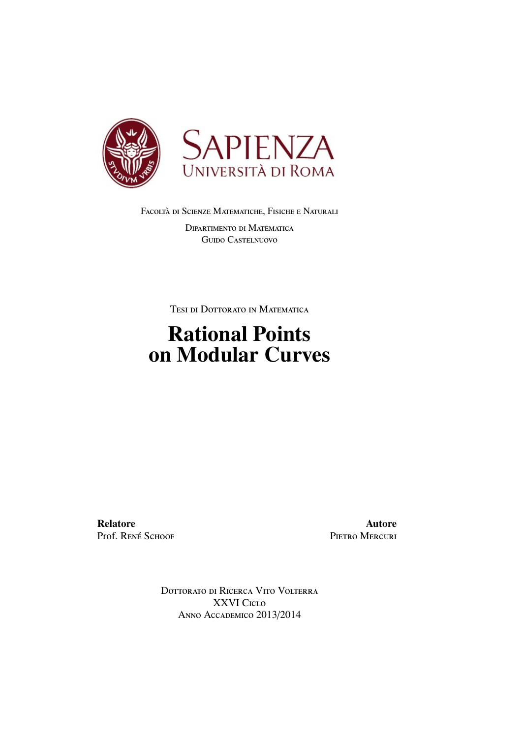Sapienza
Università di Roma

Facoltà di Scienze Matematiche, Fisiche e Naturali

Dipartimento di Matematica
Guido Castelnuovo

Tesi di Dottorato in Matematica

# Rational Points on Modular Curves

**Relatore**
Prof. René Schoof

**Autore**
Pietro Mercuri

Dottorato di Ricerca Vito Volterra
XXVI Ciclo
Anno Accademico 2013/2014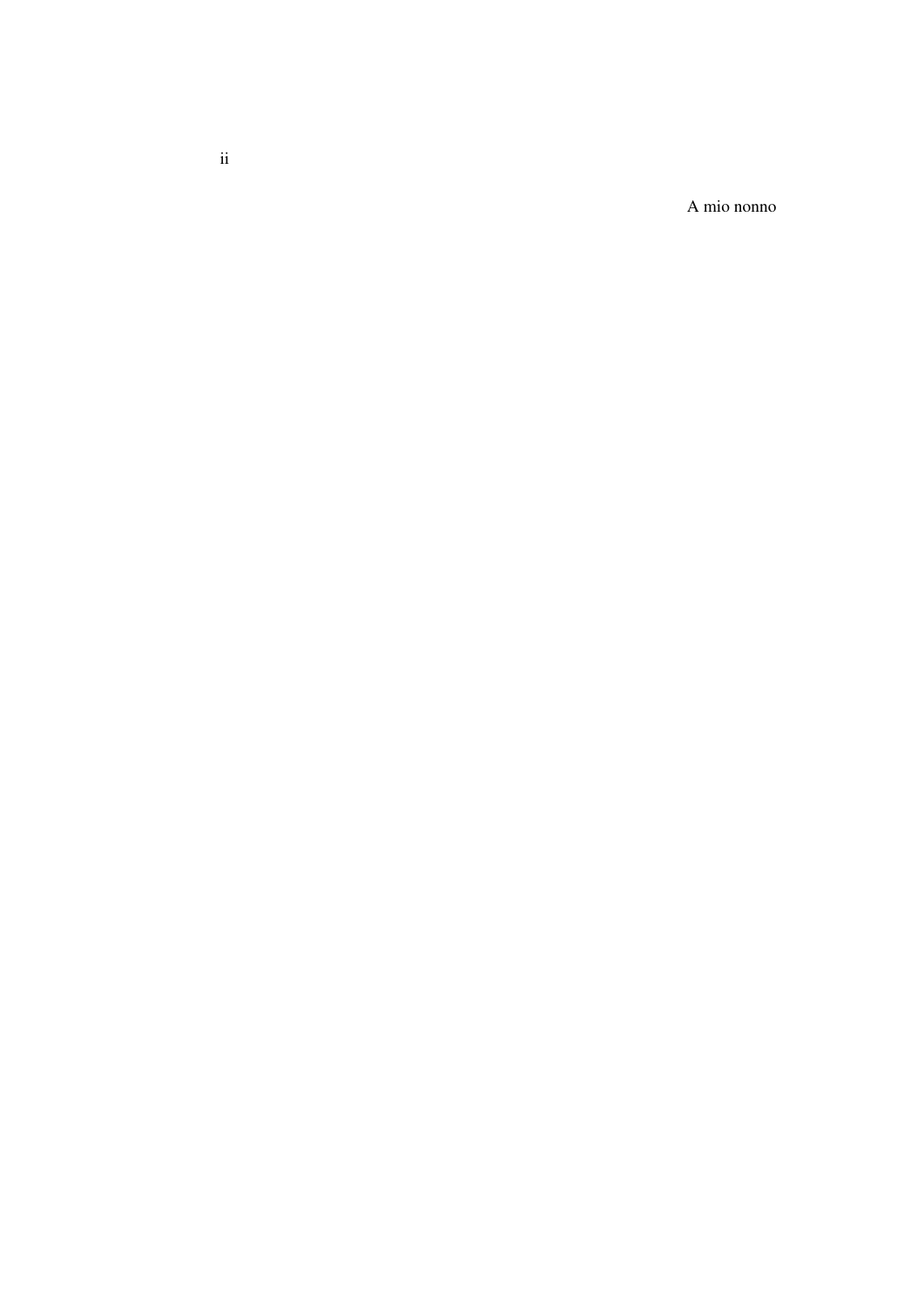A mio nonno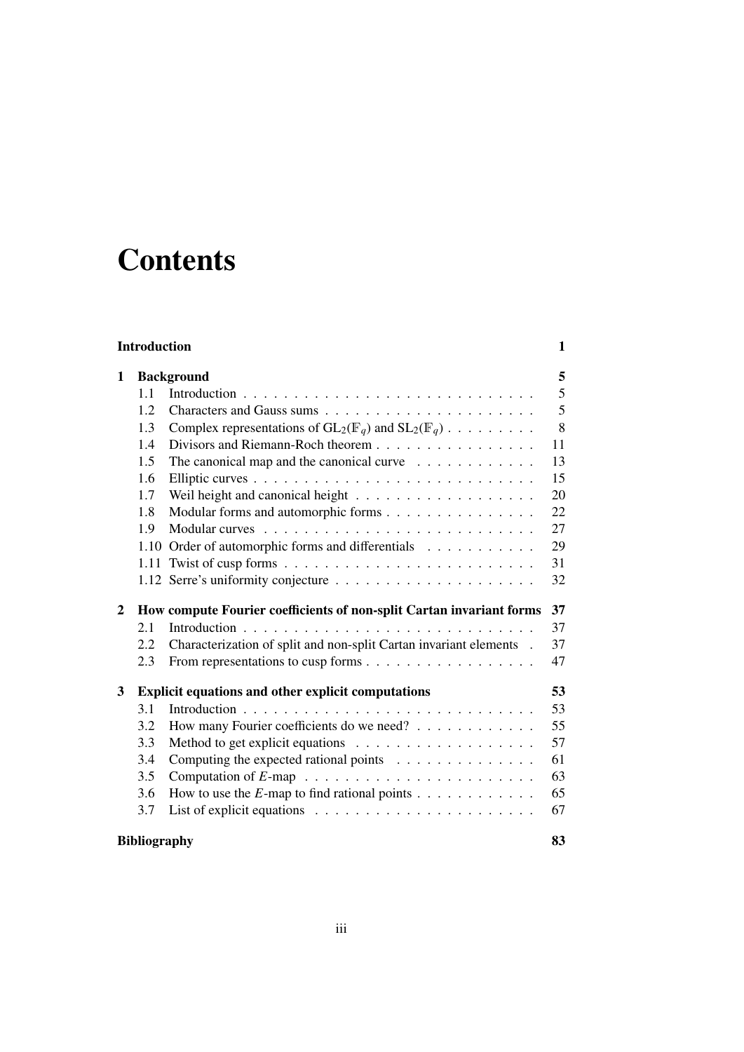# Contents

| | | |
|---|---|---|
| **Introduction** | | **1** |
| **1** | **Background** | **5** |
| 1.1 | Introduction | 5 |
| 1.2 | Characters and Gauss sums | 5 |
| 1.3 | Complex representations of $\mathrm{GL}_2(\mathbb{F}_q)$ and $\mathrm{SL}_2(\mathbb{F}_q)$ | 8 |
| 1.4 | Divisors and Riemann-Roch theorem | 11 |
| 1.5 | The canonical map and the canonical curve | 13 |
| 1.6 | Elliptic curves | 15 |
| 1.7 | Weil height and canonical height | 20 |
| 1.8 | Modular forms and automorphic forms | 22 |
| 1.9 | Modular curves | 27 |
| 1.10 | Order of automorphic forms and differentials | 29 |
| 1.11 | Twist of cusp forms | 31 |
| 1.12 | Serre's uniformity conjecture | 32 |
| **2** | **How compute Fourier coefficients of non-split Cartan invariant forms** | **37** |
| 2.1 | Introduction | 37 |
| 2.2 | Characterization of split and non-split Cartan invariant elements | 37 |
| 2.3 | From representations to cusp forms | 47 |
| **3** | **Explicit equations and other explicit computations** | **53** |
| 3.1 | Introduction | 53 |
| 3.2 | How many Fourier coefficients do we need? | 55 |
| 3.3 | Method to get explicit equations | 57 |
| 3.4 | Computing the expected rational points | 61 |
| 3.5 | Computation of $E$-map | 63 |
| 3.6 | How to use the $E$-map to find rational points | 65 |
| 3.7 | List of explicit equations | 67 |
| **Bibliography** | | **83** |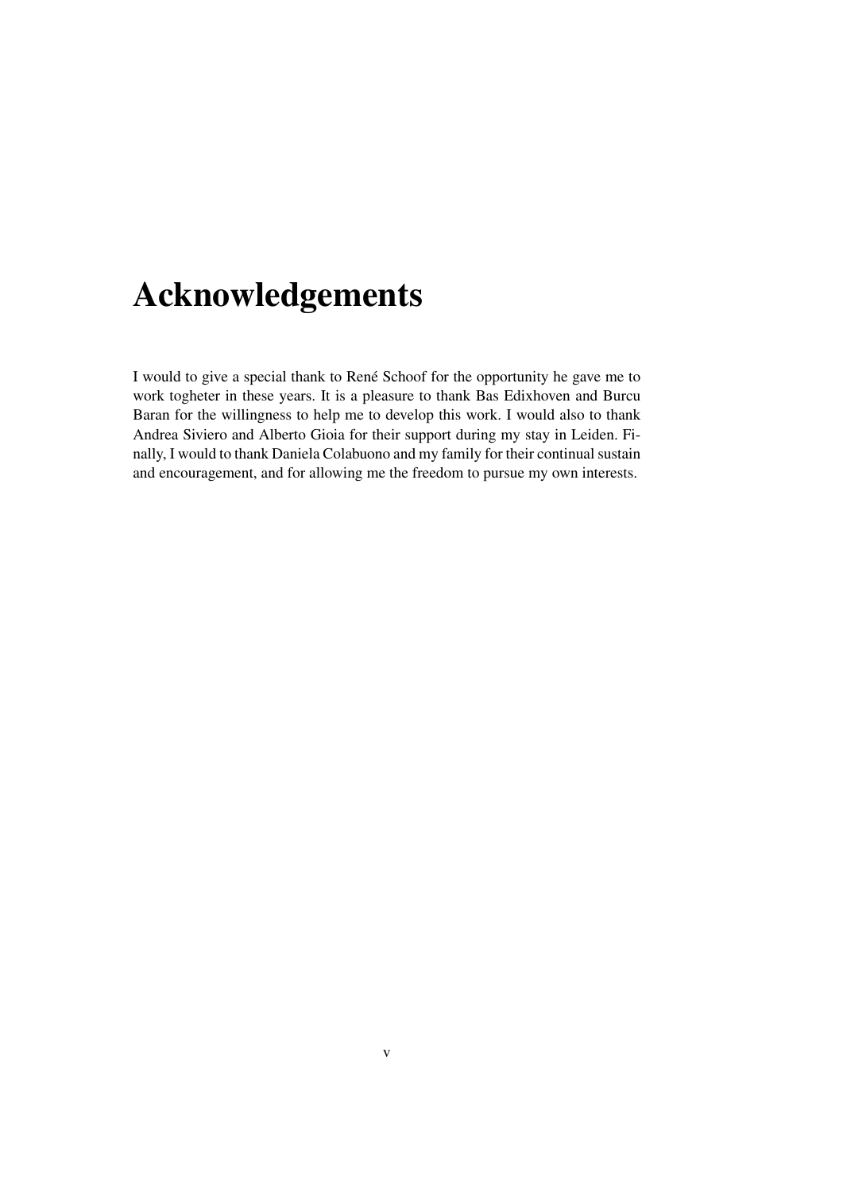# Acknowledgements

I would to give a special thank to René Schoof for the opportunity he gave me to work togheter in these years. It is a pleasure to thank Bas Edixhoven and Burcu Baran for the willingness to help me to develop this work. I would also to thank Andrea Siviero and Alberto Gioia for their support during my stay in Leiden. Finally, I would to thank Daniela Colabuono and my family for their continual sustain and encouragement, and for allowing me the freedom to pursue my own interests.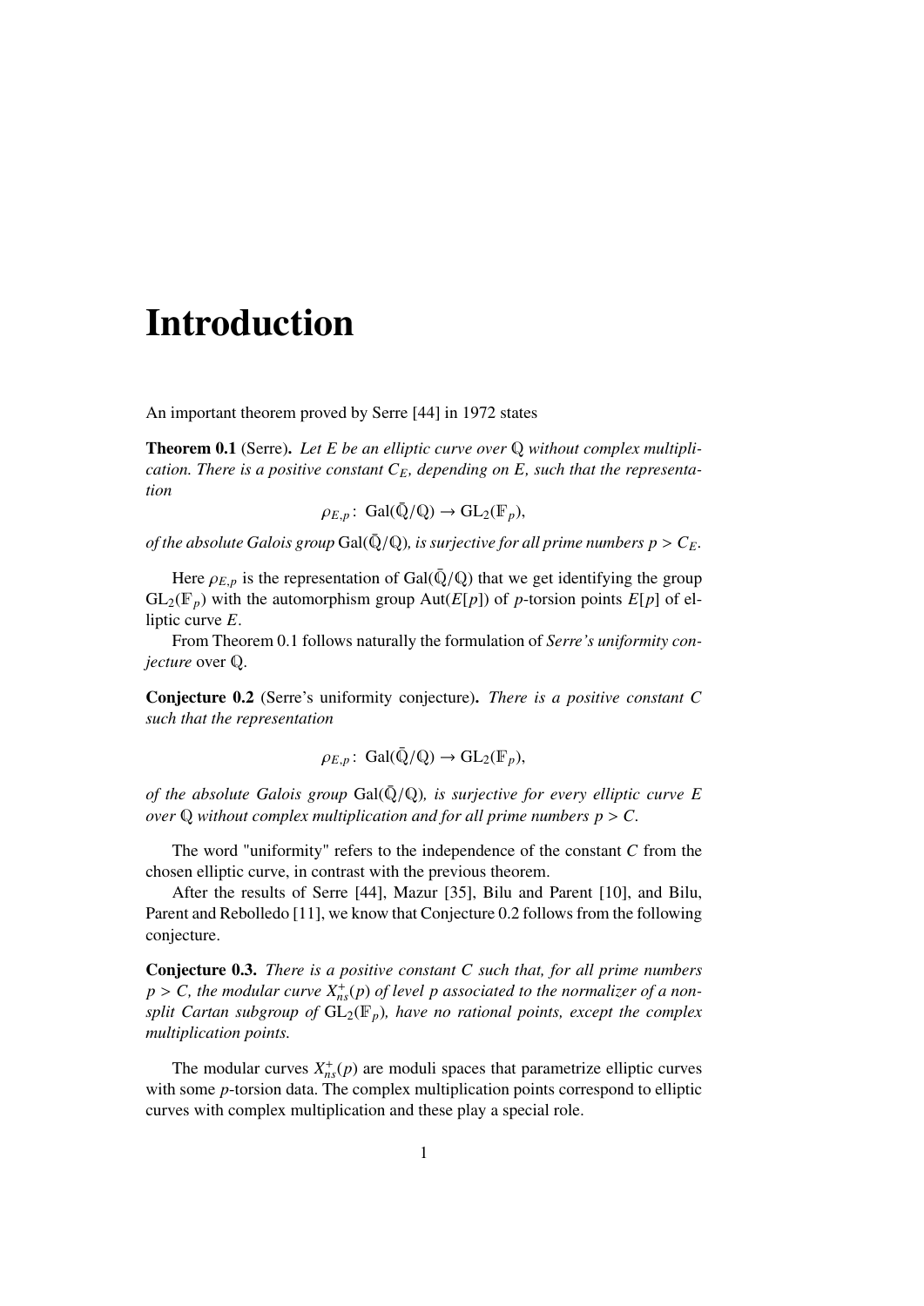# Introduction

An important theorem proved by Serre [44] in 1972 states

**Theorem 0.1** (Serre)**.** *Let $E$ be an elliptic curve over $\mathbb{Q}$ without complex multiplication. There is a positive constant $C_E$, depending on $E$, such that the representation*

$$\rho_{E,p}\colon \operatorname{Gal}(\bar{\mathbb{Q}}/\mathbb{Q}) \to \operatorname{GL}_2(\mathbb{F}_p),$$

*of the absolute Galois group $\operatorname{Gal}(\bar{\mathbb{Q}}/\mathbb{Q})$, is surjective for all prime numbers $p > C_E$.*

Here $\rho_{E,p}$ is the representation of $\operatorname{Gal}(\bar{\mathbb{Q}}/\mathbb{Q})$ that we get identifying the group $\operatorname{GL}_2(\mathbb{F}_p)$ with the automorphism group $\operatorname{Aut}(E[p])$ of $p$-torsion points $E[p]$ of elliptic curve $E$.

From Theorem 0.1 follows naturally the formulation of *Serre's uniformity conjecture* over $\mathbb{Q}$.

**Conjecture 0.2** (Serre's uniformity conjecture)**.** *There is a positive constant $C$ such that the representation*

$$\rho_{E,p}\colon \operatorname{Gal}(\bar{\mathbb{Q}}/\mathbb{Q}) \to \operatorname{GL}_2(\mathbb{F}_p),$$

*of the absolute Galois group $\operatorname{Gal}(\bar{\mathbb{Q}}/\mathbb{Q})$, is surjective for every elliptic curve $E$ over $\mathbb{Q}$ without complex multiplication and for all prime numbers $p > C$.*

The word "uniformity" refers to the independence of the constant $C$ from the chosen elliptic curve, in contrast with the previous theorem.

After the results of Serre [44], Mazur [35], Bilu and Parent [10], and Bilu, Parent and Rebolledo [11], we know that Conjecture 0.2 follows from the following conjecture.

**Conjecture 0.3.** *There is a positive constant $C$ such that, for all prime numbers $p > C$, the modular curve $X_{ns}^{+}(p)$ of level $p$ associated to the normalizer of a non-split Cartan subgroup of $\operatorname{GL}_2(\mathbb{F}_p)$, have no rational points, except the complex multiplication points.*

The modular curves $X_{ns}^{+}(p)$ are moduli spaces that parametrize elliptic curves with some $p$-torsion data. The complex multiplication points correspond to elliptic curves with complex multiplication and these play a special role.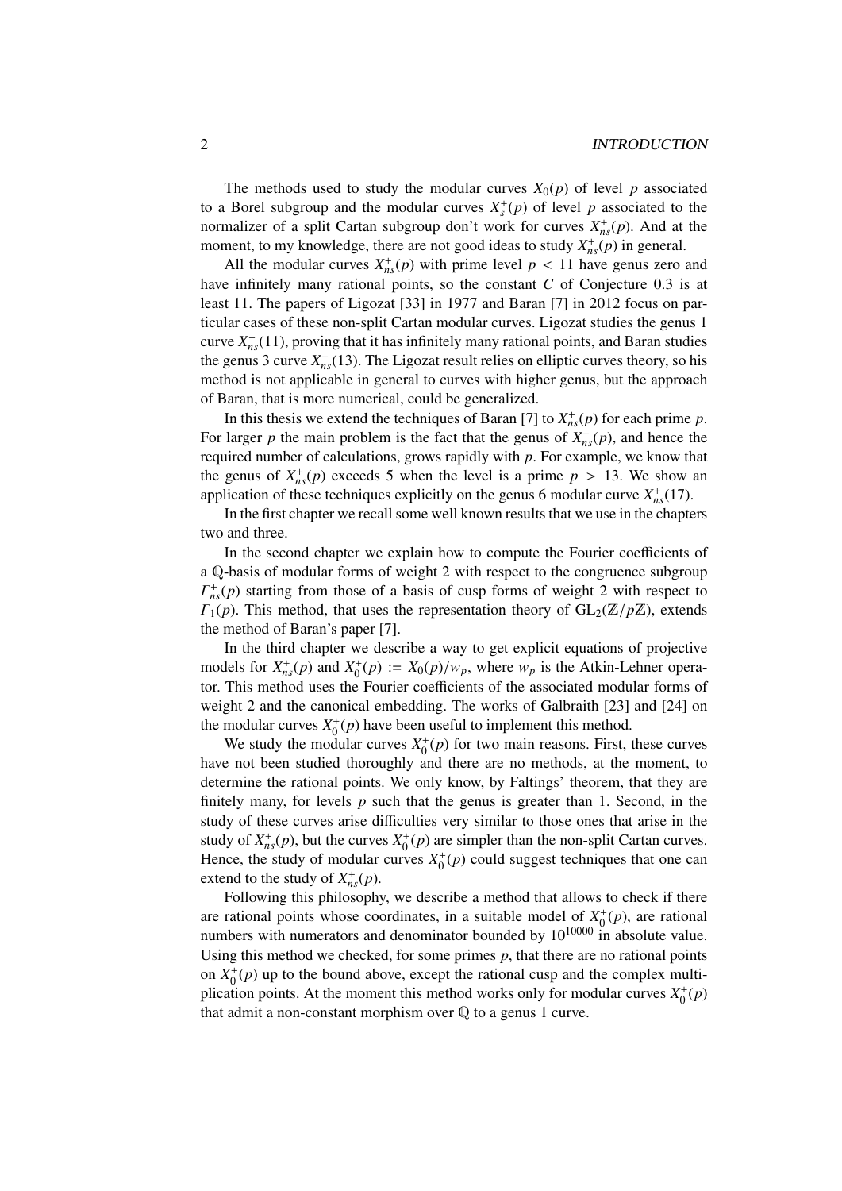The methods used to study the modular curves $X_0(p)$ of level $p$ associated to a Borel subgroup and the modular curves $X_s^+(p)$ of level $p$ associated to the normalizer of a split Cartan subgroup don't work for curves $X_{ns}^+(p)$. And at the moment, to my knowledge, there are not good ideas to study $X_{ns}^+(p)$ in general.

All the modular curves $X_{ns}^+(p)$ with prime level $p < 11$ have genus zero and have infinitely many rational points, so the constant $C$ of Conjecture 0.3 is at least 11. The papers of Ligozat [33] in 1977 and Baran [7] in 2012 focus on particular cases of these non-split Cartan modular curves. Ligozat studies the genus 1 curve $X_{ns}^+(11)$, proving that it has infinitely many rational points, and Baran studies the genus 3 curve $X_{ns}^+(13)$. The Ligozat result relies on elliptic curves theory, so his method is not applicable in general to curves with higher genus, but the approach of Baran, that is more numerical, could be generalized.

In this thesis we extend the techniques of Baran [7] to $X_{ns}^+(p)$ for each prime $p$. For larger $p$ the main problem is the fact that the genus of $X_{ns}^+(p)$, and hence the required number of calculations, grows rapidly with $p$. For example, we know that the genus of $X_{ns}^+(p)$ exceeds 5 when the level is a prime $p > 13$. We show an application of these techniques explicitly on the genus 6 modular curve $X_{ns}^+(17)$.

In the first chapter we recall some well known results that we use in the chapters two and three.

In the second chapter we explain how to compute the Fourier coefficients of a $\mathbb{Q}$-basis of modular forms of weight 2 with respect to the congruence subgroup $\Gamma_{ns}^+(p)$ starting from those of a basis of cusp forms of weight 2 with respect to $\Gamma_1(p)$. This method, that uses the representation theory of $\mathrm{GL}_2(\mathbb{Z}/p\mathbb{Z})$, extends the method of Baran's paper [7].

In the third chapter we describe a way to get explicit equations of projective models for $X_{ns}^+(p)$ and $X_0^+(p) := X_0(p)/w_p$, where $w_p$ is the Atkin-Lehner operator. This method uses the Fourier coefficients of the associated modular forms of weight 2 and the canonical embedding. The works of Galbraith [23] and [24] on the modular curves $X_0^+(p)$ have been useful to implement this method.

We study the modular curves $X_0^+(p)$ for two main reasons. First, these curves have not been studied thoroughly and there are no methods, at the moment, to determine the rational points. We only know, by Faltings' theorem, that they are finitely many, for levels $p$ such that the genus is greater than 1. Second, in the study of these curves arise difficulties very similar to those ones that arise in the study of $X_{ns}^+(p)$, but the curves $X_0^+(p)$ are simpler than the non-split Cartan curves. Hence, the study of modular curves $X_0^+(p)$ could suggest techniques that one can extend to the study of $X_{ns}^+(p)$.

Following this philosophy, we describe a method that allows to check if there are rational points whose coordinates, in a suitable model of $X_0^+(p)$, are rational numbers with numerators and denominator bounded by $10^{10000}$ in absolute value. Using this method we checked, for some primes $p$, that there are no rational points on $X_0^+(p)$ up to the bound above, except the rational cusp and the complex multiplication points. At the moment this method works only for modular curves $X_0^+(p)$ that admit a non-constant morphism over $\mathbb{Q}$ to a genus 1 curve.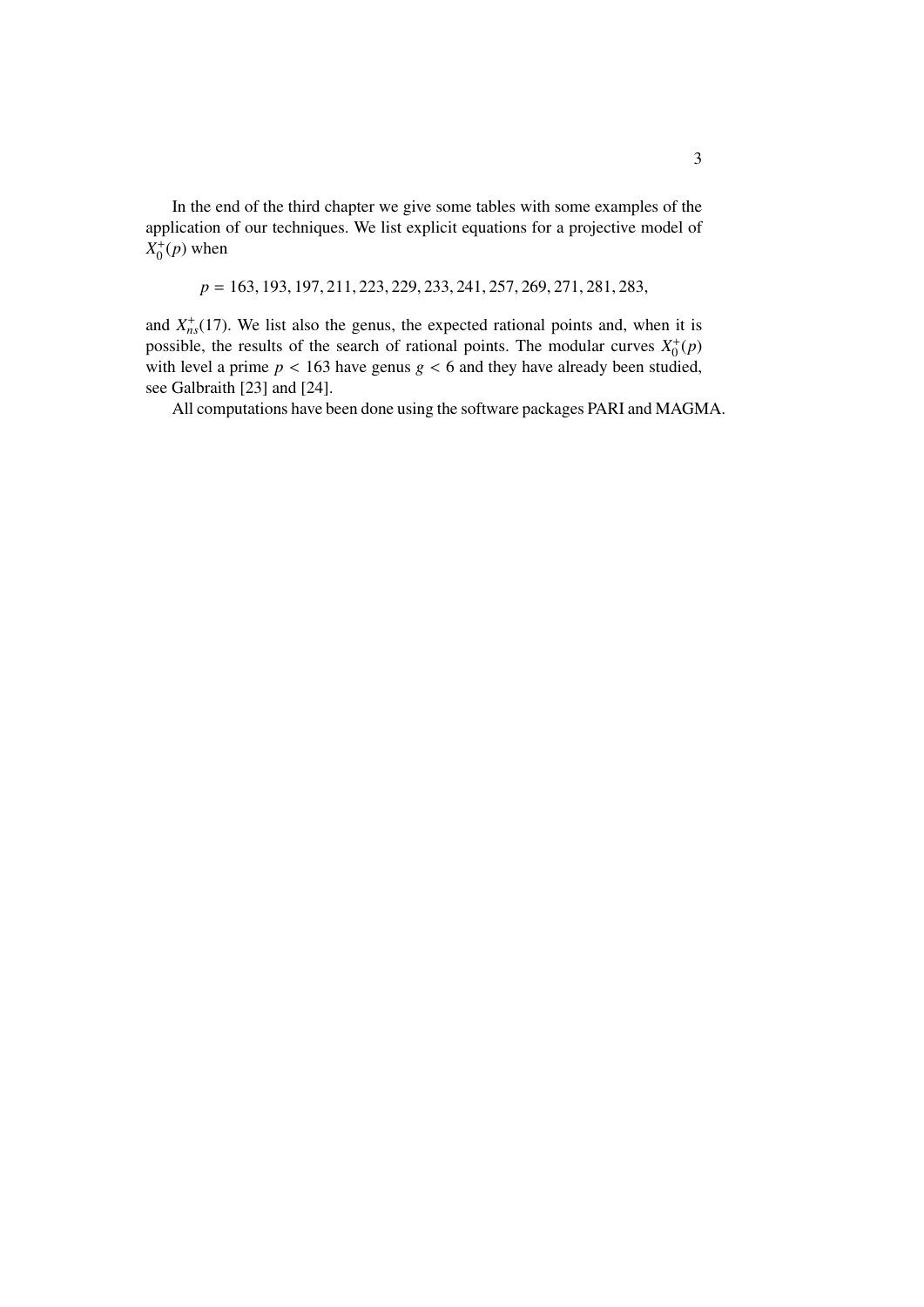In the end of the third chapter we give some tables with some examples of the application of our techniques. We list explicit equations for a projective model of $X_0^+(p)$ when

$$p = 163, 193, 197, 211, 223, 229, 233, 241, 257, 269, 271, 281, 283,$$

and $X_{ns}^+(17)$. We list also the genus, the expected rational points and, when it is possible, the results of the search of rational points. The modular curves $X_0^+(p)$ with level a prime $p < 163$ have genus $g < 6$ and they have already been studied, see Galbraith [23] and [24].

All computations have been done using the software packages PARI and MAGMA.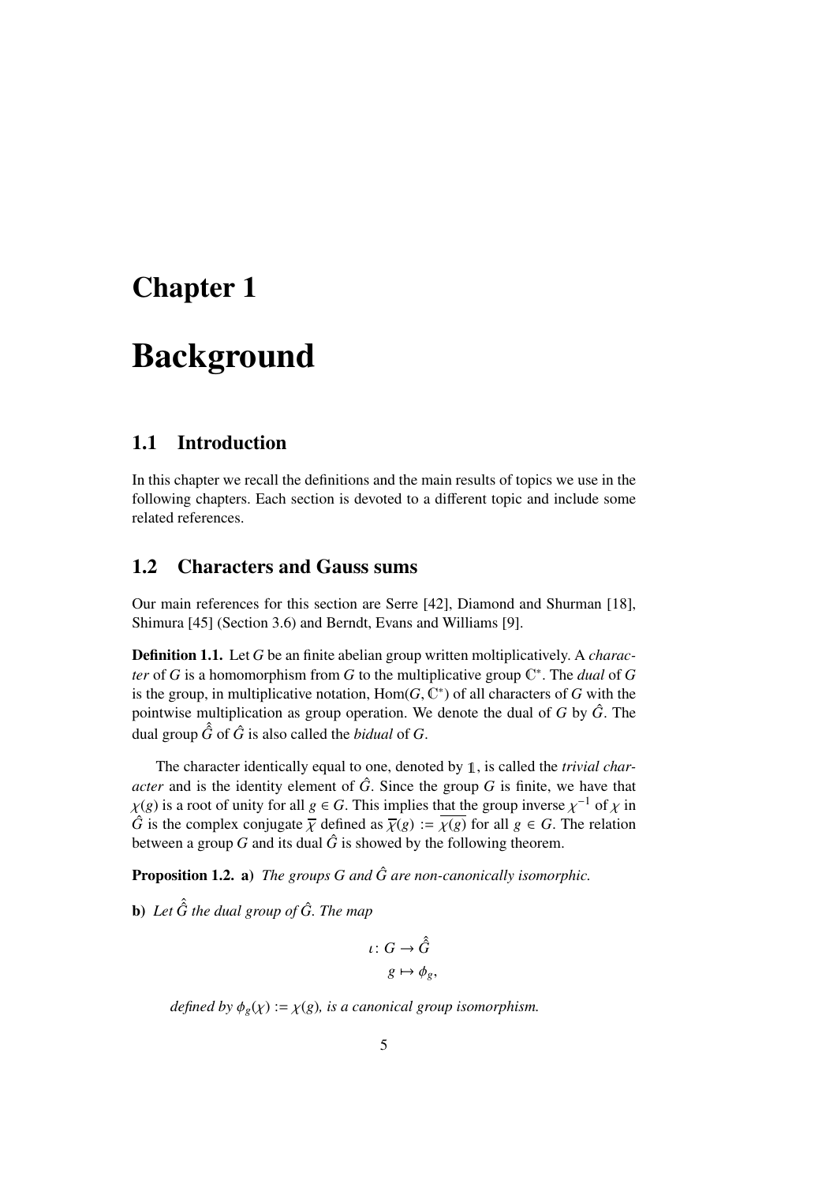# Chapter 1

# Background

## 1.1 Introduction

In this chapter we recall the definitions and the main results of topics we use in the following chapters. Each section is devoted to a different topic and include some related references.

## 1.2 Characters and Gauss sums

Our main references for this section are Serre [42], Diamond and Shurman [18], Shimura [45] (Section 3.6) and Berndt, Evans and Williams [9].

**Definition 1.1.** Let $G$ be an finite abelian group written moltiplicatively. A *character* of $G$ is a homomorphism from $G$ to the multiplicative group $\mathbb{C}^*$. The *dual* of $G$ is the group, in multiplicative notation, $\mathrm{Hom}(G, \mathbb{C}^*)$ of all characters of $G$ with the pointwise multiplication as group operation. We denote the dual of $G$ by $\hat{G}$. The dual group $\hat{\hat{G}}$ of $\hat{G}$ is also called the *bidual* of $G$.

The character identically equal to one, denoted by $\mathbb{1}$, is called the *trivial character* and is the identity element of $\hat{G}$. Since the group $G$ is finite, we have that $\chi(g)$ is a root of unity for all $g \in G$. This implies that the group inverse $\chi^{-1}$ of $\chi$ in $\hat{G}$ is the complex conjugate $\overline{\chi}$ defined as $\overline{\chi}(g) := \overline{\chi(g)}$ for all $g \in G$. The relation between a group $G$ and its dual $\hat{G}$ is showed by the following theorem.

**Proposition 1.2. a)** *The groups $G$ and $\hat{G}$ are non-canonically isomorphic.*

**b)** *Let $\hat{\hat{G}}$ the dual group of $\hat{G}$. The map*

$$
\begin{aligned}
\iota \colon G &\to \hat{\hat{G}} \\
g &\mapsto \phi_g,
\end{aligned}
$$

*defined by $\phi_g(\chi) := \chi(g)$, is a canonical group isomorphism.*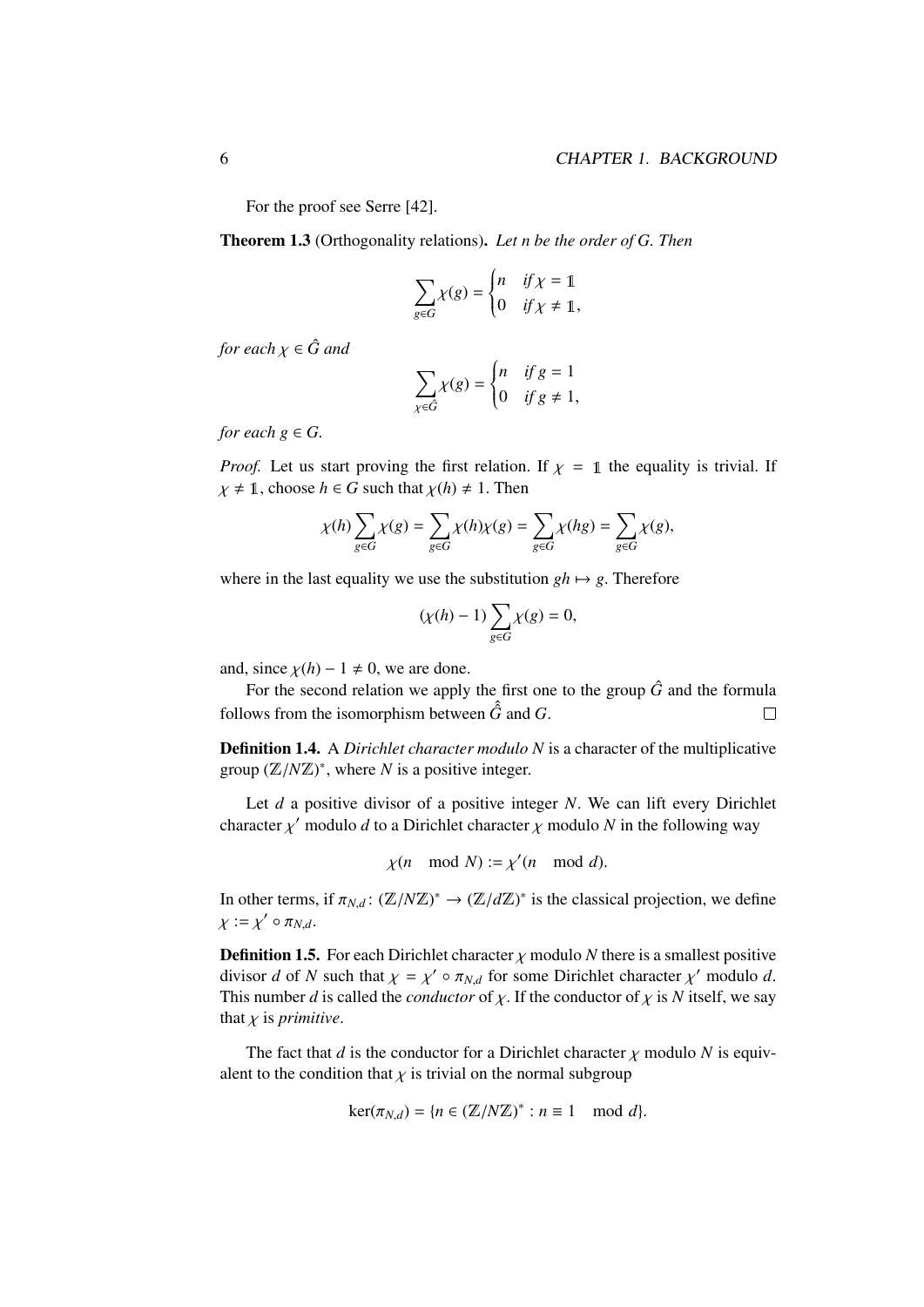For the proof see Serre [42].

**Theorem 1.3** (Orthogonality relations)**.** *Let $n$ be the order of $G$. Then*

$$\sum_{g \in G} \chi(g) = \begin{cases} n & \text{if } \chi = \mathbb{1} \\ 0 & \text{if } \chi \neq \mathbb{1}, \end{cases}$$

*for each $\chi \in \hat{G}$ and*

$$\sum_{\chi \in \hat{G}} \chi(g) = \begin{cases} n & \text{if } g = 1 \\ 0 & \text{if } g \neq 1, \end{cases}$$

*for each $g \in G$.*

*Proof.* Let us start proving the first relation. If $\chi = \mathbb{1}$ the equality is trivial. If $\chi \neq \mathbb{1}$, choose $h \in G$ such that $\chi(h) \neq 1$. Then

$$\chi(h) \sum_{g \in G} \chi(g) = \sum_{g \in G} \chi(h)\chi(g) = \sum_{g \in G} \chi(hg) = \sum_{g \in G} \chi(g),$$

where in the last equality we use the substitution $gh \mapsto g$. Therefore

$$(\chi(h) - 1) \sum_{g \in G} \chi(g) = 0,$$

and, since $\chi(h) - 1 \neq 0$, we are done.

For the second relation we apply the first one to the group $\hat{G}$ and the formula follows from the isomorphism between $\hat{\hat{G}}$ and $G$. □

**Definition 1.4.** A *Dirichlet character modulo $N$* is a character of the multiplicative group $(\mathbb{Z}/N\mathbb{Z})^*$, where $N$ is a positive integer.

Let $d$ a positive divisor of a positive integer $N$. We can lift every Dirichlet character $\chi'$ modulo $d$ to a Dirichlet character $\chi$ modulo $N$ in the following way

$$\chi(n \mod N) := \chi'(n \mod d).$$

In other terms, if $\pi_{N,d} \colon (\mathbb{Z}/N\mathbb{Z})^* \to (\mathbb{Z}/d\mathbb{Z})^*$ is the classical projection, we define $\chi := \chi' \circ \pi_{N,d}$.

**Definition 1.5.** For each Dirichlet character $\chi$ modulo $N$ there is a smallest positive divisor $d$ of $N$ such that $\chi = \chi' \circ \pi_{N,d}$ for some Dirichlet character $\chi'$ modulo $d$. This number $d$ is called the *conductor* of $\chi$. If the conductor of $\chi$ is $N$ itself, we say that $\chi$ is *primitive*.

The fact that $d$ is the conductor for a Dirichlet character $\chi$ modulo $N$ is equivalent to the condition that $\chi$ is trivial on the normal subgroup

$$\ker(\pi_{N,d}) = \{n \in (\mathbb{Z}/N\mathbb{Z})^* : n \equiv 1 \mod d\}.$$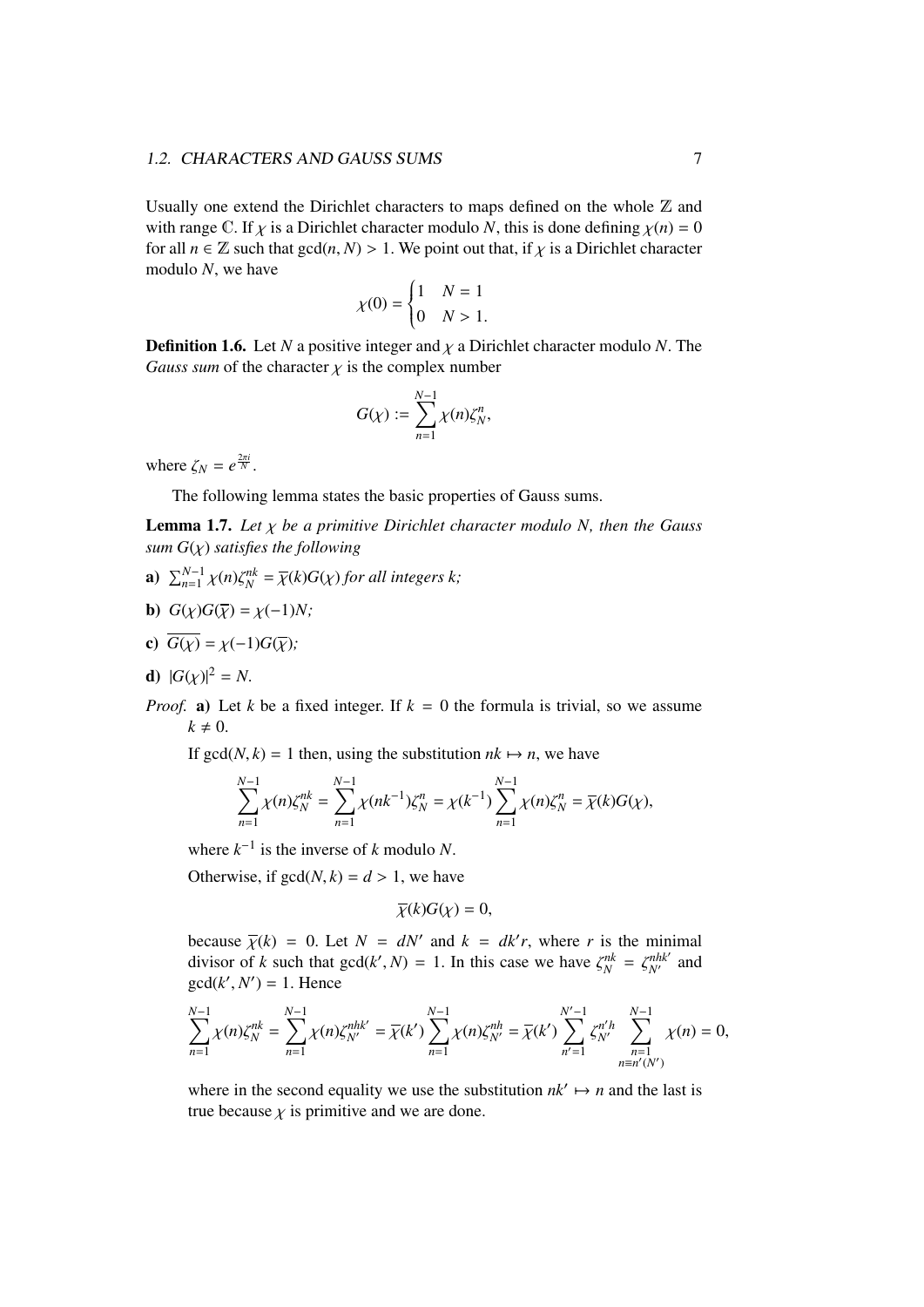Usually one extend the Dirichlet characters to maps defined on the whole $\mathbb{Z}$ and with range $\mathbb{C}$. If $\chi$ is a Dirichlet character modulo $N$, this is done defining $\chi(n) = 0$ for all $n \in \mathbb{Z}$ such that $\gcd(n, N) > 1$. We point out that, if $\chi$ is a Dirichlet character modulo $N$, we have

$$\chi(0) = \begin{cases} 1 & N = 1 \\ 0 & N > 1. \end{cases}$$

**Definition 1.6.** Let $N$ a positive integer and $\chi$ a Dirichlet character modulo $N$. The *Gauss sum* of the character $\chi$ is the complex number

$$G(\chi) := \sum_{n=1}^{N-1} \chi(n)\zeta_N^n,$$

where $\zeta_N = e^{\frac{2\pi i}{N}}$.

The following lemma states the basic properties of Gauss sums.

**Lemma 1.7.** *Let $\chi$ be a primitive Dirichlet character modulo N, then the Gauss sum $G(\chi)$ satisfies the following*

**a)** $\sum_{n=1}^{N-1} \chi(n)\zeta_N^{nk} = \overline{\chi}(k)G(\chi)$ *for all integers k;*

**b)** $G(\chi)G(\overline{\chi}) = \chi(-1)N$*;*

**c)** $\overline{G(\chi)} = \chi(-1)G(\overline{\chi})$*;*

**d)** $|G(\chi)|^2 = N$.

*Proof.* **a)** Let $k$ be a fixed integer. If $k = 0$ the formula is trivial, so we assume $k \neq 0$.

If $\gcd(N, k) = 1$ then, using the substitution $nk \mapsto n$, we have

$$\sum_{n=1}^{N-1} \chi(n)\zeta_N^{nk} = \sum_{n=1}^{N-1} \chi(nk^{-1})\zeta_N^n = \chi(k^{-1})\sum_{n=1}^{N-1} \chi(n)\zeta_N^n = \overline{\chi}(k)G(\chi),$$

where $k^{-1}$ is the inverse of $k$ modulo $N$.

Otherwise, if $\gcd(N, k) = d > 1$, we have

$$\overline{\chi}(k)G(\chi) = 0,$$

because $\overline{\chi}(k) = 0$. Let $N = dN'$ and $k = dk'r$, where $r$ is the minimal divisor of $k$ such that $\gcd(k', N) = 1$. In this case we have $\zeta_N^{nk} = \zeta_{N'}^{nhk'}$ and $\gcd(k', N') = 1$. Hence

$$\sum_{n=1}^{N-1} \chi(n)\zeta_N^{nk} = \sum_{n=1}^{N-1} \chi(n)\zeta_{N'}^{nhk'} = \overline{\chi}(k')\sum_{n=1}^{N-1} \chi(n)\zeta_{N'}^{nh} = \overline{\chi}(k')\sum_{n'=1}^{N'-1} \zeta_{N'}^{n'h} \sum_{\substack{n=1 \\ n \equiv n'(N')}}^{N-1} \chi(n) = 0,$$

where in the second equality we use the substitution $nk' \mapsto n$ and the last is true because $\chi$ is primitive and we are done.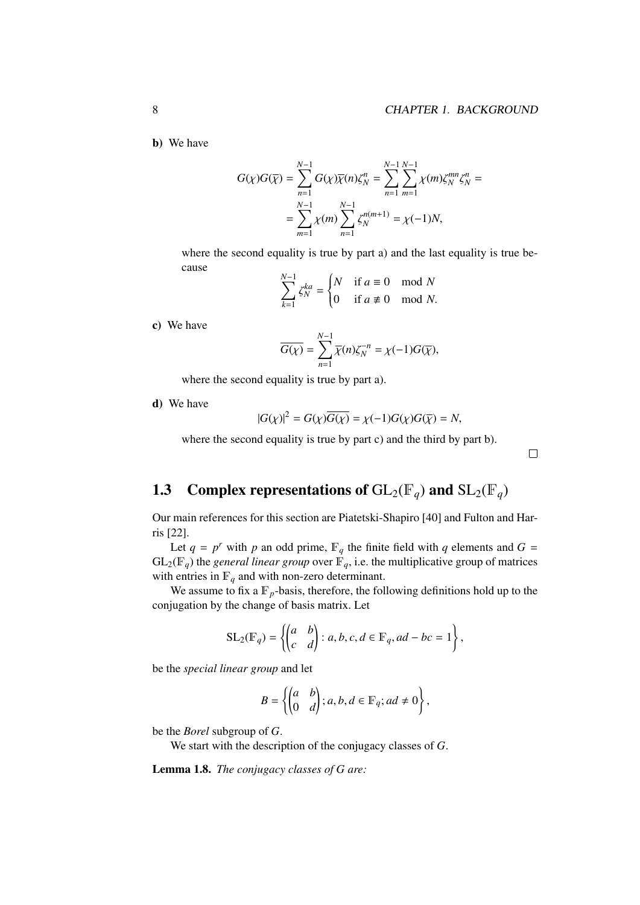**b)** We have

$$G(\chi)G(\overline{\chi}) = \sum_{n=1}^{N-1} G(\chi)\overline{\chi}(n)\zeta_N^n = \sum_{n=1}^{N-1}\sum_{m=1}^{N-1} \chi(m)\zeta_N^{mn}\zeta_N^n =$$
$$= \sum_{m=1}^{N-1} \chi(m) \sum_{n=1}^{N-1} \zeta_N^{n(m+1)} = \chi(-1)N,$$

where the second equality is true by part a) and the last equality is true because

$$\sum_{k=1}^{N-1} \zeta_N^{ka} = \begin{cases} N & \text{if } a \equiv 0 \mod N \\ 0 & \text{if } a \not\equiv 0 \mod N. \end{cases}$$

**c)** We have

$$\overline{G(\chi)} = \sum_{n=1}^{N-1} \overline{\chi}(n)\zeta_N^{-n} = \chi(-1)G(\overline{\chi}),$$

where the second equality is true by part a).

**d)** We have

$$|G(\chi)|^2 = G(\chi)\overline{G(\chi)} = \chi(-1)G(\chi)G(\overline{\chi}) = N,$$

where the second equality is true by part c) and the third by part b).

□

## 1.3 Complex representations of $\mathrm{GL}_2(\mathbb{F}_q)$ and $\mathrm{SL}_2(\mathbb{F}_q)$

Our main references for this section are Piatetski-Shapiro [40] and Fulton and Harris [22].

Let $q = p^r$ with $p$ an odd prime, $\mathbb{F}_q$ the finite field with $q$ elements and $G = \mathrm{GL}_2(\mathbb{F}_q)$ the *general linear group* over $\mathbb{F}_q$, i.e. the multiplicative group of matrices with entries in $\mathbb{F}_q$ and with non-zero determinant.

We assume to fix a $\mathbb{F}_p$-basis, therefore, the following definitions hold up to the conjugation by the change of basis matrix. Let

$$\mathrm{SL}_2(\mathbb{F}_q) = \left\{ \begin{pmatrix} a & b \\ c & d \end{pmatrix} : a, b, c, d \in \mathbb{F}_q, ad - bc = 1 \right\},$$

be the *special linear group* and let

$$B = \left\{ \begin{pmatrix} a & b \\ 0 & d \end{pmatrix} ; a, b, d \in \mathbb{F}_q; ad \neq 0 \right\},$$

be the *Borel* subgroup of $G$.

We start with the description of the conjugacy classes of $G$.

**Lemma 1.8.** *The conjugacy classes of $G$ are:*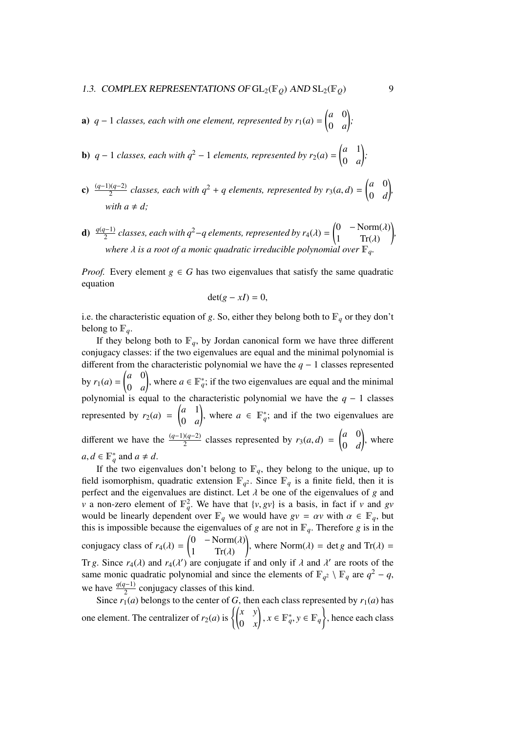**a)** *$q-1$ classes, each with one element, represented by* $r_1(a) = \begin{pmatrix} a & 0 \\ 0 & a \end{pmatrix}$*;*

**b)** *$q-1$ classes, each with $q^2-1$ elements, represented by* $r_2(a) = \begin{pmatrix} a & 1 \\ 0 & a \end{pmatrix}$*;*

**c)** *$\frac{(q-1)(q-2)}{2}$ classes, each with $q^2+q$ elements, represented by* $r_3(a,d) = \begin{pmatrix} a & 0 \\ 0 & d \end{pmatrix}$*, with $a \neq d$;*

**d)** *$\frac{q(q-1)}{2}$ classes, each with $q^2-q$ elements, represented by* $r_4(\lambda) = \begin{pmatrix} 0 & -\operatorname{Norm}(\lambda) \\ 1 & \operatorname{Tr}(\lambda) \end{pmatrix}$*, where $\lambda$ is a root of a monic quadratic irreducible polynomial over $\mathbb{F}_q$.*

*Proof.* Every element $g \in G$ has two eigenvalues that satisfy the same quadratic equation

$$\det(g - xI) = 0,$$

i.e. the characteristic equation of $g$. So, either they belong both to $\mathbb{F}_q$ or they don't belong to $\mathbb{F}_q$.

If they belong both to $\mathbb{F}_q$, by Jordan canonical form we have three different conjugacy classes: if the two eigenvalues are equal and the minimal polynomial is different from the characteristic polynomial we have the $q-1$ classes represented by $r_1(a) = \begin{pmatrix} a & 0 \\ 0 & a \end{pmatrix}$, where $a \in \mathbb{F}_q^*$; if the two eigenvalues are equal and the minimal polynomial is equal to the characteristic polynomial we have the $q-1$ classes represented by $r_2(a) = \begin{pmatrix} a & 1 \\ 0 & a \end{pmatrix}$, where $a \in \mathbb{F}_q^*$; and if the two eigenvalues are different we have the $\frac{(q-1)(q-2)}{2}$ classes represented by $r_3(a,d) = \begin{pmatrix} a & 0 \\ 0 & d \end{pmatrix}$, where $a, d \in \mathbb{F}_q^*$ and $a \neq d$.

If the two eigenvalues don't belong to $\mathbb{F}_q$, they belong to the unique, up to field isomorphism, quadratic extension $\mathbb{F}_{q^2}$. Since $\mathbb{F}_q$ is a finite field, then it is perfect and the eigenvalues are distinct. Let $\lambda$ be one of the eigenvalues of $g$ and $v$ a non-zero element of $\mathbb{F}_q^2$. We have that $\{v, gv\}$ is a basis, in fact if $v$ and $gv$ would be linearly dependent over $\mathbb{F}_q$ we would have $gv = \alpha v$ with $\alpha \in \mathbb{F}_q$, but this is impossible because the eigenvalues of $g$ are not in $\mathbb{F}_q$. Therefore $g$ is in the conjugacy class of $r_4(\lambda) = \begin{pmatrix} 0 & -\operatorname{Norm}(\lambda) \\ 1 & \operatorname{Tr}(\lambda) \end{pmatrix}$, where $\operatorname{Norm}(\lambda) = \det g$ and $\operatorname{Tr}(\lambda) = \operatorname{Tr} g$. Since $r_4(\lambda)$ and $r_4(\lambda')$ are conjugate if and only if $\lambda$ and $\lambda'$ are roots of the same monic quadratic polynomial and since the elements of $\mathbb{F}_{q^2} \setminus \mathbb{F}_q$ are $q^2 - q$, we have $\frac{q(q-1)}{2}$ conjugacy classes of this kind.

Since $r_1(a)$ belongs to the center of $G$, then each class represented by $r_1(a)$ has one element. The centralizer of $r_2(a)$ is $\left\{ \begin{pmatrix} x & y \\ 0 & x \end{pmatrix}, x \in \mathbb{F}_q^*, y \in \mathbb{F}_q \right\}$, hence each class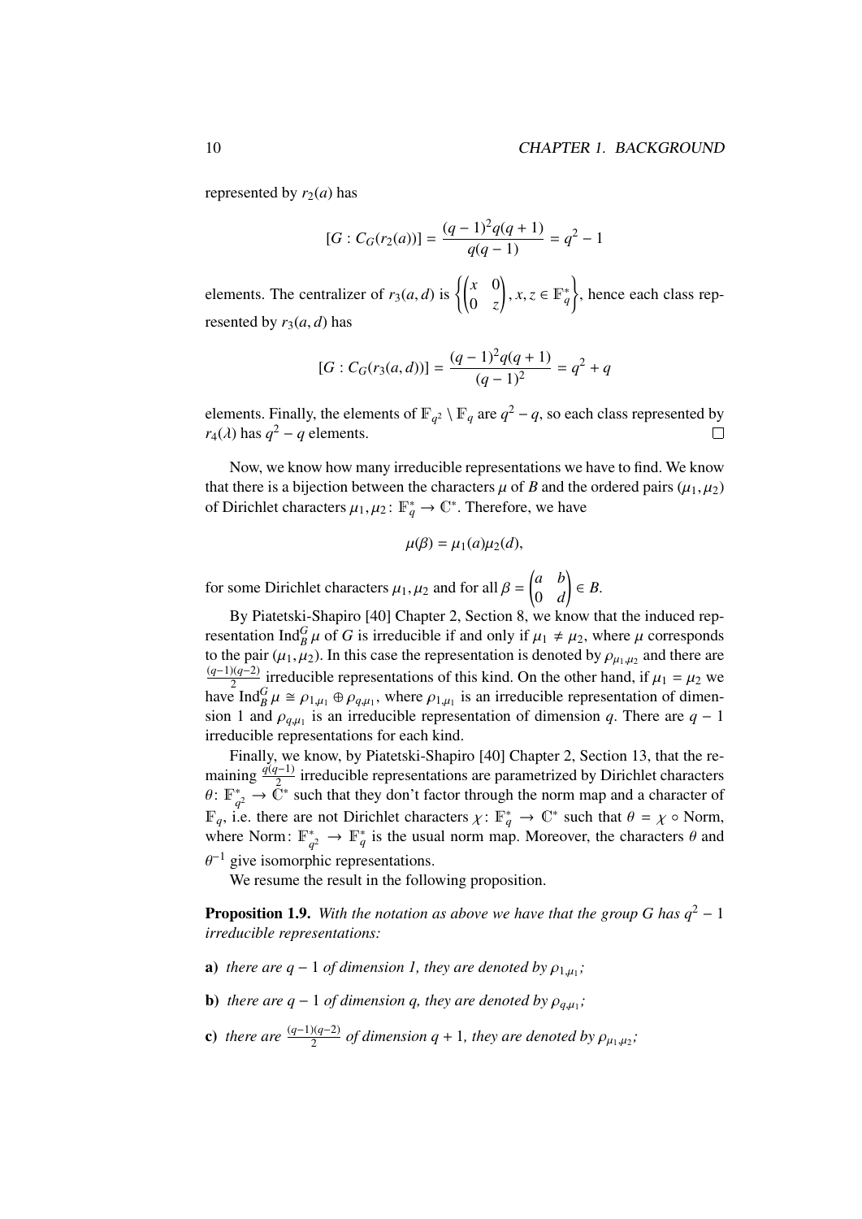represented by $r_2(a)$ has

$$[G : C_G(r_2(a))] = \frac{(q-1)^2 q(q+1)}{q(q-1)} = q^2 - 1$$

elements. The centralizer of $r_3(a, d)$ is $\left\{ \begin{pmatrix} x & 0 \\ 0 & z \end{pmatrix}, x, z \in \mathbb{F}_q^* \right\}$, hence each class represented by $r_3(a, d)$ has

$$[G : C_G(r_3(a, d))] = \frac{(q-1)^2 q(q+1)}{(q-1)^2} = q^2 + q$$

elements. Finally, the elements of $\mathbb{F}_{q^2} \setminus \mathbb{F}_q$ are $q^2 - q$, so each class represented by $r_4(\lambda)$ has $q^2 - q$ elements. □

Now, we know how many irreducible representations we have to find. We know that there is a bijection between the characters $\mu$ of $B$ and the ordered pairs $(\mu_1, \mu_2)$ of Dirichlet characters $\mu_1, \mu_2 \colon \mathbb{F}_q^* \to \mathbb{C}^*$. Therefore, we have

$$\mu(\beta) = \mu_1(a)\mu_2(d),$$

for some Dirichlet characters $\mu_1, \mu_2$ and for all $\beta = \begin{pmatrix} a & b \\ 0 & d \end{pmatrix} \in B$.

By Piatetski-Shapiro [40] Chapter 2, Section 8, we know that the induced representation $\mathrm{Ind}_B^G \mu$ of $G$ is irreducible if and only if $\mu_1 \neq \mu_2$, where $\mu$ corresponds to the pair $(\mu_1, \mu_2)$. In this case the representation is denoted by $\rho_{\mu_1, \mu_2}$ and there are $\frac{(q-1)(q-2)}{2}$ irreducible representations of this kind. On the other hand, if $\mu_1 = \mu_2$ we have $\mathrm{Ind}_B^G \mu \cong \rho_{1,\mu_1} \oplus \rho_{q,\mu_1}$, where $\rho_{1,\mu_1}$ is an irreducible representation of dimension 1 and $\rho_{q,\mu_1}$ is an irreducible representation of dimension $q$. There are $q - 1$ irreducible representations for each kind.

Finally, we know, by Piatetski-Shapiro [40] Chapter 2, Section 13, that the remaining $\frac{q(q-1)}{2}$ irreducible representations are parametrized by Dirichlet characters $\theta \colon \mathbb{F}_{q^2}^* \to \mathbb{C}^*$ such that they don't factor through the norm map and a character of $\mathbb{F}_q$, i.e. there are not Dirichlet characters $\chi \colon \mathbb{F}_q^* \to \mathbb{C}^*$ such that $\theta = \chi \circ \mathrm{Norm}$, where $\mathrm{Norm} \colon \mathbb{F}_{q^2}^* \to \mathbb{F}_q^*$ is the usual norm map. Moreover, the characters $\theta$ and $\theta^{-1}$ give isomorphic representations.

We resume the result in the following proposition.

**Proposition 1.9.** *With the notation as above we have that the group G has $q^2 - 1$ irreducible representations:*

**a)** *there are $q - 1$ of dimension 1, they are denoted by $\rho_{1,\mu_1}$;*

**b)** *there are $q - 1$ of dimension q, they are denoted by $\rho_{q,\mu_1}$;*

**c)** *there are $\frac{(q-1)(q-2)}{2}$ of dimension $q + 1$, they are denoted by $\rho_{\mu_1,\mu_2}$;*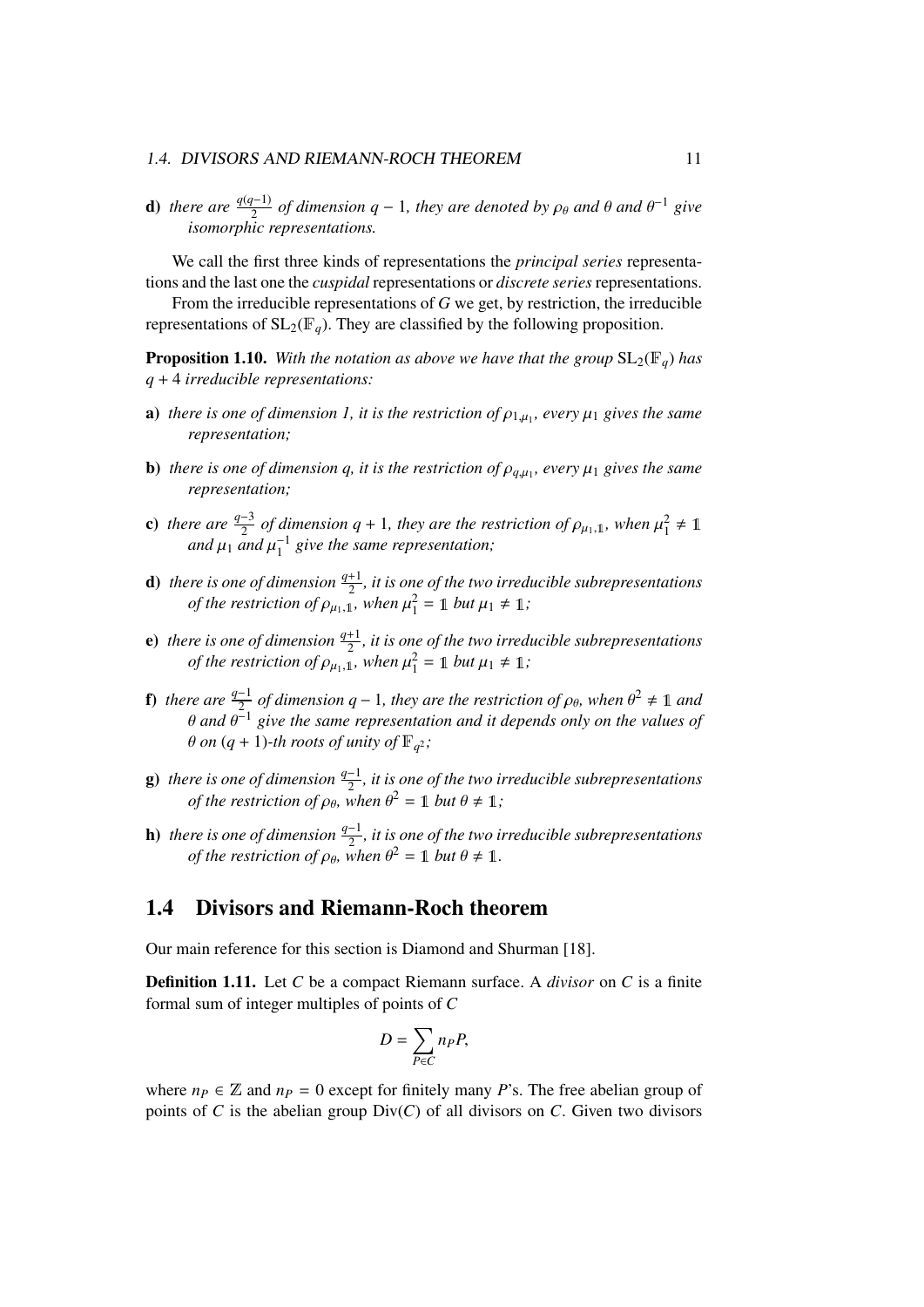**d)** *there are* $\frac{q(q-1)}{2}$ *of dimension* $q-1$*, they are denoted by* $\rho_\theta$ *and* $\theta$ *and* $\theta^{-1}$ *give isomorphic representations.*

We call the first three kinds of representations the *principal series* representations and the last one the *cuspidal* representations or *discrete series* representations.

From the irreducible representations of $G$ we get, by restriction, the irreducible representations of $\mathrm{SL}_2(\mathbb{F}_q)$. They are classified by the following proposition.

**Proposition 1.10.** *With the notation as above we have that the group* $\mathrm{SL}_2(\mathbb{F}_q)$ *has* $q+4$ *irreducible representations:*

**a)** *there is one of dimension 1, it is the restriction of* $\rho_{1,\mu_1}$*, every* $\mu_1$ *gives the same representation;*

**b)** *there is one of dimension* $q$*, it is the restriction of* $\rho_{q,\mu_1}$*, every* $\mu_1$ *gives the same representation;*

**c)** *there are* $\frac{q-3}{2}$ *of dimension* $q+1$*, they are the restriction of* $\rho_{\mu_1,\mathbb{1}}$*, when* $\mu_1^2 \neq \mathbb{1}$ *and* $\mu_1$ *and* $\mu_1^{-1}$ *give the same representation;*

**d)** *there is one of dimension* $\frac{q+1}{2}$*, it is one of the two irreducible subrepresentations of the restriction of* $\rho_{\mu_1,\mathbb{1}}$*, when* $\mu_1^2 = \mathbb{1}$ *but* $\mu_1 \neq \mathbb{1}$*;*

**e)** *there is one of dimension* $\frac{q+1}{2}$*, it is one of the two irreducible subrepresentations of the restriction of* $\rho_{\mu_1,\mathbb{1}}$*, when* $\mu_1^2 = \mathbb{1}$ *but* $\mu_1 \neq \mathbb{1}$*;*

**f)** *there are* $\frac{q-1}{2}$ *of dimension* $q-1$*, they are the restriction of* $\rho_\theta$*, when* $\theta^2 \neq \mathbb{1}$ *and* $\theta$ *and* $\theta^{-1}$ *give the same representation and it depends only on the values of* $\theta$ *on* $(q+1)$*-th roots of unity of* $\mathbb{F}_{q^2}$*;*

**g)** *there is one of dimension* $\frac{q-1}{2}$*, it is one of the two irreducible subrepresentations of the restriction of* $\rho_\theta$*, when* $\theta^2 = \mathbb{1}$ *but* $\theta \neq \mathbb{1}$*;*

**h)** *there is one of dimension* $\frac{q-1}{2}$*, it is one of the two irreducible subrepresentations of the restriction of* $\rho_\theta$*, when* $\theta^2 = \mathbb{1}$ *but* $\theta \neq \mathbb{1}$*.*

## 1.4 Divisors and Riemann-Roch theorem

Our main reference for this section is Diamond and Shurman [18].

**Definition 1.11.** Let $C$ be a compact Riemann surface. A *divisor* on $C$ is a finite formal sum of integer multiples of points of $C$

$$D = \sum_{P \in C} n_P P,$$

where $n_P \in \mathbb{Z}$ and $n_P = 0$ except for finitely many $P$'s. The free abelian group of points of $C$ is the abelian group $\mathrm{Div}(C)$ of all divisors on $C$. Given two divisors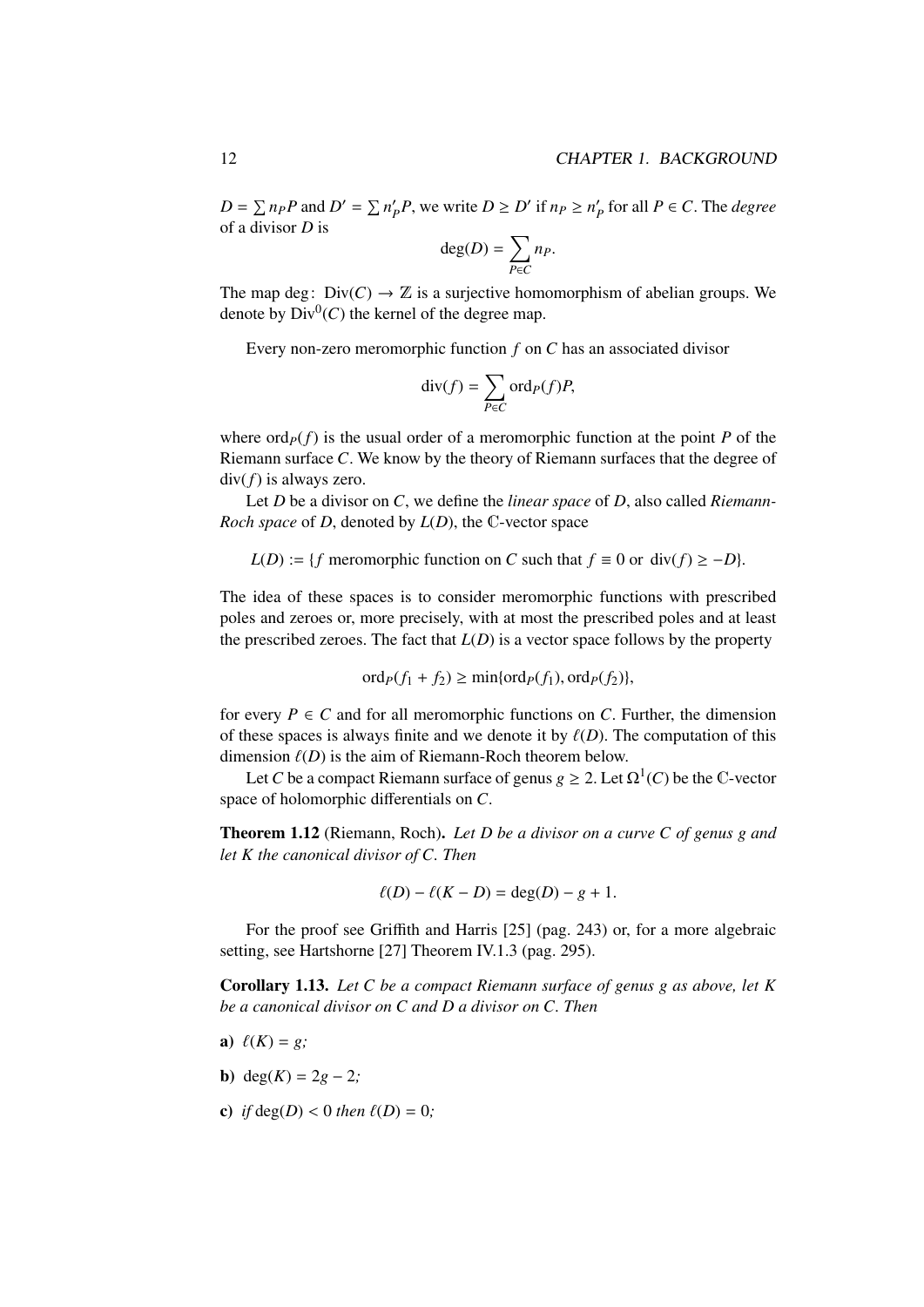$D = \sum n_P P$ and $D' = \sum n'_P P$, we write $D \geq D'$ if $n_P \geq n'_P$ for all $P \in C$. The *degree* of a divisor $D$ is

$$\deg(D) = \sum_{P \in C} n_P.$$

The map $\deg\colon \operatorname{Div}(C) \to \mathbb{Z}$ is a surjective homomorphism of abelian groups. We denote by $\operatorname{Div}^0(C)$ the kernel of the degree map.

Every non-zero meromorphic function $f$ on $C$ has an associated divisor

$$\operatorname{div}(f) = \sum_{P \in C} \operatorname{ord}_P(f) P,$$

where $\operatorname{ord}_P(f)$ is the usual order of a meromorphic function at the point $P$ of the Riemann surface $C$. We know by the theory of Riemann surfaces that the degree of $\operatorname{div}(f)$ is always zero.

Let $D$ be a divisor on $C$, we define the *linear space* of $D$, also called *Riemann-Roch space* of $D$, denoted by $L(D)$, the $\mathbb{C}$-vector space

$$L(D) := \{f \text{ meromorphic function on } C \text{ such that } f \equiv 0 \text{ or } \operatorname{div}(f) \geq -D\}.$$

The idea of these spaces is to consider meromorphic functions with prescribed poles and zeroes or, more precisely, with at most the prescribed poles and at least the prescribed zeroes. The fact that $L(D)$ is a vector space follows by the property

$$\operatorname{ord}_P(f_1 + f_2) \geq \min\{\operatorname{ord}_P(f_1), \operatorname{ord}_P(f_2)\},$$

for every $P \in C$ and for all meromorphic functions on $C$. Further, the dimension of these spaces is always finite and we denote it by $\ell(D)$. The computation of this dimension $\ell(D)$ is the aim of Riemann-Roch theorem below.

Let $C$ be a compact Riemann surface of genus $g \geq 2$. Let $\Omega^1(C)$ be the $\mathbb{C}$-vector space of holomorphic differentials on $C$.

**Theorem 1.12** (Riemann, Roch). *Let $D$ be a divisor on a curve $C$ of genus $g$ and let $K$ the canonical divisor of $C$. Then*

$$\ell(D) - \ell(K - D) = \deg(D) - g + 1.$$

For the proof see Griffith and Harris [25] (pag. 243) or, for a more algebraic setting, see Hartshorne [27] Theorem IV.1.3 (pag. 295).

**Corollary 1.13.** *Let $C$ be a compact Riemann surface of genus $g$ as above, let $K$ be a canonical divisor on $C$ and $D$ a divisor on $C$. Then*

**a)** $\ell(K) = g$*;*

**b)** $\deg(K) = 2g - 2$*;*

**c)** *if* $\deg(D) < 0$ *then* $\ell(D) = 0$*;*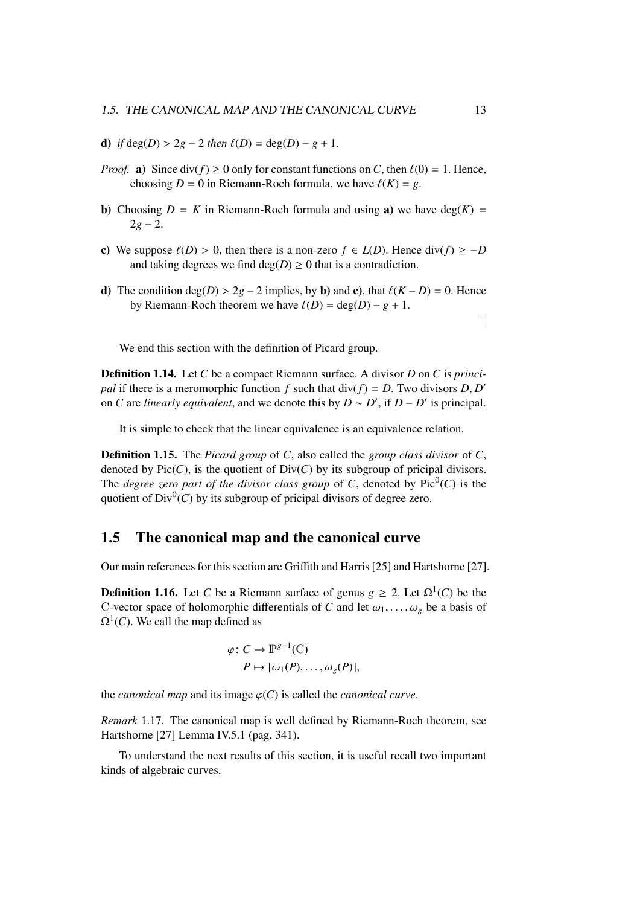**d)** *if* $\deg(D) > 2g - 2$ *then* $\ell(D) = \deg(D) - g + 1$.

*Proof.* **a)** Since $\mathrm{div}(f) \geq 0$ only for constant functions on $C$, then $\ell(0) = 1$. Hence, choosing $D = 0$ in Riemann-Roch formula, we have $\ell(K) = g$.

**b)** Choosing $D = K$ in Riemann-Roch formula and using **a)** we have $\deg(K) = 2g - 2$.

**c)** We suppose $\ell(D) > 0$, then there is a non-zero $f \in L(D)$. Hence $\mathrm{div}(f) \geq -D$ and taking degrees we find $\deg(D) \geq 0$ that is a contradiction.

**d)** The condition $\deg(D) > 2g - 2$ implies, by **b)** and **c)**, that $\ell(K - D) = 0$. Hence by Riemann-Roch theorem we have $\ell(D) = \deg(D) - g + 1$.

□

We end this section with the definition of Picard group.

**Definition 1.14.** Let $C$ be a compact Riemann surface. A divisor $D$ on $C$ is *principal* if there is a meromorphic function $f$ such that $\mathrm{div}(f) = D$. Two divisors $D, D'$ on $C$ are *linearly equivalent*, and we denote this by $D \sim D'$, if $D - D'$ is principal.

It is simple to check that the linear equivalence is an equivalence relation.

**Definition 1.15.** The *Picard group* of $C$, also called the *group class divisor* of $C$, denoted by $\mathrm{Pic}(C)$, is the quotient of $\mathrm{Div}(C)$ by its subgroup of pricipal divisors. The *degree zero part of the divisor class group* of $C$, denoted by $\mathrm{Pic}^0(C)$ is the quotient of $\mathrm{Div}^0(C)$ by its subgroup of pricipal divisors of degree zero.

## 1.5 The canonical map and the canonical curve

Our main references for this section are Griffith and Harris [25] and Hartshorne [27].

**Definition 1.16.** Let $C$ be a Riemann surface of genus $g \geq 2$. Let $\Omega^1(C)$ be the $\mathbb{C}$-vector space of holomorphic differentials of $C$ and let $\omega_1, \ldots, \omega_g$ be a basis of $\Omega^1(C)$. We call the map defined as

$$\begin{aligned} \varphi \colon C &\to \mathbb{P}^{g-1}(\mathbb{C}) \\ P &\mapsto [\omega_1(P), \ldots, \omega_g(P)], \end{aligned}$$

the *canonical map* and its image $\varphi(C)$ is called the *canonical curve*.

*Remark* 1.17. The canonical map is well defined by Riemann-Roch theorem, see Hartshorne [27] Lemma IV.5.1 (pag. 341).

To understand the next results of this section, it is useful recall two important kinds of algebraic curves.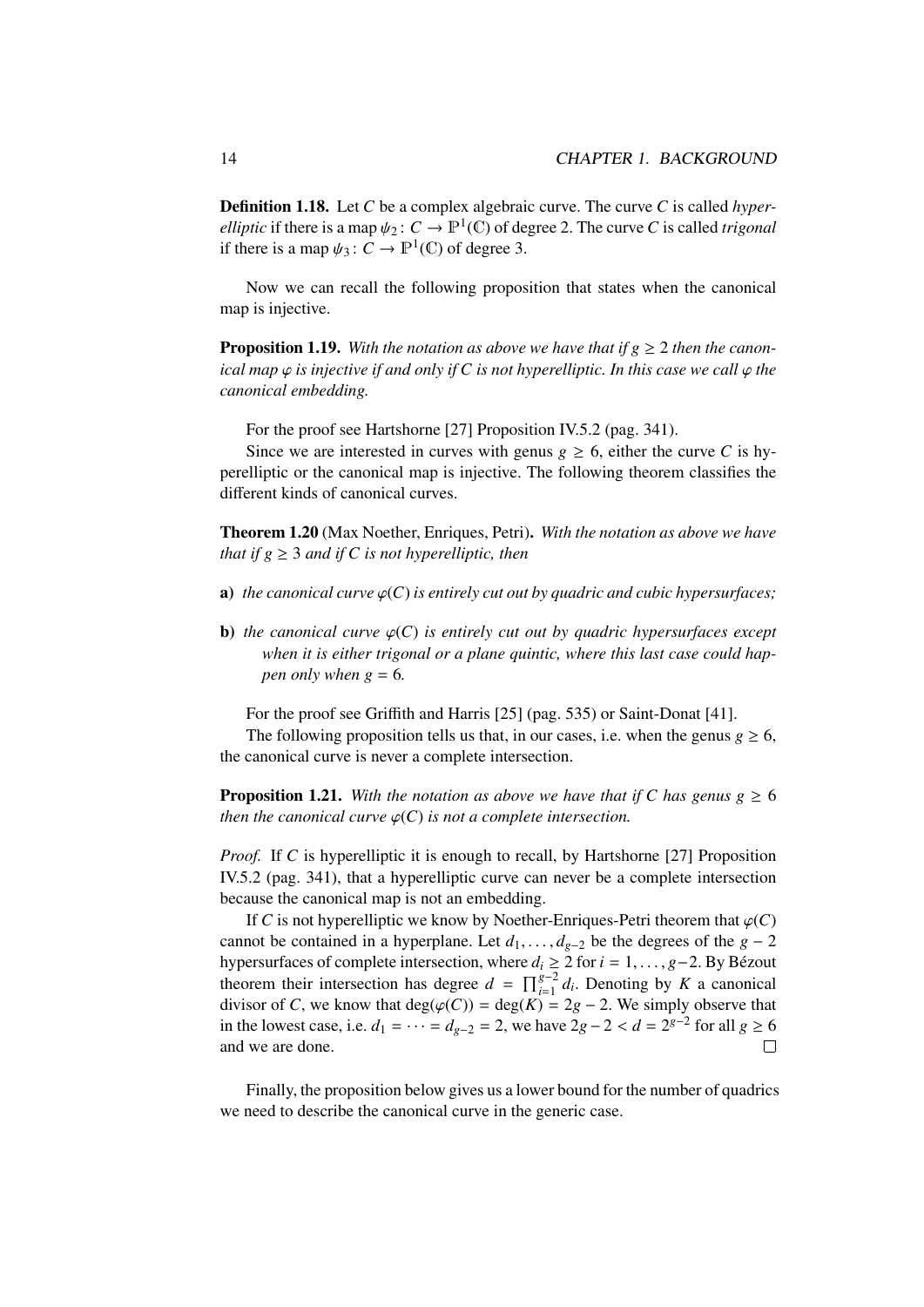**Definition 1.18.** Let $C$ be a complex algebraic curve. The curve $C$ is called *hyperelliptic* if there is a map $\psi_2 \colon C \to \mathbb{P}^1(\mathbb{C})$ of degree 2. The curve $C$ is called *trigonal* if there is a map $\psi_3 \colon C \to \mathbb{P}^1(\mathbb{C})$ of degree 3.

Now we can recall the following proposition that states when the canonical map is injective.

**Proposition 1.19.** *With the notation as above we have that if $g \geq 2$ then the canonical map $\varphi$ is injective if and only if $C$ is not hyperelliptic. In this case we call $\varphi$ the canonical embedding.*

For the proof see Hartshorne [27] Proposition IV.5.2 (pag. 341).

Since we are interested in curves with genus $g \geq 6$, either the curve $C$ is hyperelliptic or the canonical map is injective. The following theorem classifies the different kinds of canonical curves.

**Theorem 1.20** (Max Noether, Enriques, Petri)**.** *With the notation as above we have that if $g \geq 3$ and if $C$ is not hyperelliptic, then*

**a)** *the canonical curve $\varphi(C)$ is entirely cut out by quadric and cubic hypersurfaces;*

**b)** *the canonical curve $\varphi(C)$ is entirely cut out by quadric hypersurfaces except when it is either trigonal or a plane quintic, where this last case could happen only when $g = 6$.*

For the proof see Griffith and Harris [25] (pag. 535) or Saint-Donat [41].

The following proposition tells us that, in our cases, i.e. when the genus $g \geq 6$, the canonical curve is never a complete intersection.

**Proposition 1.21.** *With the notation as above we have that if $C$ has genus $g \geq 6$ then the canonical curve $\varphi(C)$ is not a complete intersection.*

*Proof.* If $C$ is hyperelliptic it is enough to recall, by Hartshorne [27] Proposition IV.5.2 (pag. 341), that a hyperelliptic curve can never be a complete intersection because the canonical map is not an embedding.

If $C$ is not hyperelliptic we know by Noether-Enriques-Petri theorem that $\varphi(C)$ cannot be contained in a hyperplane. Let $d_1, \ldots, d_{g-2}$ be the degrees of the $g-2$ hypersurfaces of complete intersection, where $d_i \geq 2$ for $i = 1, \ldots, g-2$. By Bézout theorem their intersection has degree $d = \prod_{i=1}^{g-2} d_i$. Denoting by $K$ a canonical divisor of $C$, we know that $\deg(\varphi(C)) = \deg(K) = 2g-2$. We simply observe that in the lowest case, i.e. $d_1 = \cdots = d_{g-2} = 2$, we have $2g - 2 < d = 2^{g-2}$ for all $g \geq 6$ and we are done. ∎

Finally, the proposition below gives us a lower bound for the number of quadrics we need to describe the canonical curve in the generic case.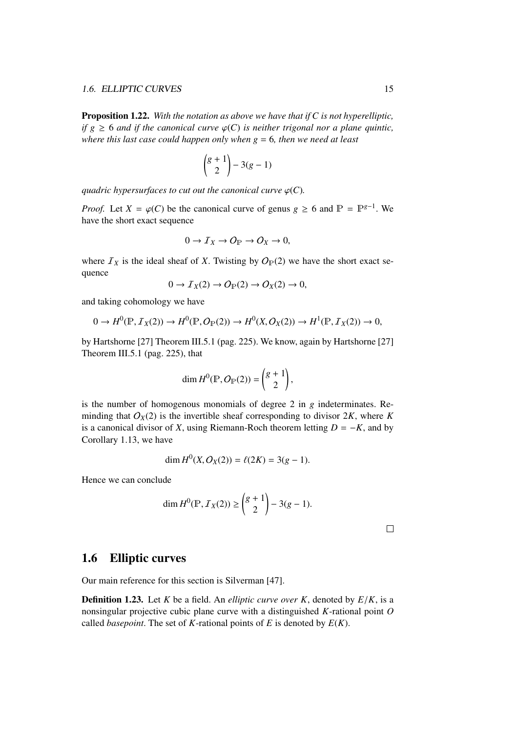**Proposition 1.22.** *With the notation as above we have that if $C$ is not hyperelliptic, if $g \geq 6$ and if the canonical curve $\varphi(C)$ is neither trigonal nor a plane quintic, where this last case could happen only when $g = 6$, then we need at least*

$$\binom{g+1}{2} - 3(g-1)$$

*quadric hypersurfaces to cut out the canonical curve $\varphi(C)$.*

*Proof.* Let $X = \varphi(C)$ be the canonical curve of genus $g \geq 6$ and $\mathbb{P} = \mathbb{P}^{g-1}$. We have the short exact sequence

$$0 \to \mathcal{I}_X \to \mathcal{O}_{\mathbb{P}} \to \mathcal{O}_X \to 0,$$

where $\mathcal{I}_X$ is the ideal sheaf of $X$. Twisting by $\mathcal{O}_{\mathbb{P}}(2)$ we have the short exact sequence

$$0 \to \mathcal{I}_X(2) \to \mathcal{O}_{\mathbb{P}}(2) \to \mathcal{O}_X(2) \to 0,$$

and taking cohomology we have

$$0 \to H^0(\mathbb{P}, \mathcal{I}_X(2)) \to H^0(\mathbb{P}, \mathcal{O}_{\mathbb{P}}(2)) \to H^0(X, \mathcal{O}_X(2)) \to H^1(\mathbb{P}, \mathcal{I}_X(2)) \to 0,$$

by Hartshorne [27] Theorem III.5.1 (pag. 225). We know, again by Hartshorne [27] Theorem III.5.1 (pag. 225), that

$$\dim H^0(\mathbb{P}, \mathcal{O}_{\mathbb{P}}(2)) = \binom{g+1}{2},$$

is the number of homogenous monomials of degree 2 in $g$ indeterminates. Reminding that $\mathcal{O}_X(2)$ is the invertible sheaf corresponding to divisor $2K$, where $K$ is a canonical divisor of $X$, using Riemann-Roch theorem letting $D = -K$, and by Corollary 1.13, we have

$$\dim H^0(X, \mathcal{O}_X(2)) = \ell(2K) = 3(g-1).$$

Hence we can conclude

$$\dim H^0(\mathbb{P}, \mathcal{I}_X(2)) \geq \binom{g+1}{2} - 3(g-1).$$

□

## 1.6 Elliptic curves

Our main reference for this section is Silverman [47].

**Definition 1.23.** Let $K$ be a field. An *elliptic curve over $K$*, denoted by $E/K$, is a nonsingular projective cubic plane curve with a distinguished $K$-rational point $O$ called *basepoint*. The set of $K$-rational points of $E$ is denoted by $E(K)$.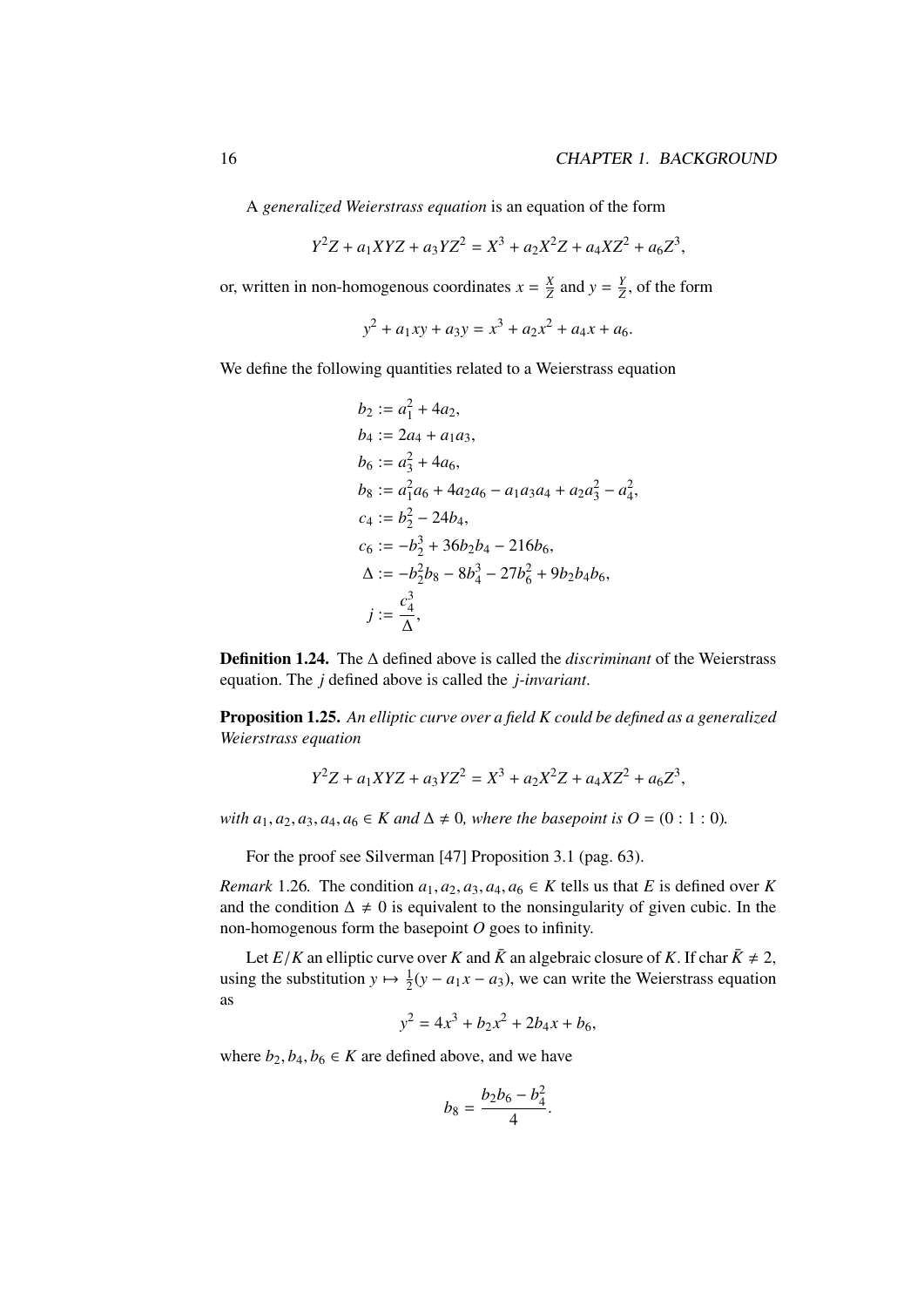A *generalized Weierstrass equation* is an equation of the form

$$Y^2Z + a_1XYZ + a_3YZ^2 = X^3 + a_2X^2Z + a_4XZ^2 + a_6Z^3,$$

or, written in non-homogenous coordinates $x = \frac{X}{Z}$ and $y = \frac{Y}{Z}$, of the form

$$y^2 + a_1xy + a_3y = x^3 + a_2x^2 + a_4x + a_6.$$

We define the following quantities related to a Weierstrass equation

$$\begin{aligned}
b_2 &:= a_1^2 + 4a_2, \\
b_4 &:= 2a_4 + a_1a_3, \\
b_6 &:= a_3^2 + 4a_6, \\
b_8 &:= a_1^2a_6 + 4a_2a_6 - a_1a_3a_4 + a_2a_3^2 - a_4^2, \\
c_4 &:= b_2^2 - 24b_4, \\
c_6 &:= -b_2^3 + 36b_2b_4 - 216b_6, \\
\Delta &:= -b_2^2b_8 - 8b_4^3 - 27b_6^2 + 9b_2b_4b_6, \\
j &:= \frac{c_4^3}{\Delta},
\end{aligned}$$

**Definition 1.24.** The $\Delta$ defined above is called the *discriminant* of the Weierstrass equation. The $j$ defined above is called the *j-invariant*.

**Proposition 1.25.** *An elliptic curve over a field $K$ could be defined as a generalized Weierstrass equation*

$$Y^2Z + a_1XYZ + a_3YZ^2 = X^3 + a_2X^2Z + a_4XZ^2 + a_6Z^3,$$

*with $a_1, a_2, a_3, a_4, a_6 \in K$ and $\Delta \neq 0$, where the basepoint is $O = (0 : 1 : 0)$.*

For the proof see Silverman [47] Proposition 3.1 (pag. 63).

*Remark* 1.26. The condition $a_1, a_2, a_3, a_4, a_6 \in K$ tells us that $E$ is defined over $K$ and the condition $\Delta \neq 0$ is equivalent to the nonsingularity of given cubic. In the non-homogenous form the basepoint $O$ goes to infinity.

Let $E/K$ an elliptic curve over $K$ and $\bar{K}$ an algebraic closure of $K$. If char $\bar{K} \neq 2$, using the substitution $y \mapsto \frac{1}{2}(y - a_1x - a_3)$, we can write the Weierstrass equation as

$$y^2 = 4x^3 + b_2x^2 + 2b_4x + b_6,$$

where $b_2, b_4, b_6 \in K$ are defined above, and we have

$$b_8 = \frac{b_2b_6 - b_4^2}{4}.$$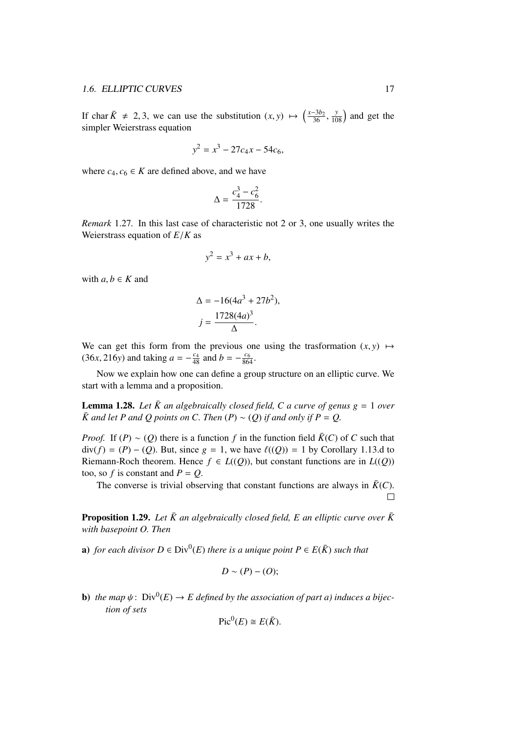If char $\bar{K} \neq 2, 3$, we can use the substitution $(x, y) \mapsto \left(\frac{x-3b_2}{36}, \frac{y}{108}\right)$ and get the simpler Weierstrass equation

$$y^2 = x^3 - 27c_4x - 54c_6,$$

where $c_4, c_6 \in K$ are defined above, and we have

$$\Delta = \frac{c_4^3 - c_6^2}{1728}.$$

*Remark* 1.27. In this last case of characteristic not 2 or 3, one usually writes the Weierstrass equation of $E/K$ as

$$y^2 = x^3 + ax + b,$$

with $a, b \in K$ and

$$\Delta = -16(4a^3 + 27b^2),$$
$$j = \frac{1728(4a)^3}{\Delta}.$$

We can get this form from the previous one using the trasformation $(x, y) \mapsto (36x, 216y)$ and taking $a = -\frac{c_4}{48}$ and $b = -\frac{c_6}{864}$.

Now we explain how one can define a group structure on an elliptic curve. We start with a lemma and a proposition.

**Lemma 1.28.** *Let $\bar{K}$ an algebraically closed field, $C$ a curve of genus $g = 1$ over $\bar{K}$ and let $P$ and $Q$ points on $C$. Then $(P) \sim (Q)$ if and only if $P = Q$.*

*Proof.* If $(P) \sim (Q)$ there is a function $f$ in the function field $\bar{K}(C)$ of $C$ such that $\mathrm{div}(f) = (P) - (Q)$. But, since $g = 1$, we have $\ell((Q)) = 1$ by Corollary 1.13.d to Riemann-Roch theorem. Hence $f \in L((Q))$, but constant functions are in $L((Q))$ too, so $f$ is constant and $P = Q$.

The converse is trivial observing that constant functions are always in $\bar{K}(C)$. □

**Proposition 1.29.** *Let $\bar{K}$ an algebraically closed field, $E$ an elliptic curve over $\bar{K}$ with basepoint $O$. Then*

**a)** *for each divisor $D \in \mathrm{Div}^0(E)$ there is a unique point $P \in E(\bar{K})$ such that*

$$D \sim (P) - (O);$$

**b)** *the map $\psi\colon \mathrm{Div}^0(E) \to E$ defined by the association of part a) induces a bijection of sets*

$$\mathrm{Pic}^0(E) \cong E(\bar{K}).$$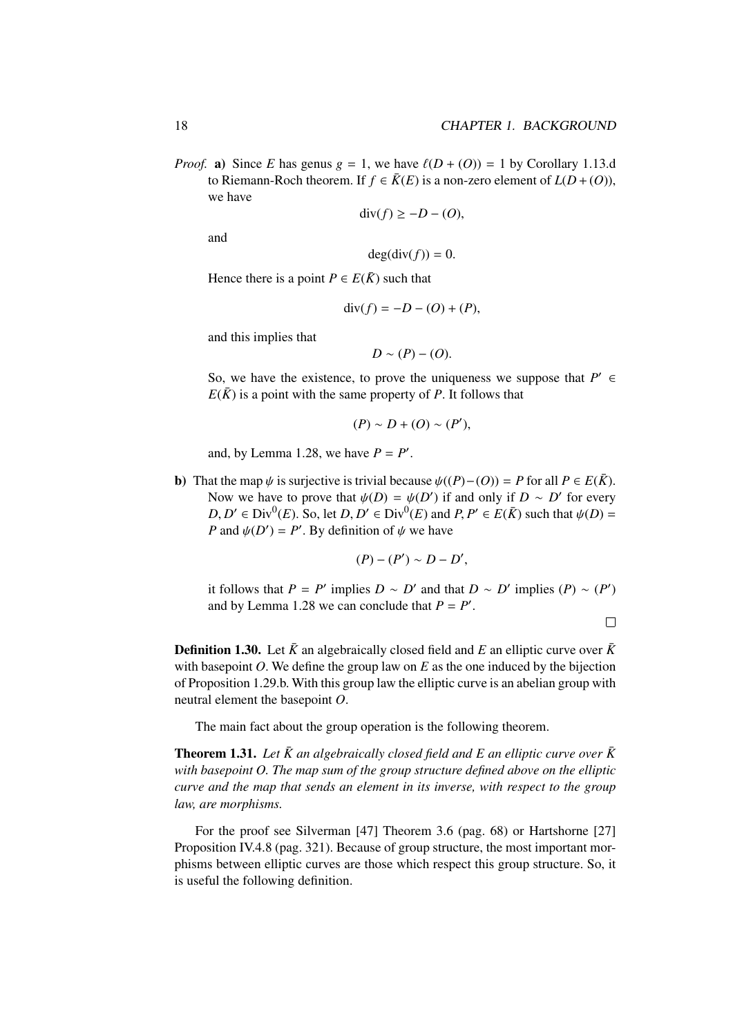*Proof.* **a)** Since $E$ has genus $g = 1$, we have $\ell(D + (O)) = 1$ by Corollary 1.13.d to Riemann-Roch theorem. If $f \in \bar{K}(E)$ is a non-zero element of $L(D + (O))$, we have

$$\operatorname{div}(f) \geq -D - (O),$$

and

$$\deg(\operatorname{div}(f)) = 0.$$

Hence there is a point $P \in E(\bar{K})$ such that

$$\operatorname{div}(f) = -D - (O) + (P),$$

and this implies that

$$D \sim (P) - (O).$$

So, we have the existence, to prove the uniqueness we suppose that $P' \in E(\bar{K})$ is a point with the same property of $P$. It follows that

$$(P) \sim D + (O) \sim (P'),$$

and, by Lemma 1.28, we have $P = P'$.

**b)** That the map $\psi$ is surjective is trivial because $\psi((P) - (O)) = P$ for all $P \in E(\bar{K})$. Now we have to prove that $\psi(D) = \psi(D')$ if and only if $D \sim D'$ for every $D, D' \in \operatorname{Div}^0(E)$. So, let $D, D' \in \operatorname{Div}^0(E)$ and $P, P' \in E(\bar{K})$ such that $\psi(D) = P$ and $\psi(D') = P'$. By definition of $\psi$ we have

$$(P) - (P') \sim D - D',$$

it follows that $P = P'$ implies $D \sim D'$ and that $D \sim D'$ implies $(P) \sim (P')$ and by Lemma 1.28 we can conclude that $P = P'$.

□

**Definition 1.30.** Let $\bar{K}$ an algebraically closed field and $E$ an elliptic curve over $\bar{K}$ with basepoint $O$. We define the group law on $E$ as the one induced by the bijection of Proposition 1.29.b. With this group law the elliptic curve is an abelian group with neutral element the basepoint $O$.

The main fact about the group operation is the following theorem.

**Theorem 1.31.** *Let $\bar{K}$ an algebraically closed field and $E$ an elliptic curve over $\bar{K}$ with basepoint $O$. The map sum of the group structure defined above on the elliptic curve and the map that sends an element in its inverse, with respect to the group law, are morphisms.*

For the proof see Silverman [47] Theorem 3.6 (pag. 68) or Hartshorne [27] Proposition IV.4.8 (pag. 321). Because of group structure, the most important morphisms between elliptic curves are those which respect this group structure. So, it is useful the following definition.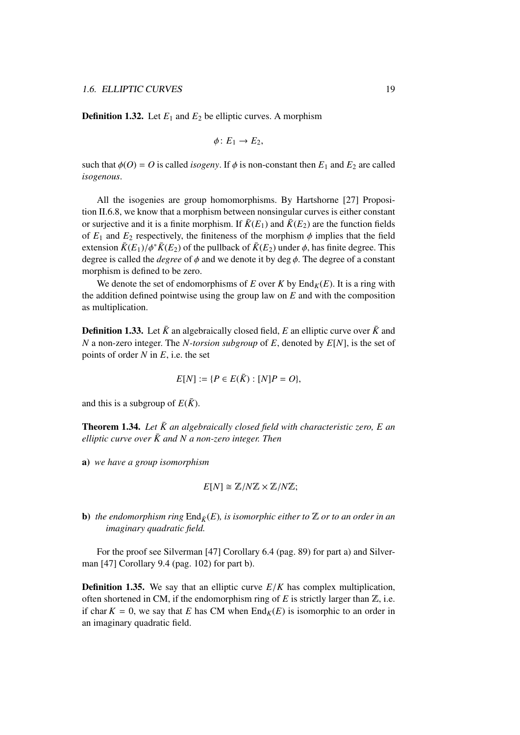**Definition 1.32.** Let $E_1$ and $E_2$ be elliptic curves. A morphism

$$\phi \colon E_1 \to E_2,$$

such that $\phi(O) = O$ is called *isogeny*. If $\phi$ is non-constant then $E_1$ and $E_2$ are called *isogenous*.

All the isogenies are group homomorphisms. By Hartshorne [27] Proposition II.6.8, we know that a morphism between nonsingular curves is either constant or surjective and it is a finite morphism. If $\bar{K}(E_1)$ and $\bar{K}(E_2)$ are the function fields of $E_1$ and $E_2$ respectively, the finiteness of the morphism $\phi$ implies that the field extension $\bar{K}(E_1)/\phi^*\bar{K}(E_2)$ of the pullback of $\bar{K}(E_2)$ under $\phi$, has finite degree. This degree is called the *degree* of $\phi$ and we denote it by $\deg \phi$. The degree of a constant morphism is defined to be zero.

We denote the set of endomorphisms of $E$ over $K$ by $\mathrm{End}_K(E)$. It is a ring with the addition defined pointwise using the group law on $E$ and with the composition as multiplication.

**Definition 1.33.** Let $\bar{K}$ an algebraically closed field, $E$ an elliptic curve over $\bar{K}$ and $N$ a non-zero integer. The *$N$-torsion subgroup* of $E$, denoted by $E[N]$, is the set of points of order $N$ in $E$, i.e. the set

$$E[N] := \{P \in E(\bar{K}) : [N]P = O\},$$

and this is a subgroup of $E(\bar{K})$.

**Theorem 1.34.** *Let $\bar{K}$ an algebraically closed field with characteristic zero, $E$ an elliptic curve over $\bar{K}$ and $N$ a non-zero integer. Then*

**a)** *we have a group isomorphism*

$$E[N] \cong \mathbb{Z}/N\mathbb{Z} \times \mathbb{Z}/N\mathbb{Z};$$

**b)** *the endomorphism ring $\mathrm{End}_{\bar{K}}(E)$, is isomorphic either to $\mathbb{Z}$ or to an order in an imaginary quadratic field.*

For the proof see Silverman [47] Corollary 6.4 (pag. 89) for part a) and Silverman [47] Corollary 9.4 (pag. 102) for part b).

**Definition 1.35.** We say that an elliptic curve $E/K$ has complex multiplication, often shortened in CM, if the endomorphism ring of $E$ is strictly larger than $\mathbb{Z}$, i.e. if $\mathrm{char}\, K = 0$, we say that $E$ has CM when $\mathrm{End}_K(E)$ is isomorphic to an order in an imaginary quadratic field.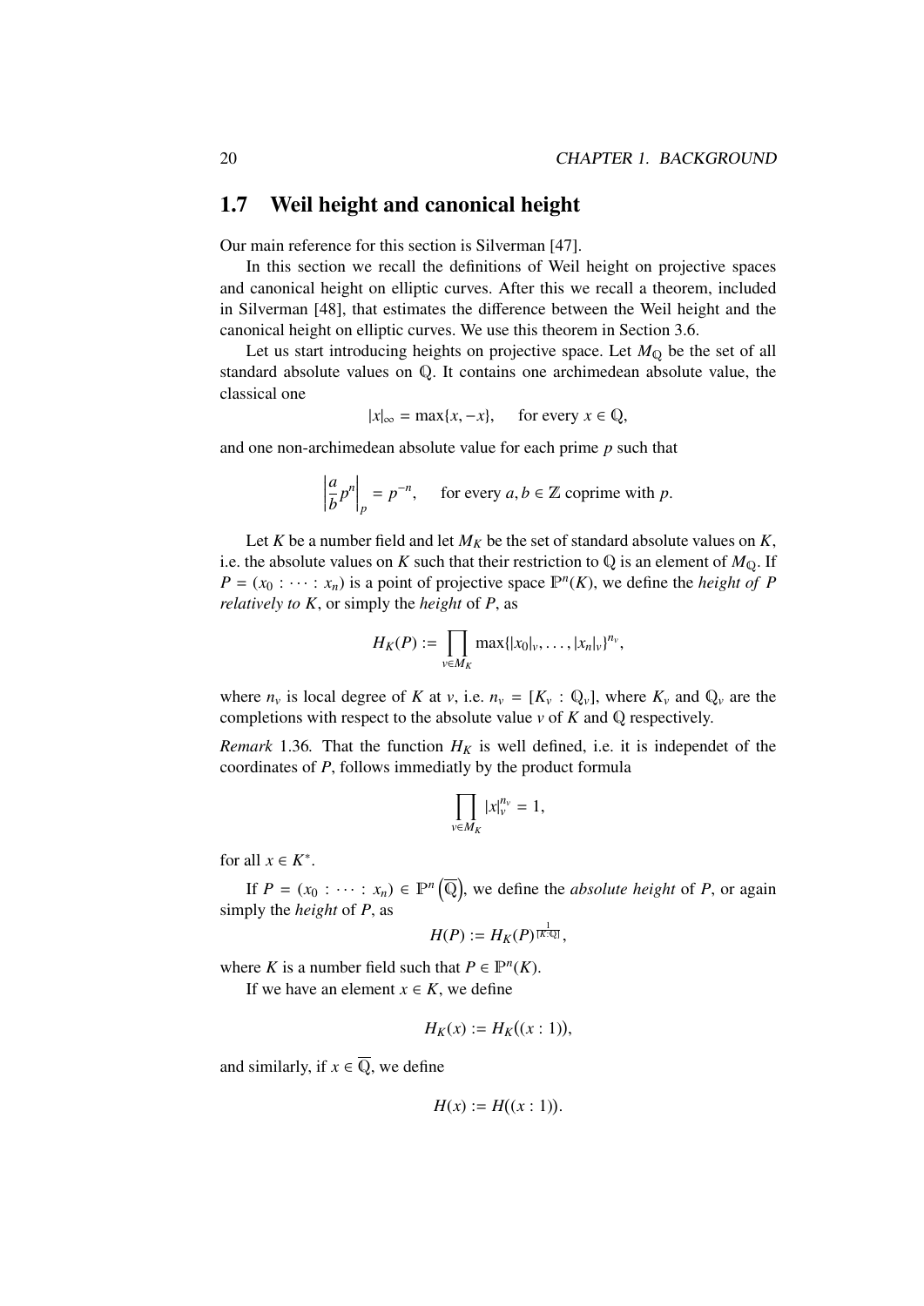## 1.7 Weil height and canonical height

Our main reference for this section is Silverman [47].

In this section we recall the definitions of Weil height on projective spaces and canonical height on elliptic curves. After this we recall a theorem, included in Silverman [48], that estimates the difference between the Weil height and the canonical height on elliptic curves. We use this theorem in Section 3.6.

Let us start introducing heights on projective space. Let $M_{\mathbb{Q}}$ be the set of all standard absolute values on $\mathbb{Q}$. It contains one archimedean absolute value, the classical one

$$|x|_\infty = \max\{x, -x\}, \quad \text{for every } x \in \mathbb{Q},$$

and one non-archimedean absolute value for each prime $p$ such that

$$\left|\frac{a}{b}p^n\right|_p = p^{-n}, \quad \text{for every } a, b \in \mathbb{Z} \text{ coprime with } p.$$

Let $K$ be a number field and let $M_K$ be the set of standard absolute values on $K$, i.e. the absolute values on $K$ such that their restriction to $\mathbb{Q}$ is an element of $M_{\mathbb{Q}}$. If $P = (x_0 : \cdots : x_n)$ is a point of projective space $\mathbb{P}^n(K)$, we define the *height of $P$ relatively to $K$*, or simply the *height* of $P$, as

$$H_K(P) := \prod_{v \in M_K} \max\{|x_0|_v, \ldots, |x_n|_v\}^{n_v},$$

where $n_v$ is local degree of $K$ at $v$, i.e. $n_v = [K_v : \mathbb{Q}_v]$, where $K_v$ and $\mathbb{Q}_v$ are the completions with respect to the absolute value $v$ of $K$ and $\mathbb{Q}$ respectively.

*Remark* 1.36. That the function $H_K$ is well defined, i.e. it is independet of the coordinates of $P$, follows immediatly by the product formula

$$\prod_{v \in M_K} |x|_v^{n_v} = 1,$$

for all $x \in K^*$.

If $P = (x_0 : \cdots : x_n) \in \mathbb{P}^n\left(\overline{\mathbb{Q}}\right)$, we define the *absolute height* of $P$, or again simply the *height* of $P$, as

$$H(P) := H_K(P)^{\frac{1}{[K:\mathbb{Q}]}},$$

where $K$ is a number field such that $P \in \mathbb{P}^n(K)$.

If we have an element $x \in K$, we define

$$H_K(x) := H_K\big((x : 1)\big),$$

and similarly, if $x \in \overline{\mathbb{Q}}$, we define

$$H(x) := H\big((x : 1)\big).$$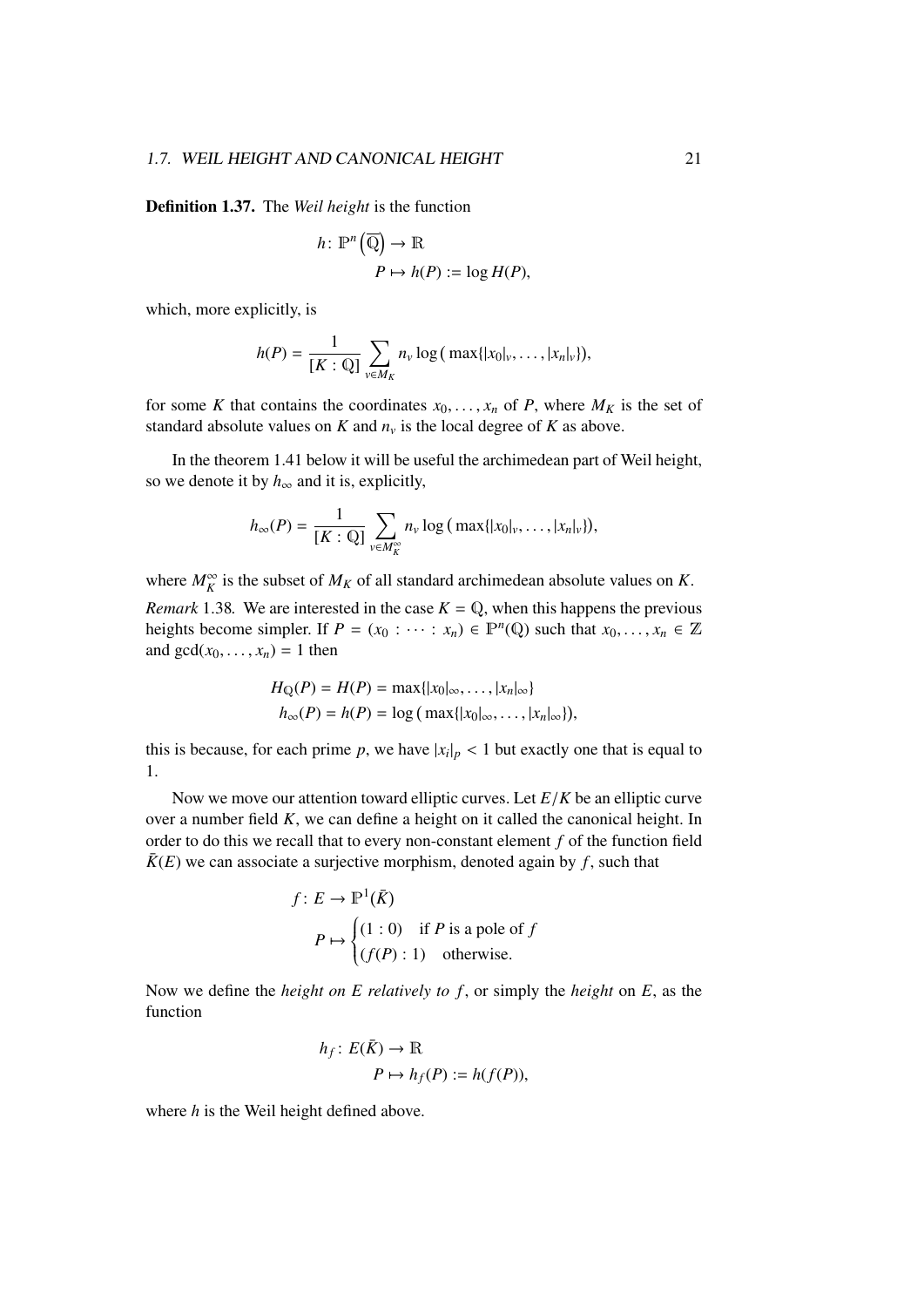**Definition 1.37.** The *Weil height* is the function

$$h\colon \mathbb{P}^n\left(\overline{\mathbb{Q}}\right) \to \mathbb{R}$$
$$P \mapsto h(P) := \log H(P),$$

which, more explicitly, is

$$h(P) = \frac{1}{[K:\mathbb{Q}]} \sum_{v \in M_K} n_v \log\left(\max\{|x_0|_v, \ldots, |x_n|_v\}\right),$$

for some $K$ that contains the coordinates $x_0, \ldots, x_n$ of $P$, where $M_K$ is the set of standard absolute values on $K$ and $n_v$ is the local degree of $K$ as above.

In the theorem 1.41 below it will be useful the archimedean part of Weil height, so we denote it by $h_\infty$ and it is, explicitly,

$$h_\infty(P) = \frac{1}{[K:\mathbb{Q}]} \sum_{v \in M_K^\infty} n_v \log\left(\max\{|x_0|_v, \ldots, |x_n|_v\}\right),$$

where $M_K^\infty$ is the subset of $M_K$ of all standard archimedean absolute values on $K$.

*Remark* 1.38. We are interested in the case $K = \mathbb{Q}$, when this happens the previous heights become simpler. If $P = (x_0 : \cdots : x_n) \in \mathbb{P}^n(\mathbb{Q})$ such that $x_0, \ldots, x_n \in \mathbb{Z}$ and $\gcd(x_0, \ldots, x_n) = 1$ then

$$H_\mathbb{Q}(P) = H(P) = \max\{|x_0|_\infty, \ldots, |x_n|_\infty\}$$
$$h_\infty(P) = h(P) = \log\left(\max\{|x_0|_\infty, \ldots, |x_n|_\infty\}\right),$$

this is because, for each prime $p$, we have $|x_i|_p < 1$ but exactly one that is equal to 1.

Now we move our attention toward elliptic curves. Let $E/K$ be an elliptic curve over a number field $K$, we can define a height on it called the canonical height. In order to do this we recall that to every non-constant element $f$ of the function field $\bar{K}(E)$ we can associate a surjective morphism, denoted again by $f$, such that

$$f\colon E \to \mathbb{P}^1(\bar{K})$$
$$P \mapsto \begin{cases} (1:0) & \text{if } P \text{ is a pole of } f \\ (f(P):1) & \text{otherwise.} \end{cases}$$

Now we define the *height on $E$ relatively to $f$*, or simply the *height* on $E$, as the function

$$h_f\colon E(\bar{K}) \to \mathbb{R}$$
$$P \mapsto h_f(P) := h(f(P)),$$

where $h$ is the Weil height defined above.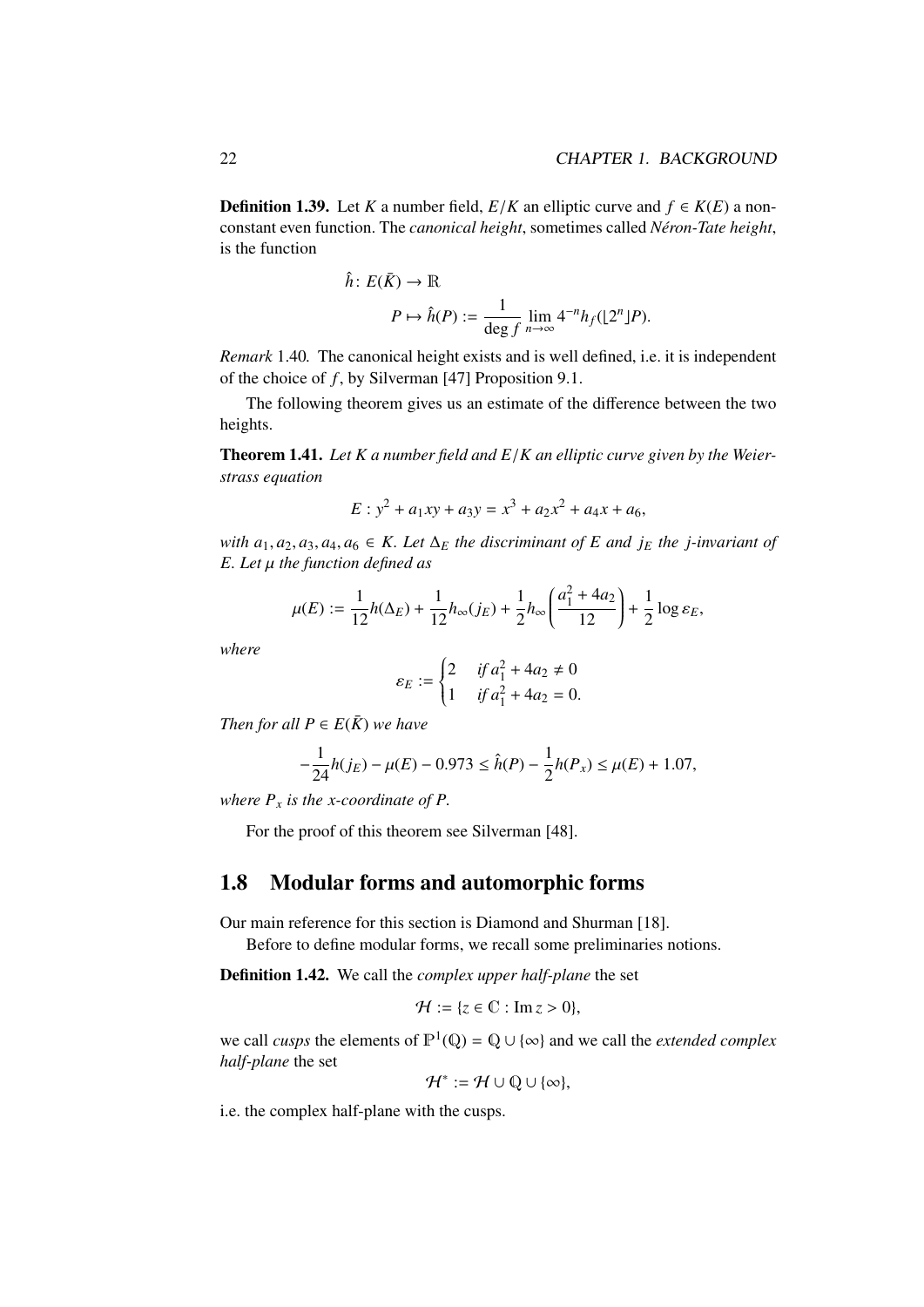**Definition 1.39.** Let $K$ a number field, $E/K$ an elliptic curve and $f \in K(E)$ a non-constant even function. The *canonical height*, sometimes called *Néron-Tate height*, is the function

$$\hat{h}\colon E(\bar{K}) \to \mathbb{R}$$
$$P \mapsto \hat{h}(P) := \frac{1}{\deg f} \lim_{n\to\infty} 4^{-n} h_f([2^n]P).$$

*Remark* 1.40. The canonical height exists and is well defined, i.e. it is independent of the choice of $f$, by Silverman [47] Proposition 9.1.

The following theorem gives us an estimate of the difference between the two heights.

**Theorem 1.41.** *Let $K$ a number field and $E/K$ an elliptic curve given by the Weierstrass equation*

$$E : y^2 + a_1xy + a_3y = x^3 + a_2x^2 + a_4x + a_6,$$

*with $a_1, a_2, a_3, a_4, a_6 \in K$. Let $\Delta_E$ the discriminant of $E$ and $j_E$ the j-invariant of $E$. Let $\mu$ the function defined as*

$$\mu(E) := \frac{1}{12}h(\Delta_E) + \frac{1}{12}h_\infty(j_E) + \frac{1}{2}h_\infty\left(\frac{a_1^2 + 4a_2}{12}\right) + \frac{1}{2}\log\varepsilon_E,$$

*where*

$$\varepsilon_E := \begin{cases} 2 & \text{if } a_1^2 + 4a_2 \neq 0 \\ 1 & \text{if } a_1^2 + 4a_2 = 0. \end{cases}$$

*Then for all $P \in E(\bar{K})$ we have*

$$-\frac{1}{24}h(j_E) - \mu(E) - 0.973 \leq \hat{h}(P) - \frac{1}{2}h(P_x) \leq \mu(E) + 1.07,$$

*where $P_x$ is the x-coordinate of $P$.*

For the proof of this theorem see Silverman [48].

## 1.8 Modular forms and automorphic forms

Our main reference for this section is Diamond and Shurman [18].

Before to define modular forms, we recall some preliminaries notions.

**Definition 1.42.** We call the *complex upper half-plane* the set

$$\mathcal{H} := \{z \in \mathbb{C} : \operatorname{Im} z > 0\},$$

we call *cusps* the elements of $\mathbb{P}^1(\mathbb{Q}) = \mathbb{Q} \cup \{\infty\}$ and we call the *extended complex half-plane* the set

$$\mathcal{H}^* := \mathcal{H} \cup \mathbb{Q} \cup \{\infty\},$$

i.e. the complex half-plane with the cusps.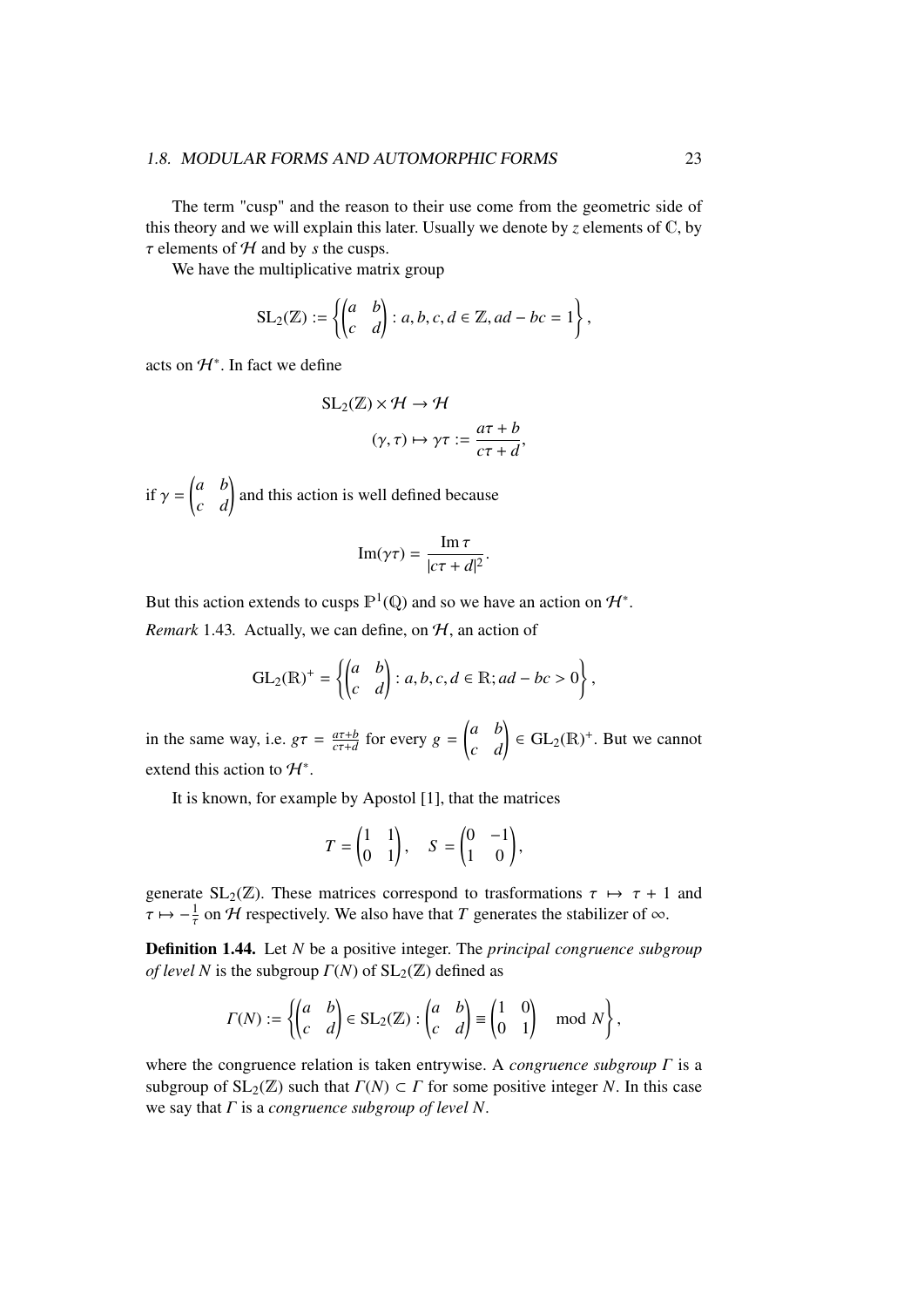The term "cusp" and the reason to their use come from the geometric side of this theory and we will explain this later. Usually we denote by $z$ elements of $\mathbb{C}$, by $\tau$ elements of $\mathcal{H}$ and by $s$ the cusps.

We have the multiplicative matrix group

$$\mathrm{SL}_2(\mathbb{Z}) := \left\{ \begin{pmatrix} a & b \\ c & d \end{pmatrix} : a, b, c, d \in \mathbb{Z}, ad - bc = 1 \right\},$$

acts on $\mathcal{H}^*$. In fact we define

$$\begin{aligned} \mathrm{SL}_2(\mathbb{Z}) \times \mathcal{H} &\to \mathcal{H} \\ (\gamma, \tau) &\mapsto \gamma\tau := \frac{a\tau + b}{c\tau + d}, \end{aligned}$$

if $\gamma = \begin{pmatrix} a & b \\ c & d \end{pmatrix}$ and this action is well defined because

$$\mathrm{Im}(\gamma\tau) = \frac{\mathrm{Im}\,\tau}{|c\tau + d|^2}.$$

But this action extends to cusps $\mathbb{P}^1(\mathbb{Q})$ and so we have an action on $\mathcal{H}^*$.

*Remark* 1.43. Actually, we can define, on $\mathcal{H}$, an action of

$$\mathrm{GL}_2(\mathbb{R})^+ = \left\{ \begin{pmatrix} a & b \\ c & d \end{pmatrix} : a, b, c, d \in \mathbb{R}; ad - bc > 0 \right\},$$

in the same way, i.e. $g\tau = \frac{a\tau+b}{c\tau+d}$ for every $g = \begin{pmatrix} a & b \\ c & d \end{pmatrix} \in \mathrm{GL}_2(\mathbb{R})^+$. But we cannot extend this action to $\mathcal{H}^*$.

It is known, for example by Apostol [1], that the matrices

$$T = \begin{pmatrix} 1 & 1 \\ 0 & 1 \end{pmatrix}, \quad S = \begin{pmatrix} 0 & -1 \\ 1 & 0 \end{pmatrix},$$

generate $\mathrm{SL}_2(\mathbb{Z})$. These matrices correspond to trasformations $\tau \mapsto \tau + 1$ and $\tau \mapsto -\frac{1}{\tau}$ on $\mathcal{H}$ respectively. We also have that $T$ generates the stabilizer of $\infty$.

**Definition 1.44.** Let $N$ be a positive integer. The *principal congruence subgroup of level* $N$ is the subgroup $\Gamma(N)$ of $\mathrm{SL}_2(\mathbb{Z})$ defined as

$$\Gamma(N) := \left\{ \begin{pmatrix} a & b \\ c & d \end{pmatrix} \in \mathrm{SL}_2(\mathbb{Z}) : \begin{pmatrix} a & b \\ c & d \end{pmatrix} \equiv \begin{pmatrix} 1 & 0 \\ 0 & 1 \end{pmatrix} \mod N \right\},$$

where the congruence relation is taken entrywise. A *congruence subgroup* $\Gamma$ is a subgroup of $\mathrm{SL}_2(\mathbb{Z})$ such that $\Gamma(N) \subset \Gamma$ for some positive integer $N$. In this case we say that $\Gamma$ is a *congruence subgroup of level* $N$.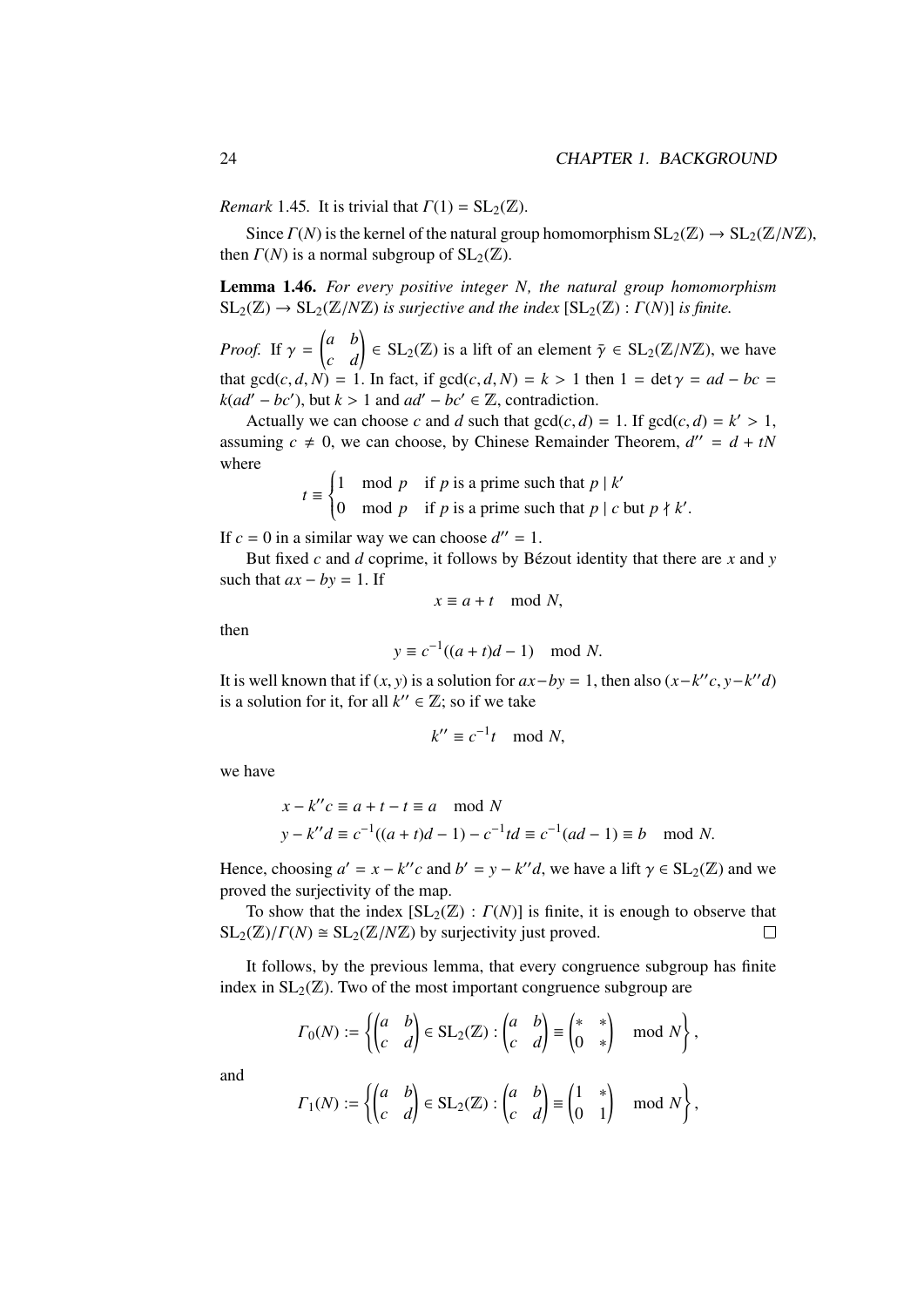*Remark* 1.45. It is trivial that $\Gamma(1) = \mathrm{SL}_2(\mathbb{Z})$.

Since $\Gamma(N)$ is the kernel of the natural group homomorphism $\mathrm{SL}_2(\mathbb{Z}) \to \mathrm{SL}_2(\mathbb{Z}/N\mathbb{Z})$, then $\Gamma(N)$ is a normal subgroup of $\mathrm{SL}_2(\mathbb{Z})$.

**Lemma 1.46.** *For every positive integer N, the natural group homomorphism $\mathrm{SL}_2(\mathbb{Z}) \to \mathrm{SL}_2(\mathbb{Z}/N\mathbb{Z})$ is surjective and the index $[\mathrm{SL}_2(\mathbb{Z}) : \Gamma(N)]$ is finite.*

*Proof.* If $\gamma = \begin{pmatrix} a & b \\ c & d \end{pmatrix} \in \mathrm{SL}_2(\mathbb{Z})$ is a lift of an element $\bar{\gamma} \in \mathrm{SL}_2(\mathbb{Z}/N\mathbb{Z})$, we have that $\gcd(c, d, N) = 1$. In fact, if $\gcd(c, d, N) = k > 1$ then $1 = \det \gamma = ad - bc = k(ad' - bc')$, but $k > 1$ and $ad' - bc' \in \mathbb{Z}$, contradiction.

Actually we can choose $c$ and $d$ such that $\gcd(c, d) = 1$. If $\gcd(c, d) = k' > 1$, assuming $c \neq 0$, we can choose, by Chinese Remainder Theorem, $d'' = d + tN$ where

$$t \equiv \begin{cases} 1 \mod p & \text{if } p \text{ is a prime such that } p \mid k' \\ 0 \mod p & \text{if } p \text{ is a prime such that } p \mid c \text{ but } p \nmid k'. \end{cases}$$

If $c = 0$ in a similar way we can choose $d'' = 1$.

But fixed $c$ and $d$ coprime, it follows by Bézout identity that there are $x$ and $y$ such that $ax - by = 1$. If

$$x \equiv a + t \mod N,$$

then

$$y \equiv c^{-1}((a + t)d - 1) \mod N.$$

It is well known that if $(x, y)$ is a solution for $ax - by = 1$, then also $(x - k''c, y - k''d)$ is a solution for it, for all $k'' \in \mathbb{Z}$; so if we take

$$k'' \equiv c^{-1}t \mod N,$$

we have

$$x - k''c \equiv a + t - t \equiv a \mod N$$
$$y - k''d \equiv c^{-1}((a + t)d - 1) - c^{-1}td \equiv c^{-1}(ad - 1) \equiv b \mod N.$$

Hence, choosing $a' = x - k''c$ and $b' = y - k''d$, we have a lift $\gamma \in \mathrm{SL}_2(\mathbb{Z})$ and we proved the surjectivity of the map.

To show that the index $[\mathrm{SL}_2(\mathbb{Z}) : \Gamma(N)]$ is finite, it is enough to observe that $\mathrm{SL}_2(\mathbb{Z})/\Gamma(N) \cong \mathrm{SL}_2(\mathbb{Z}/N\mathbb{Z})$ by surjectivity just proved. □

It follows, by the previous lemma, that every congruence subgroup has finite index in $\mathrm{SL}_2(\mathbb{Z})$. Two of the most important congruence subgroup are

$$\Gamma_0(N) := \left\{ \begin{pmatrix} a & b \\ c & d \end{pmatrix} \in \mathrm{SL}_2(\mathbb{Z}) : \begin{pmatrix} a & b \\ c & d \end{pmatrix} \equiv \begin{pmatrix} * & * \\ 0 & * \end{pmatrix} \mod N \right\},$$

and

$$\Gamma_1(N) := \left\{ \begin{pmatrix} a & b \\ c & d \end{pmatrix} \in \mathrm{SL}_2(\mathbb{Z}) : \begin{pmatrix} a & b \\ c & d \end{pmatrix} \equiv \begin{pmatrix} 1 & * \\ 0 & 1 \end{pmatrix} \mod N \right\},$$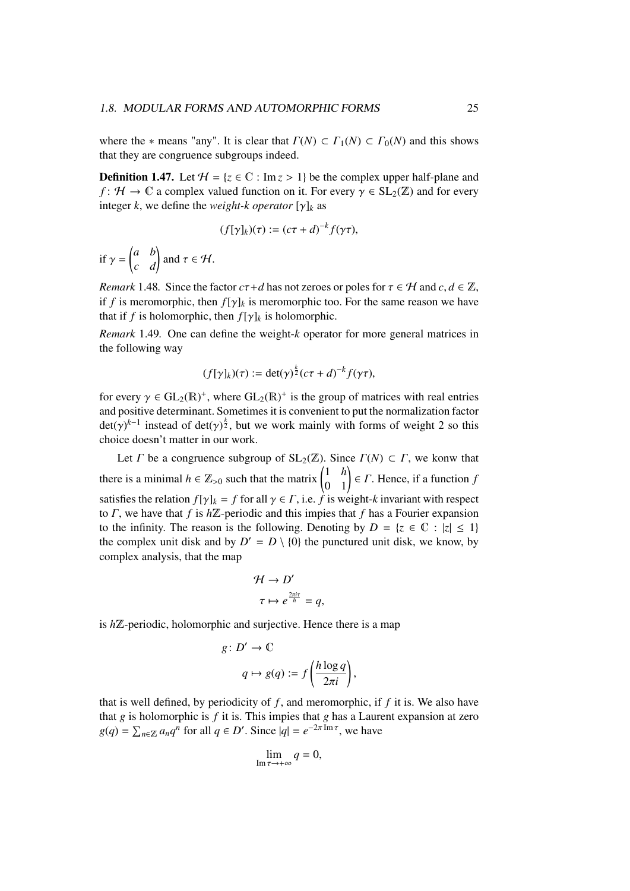where the $*$ means "any". It is clear that $\Gamma(N) \subset \Gamma_1(N) \subset \Gamma_0(N)$ and this shows that they are congruence subgroups indeed.

**Definition 1.47.** Let $\mathcal{H} = \{z \in \mathbb{C} : \operatorname{Im} z > 1\}$ be the complex upper half-plane and $f : \mathcal{H} \to \mathbb{C}$ a complex valued function on it. For every $\gamma \in \mathrm{SL}_2(\mathbb{Z})$ and for every integer $k$, we define the *weight-k operator* $[\gamma]_k$ as

$$(f[\gamma]_k)(\tau) := (c\tau + d)^{-k} f(\gamma\tau),$$

if $\gamma = \begin{pmatrix} a & b \\ c & d \end{pmatrix}$ and $\tau \in \mathcal{H}$.

*Remark* 1.48. Since the factor $c\tau + d$ has not zeroes or poles for $\tau \in \mathcal{H}$ and $c, d \in \mathbb{Z}$, if $f$ is meromorphic, then $f[\gamma]_k$ is meromorphic too. For the same reason we have that if $f$ is holomorphic, then $f[\gamma]_k$ is holomorphic.

*Remark* 1.49. One can define the weight-$k$ operator for more general matrices in the following way

$$(f[\gamma]_k)(\tau) := \det(\gamma)^{\frac{k}{2}} (c\tau + d)^{-k} f(\gamma\tau),$$

for every $\gamma \in \mathrm{GL}_2(\mathbb{R})^+$, where $\mathrm{GL}_2(\mathbb{R})^+$ is the group of matrices with real entries and positive determinant. Sometimes it is convenient to put the normalization factor $\det(\gamma)^{k-1}$ instead of $\det(\gamma)^{\frac{k}{2}}$, but we work mainly with forms of weight 2 so this choice doesn't matter in our work.

Let $\Gamma$ be a congruence subgroup of $\mathrm{SL}_2(\mathbb{Z})$. Since $\Gamma(N) \subset \Gamma$, we konw that there is a minimal $h \in \mathbb{Z}_{>0}$ such that the matrix $\begin{pmatrix} 1 & h \\ 0 & 1 \end{pmatrix} \in \Gamma$. Hence, if a function $f$ satisfies the relation $f[\gamma]_k = f$ for all $\gamma \in \Gamma$, i.e. $f$ is weight-$k$ invariant with respect to $\Gamma$, we have that $f$ is $h\mathbb{Z}$-periodic and this impies that $f$ has a Fourier expansion to the infinity. The reason is the following. Denoting by $D = \{z \in \mathbb{C} : |z| \leq 1\}$ the complex unit disk and by $D' = D \setminus \{0\}$ the punctured unit disk, we know, by complex analysis, that the map

$$\begin{aligned} \mathcal{H} &\to D' \\ \tau &\mapsto e^{\frac{2\pi i \tau}{h}} = q, \end{aligned}$$

is $h\mathbb{Z}$-periodic, holomorphic and surjective. Hence there is a map

$$\begin{aligned} g \colon D' &\to \mathbb{C} \\ q &\mapsto g(q) := f\left(\frac{h \log q}{2\pi i}\right), \end{aligned}$$

that is well defined, by periodicity of $f$, and meromorphic, if $f$ it is. We also have that $g$ is holomorphic is $f$ it is. This impies that $g$ has a Laurent expansion at zero $g(q) = \sum_{n \in \mathbb{Z}} a_n q^n$ for all $q \in D'$. Since $|q| = e^{-2\pi \operatorname{Im} \tau}$, we have

$$\lim_{\operatorname{Im} \tau \to +\infty} q = 0,$$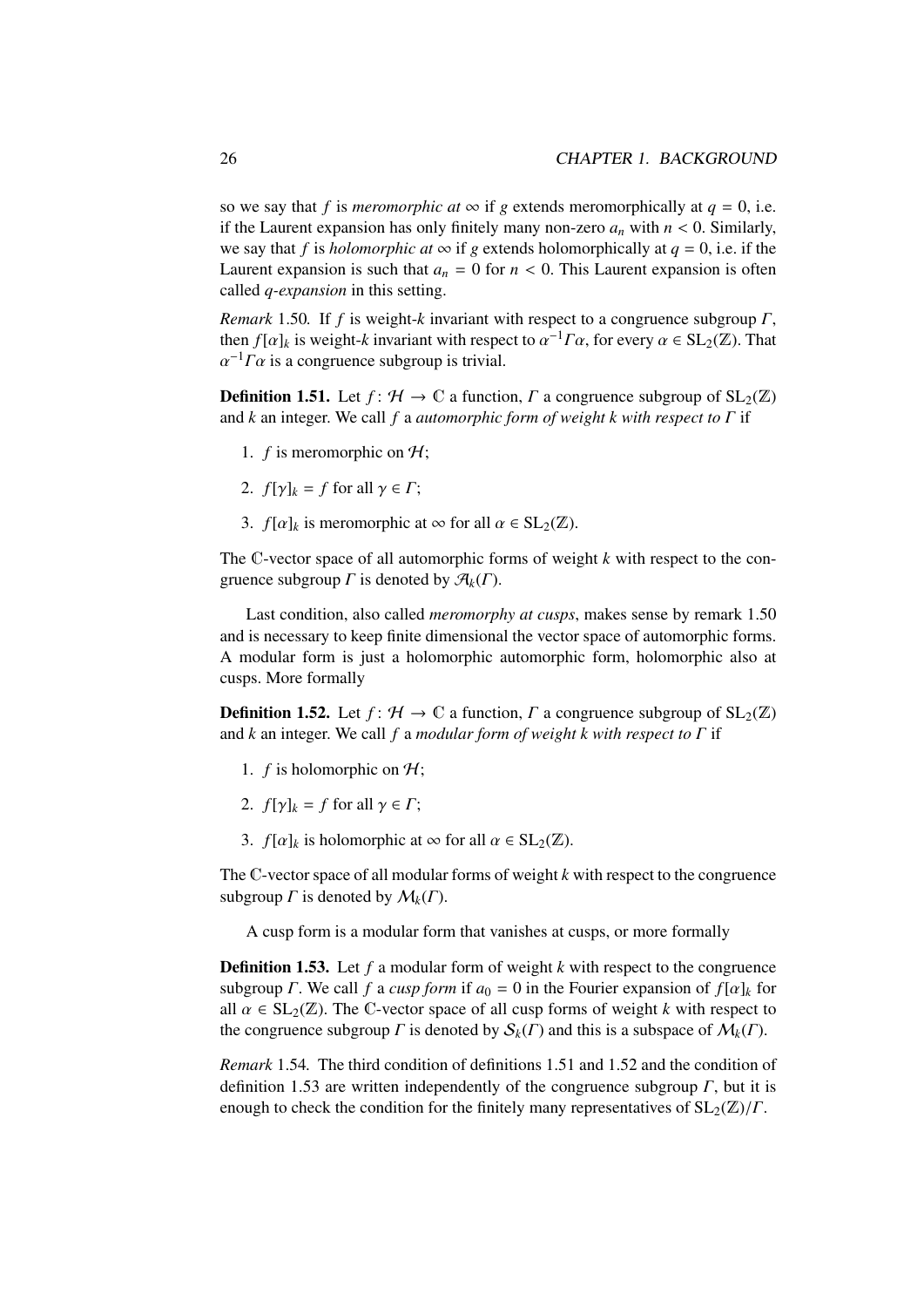so we say that $f$ is *meromorphic at* $\infty$ if $g$ extends meromorphically at $q = 0$, i.e. if the Laurent expansion has only finitely many non-zero $a_n$ with $n < 0$. Similarly, we say that $f$ is *holomorphic at* $\infty$ if $g$ extends holomorphically at $q = 0$, i.e. if the Laurent expansion is such that $a_n = 0$ for $n < 0$. This Laurent expansion is often called *q-expansion* in this setting.

*Remark* 1.50. If $f$ is weight-$k$ invariant with respect to a congruence subgroup $\Gamma$, then $f[\alpha]_k$ is weight-$k$ invariant with respect to $\alpha^{-1}\Gamma\alpha$, for every $\alpha \in \mathrm{SL}_2(\mathbb{Z})$. That $\alpha^{-1}\Gamma\alpha$ is a congruence subgroup is trivial.

**Definition 1.51.** Let $f : \mathcal{H} \to \mathbb{C}$ a function, $\Gamma$ a congruence subgroup of $\mathrm{SL}_2(\mathbb{Z})$ and $k$ an integer. We call $f$ a *automorphic form of weight k with respect to* $\Gamma$ if

1. $f$ is meromorphic on $\mathcal{H}$;
2. $f[\gamma]_k = f$ for all $\gamma \in \Gamma$;
3. $f[\alpha]_k$ is meromorphic at $\infty$ for all $\alpha \in \mathrm{SL}_2(\mathbb{Z})$.

The $\mathbb{C}$-vector space of all automorphic forms of weight $k$ with respect to the congruence subgroup $\Gamma$ is denoted by $\mathcal{A}_k(\Gamma)$.

Last condition, also called *meromorphy at cusps*, makes sense by remark 1.50 and is necessary to keep finite dimensional the vector space of automorphic forms. A modular form is just a holomorphic automorphic form, holomorphic also at cusps. More formally

**Definition 1.52.** Let $f : \mathcal{H} \to \mathbb{C}$ a function, $\Gamma$ a congruence subgroup of $\mathrm{SL}_2(\mathbb{Z})$ and $k$ an integer. We call $f$ a *modular form of weight k with respect to* $\Gamma$ if

1. $f$ is holomorphic on $\mathcal{H}$;
2. $f[\gamma]_k = f$ for all $\gamma \in \Gamma$;
3. $f[\alpha]_k$ is holomorphic at $\infty$ for all $\alpha \in \mathrm{SL}_2(\mathbb{Z})$.

The $\mathbb{C}$-vector space of all modular forms of weight $k$ with respect to the congruence subgroup $\Gamma$ is denoted by $\mathcal{M}_k(\Gamma)$.

A cusp form is a modular form that vanishes at cusps, or more formally

**Definition 1.53.** Let $f$ a modular form of weight $k$ with respect to the congruence subgroup $\Gamma$. We call $f$ a *cusp form* if $a_0 = 0$ in the Fourier expansion of $f[\alpha]_k$ for all $\alpha \in \mathrm{SL}_2(\mathbb{Z})$. The $\mathbb{C}$-vector space of all cusp forms of weight $k$ with respect to the congruence subgroup $\Gamma$ is denoted by $\mathcal{S}_k(\Gamma)$ and this is a subspace of $\mathcal{M}_k(\Gamma)$.

*Remark* 1.54. The third condition of definitions 1.51 and 1.52 and the condition of definition 1.53 are written independently of the congruence subgroup $\Gamma$, but it is enough to check the condition for the finitely many representatives of $\mathrm{SL}_2(\mathbb{Z})/\Gamma$.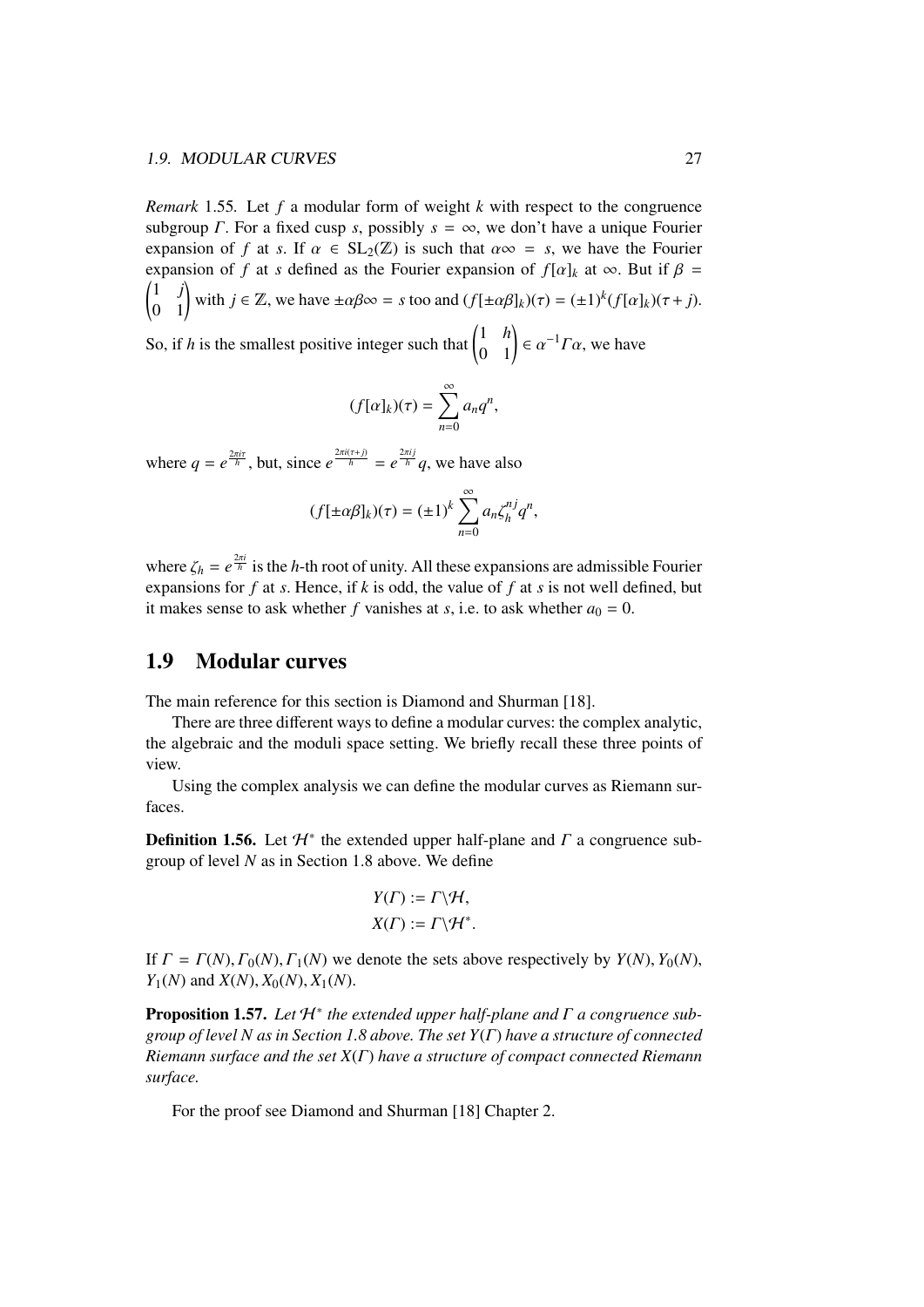*Remark* 1.55. Let $f$ a modular form of weight $k$ with respect to the congruence subgroup $\Gamma$. For a fixed cusp $s$, possibly $s = \infty$, we don't have a unique Fourier expansion of $f$ at $s$. If $\alpha \in \mathrm{SL}_2(\mathbb{Z})$ is such that $\alpha\infty = s$, we have the Fourier expansion of $f$ at $s$ defined as the Fourier expansion of $f[\alpha]_k$ at $\infty$. But if $\beta = \begin{pmatrix} 1 & j \\ 0 & 1 \end{pmatrix}$ with $j \in \mathbb{Z}$, we have $\pm\alpha\beta\infty = s$ too and $(f[\pm\alpha\beta]_k)(\tau) = (\pm 1)^k (f[\alpha]_k)(\tau + j)$. So, if $h$ is the smallest positive integer such that $\begin{pmatrix} 1 & h \\ 0 & 1 \end{pmatrix} \in \alpha^{-1}\Gamma\alpha$, we have

$$(f[\alpha]_k)(\tau) = \sum_{n=0}^{\infty} a_n q^n,$$

where $q = e^{\frac{2\pi i \tau}{h}}$, but, since $e^{\frac{2\pi i(\tau+j)}{h}} = e^{\frac{2\pi i j}{h}} q$, we have also

$$(f[\pm\alpha\beta]_k)(\tau) = (\pm 1)^k \sum_{n=0}^{\infty} a_n \zeta_h^{nj} q^n,$$

where $\zeta_h = e^{\frac{2\pi i}{h}}$ is the $h$-th root of unity. All these expansions are admissible Fourier expansions for $f$ at $s$. Hence, if $k$ is odd, the value of $f$ at $s$ is not well defined, but it makes sense to ask whether $f$ vanishes at $s$, i.e. to ask whether $a_0 = 0$.

## 1.9 Modular curves

The main reference for this section is Diamond and Shurman [18].

There are three different ways to define a modular curves: the complex analytic, the algebraic and the moduli space setting. We briefly recall these three points of view.

Using the complex analysis we can define the modular curves as Riemann surfaces.

**Definition 1.56.** Let $\mathcal{H}^*$ the extended upper half-plane and $\Gamma$ a congruence subgroup of level $N$ as in Section 1.8 above. We define

$$Y(\Gamma) := \Gamma \backslash \mathcal{H},$$
$$X(\Gamma) := \Gamma \backslash \mathcal{H}^*.$$

If $\Gamma = \Gamma(N), \Gamma_0(N), \Gamma_1(N)$ we denote the sets above respectively by $Y(N), Y_0(N)$, $Y_1(N)$ and $X(N), X_0(N), X_1(N)$.

**Proposition 1.57.** *Let $\mathcal{H}^*$ the extended upper half-plane and $\Gamma$ a congruence subgroup of level $N$ as in Section 1.8 above. The set $Y(\Gamma)$ have a structure of connected Riemann surface and the set $X(\Gamma)$ have a structure of compact connected Riemann surface.*

For the proof see Diamond and Shurman [18] Chapter 2.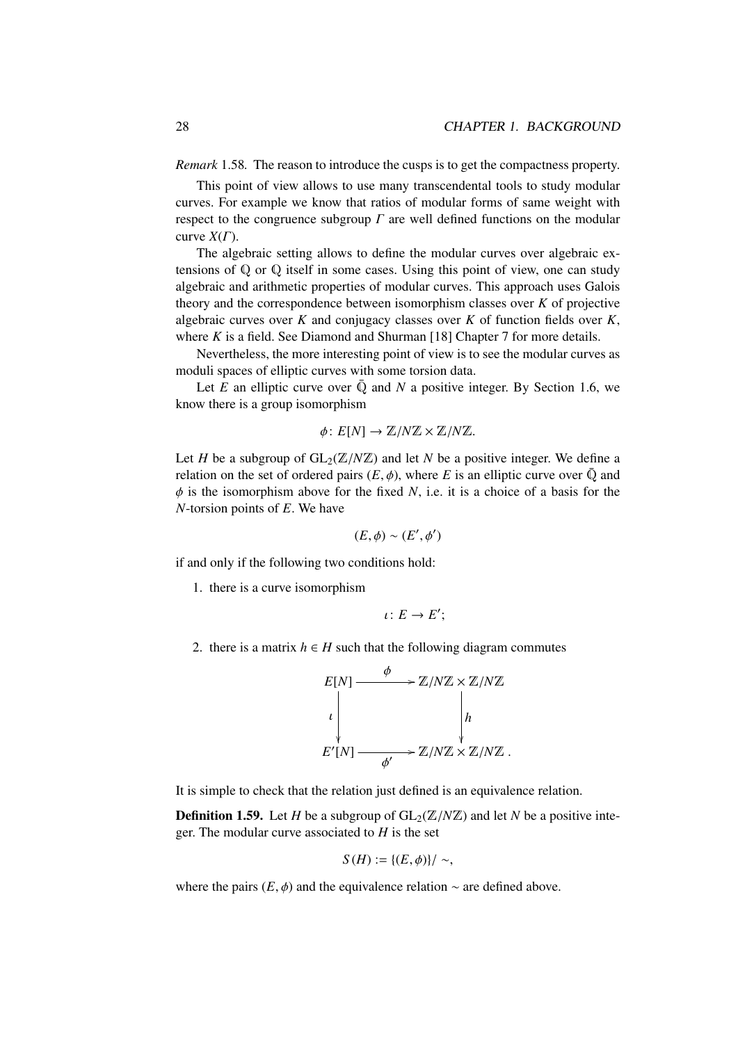*Remark* 1.58. The reason to introduce the cusps is to get the compactness property.

This point of view allows to use many transcendental tools to study modular curves. For example we know that ratios of modular forms of same weight with respect to the congruence subgroup $\Gamma$ are well defined functions on the modular curve $X(\Gamma)$.

The algebraic setting allows to define the modular curves over algebraic extensions of $\mathbb{Q}$ or $\mathbb{Q}$ itself in some cases. Using this point of view, one can study algebraic and arithmetic properties of modular curves. This approach uses Galois theory and the correspondence between isomorphism classes over $K$ of projective algebraic curves over $K$ and conjugacy classes over $K$ of function fields over $K$, where $K$ is a field. See Diamond and Shurman [18] Chapter 7 for more details.

Nevertheless, the more interesting point of view is to see the modular curves as moduli spaces of elliptic curves with some torsion data.

Let $E$ an elliptic curve over $\bar{\mathbb{Q}}$ and $N$ a positive integer. By Section 1.6, we know there is a group isomorphism

$$\phi \colon E[N] \to \mathbb{Z}/N\mathbb{Z} \times \mathbb{Z}/N\mathbb{Z}.$$

Let $H$ be a subgroup of $\mathrm{GL}_2(\mathbb{Z}/N\mathbb{Z})$ and let $N$ be a positive integer. We define a relation on the set of ordered pairs $(E, \phi)$, where $E$ is an elliptic curve over $\bar{\mathbb{Q}}$ and $\phi$ is the isomorphism above for the fixed $N$, i.e. it is a choice of a basis for the $N$-torsion points of $E$. We have

$$(E, \phi) \sim (E', \phi')$$

if and only if the following two conditions hold:

1. there is a curve isomorphism

$$\iota \colon E \to E';$$

2. there is a matrix $h \in H$ such that the following diagram commutes

$$\begin{array}{ccc} E[N] & \xrightarrow{\phi} & \mathbb{Z}/N\mathbb{Z} \times \mathbb{Z}/N\mathbb{Z} \\ \downarrow \iota & & \downarrow h \\ E'[N] & \xrightarrow[\phi']{} & \mathbb{Z}/N\mathbb{Z} \times \mathbb{Z}/N\mathbb{Z}\,. \end{array}$$

It is simple to check that the relation just defined is an equivalence relation.

**Definition 1.59.** Let $H$ be a subgroup of $\mathrm{GL}_2(\mathbb{Z}/N\mathbb{Z})$ and let $N$ be a positive integer. The modular curve associated to $H$ is the set

$$S(H) := \{(E, \phi)\}/\sim,$$

where the pairs $(E, \phi)$ and the equivalence relation $\sim$ are defined above.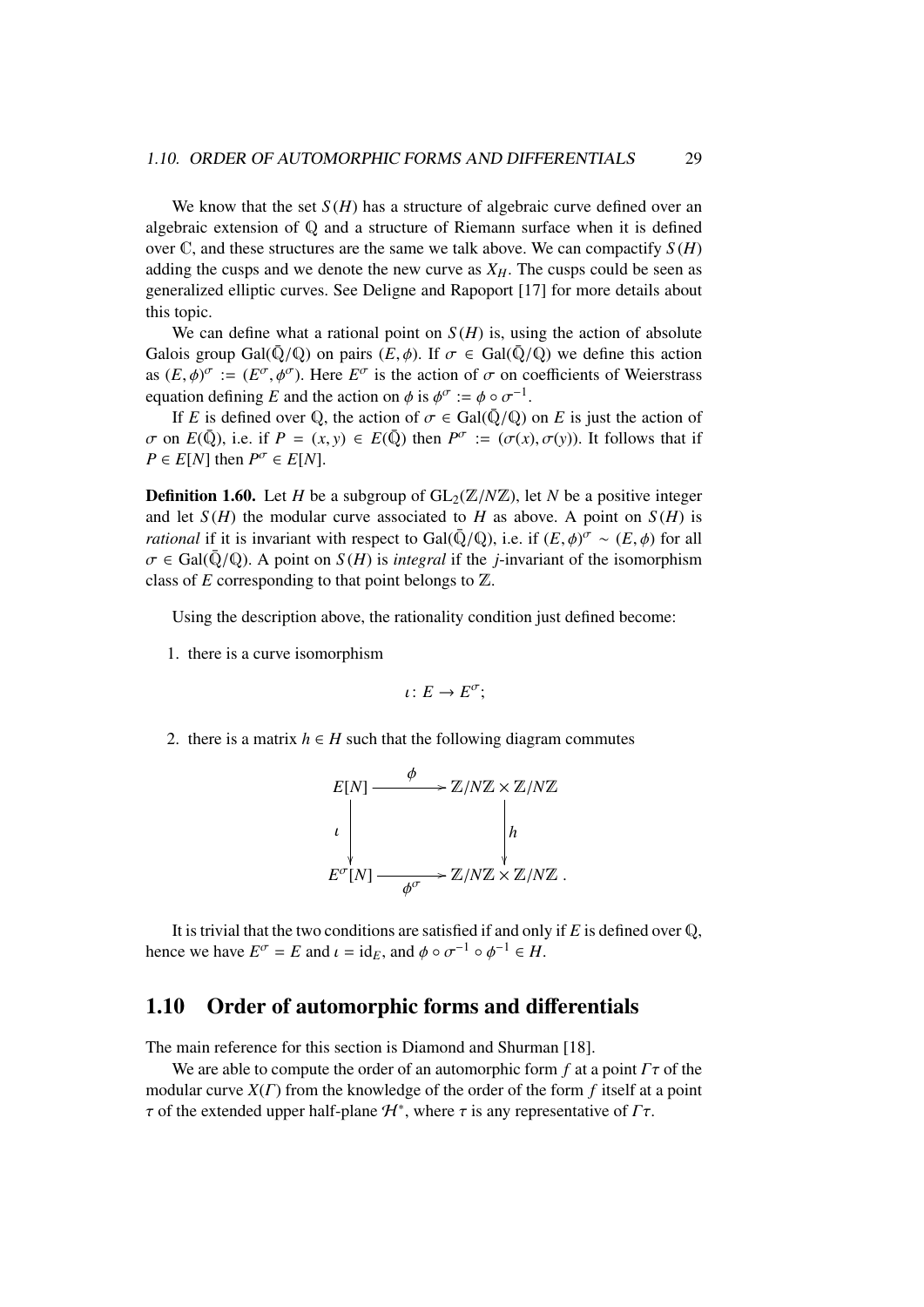We know that the set $S(H)$ has a structure of algebraic curve defined over an algebraic extension of $\mathbb{Q}$ and a structure of Riemann surface when it is defined over $\mathbb{C}$, and these structures are the same we talk above. We can compactify $S(H)$ adding the cusps and we denote the new curve as $X_H$. The cusps could be seen as generalized elliptic curves. See Deligne and Rapoport [17] for more details about this topic.

We can define what a rational point on $S(H)$ is, using the action of absolute Galois group $\mathrm{Gal}(\bar{\mathbb{Q}}/\mathbb{Q})$ on pairs $(E, \phi)$. If $\sigma \in \mathrm{Gal}(\bar{\mathbb{Q}}/\mathbb{Q})$ we define this action as $(E, \phi)^\sigma := (E^\sigma, \phi^\sigma)$. Here $E^\sigma$ is the action of $\sigma$ on coefficients of Weierstrass equation defining $E$ and the action on $\phi$ is $\phi^\sigma := \phi \circ \sigma^{-1}$.

If $E$ is defined over $\mathbb{Q}$, the action of $\sigma \in \mathrm{Gal}(\bar{\mathbb{Q}}/\mathbb{Q})$ on $E$ is just the action of $\sigma$ on $E(\bar{\mathbb{Q}})$, i.e. if $P = (x, y) \in E(\bar{\mathbb{Q}})$ then $P^\sigma := (\sigma(x), \sigma(y))$. It follows that if $P \in E[N]$ then $P^\sigma \in E[N]$.

**Definition 1.60.** Let $H$ be a subgroup of $\mathrm{GL}_2(\mathbb{Z}/N\mathbb{Z})$, let $N$ be a positive integer and let $S(H)$ the modular curve associated to $H$ as above. A point on $S(H)$ is *rational* if it is invariant with respect to $\mathrm{Gal}(\bar{\mathbb{Q}}/\mathbb{Q})$, i.e. if $(E, \phi)^\sigma \sim (E, \phi)$ for all $\sigma \in \mathrm{Gal}(\bar{\mathbb{Q}}/\mathbb{Q})$. A point on $S(H)$ is *integral* if the $j$-invariant of the isomorphism class of $E$ corresponding to that point belongs to $\mathbb{Z}$.

Using the description above, the rationality condition just defined become:

1. there is a curve isomorphism
$$\iota\colon E \to E^\sigma;$$
2. there is a matrix $h \in H$ such that the following diagram commutes
$$\begin{array}{ccc} E[N] & \xrightarrow{\ \phi\ } & \mathbb{Z}/N\mathbb{Z} \times \mathbb{Z}/N\mathbb{Z} \\ \downarrow{\scriptstyle \iota} & & \downarrow{\scriptstyle h} \\ E^\sigma[N] & \xrightarrow[\ \phi^\sigma\ ]{} & \mathbb{Z}/N\mathbb{Z} \times \mathbb{Z}/N\mathbb{Z}\,. \end{array}$$

It is trivial that the two conditions are satisfied if and only if $E$ is defined over $\mathbb{Q}$, hence we have $E^\sigma = E$ and $\iota = \mathrm{id}_E$, and $\phi \circ \sigma^{-1} \circ \phi^{-1} \in H$.

## 1.10 Order of automorphic forms and differentials

The main reference for this section is Diamond and Shurman [18].

We are able to compute the order of an automorphic form $f$ at a point $\Gamma\tau$ of the modular curve $X(\Gamma)$ from the knowledge of the order of the form $f$ itself at a point $\tau$ of the extended upper half-plane $\mathcal{H}^*$, where $\tau$ is any representative of $\Gamma\tau$.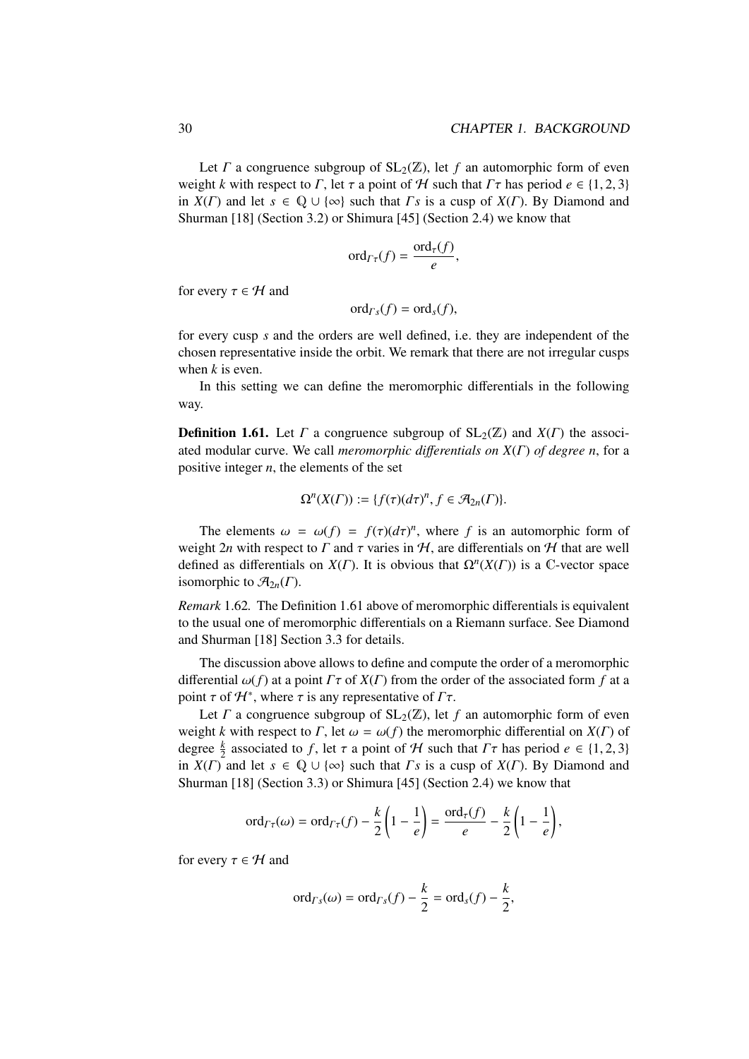Let $\Gamma$ a congruence subgroup of $\mathrm{SL}_2(\mathbb{Z})$, let $f$ an automorphic form of even weight $k$ with respect to $\Gamma$, let $\tau$ a point of $\mathcal{H}$ such that $\Gamma\tau$ has period $e \in \{1, 2, 3\}$ in $X(\Gamma)$ and let $s \in \mathbb{Q} \cup \{\infty\}$ such that $\Gamma s$ is a cusp of $X(\Gamma)$. By Diamond and Shurman [18] (Section 3.2) or Shimura [45] (Section 2.4) we know that

$$\mathrm{ord}_{\Gamma\tau}(f) = \frac{\mathrm{ord}_\tau(f)}{e},$$

for every $\tau \in \mathcal{H}$ and

$$\mathrm{ord}_{\Gamma s}(f) = \mathrm{ord}_s(f),$$

for every cusp $s$ and the orders are well defined, i.e. they are independent of the chosen representative inside the orbit. We remark that there are not irregular cusps when $k$ is even.

In this setting we can define the meromorphic differentials in the following way.

**Definition 1.61.** Let $\Gamma$ a congruence subgroup of $\mathrm{SL}_2(\mathbb{Z})$ and $X(\Gamma)$ the associated modular curve. We call *meromorphic differentials on $X(\Gamma)$ of degree $n$*, for a positive integer $n$, the elements of the set

$$\Omega^n(X(\Gamma)) := \{f(\tau)(d\tau)^n, f \in \mathcal{A}_{2n}(\Gamma)\}.$$

The elements $\omega = \omega(f) = f(\tau)(d\tau)^n$, where $f$ is an automorphic form of weight $2n$ with respect to $\Gamma$ and $\tau$ varies in $\mathcal{H}$, are differentials on $\mathcal{H}$ that are well defined as differentials on $X(\Gamma)$. It is obvious that $\Omega^n(X(\Gamma))$ is a $\mathbb{C}$-vector space isomorphic to $\mathcal{A}_{2n}(\Gamma)$.

*Remark* 1.62. The Definition 1.61 above of meromorphic differentials is equivalent to the usual one of meromorphic differentials on a Riemann surface. See Diamond and Shurman [18] Section 3.3 for details.

The discussion above allows to define and compute the order of a meromorphic differential $\omega(f)$ at a point $\Gamma\tau$ of $X(\Gamma)$ from the order of the associated form $f$ at a point $\tau$ of $\mathcal{H}^*$, where $\tau$ is any representative of $\Gamma\tau$.

Let $\Gamma$ a congruence subgroup of $\mathrm{SL}_2(\mathbb{Z})$, let $f$ an automorphic form of even weight $k$ with respect to $\Gamma$, let $\omega = \omega(f)$ the meromorphic differential on $X(\Gamma)$ of degree $\frac{k}{2}$ associated to $f$, let $\tau$ a point of $\mathcal{H}$ such that $\Gamma\tau$ has period $e \in \{1, 2, 3\}$ in $X(\Gamma)$ and let $s \in \mathbb{Q} \cup \{\infty\}$ such that $\Gamma s$ is a cusp of $X(\Gamma)$. By Diamond and Shurman [18] (Section 3.3) or Shimura [45] (Section 2.4) we know that

$$\mathrm{ord}_{\Gamma\tau}(\omega) = \mathrm{ord}_{\Gamma\tau}(f) - \frac{k}{2}\left(1 - \frac{1}{e}\right) = \frac{\mathrm{ord}_\tau(f)}{e} - \frac{k}{2}\left(1 - \frac{1}{e}\right),$$

for every $\tau \in \mathcal{H}$ and

$$\mathrm{ord}_{\Gamma s}(\omega) = \mathrm{ord}_{\Gamma s}(f) - \frac{k}{2} = \mathrm{ord}_s(f) - \frac{k}{2},$$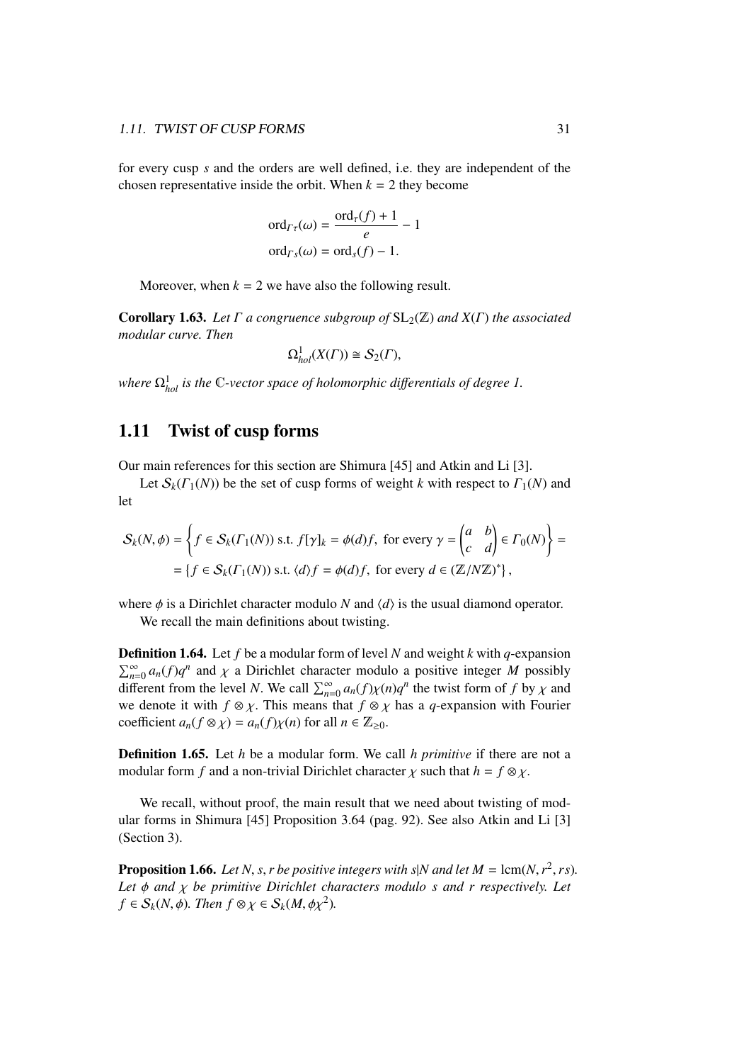for every cusp $s$ and the orders are well defined, i.e. they are independent of the chosen representative inside the orbit. When $k = 2$ they become

$$\operatorname{ord}_{\Gamma\tau}(\omega) = \frac{\operatorname{ord}_\tau(f) + 1}{e} - 1$$
$$\operatorname{ord}_{\Gamma s}(\omega) = \operatorname{ord}_s(f) - 1.$$

Moreover, when $k = 2$ we have also the following result.

**Corollary 1.63.** *Let $\Gamma$ a congruence subgroup of $\mathrm{SL}_2(\mathbb{Z})$ and $X(\Gamma)$ the associated modular curve. Then*

$$\Omega^1_{hol}(X(\Gamma)) \cong \mathcal{S}_2(\Gamma),$$

*where $\Omega^1_{hol}$ is the $\mathbb{C}$-vector space of holomorphic differentials of degree 1.*

## 1.11 Twist of cusp forms

Our main references for this section are Shimura [45] and Atkin and Li [3].

Let $\mathcal{S}_k(\Gamma_1(N))$ be the set of cusp forms of weight $k$ with respect to $\Gamma_1(N)$ and let

$$\mathcal{S}_k(N,\phi) = \left\{ f \in \mathcal{S}_k(\Gamma_1(N)) \text{ s.t. } f[\gamma]_k = \phi(d)f, \text{ for every } \gamma = \begin{pmatrix} a & b \\ c & d \end{pmatrix} \in \Gamma_0(N) \right\} =$$
$$= \{ f \in \mathcal{S}_k(\Gamma_1(N)) \text{ s.t. } \langle d\rangle f = \phi(d)f, \text{ for every } d \in (\mathbb{Z}/N\mathbb{Z})^* \},$$

where $\phi$ is a Dirichlet character modulo $N$ and $\langle d\rangle$ is the usual diamond operator.

We recall the main definitions about twisting.

**Definition 1.64.** Let $f$ be a modular form of level $N$ and weight $k$ with $q$-expansion $\sum_{n=0}^{\infty} a_n(f)q^n$ and $\chi$ a Dirichlet character modulo a positive integer $M$ possibly different from the level $N$. We call $\sum_{n=0}^{\infty} a_n(f)\chi(n)q^n$ the twist form of $f$ by $\chi$ and we denote it with $f \otimes \chi$. This means that $f \otimes \chi$ has a $q$-expansion with Fourier coefficient $a_n(f \otimes \chi) = a_n(f)\chi(n)$ for all $n \in \mathbb{Z}_{\geq 0}$.

**Definition 1.65.** Let $h$ be a modular form. We call $h$ *primitive* if there are not a modular form $f$ and a non-trivial Dirichlet character $\chi$ such that $h = f \otimes \chi$.

We recall, without proof, the main result that we need about twisting of modular forms in Shimura [45] Proposition 3.64 (pag. 92). See also Atkin and Li [3] (Section 3).

**Proposition 1.66.** *Let $N, s, r$ be positive integers with $s|N$ and let $M = \operatorname{lcm}(N, r^2, rs)$. Let $\phi$ and $\chi$ be primitive Dirichlet characters modulo $s$ and $r$ respectively. Let $f \in \mathcal{S}_k(N,\phi)$. Then $f \otimes \chi \in \mathcal{S}_k(M, \phi\chi^2)$.*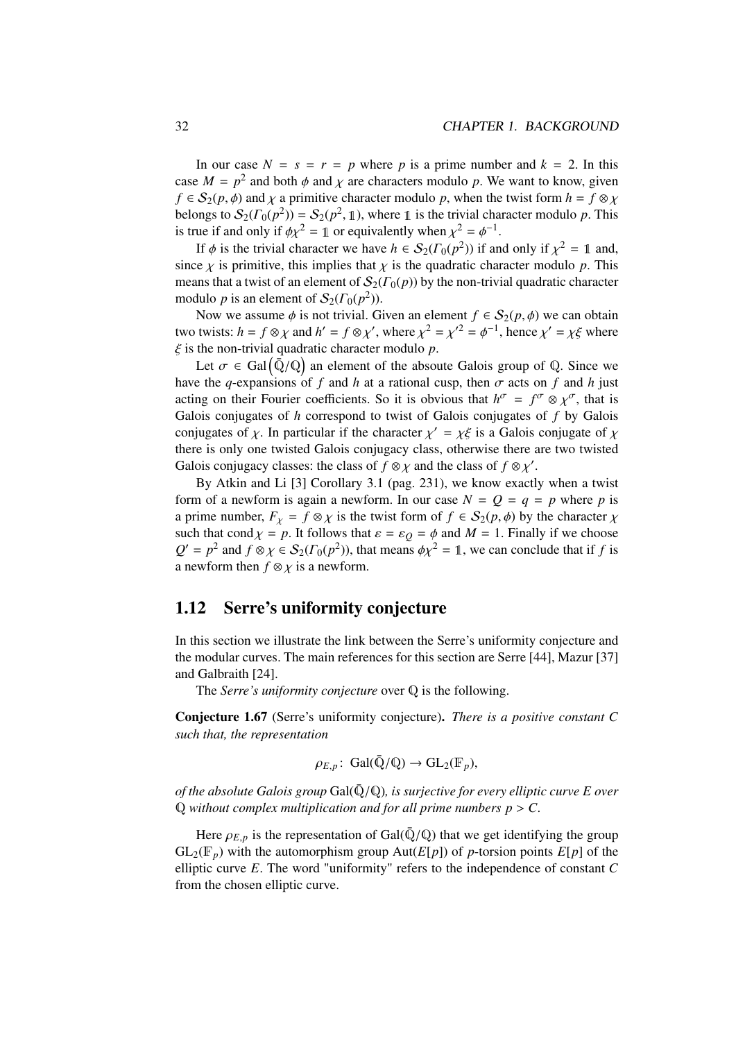In our case $N = s = r = p$ where $p$ is a prime number and $k = 2$. In this case $M = p^2$ and both $\phi$ and $\chi$ are characters modulo $p$. We want to know, given $f \in \mathcal{S}_2(p, \phi)$ and $\chi$ a primitive character modulo $p$, when the twist form $h = f \otimes \chi$ belongs to $\mathcal{S}_2(\Gamma_0(p^2)) = \mathcal{S}_2(p^2, \mathbb{1})$, where $\mathbb{1}$ is the trivial character modulo $p$. This is true if and only if $\phi\chi^2 = \mathbb{1}$ or equivalently when $\chi^2 = \phi^{-1}$.

If $\phi$ is the trivial character we have $h \in \mathcal{S}_2(\Gamma_0(p^2))$ if and only if $\chi^2 = \mathbb{1}$ and, since $\chi$ is primitive, this implies that $\chi$ is the quadratic character modulo $p$. This means that a twist of an element of $\mathcal{S}_2(\Gamma_0(p))$ by the non-trivial quadratic character modulo $p$ is an element of $\mathcal{S}_2(\Gamma_0(p^2))$.

Now we assume $\phi$ is not trivial. Given an element $f \in \mathcal{S}_2(p, \phi)$ we can obtain two twists: $h = f \otimes \chi$ and $h' = f \otimes \chi'$, where $\chi^2 = \chi'^2 = \phi^{-1}$, hence $\chi' = \chi\xi$ where $\xi$ is the non-trivial quadratic character modulo $p$.

Let $\sigma \in \mathrm{Gal}\left(\bar{\mathbb{Q}}/\mathbb{Q}\right)$ an element of the absoute Galois group of $\mathbb{Q}$. Since we have the $q$-expansions of $f$ and $h$ at a rational cusp, then $\sigma$ acts on $f$ and $h$ just acting on their Fourier coefficients. So it is obvious that $h^\sigma = f^\sigma \otimes \chi^\sigma$, that is Galois conjugates of $h$ correspond to twist of Galois conjugates of $f$ by Galois conjugates of $\chi$. In particular if the character $\chi' = \chi\xi$ is a Galois conjugate of $\chi$ there is only one twisted Galois conjugacy class, otherwise there are two twisted Galois conjugacy classes: the class of $f \otimes \chi$ and the class of $f \otimes \chi'$.

By Atkin and Li [3] Corollary 3.1 (pag. 231), we know exactly when a twist form of a newform is again a newform. In our case $N = Q = q = p$ where $p$ is a prime number, $F_\chi = f \otimes \chi$ is the twist form of $f \in \mathcal{S}_2(p, \phi)$ by the character $\chi$ such that $\operatorname{cond}\chi = p$. It follows that $\varepsilon = \varepsilon_Q = \phi$ and $M = 1$. Finally if we choose $Q' = p^2$ and $f \otimes \chi \in \mathcal{S}_2(\Gamma_0(p^2))$, that means $\phi\chi^2 = \mathbb{1}$, we can conclude that if $f$ is a newform then $f \otimes \chi$ is a newform.

## 1.12 Serre's uniformity conjecture

In this section we illustrate the link between the Serre's uniformity conjecture and the modular curves. The main references for this section are Serre [44], Mazur [37] and Galbraith [24].

The *Serre's uniformity conjecture* over $\mathbb{Q}$ is the following.

**Conjecture 1.67** (Serre's uniformity conjecture)**.** *There is a positive constant $C$ such that, the representation*

$$\rho_{E,p} \colon \mathrm{Gal}(\bar{\mathbb{Q}}/\mathbb{Q}) \to \mathrm{GL}_2(\mathbb{F}_p),$$

*of the absolute Galois group $\mathrm{Gal}(\bar{\mathbb{Q}}/\mathbb{Q})$, is surjective for every elliptic curve $E$ over $\mathbb{Q}$ without complex multiplication and for all prime numbers $p > C$.*

Here $\rho_{E,p}$ is the representation of $\mathrm{Gal}(\bar{\mathbb{Q}}/\mathbb{Q})$ that we get identifying the group $\mathrm{GL}_2(\mathbb{F}_p)$ with the automorphism group $\mathrm{Aut}(E[p])$ of $p$-torsion points $E[p]$ of the elliptic curve $E$. The word "uniformity" refers to the independence of constant $C$ from the chosen elliptic curve.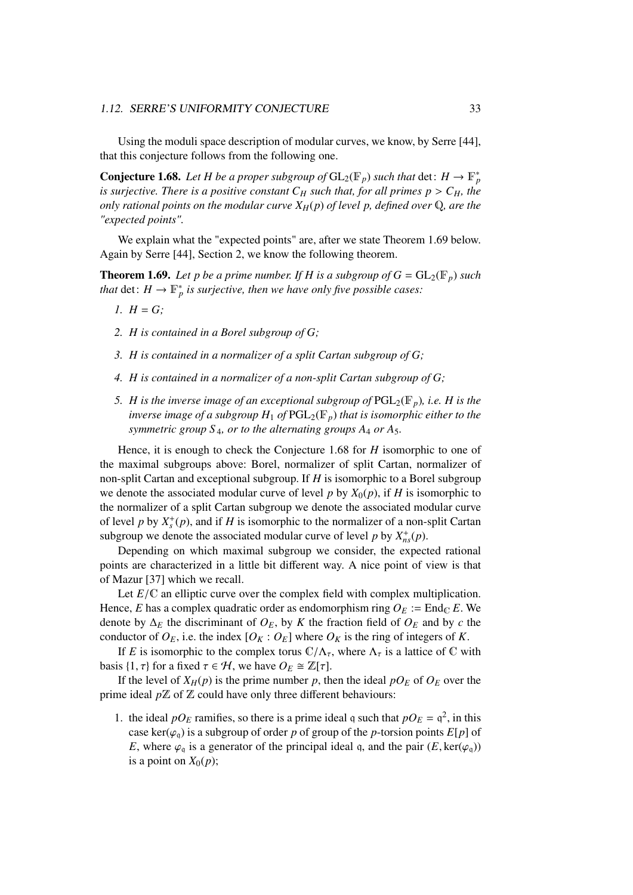Using the moduli space description of modular curves, we know, by Serre [44], that this conjecture follows from the following one.

**Conjecture 1.68.** *Let $H$ be a proper subgroup of $\mathrm{GL}_2(\mathbb{F}_p)$ such that $\det\colon H \to \mathbb{F}_p^*$ is surjective. There is a positive constant $C_H$ such that, for all primes $p > C_H$, the only rational points on the modular curve $X_H(p)$ of level $p$, defined over $\mathbb{Q}$, are the "expected points".*

We explain what the "expected points" are, after we state Theorem 1.69 below. Again by Serre [44], Section 2, we know the following theorem.

**Theorem 1.69.** *Let $p$ be a prime number. If $H$ is a subgroup of $G = \mathrm{GL}_2(\mathbb{F}_p)$ such that $\det\colon H \to \mathbb{F}_p^*$ is surjective, then we have only five possible cases:*

1. *$H = G$;*
2. *$H$ is contained in a Borel subgroup of $G$;*
3. *$H$ is contained in a normalizer of a split Cartan subgroup of $G$;*
4. *$H$ is contained in a normalizer of a non-split Cartan subgroup of $G$;*
5. *$H$ is the inverse image of an exceptional subgroup of $\mathrm{PGL}_2(\mathbb{F}_p)$, i.e. $H$ is the inverse image of a subgroup $H_1$ of $\mathrm{PGL}_2(\mathbb{F}_p)$ that is isomorphic either to the symmetric group $S_4$, or to the alternating groups $A_4$ or $A_5$.*

Hence, it is enough to check the Conjecture 1.68 for $H$ isomorphic to one of the maximal subgroups above: Borel, normalizer of split Cartan, normalizer of non-split Cartan and exceptional subgroup. If $H$ is isomorphic to a Borel subgroup we denote the associated modular curve of level $p$ by $X_0(p)$, if $H$ is isomorphic to the normalizer of a split Cartan subgroup we denote the associated modular curve of level $p$ by $X_s^+(p)$, and if $H$ is isomorphic to the normalizer of a non-split Cartan subgroup we denote the associated modular curve of level $p$ by $X_{ns}^+(p)$.

Depending on which maximal subgroup we consider, the expected rational points are characterized in a little bit different way. A nice point of view is that of Mazur [37] which we recall.

Let $E/\mathbb{C}$ an elliptic curve over the complex field with complex multiplication. Hence, $E$ has a complex quadratic order as endomorphism ring $O_E := \mathrm{End}_{\mathbb{C}} E$. We denote by $\Delta_E$ the discriminant of $O_E$, by $K$ the fraction field of $O_E$ and by $c$ the conductor of $O_E$, i.e. the index $[O_K : O_E]$ where $O_K$ is the ring of integers of $K$.

If $E$ is isomorphic to the complex torus $\mathbb{C}/\Lambda_\tau$, where $\Lambda_\tau$ is a lattice of $\mathbb{C}$ with basis $\{1, \tau\}$ for a fixed $\tau \in \mathcal{H}$, we have $O_E \cong \mathbb{Z}[\tau]$.

If the level of $X_H(p)$ is the prime number $p$, then the ideal $pO_E$ of $O_E$ over the prime ideal $p\mathbb{Z}$ of $\mathbb{Z}$ could have only three different behaviours:

1. the ideal $pO_E$ ramifies, so there is a prime ideal $\mathfrak{q}$ such that $pO_E = \mathfrak{q}^2$, in this case $\ker(\varphi_{\mathfrak{q}})$ is a subgroup of order $p$ of group of the $p$-torsion points $E[p]$ of $E$, where $\varphi_{\mathfrak{q}}$ is a generator of the principal ideal $\mathfrak{q}$, and the pair $(E, \ker(\varphi_{\mathfrak{q}}))$ is a point on $X_0(p)$;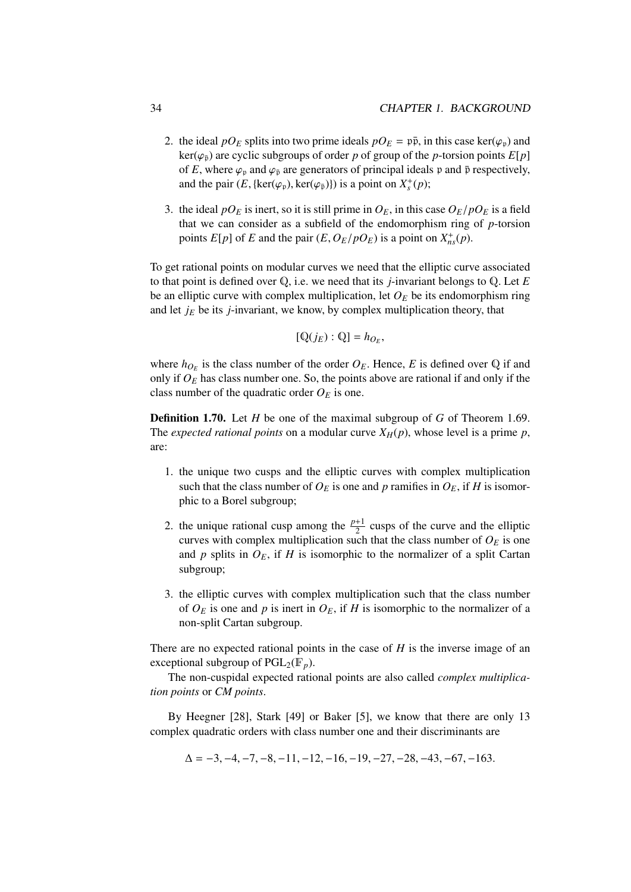2. the ideal $pO_E$ splits into two prime ideals $pO_E = \mathfrak{p}\bar{\mathfrak{p}}$, in this case $\ker(\varphi_{\mathfrak{p}})$ and $\ker(\varphi_{\bar{\mathfrak{p}}})$ are cyclic subgroups of order $p$ of group of the $p$-torsion points $E[p]$ of $E$, where $\varphi_{\mathfrak{p}}$ and $\varphi_{\bar{\mathfrak{p}}}$ are generators of principal ideals $\mathfrak{p}$ and $\bar{\mathfrak{p}}$ respectively, and the pair $(E, \{\ker(\varphi_{\mathfrak{p}}), \ker(\varphi_{\bar{\mathfrak{p}}})\})$ is a point on $X_s^+(p)$;

3. the ideal $pO_E$ is inert, so it is still prime in $O_E$, in this case $O_E/pO_E$ is a field that we can consider as a subfield of the endomorphism ring of $p$-torsion points $E[p]$ of $E$ and the pair $(E, O_E/pO_E)$ is a point on $X_{ns}^+(p)$.

To get rational points on modular curves we need that the elliptic curve associated to that point is defined over $\mathbb{Q}$, i.e. we need that its $j$-invariant belongs to $\mathbb{Q}$. Let $E$ be an elliptic curve with complex multiplication, let $O_E$ be its endomorphism ring and let $j_E$ be its $j$-invariant, we know, by complex multiplication theory, that

$$[\mathbb{Q}(j_E) : \mathbb{Q}] = h_{O_E},$$

where $h_{O_E}$ is the class number of the order $O_E$. Hence, $E$ is defined over $\mathbb{Q}$ if and only if $O_E$ has class number one. So, the points above are rational if and only if the class number of the quadratic order $O_E$ is one.

**Definition 1.70.** Let $H$ be one of the maximal subgroup of $G$ of Theorem 1.69. The *expected rational points* on a modular curve $X_H(p)$, whose level is a prime $p$, are:

1. the unique two cusps and the elliptic curves with complex multiplication such that the class number of $O_E$ is one and $p$ ramifies in $O_E$, if $H$ is isomorphic to a Borel subgroup;

2. the unique rational cusp among the $\frac{p+1}{2}$ cusps of the curve and the elliptic curves with complex multiplication such that the class number of $O_E$ is one and $p$ splits in $O_E$, if $H$ is isomorphic to the normalizer of a split Cartan subgroup;

3. the elliptic curves with complex multiplication such that the class number of $O_E$ is one and $p$ is inert in $O_E$, if $H$ is isomorphic to the normalizer of a non-split Cartan subgroup.

There are no expected rational points in the case of $H$ is the inverse image of an exceptional subgroup of $\mathrm{PGL}_2(\mathbb{F}_p)$.

The non-cuspidal expected rational points are also called *complex multiplication points* or *CM points*.

By Heegner [28], Stark [49] or Baker [5], we know that there are only 13 complex quadratic orders with class number one and their discriminants are

$$\Delta = -3, -4, -7, -8, -11, -12, -16, -19, -27, -28, -43, -67, -163.$$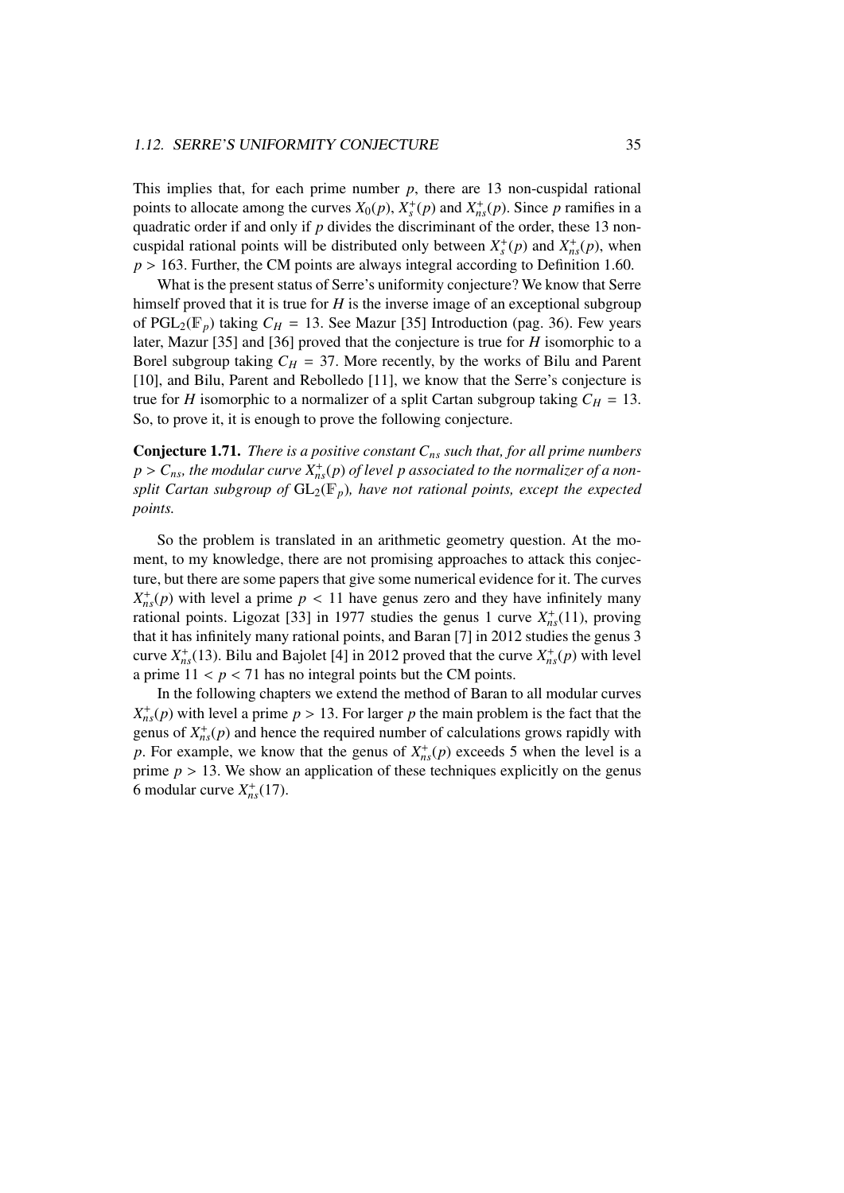This implies that, for each prime number $p$, there are 13 non-cuspidal rational points to allocate among the curves $X_0(p)$, $X_s^+(p)$ and $X_{ns}^+(p)$. Since $p$ ramifies in a quadratic order if and only if $p$ divides the discriminant of the order, these 13 non-cuspidal rational points will be distributed only between $X_s^+(p)$ and $X_{ns}^+(p)$, when $p > 163$. Further, the CM points are always integral according to Definition 1.60.

What is the present status of Serre's uniformity conjecture? We know that Serre himself proved that it is true for $H$ is the inverse image of an exceptional subgroup of $\mathrm{PGL}_2(\mathbb{F}_p)$ taking $C_H = 13$. See Mazur [35] Introduction (pag. 36). Few years later, Mazur [35] and [36] proved that the conjecture is true for $H$ isomorphic to a Borel subgroup taking $C_H = 37$. More recently, by the works of Bilu and Parent [10], and Bilu, Parent and Rebolledo [11], we know that the Serre's conjecture is true for $H$ isomorphic to a normalizer of a split Cartan subgroup taking $C_H = 13$. So, to prove it, it is enough to prove the following conjecture.

**Conjecture 1.71.** *There is a positive constant $C_{ns}$ such that, for all prime numbers $p > C_{ns}$, the modular curve $X_{ns}^+(p)$ of level $p$ associated to the normalizer of a non-split Cartan subgroup of $\mathrm{GL}_2(\mathbb{F}_p)$, have not rational points, except the expected points.*

So the problem is translated in an arithmetic geometry question. At the moment, to my knowledge, there are not promising approaches to attack this conjecture, but there are some papers that give some numerical evidence for it. The curves $X_{ns}^+(p)$ with level a prime $p < 11$ have genus zero and they have infinitely many rational points. Ligozat [33] in 1977 studies the genus 1 curve $X_{ns}^+(11)$, proving that it has infinitely many rational points, and Baran [7] in 2012 studies the genus 3 curve $X_{ns}^+(13)$. Bilu and Bajolet [4] in 2012 proved that the curve $X_{ns}^+(p)$ with level a prime $11 < p < 71$ has no integral points but the CM points.

In the following chapters we extend the method of Baran to all modular curves $X_{ns}^+(p)$ with level a prime $p > 13$. For larger $p$ the main problem is the fact that the genus of $X_{ns}^+(p)$ and hence the required number of calculations grows rapidly with $p$. For example, we know that the genus of $X_{ns}^+(p)$ exceeds 5 when the level is a prime $p > 13$. We show an application of these techniques explicitly on the genus 6 modular curve $X_{ns}^+(17)$.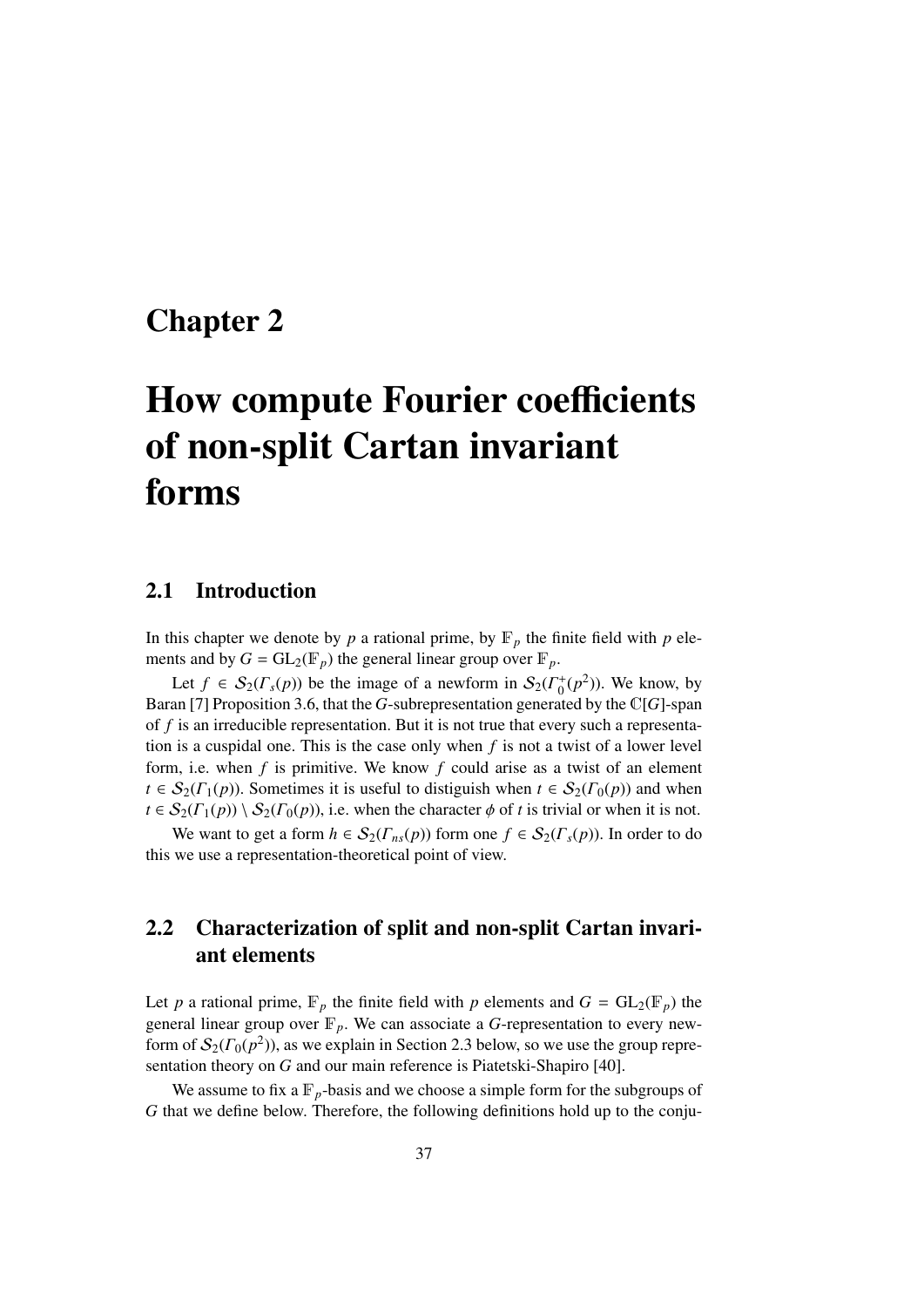# Chapter 2

# How compute Fourier coefficients of non-split Cartan invariant forms

## 2.1 Introduction

In this chapter we denote by $p$ a rational prime, by $\mathbb{F}_p$ the finite field with $p$ elements and by $G = \mathrm{GL}_2(\mathbb{F}_p)$ the general linear group over $\mathbb{F}_p$.

Let $f \in \mathcal{S}_2(\Gamma_s(p))$ be the image of a newform in $\mathcal{S}_2(\Gamma_0^+(p^2))$. We know, by Baran [7] Proposition 3.6, that the $G$-subrepresentation generated by the $\mathbb{C}[G]$-span of $f$ is an irreducible representation. But it is not true that every such a representation is a cuspidal one. This is the case only when $f$ is not a twist of a lower level form, i.e. when $f$ is primitive. We know $f$ could arise as a twist of an element $t \in \mathcal{S}_2(\Gamma_1(p))$. Sometimes it is useful to distiguish when $t \in \mathcal{S}_2(\Gamma_0(p))$ and when $t \in \mathcal{S}_2(\Gamma_1(p)) \setminus \mathcal{S}_2(\Gamma_0(p))$, i.e. when the character $\phi$ of $t$ is trivial or when it is not.

We want to get a form $h \in \mathcal{S}_2(\Gamma_{ns}(p))$ form one $f \in \mathcal{S}_2(\Gamma_s(p))$. In order to do this we use a representation-theoretical point of view.

## 2.2 Characterization of split and non-split Cartan invariant elements

Let $p$ a rational prime, $\mathbb{F}_p$ the finite field with $p$ elements and $G = \mathrm{GL}_2(\mathbb{F}_p)$ the general linear group over $\mathbb{F}_p$. We can associate a $G$-representation to every newform of $\mathcal{S}_2(\Gamma_0(p^2))$, as we explain in Section 2.3 below, so we use the group representation theory on $G$ and our main reference is Piatetski-Shapiro [40].

We assume to fix a $\mathbb{F}_p$-basis and we choose a simple form for the subgroups of $G$ that we define below. Therefore, the following definitions hold up to the conju-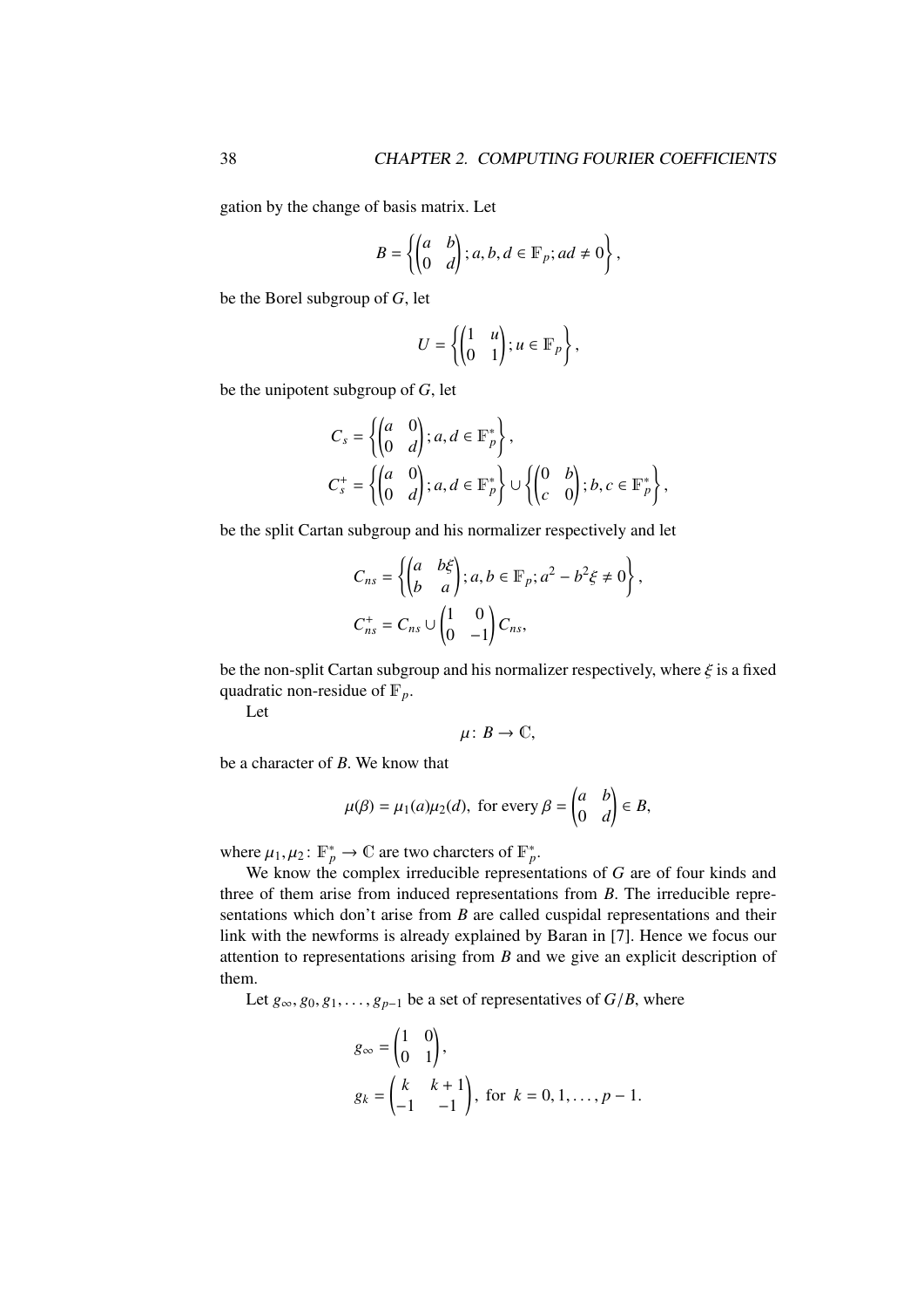gation by the change of basis matrix. Let

$$B = \left\{ \begin{pmatrix} a & b \\ 0 & d \end{pmatrix}; a, b, d \in \mathbb{F}_p; ad \neq 0 \right\},$$

be the Borel subgroup of $G$, let

$$U = \left\{ \begin{pmatrix} 1 & u \\ 0 & 1 \end{pmatrix}; u \in \mathbb{F}_p \right\},$$

be the unipotent subgroup of $G$, let

$$C_s = \left\{ \begin{pmatrix} a & 0 \\ 0 & d \end{pmatrix}; a, d \in \mathbb{F}_p^* \right\},$$

$$C_s^+ = \left\{ \begin{pmatrix} a & 0 \\ 0 & d \end{pmatrix}; a, d \in \mathbb{F}_p^* \right\} \cup \left\{ \begin{pmatrix} 0 & b \\ c & 0 \end{pmatrix}; b, c \in \mathbb{F}_p^* \right\},$$

be the split Cartan subgroup and his normalizer respectively and let

$$C_{ns} = \left\{ \begin{pmatrix} a & b\xi \\ b & a \end{pmatrix}; a, b \in \mathbb{F}_p; a^2 - b^2\xi \neq 0 \right\},$$

$$C_{ns}^+ = C_{ns} \cup \begin{pmatrix} 1 & 0 \\ 0 & -1 \end{pmatrix} C_{ns},$$

be the non-split Cartan subgroup and his normalizer respectively, where $\xi$ is a fixed quadratic non-residue of $\mathbb{F}_p$.

Let

$$\mu \colon B \to \mathbb{C},$$

be a character of $B$. We know that

$$\mu(\beta) = \mu_1(a)\mu_2(d), \text{ for every } \beta = \begin{pmatrix} a & b \\ 0 & d \end{pmatrix} \in B,$$

where $\mu_1, \mu_2 \colon \mathbb{F}_p^* \to \mathbb{C}$ are two charcters of $\mathbb{F}_p^*$.

We know the complex irreducible representations of $G$ are of four kinds and three of them arise from induced representations from $B$. The irreducible representations which don't arise from $B$ are called cuspidal representations and their link with the newforms is already explained by Baran in [7]. Hence we focus our attention to representations arising from $B$ and we give an explicit description of them.

Let $g_\infty, g_0, g_1, \ldots, g_{p-1}$ be a set of representatives of $G/B$, where

$$g_\infty = \begin{pmatrix} 1 & 0 \\ 0 & 1 \end{pmatrix},$$

$$g_k = \begin{pmatrix} k & k+1 \\ -1 & -1 \end{pmatrix}, \text{ for } k = 0, 1, \ldots, p-1.$$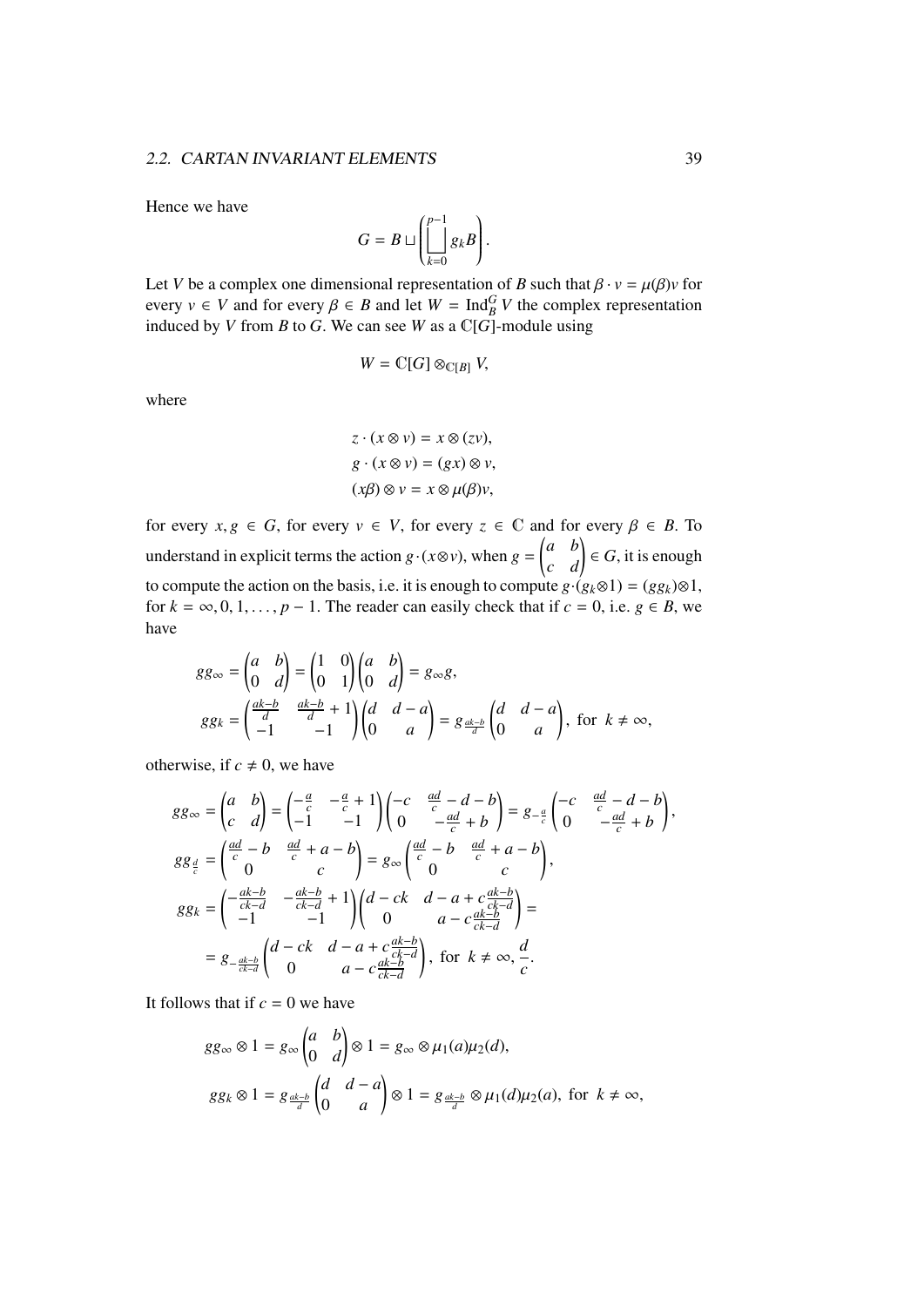Hence we have

$$G = B \sqcup \left( \bigsqcup_{k=0}^{p-1} g_k B \right).$$

Let $V$ be a complex one dimensional representation of $B$ such that $\beta \cdot v = \mu(\beta) v$ for every $v \in V$ and for every $\beta \in B$ and let $W = \mathrm{Ind}_B^G V$ the complex representation induced by $V$ from $B$ to $G$. We can see $W$ as a $\mathbb{C}[G]$-module using

$$W = \mathbb{C}[G] \otimes_{\mathbb{C}[B]} V,$$

where

$$\begin{aligned}
z \cdot (x \otimes v) &= x \otimes (zv), \\
g \cdot (x \otimes v) &= (gx) \otimes v, \\
(x\beta) \otimes v &= x \otimes \mu(\beta) v,
\end{aligned}$$

for every $x, g \in G$, for every $v \in V$, for every $z \in \mathbb{C}$ and for every $\beta \in B$. To understand in explicit terms the action $g \cdot (x \otimes v)$, when $g = \begin{pmatrix} a & b \\ c & d \end{pmatrix} \in G$, it is enough to compute the action on the basis, i.e. it is enough to compute $g \cdot (g_k \otimes 1) = (gg_k) \otimes 1$, for $k = \infty, 0, 1, \dots, p-1$. The reader can easily check that if $c = 0$, i.e. $g \in B$, we have

$$\begin{aligned}
gg_\infty &= \begin{pmatrix} a & b \\ 0 & d \end{pmatrix} = \begin{pmatrix} 1 & 0 \\ 0 & 1 \end{pmatrix} \begin{pmatrix} a & b \\ 0 & d \end{pmatrix} = g_\infty g, \\
gg_k &= \begin{pmatrix} \frac{ak-b}{d} & \frac{ak-b}{d} + 1 \\ -1 & -1 \end{pmatrix} \begin{pmatrix} d & d-a \\ 0 & a \end{pmatrix} = g_{\frac{ak-b}{d}} \begin{pmatrix} d & d-a \\ 0 & a \end{pmatrix}, \text{ for } k \neq \infty,
\end{aligned}$$

otherwise, if $c \neq 0$, we have

$$\begin{aligned}
gg_\infty &= \begin{pmatrix} a & b \\ c & d \end{pmatrix} = \begin{pmatrix} -\frac{a}{c} & -\frac{a}{c} + 1 \\ -1 & -1 \end{pmatrix} \begin{pmatrix} -c & \frac{ad}{c} - d - b \\ 0 & -\frac{ad}{c} + b \end{pmatrix} = g_{-\frac{a}{c}} \begin{pmatrix} -c & \frac{ad}{c} - d - b \\ 0 & -\frac{ad}{c} + b \end{pmatrix}, \\
gg_{\frac{d}{c}} &= \begin{pmatrix} \frac{ad}{c} - b & \frac{ad}{c} + a - b \\ 0 & c \end{pmatrix} = g_\infty \begin{pmatrix} \frac{ad}{c} - b & \frac{ad}{c} + a - b \\ 0 & c \end{pmatrix}, \\
gg_k &= \begin{pmatrix} -\frac{ak-b}{ck-d} & -\frac{ak-b}{ck-d} + 1 \\ -1 & -1 \end{pmatrix} \begin{pmatrix} d - ck & d - a + c\frac{ak-b}{ck-d} \\ 0 & a - c\frac{ak-b}{ck-d} \end{pmatrix} = \\
&= g_{-\frac{ak-b}{ck-d}} \begin{pmatrix} d - ck & d - a + c\frac{ak-b}{ck-d} \\ 0 & a - c\frac{ak-b}{ck-d} \end{pmatrix}, \text{ for } k \neq \infty, \frac{d}{c}.
\end{aligned}$$

It follows that if $c = 0$ we have

$$\begin{aligned}
gg_\infty \otimes 1 &= g_\infty \begin{pmatrix} a & b \\ 0 & d \end{pmatrix} \otimes 1 = g_\infty \otimes \mu_1(a)\mu_2(d), \\
gg_k \otimes 1 &= g_{\frac{ak-b}{d}} \begin{pmatrix} d & d-a \\ 0 & a \end{pmatrix} \otimes 1 = g_{\frac{ak-b}{d}} \otimes \mu_1(d)\mu_2(a), \text{ for } k \neq \infty,
\end{aligned}$$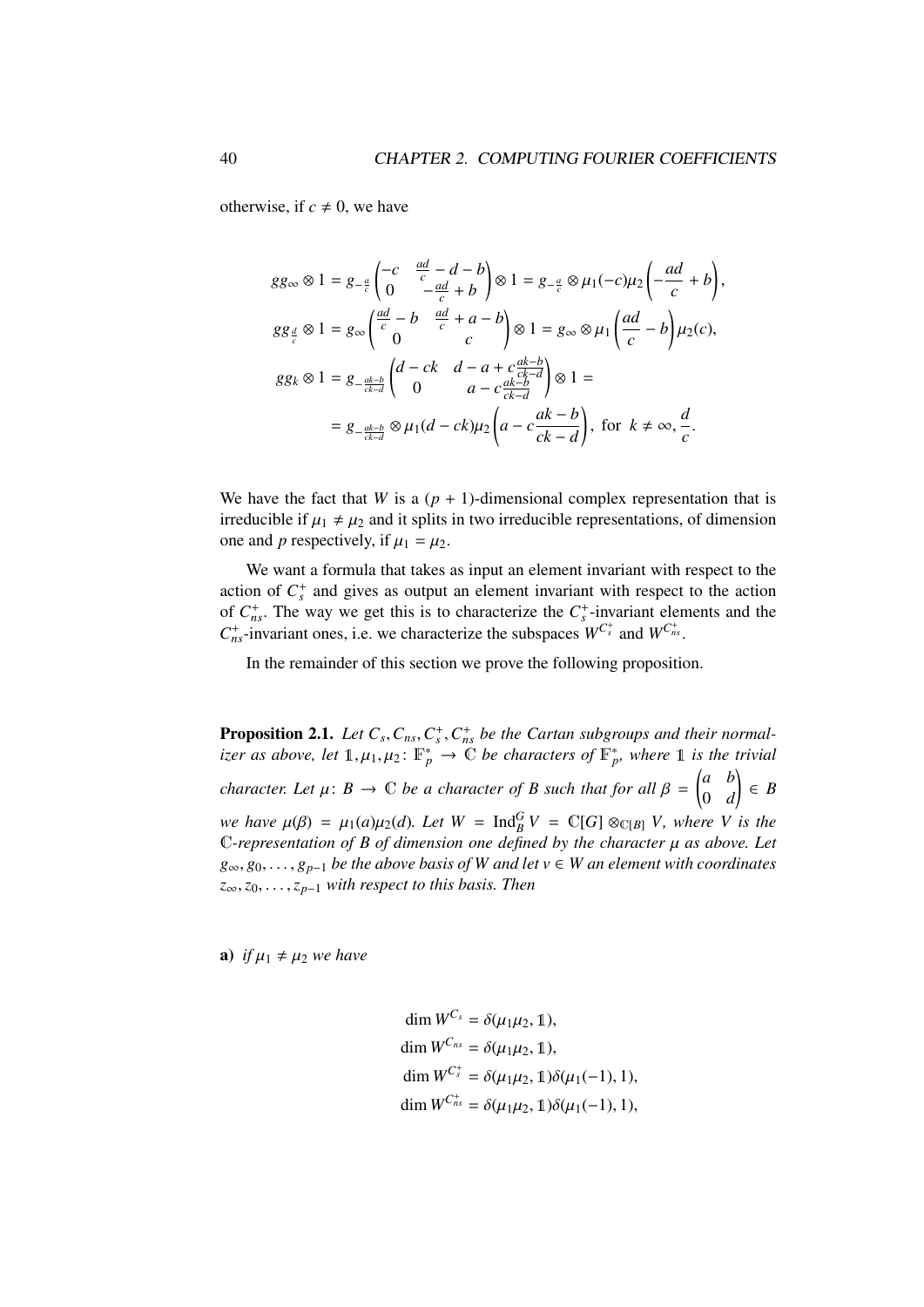otherwise, if $c \neq 0$, we have

$$
\begin{aligned}
gg_\infty \otimes 1 &= g_{-\frac{a}{c}} \begin{pmatrix} -c & \frac{ad}{c} - d - b \\ 0 & -\frac{ad}{c} + b \end{pmatrix} \otimes 1 = g_{-\frac{a}{c}} \otimes \mu_1(-c)\mu_2\left(-\frac{ad}{c} + b\right), \\
gg_{\frac{d}{c}} \otimes 1 &= g_\infty \begin{pmatrix} \frac{ad}{c} - b & \frac{ad}{c} + a - b \\ 0 & c \end{pmatrix} \otimes 1 = g_\infty \otimes \mu_1\left(\frac{ad}{c} - b\right)\mu_2(c), \\
gg_k \otimes 1 &= g_{-\frac{ak-b}{ck-d}} \begin{pmatrix} d - ck & d - a + c\frac{ak-b}{ck-d} \\ 0 & a - c\frac{ak-b}{ck-d} \end{pmatrix} \otimes 1 = \\
&= g_{-\frac{ak-b}{ck-d}} \otimes \mu_1(d - ck)\mu_2\left(a - c\frac{ak-b}{ck-d}\right), \text{ for } k \neq \infty, \frac{d}{c}.
\end{aligned}
$$

We have the fact that $W$ is a $(p+1)$-dimensional complex representation that is irreducible if $\mu_1 \neq \mu_2$ and it splits in two irreducible representations, of dimension one and $p$ respectively, if $\mu_1 = \mu_2$.

We want a formula that takes as input an element invariant with respect to the action of $C_s^+$ and gives as output an element invariant with respect to the action of $C_{ns}^+$. The way we get this is to characterize the $C_s^+$-invariant elements and the $C_{ns}^+$-invariant ones, i.e. we characterize the subspaces $W^{C_s^+}$ and $W^{C_{ns}^+}$.

In the remainder of this section we prove the following proposition.

**Proposition 2.1.** *Let $C_s, C_{ns}, C_s^+, C_{ns}^+$ be the Cartan subgroups and their normalizer as above, let $\mathbb{1}, \mu_1, \mu_2 \colon \mathbb{F}_p^* \to \mathbb{C}$ be characters of $\mathbb{F}_p^*$, where $\mathbb{1}$ is the trivial character. Let $\mu \colon B \to \mathbb{C}$ be a character of $B$ such that for all $\beta = \begin{pmatrix} a & b \\ 0 & d \end{pmatrix} \in B$ we have $\mu(\beta) = \mu_1(a)\mu_2(d)$. Let $W = \operatorname{Ind}_B^G V = \mathbb{C}[G] \otimes_{\mathbb{C}[B]} V$, where $V$ is the $\mathbb{C}$-representation of $B$ of dimension one defined by the character $\mu$ as above. Let $g_\infty, g_0, \ldots, g_{p-1}$ be the above basis of $W$ and let $v \in W$ an element with coordinates $z_\infty, z_0, \ldots, z_{p-1}$ with respect to this basis. Then*

**a)** *if $\mu_1 \neq \mu_2$ we have*

$$
\begin{aligned}
\dim W^{C_s} &= \delta(\mu_1\mu_2, \mathbb{1}), \\
\dim W^{C_{ns}} &= \delta(\mu_1\mu_2, \mathbb{1}), \\
\dim W^{C_s^+} &= \delta(\mu_1\mu_2, \mathbb{1})\delta(\mu_1(-1), 1), \\
\dim W^{C_{ns}^+} &= \delta(\mu_1\mu_2, \mathbb{1})\delta(\mu_1(-1), 1),
\end{aligned}
$$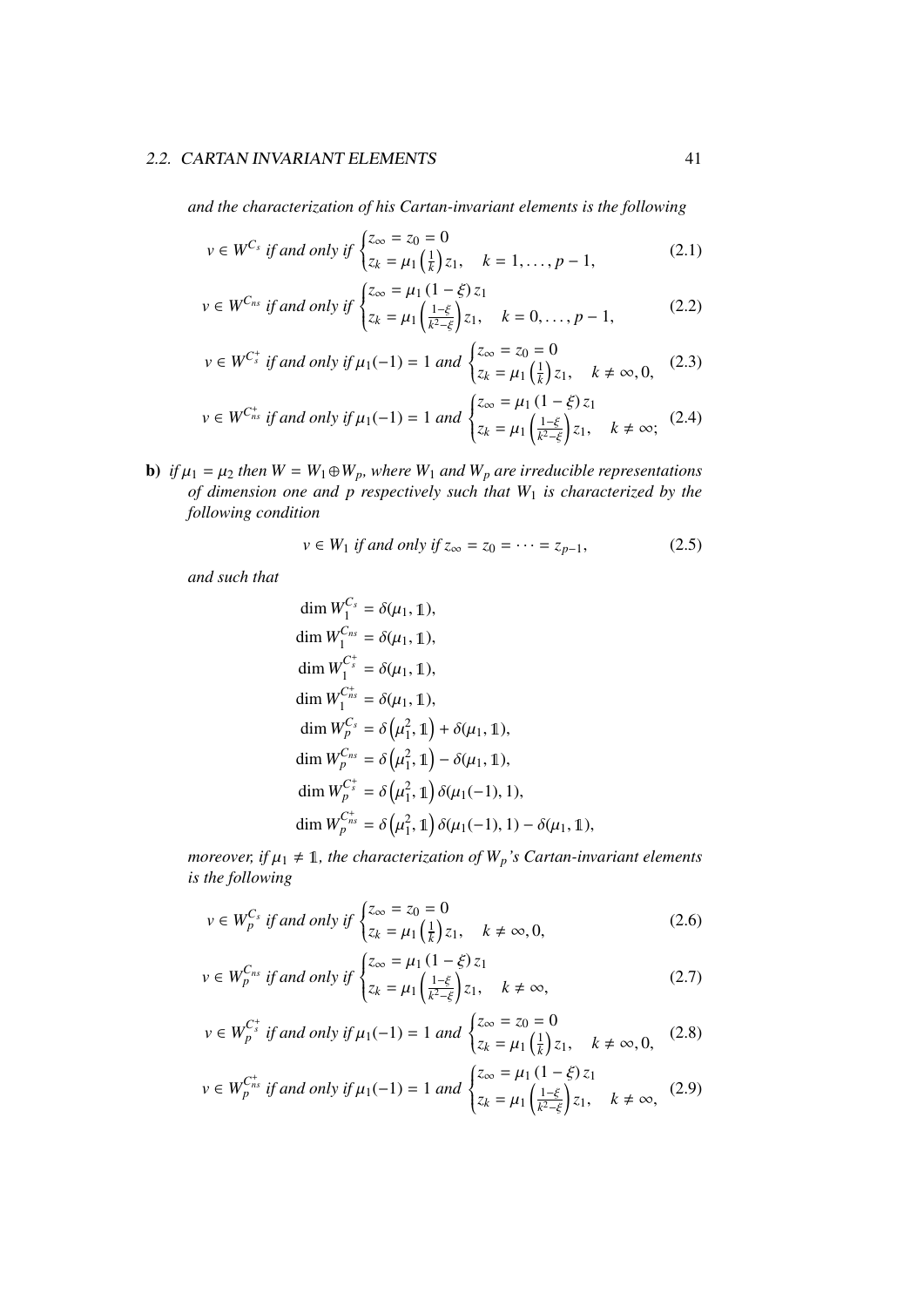*and the characterization of his Cartan-invariant elements is the following*

$$v \in W^{C_s} \text{ if and only if } \begin{cases} z_\infty = z_0 = 0 \\ z_k = \mu_1\left(\frac{1}{k}\right) z_1, \quad k = 1, \dots, p-1, \end{cases} \tag{2.1}$$

$$v \in W^{C_{ns}} \text{ if and only if } \begin{cases} z_\infty = \mu_1(1-\xi) z_1 \\ z_k = \mu_1\left(\frac{1-\xi}{k^2-\xi}\right) z_1, \quad k = 0, \dots, p-1, \end{cases} \tag{2.2}$$

$$v \in W^{C_s^+} \text{ if and only if } \mu_1(-1) = 1 \text{ and } \begin{cases} z_\infty = z_0 = 0 \\ z_k = \mu_1\left(\frac{1}{k}\right) z_1, \quad k \neq \infty, 0, \end{cases} \tag{2.3}$$

$$v \in W^{C_{ns}^+} \text{ if and only if } \mu_1(-1) = 1 \text{ and } \begin{cases} z_\infty = \mu_1(1-\xi) z_1 \\ z_k = \mu_1\left(\frac{1-\xi}{k^2-\xi}\right) z_1, \quad k \neq \infty; \end{cases} \tag{2.4}$$

**b)** *if $\mu_1 = \mu_2$ then $W = W_1 \oplus W_p$, where $W_1$ and $W_p$ are irreducible representations of dimension one and $p$ respectively such that $W_1$ is characterized by the following condition*

$$v \in W_1 \text{ if and only if } z_\infty = z_0 = \dots = z_{p-1}, \tag{2.5}$$

*and such that*

$$\begin{aligned}
\dim W_1^{C_s} &= \delta(\mu_1, \mathbb{1}), \\
\dim W_1^{C_{ns}} &= \delta(\mu_1, \mathbb{1}), \\
\dim W_1^{C_s^+} &= \delta(\mu_1, \mathbb{1}), \\
\dim W_1^{C_{ns}^+} &= \delta(\mu_1, \mathbb{1}), \\
\dim W_p^{C_s} &= \delta\left(\mu_1^2, \mathbb{1}\right) + \delta(\mu_1, \mathbb{1}), \\
\dim W_p^{C_{ns}} &= \delta\left(\mu_1^2, \mathbb{1}\right) - \delta(\mu_1, \mathbb{1}), \\
\dim W_p^{C_s^+} &= \delta\left(\mu_1^2, \mathbb{1}\right) \delta(\mu_1(-1), 1), \\
\dim W_p^{C_{ns}^+} &= \delta\left(\mu_1^2, \mathbb{1}\right) \delta(\mu_1(-1), 1) - \delta(\mu_1, \mathbb{1}),
\end{aligned}$$

*moreover, if $\mu_1 \neq \mathbb{1}$, the characterization of $W_p$'s Cartan-invariant elements is the following*

$$v \in W_p^{C_s} \text{ if and only if } \begin{cases} z_\infty = z_0 = 0 \\ z_k = \mu_1\left(\frac{1}{k}\right) z_1, \quad k \neq \infty, 0, \end{cases} \tag{2.6}$$

$$v \in W_p^{C_{ns}} \text{ if and only if } \begin{cases} z_\infty = \mu_1(1-\xi) z_1 \\ z_k = \mu_1\left(\frac{1-\xi}{k^2-\xi}\right) z_1, \quad k \neq \infty, \end{cases} \tag{2.7}$$

$$v \in W_p^{C_s^+} \text{ if and only if } \mu_1(-1) = 1 \text{ and } \begin{cases} z_\infty = z_0 = 0 \\ z_k = \mu_1\left(\frac{1}{k}\right) z_1, \quad k \neq \infty, 0, \end{cases} \tag{2.8}$$

$$v \in W_p^{C_{ns}^+} \text{ if and only if } \mu_1(-1) = 1 \text{ and } \begin{cases} z_\infty = \mu_1(1-\xi) z_1 \\ z_k = \mu_1\left(\frac{1-\xi}{k^2-\xi}\right) z_1, \quad k \neq \infty, \end{cases} \tag{2.9}$$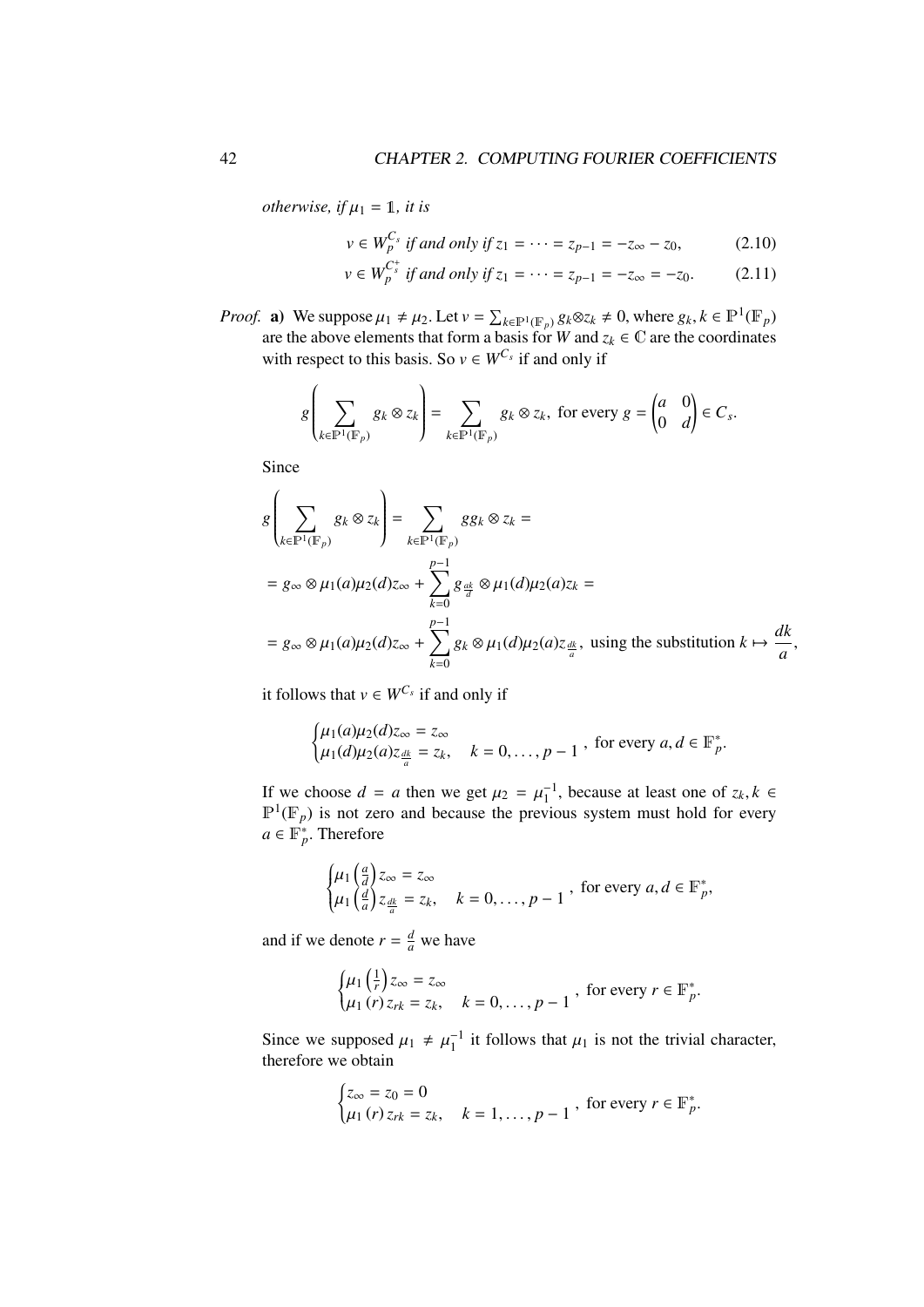*otherwise, if $\mu_1 = \mathbb{1}$, it is*

$$v \in W_p^{C_s} \text{ if and only if } z_1 = \cdots = z_{p-1} = -z_\infty - z_0, \tag{2.10}$$

$$v \in W_p^{C_s^+} \text{ if and only if } z_1 = \cdots = z_{p-1} = -z_\infty = -z_0. \tag{2.11}$$

*Proof.* **a)** We suppose $\mu_1 \neq \mu_2$. Let $v = \sum_{k \in \mathbb{P}^1(\mathbb{F}_p)} g_k \otimes z_k \neq 0$, where $g_k, k \in \mathbb{P}^1(\mathbb{F}_p)$ are the above elements that form a basis for $W$ and $z_k \in \mathbb{C}$ are the coordinates with respect to this basis. So $v \in W^{C_s}$ if and only if

$$g\left(\sum_{k \in \mathbb{P}^1(\mathbb{F}_p)} g_k \otimes z_k\right) = \sum_{k \in \mathbb{P}^1(\mathbb{F}_p)} g_k \otimes z_k, \text{ for every } g = \begin{pmatrix} a & 0 \\ 0 & d \end{pmatrix} \in C_s.$$

Since

$$g\left(\sum_{k \in \mathbb{P}^1(\mathbb{F}_p)} g_k \otimes z_k\right) = \sum_{k \in \mathbb{P}^1(\mathbb{F}_p)} g g_k \otimes z_k =$$

$$= g_\infty \otimes \mu_1(a)\mu_2(d) z_\infty + \sum_{k=0}^{p-1} g_{\frac{ak}{d}} \otimes \mu_1(d)\mu_2(a) z_k =$$

$$= g_\infty \otimes \mu_1(a)\mu_2(d) z_\infty + \sum_{k=0}^{p-1} g_k \otimes \mu_1(d)\mu_2(a) z_{\frac{dk}{a}}, \text{ using the substitution } k \mapsto \frac{dk}{a},$$

it follows that $v \in W^{C_s}$ if and only if

$$\begin{cases} \mu_1(a)\mu_2(d) z_\infty = z_\infty \\ \mu_1(d)\mu_2(a) z_{\frac{dk}{a}} = z_k, \quad k = 0, \ldots, p-1 \end{cases}, \text{ for every } a, d \in \mathbb{F}_p^*.$$

If we choose $d = a$ then we get $\mu_2 = \mu_1^{-1}$, because at least one of $z_k, k \in \mathbb{P}^1(\mathbb{F}_p)$ is not zero and because the previous system must hold for every $a \in \mathbb{F}_p^*$. Therefore

$$\begin{cases} \mu_1\left(\frac{a}{d}\right) z_\infty = z_\infty \\ \mu_1\left(\frac{d}{a}\right) z_{\frac{dk}{a}} = z_k, \quad k = 0, \ldots, p-1 \end{cases}, \text{ for every } a, d \in \mathbb{F}_p^*,$$

and if we denote $r = \frac{d}{a}$ we have

$$\begin{cases} \mu_1\left(\frac{1}{r}\right) z_\infty = z_\infty \\ \mu_1(r) z_{rk} = z_k, \quad k = 0, \ldots, p-1 \end{cases}, \text{ for every } r \in \mathbb{F}_p^*.$$

Since we supposed $\mu_1 \neq \mu_1^{-1}$ it follows that $\mu_1$ is not the trivial character, therefore we obtain

$$\begin{cases} z_\infty = z_0 = 0 \\ \mu_1(r) z_{rk} = z_k, \quad k = 1, \ldots, p-1 \end{cases}, \text{ for every } r \in \mathbb{F}_p^*.$$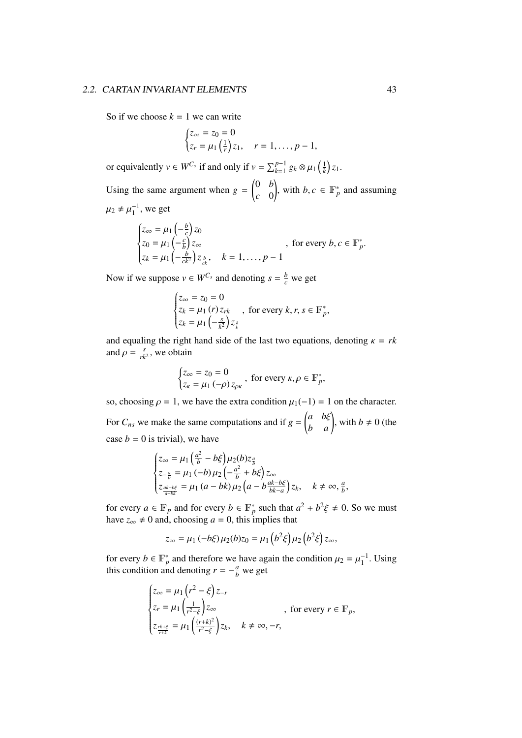So if we choose $k = 1$ we can write

$$\begin{cases} z_\infty = z_0 = 0 \\ z_r = \mu_1\left(\frac{1}{r}\right) z_1, \quad r = 1, \dots, p-1, \end{cases}$$

or equivalently $v \in W^{C_s}$ if and only if $v = \sum_{k=1}^{p-1} g_k \otimes \mu_1\left(\frac{1}{k}\right) z_1$.

Using the same argument when $g = \begin{pmatrix} 0 & b \\ c & 0 \end{pmatrix}$, with $b, c \in \mathbb{F}_p^*$ and assuming $\mu_2 \neq \mu_1^{-1}$, we get

$$\begin{cases} z_\infty = \mu_1\left(-\frac{b}{c}\right) z_0 \\ z_0 = \mu_1\left(-\frac{c}{b}\right) z_\infty \\ z_k = \mu_1\left(-\frac{b}{ck^2}\right) z_{\frac{b}{ck}}, \quad k = 1, \dots, p-1 \end{cases}, \text{ for every } b, c \in \mathbb{F}_p^*.$$

Now if we suppose $v \in W^{C_s}$ and denoting $s = \frac{b}{c}$ we get

$$\begin{cases} z_\infty = z_0 = 0 \\ z_k = \mu_1(r) z_{rk} \\ z_k = \mu_1\left(-\frac{s}{k^2}\right) z_{\frac{s}{k}} \end{cases}, \text{ for every } k, r, s \in \mathbb{F}_p^*,$$

and equaling the right hand side of the last two equations, denoting $\kappa = rk$ and $\rho = \frac{s}{rk^2}$, we obtain

$$\begin{cases} z_\infty = z_0 = 0 \\ z_\kappa = \mu_1(-\rho) z_{\rho\kappa} \end{cases}, \text{ for every } \kappa, \rho \in \mathbb{F}_p^*,$$

so, choosing $\rho = 1$, we have the extra condition $\mu_1(-1) = 1$ on the character.

For $C_{ns}$ we make the same computations and if $g = \begin{pmatrix} a & b\xi \\ b & a \end{pmatrix}$, with $b \neq 0$ (the case $b = 0$ is trivial), we have

$$\begin{cases} z_\infty = \mu_1\left(\frac{a^2}{b} - b\xi\right) \mu_2(b) z_{\frac{a}{b}} \\ z_{-\frac{a}{b}} = \mu_1(-b) \mu_2\left(-\frac{a^2}{b} + b\xi\right) z_\infty \\ z_{\frac{ak - b\xi}{a - bk}} = \mu_1(a - bk) \mu_2\left(a - b\frac{ak - b\xi}{bk - a}\right) z_k, \quad k \neq \infty, \frac{a}{b}, \end{cases}$$

for every $a \in \mathbb{F}_p$ and for every $b \in \mathbb{F}_p^*$ such that $a^2 + b^2\xi \neq 0$. So we must have $z_\infty \neq 0$ and, choosing $a = 0$, this implies that

$$z_\infty = \mu_1(-b\xi) \mu_2(b) z_0 = \mu_1\left(b^2\xi\right) \mu_2\left(b^2\xi\right) z_\infty,$$

for every $b \in \mathbb{F}_p^*$ and therefore we have again the condition $\mu_2 = \mu_1^{-1}$. Using this condition and denoting $r = -\frac{a}{b}$ we get

$$\begin{cases} z_\infty = \mu_1\left(r^2 - \xi\right) z_{-r} \\ z_r = \mu_1\left(\frac{1}{r^2 - \xi}\right) z_\infty \\ z_{\frac{rk + \xi}{r + k}} = \mu_1\left(\frac{(r+k)^2}{r^2 - \xi}\right) z_k, \quad k \neq \infty, -r, \end{cases}, \text{ for every } r \in \mathbb{F}_p,$$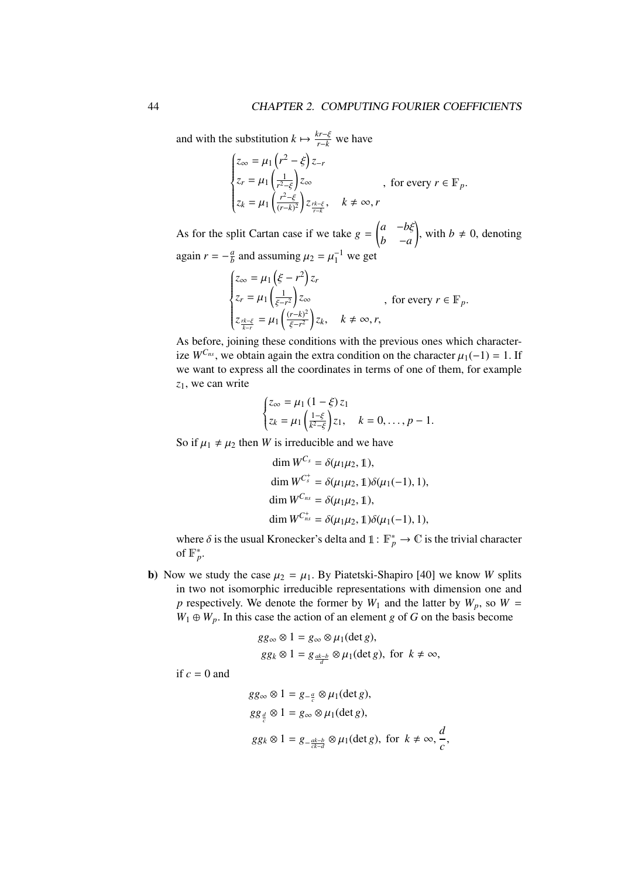and with the substitution $k \mapsto \frac{kr-\xi}{r-k}$ we have

$$\begin{cases} z_\infty = \mu_1\left(r^2-\xi\right)z_{-r} \\ z_r = \mu_1\left(\frac{1}{r^2-\xi}\right)z_\infty \\ z_k = \mu_1\left(\frac{r^2-\xi}{(r-k)^2}\right)z_{\frac{rk-\xi}{r-k}}, \quad k \neq \infty, r \end{cases}, \text{ for every } r \in \mathbb{F}_p.$$

As for the split Cartan case if we take $g = \begin{pmatrix} a & -b\xi \\ b & -a \end{pmatrix}$, with $b \neq 0$, denoting again $r = -\frac{a}{b}$ and assuming $\mu_2 = \mu_1^{-1}$ we get

$$\begin{cases} z_\infty = \mu_1\left(\xi - r^2\right)z_r \\ z_r = \mu_1\left(\frac{1}{\xi-r^2}\right)z_\infty \\ z_{\frac{rk-\xi}{k-r}} = \mu_1\left(\frac{(r-k)^2}{\xi-r^2}\right)z_k, \quad k \neq \infty, r, \end{cases}, \text{ for every } r \in \mathbb{F}_p.$$

As before, joining these conditions with the previous ones which characterize $W^{C_{ns}}$, we obtain again the extra condition on the character $\mu_1(-1) = 1$. If we want to express all the coordinates in terms of one of them, for example $z_1$, we can write

$$\begin{cases} z_\infty = \mu_1(1-\xi)z_1 \\ z_k = \mu_1\left(\frac{1-\xi}{k^2-\xi}\right)z_1, \quad k = 0, \ldots, p-1. \end{cases}$$

So if $\mu_1 \neq \mu_2$ then $W$ is irreducible and we have

$$\begin{aligned} \dim W^{C_s} &= \delta(\mu_1\mu_2, \mathbb{1}), \\ \dim W^{C_s^+} &= \delta(\mu_1\mu_2, \mathbb{1})\delta(\mu_1(-1), 1), \\ \dim W^{C_{ns}} &= \delta(\mu_1\mu_2, \mathbb{1}), \\ \dim W^{C_{ns}^+} &= \delta(\mu_1\mu_2, \mathbb{1})\delta(\mu_1(-1), 1), \end{aligned}$$

where $\delta$ is the usual Kronecker's delta and $\mathbb{1} : \mathbb{F}_p^* \to \mathbb{C}$ is the trivial character of $\mathbb{F}_p^*$.

**b)** Now we study the case $\mu_2 = \mu_1$. By Piatetski-Shapiro [40] we know $W$ splits in two not isomorphic irreducible representations with dimension one and $p$ respectively. We denote the former by $W_1$ and the latter by $W_p$, so $W = W_1 \oplus W_p$. In this case the action of an element $g$ of $G$ on the basis become

$$\begin{aligned} gg_\infty \otimes 1 &= g_\infty \otimes \mu_1(\det g), \\ gg_k \otimes 1 &= g_{\frac{ak-b}{d}} \otimes \mu_1(\det g), \text{ for } k \neq \infty, \end{aligned}$$

if $c = 0$ and

$$\begin{aligned} gg_\infty \otimes 1 &= g_{-\frac{a}{c}} \otimes \mu_1(\det g), \\ gg_{\frac{d}{c}} \otimes 1 &= g_\infty \otimes \mu_1(\det g), \\ gg_k \otimes 1 &= g_{-\frac{ak-b}{ck-d}} \otimes \mu_1(\det g), \text{ for } k \neq \infty, \frac{d}{c}, \end{aligned}$$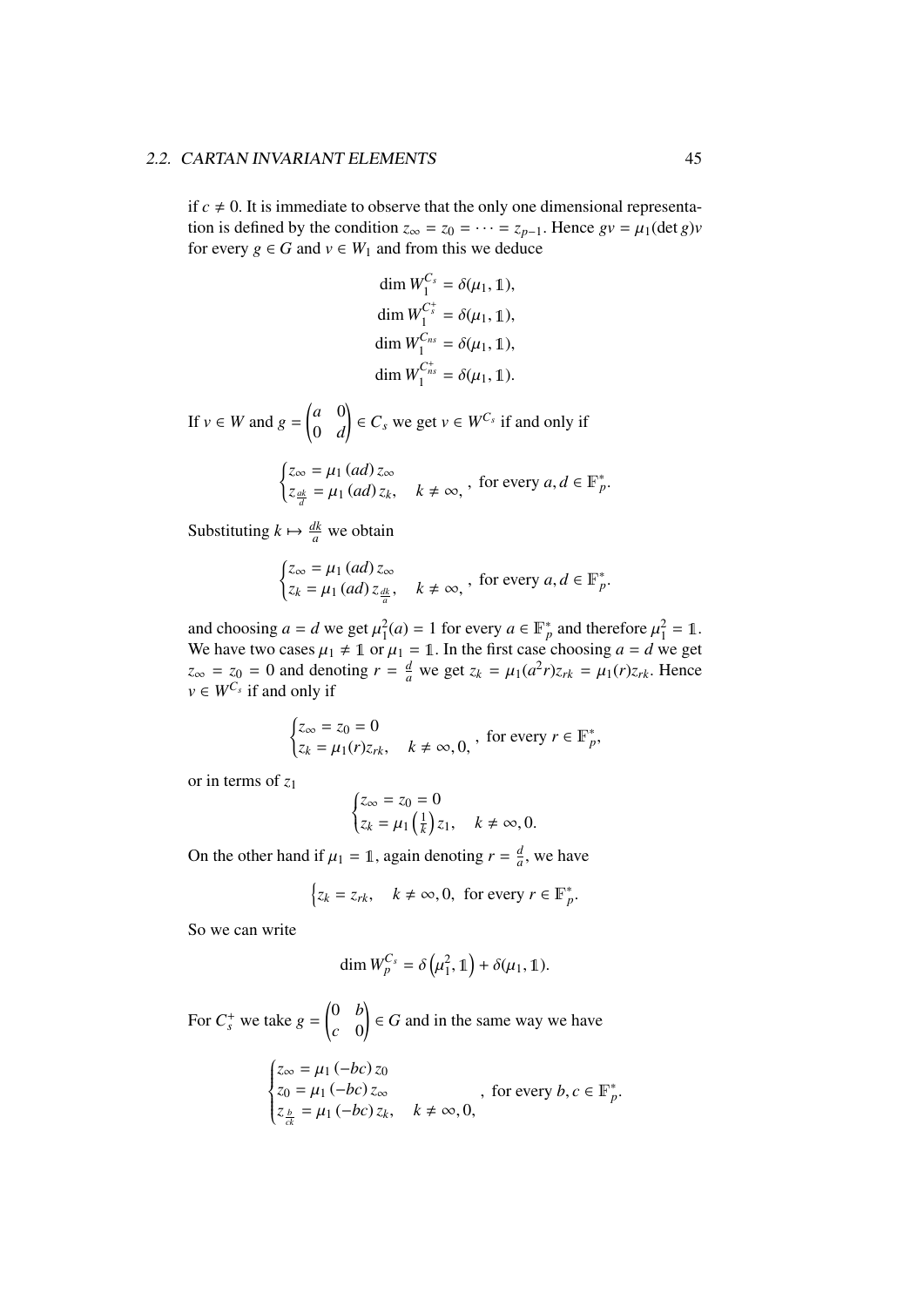if $c \neq 0$. It is immediate to observe that the only one dimensional representation is defined by the condition $z_\infty = z_0 = \cdots = z_{p-1}$. Hence $gv = \mu_1(\det g)v$ for every $g \in G$ and $v \in W_1$ and from this we deduce

$$\dim W_1^{C_s} = \delta(\mu_1, \mathbb{1}),$$
$$\dim W_1^{C_s^+} = \delta(\mu_1, \mathbb{1}),$$
$$\dim W_1^{C_{ns}} = \delta(\mu_1, \mathbb{1}),$$
$$\dim W_1^{C_{ns}^+} = \delta(\mu_1, \mathbb{1}).$$

If $v \in W$ and $g = \begin{pmatrix} a & 0 \\ 0 & d \end{pmatrix} \in C_s$ we get $v \in W^{C_s}$ if and only if

$$\begin{cases} z_\infty = \mu_1(ad)\, z_\infty \\ z_{\frac{ak}{d}} = \mu_1(ad)\, z_k, \quad k \neq \infty, \end{cases}, \text{ for every } a, d \in \mathbb{F}_p^*.$$

Substituting $k \mapsto \frac{dk}{a}$ we obtain

$$\begin{cases} z_\infty = \mu_1(ad)\, z_\infty \\ z_k = \mu_1(ad)\, z_{\frac{dk}{a}}, \quad k \neq \infty, \end{cases}, \text{ for every } a, d \in \mathbb{F}_p^*.$$

and choosing $a = d$ we get $\mu_1^2(a) = 1$ for every $a \in \mathbb{F}_p^*$ and therefore $\mu_1^2 = \mathbb{1}$. We have two cases $\mu_1 \neq \mathbb{1}$ or $\mu_1 = \mathbb{1}$. In the first case choosing $a = d$ we get $z_\infty = z_0 = 0$ and denoting $r = \frac{d}{a}$ we get $z_k = \mu_1(a^2 r) z_{rk} = \mu_1(r) z_{rk}$. Hence $v \in W^{C_s}$ if and only if

$$\begin{cases} z_\infty = z_0 = 0 \\ z_k = \mu_1(r) z_{rk}, \quad k \neq \infty, 0, \end{cases}, \text{ for every } r \in \mathbb{F}_p^*,$$

or in terms of $z_1$

$$\begin{cases} z_\infty = z_0 = 0 \\ z_k = \mu_1\left(\frac{1}{k}\right) z_1, \quad k \neq \infty, 0. \end{cases}$$

On the other hand if $\mu_1 = \mathbb{1}$, again denoting $r = \frac{d}{a}$, we have

$$\left\{ z_k = z_{rk}, \quad k \neq \infty, 0, \text{ for every } r \in \mathbb{F}_p^*. \right.$$

So we can write

$$\dim W_p^{C_s} = \delta\left(\mu_1^2, \mathbb{1}\right) + \delta(\mu_1, \mathbb{1}).$$

For $C_s^+$ we take $g = \begin{pmatrix} 0 & b \\ c & 0 \end{pmatrix} \in G$ and in the same way we have

$$\begin{cases} z_\infty = \mu_1(-bc)\, z_0 \\ z_0 = \mu_1(-bc)\, z_\infty \\ z_{\frac{b}{ck}} = \mu_1(-bc)\, z_k, \quad k \neq \infty, 0, \end{cases}, \text{ for every } b, c \in \mathbb{F}_p^*.$$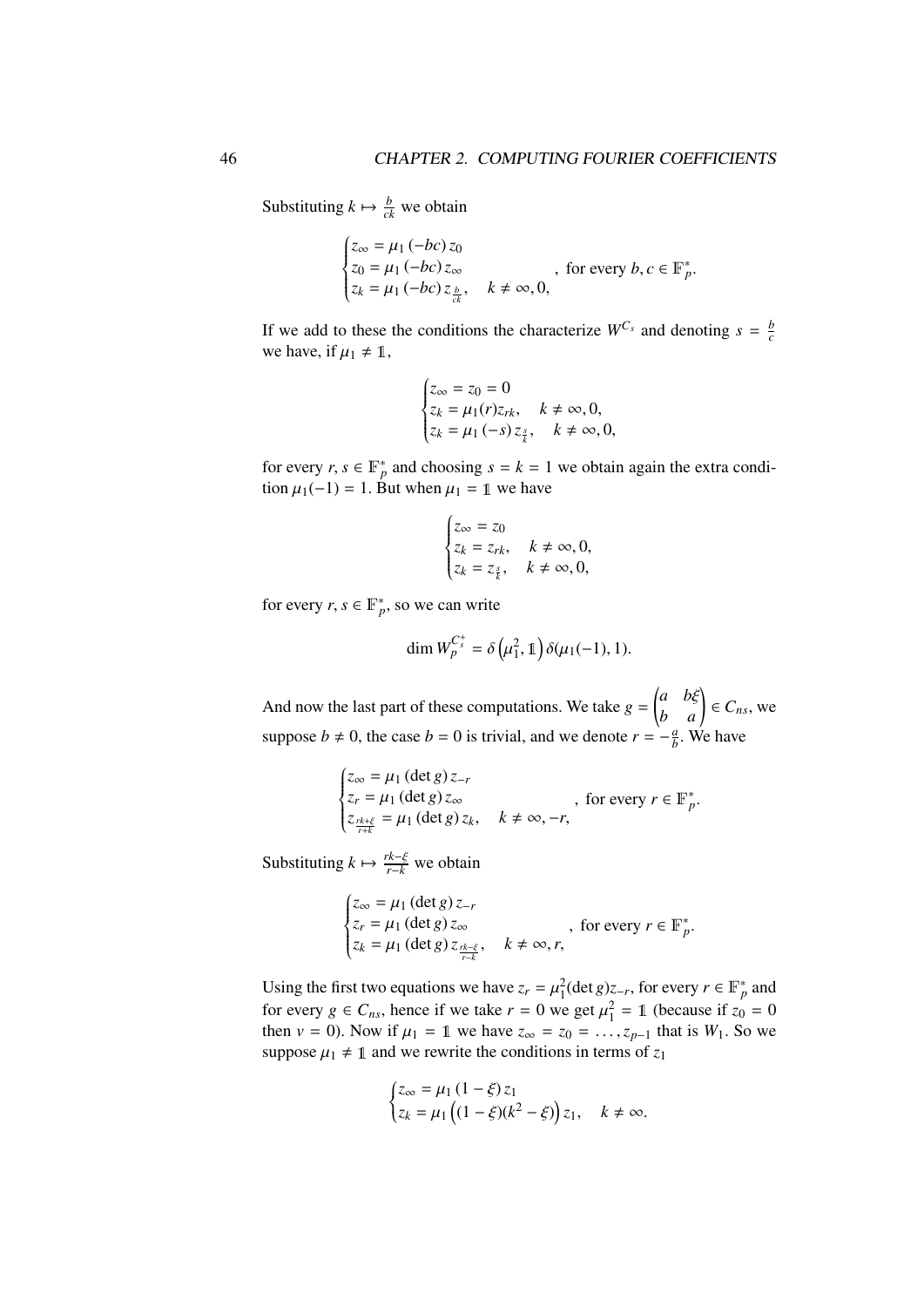Substituting $k \mapsto \frac{b}{ck}$ we obtain

$$\begin{cases} z_\infty = \mu_1(-bc)\, z_0 \\ z_0 = \mu_1(-bc)\, z_\infty \\ z_k = \mu_1(-bc)\, z_{\frac{b}{ck}}, \quad k \neq \infty, 0, \end{cases}, \text{ for every } b, c \in \mathbb{F}_p^*.$$

If we add to these the conditions the characterize $W^{C_s}$ and denoting $s = \frac{b}{c}$ we have, if $\mu_1 \neq \mathbb{1}$,

$$\begin{cases} z_\infty = z_0 = 0 \\ z_k = \mu_1(r) z_{rk}, \quad k \neq \infty, 0, \\ z_k = \mu_1(-s)\, z_{\frac{s}{k}}, \quad k \neq \infty, 0, \end{cases}$$

for every $r, s \in \mathbb{F}_p^*$ and choosing $s = k = 1$ we obtain again the extra condition $\mu_1(-1) = 1$. But when $\mu_1 = \mathbb{1}$ we have

$$\begin{cases} z_\infty = z_0 \\ z_k = z_{rk}, \quad k \neq \infty, 0, \\ z_k = z_{\frac{s}{k}}, \quad k \neq \infty, 0, \end{cases}$$

for every $r, s \in \mathbb{F}_p^*$, so we can write

$$\dim W_p^{C_s^+} = \delta\left(\mu_1^2, \mathbb{1}\right) \delta(\mu_1(-1), 1).$$

And now the last part of these computations. We take $g = \begin{pmatrix} a & b\xi \\ b & a \end{pmatrix} \in C_{ns}$, we suppose $b \neq 0$, the case $b = 0$ is trivial, and we denote $r = -\frac{a}{b}$. We have

$$\begin{cases} z_\infty = \mu_1(\det g)\, z_{-r} \\ z_r = \mu_1(\det g)\, z_\infty \\ z_{\frac{rk+\xi}{r+k}} = \mu_1(\det g)\, z_k, \quad k \neq \infty, -r, \end{cases}, \text{ for every } r \in \mathbb{F}_p^*.$$

Substituting $k \mapsto \frac{rk-\xi}{r-k}$ we obtain

$$\begin{cases} z_\infty = \mu_1(\det g)\, z_{-r} \\ z_r = \mu_1(\det g)\, z_\infty \\ z_k = \mu_1(\det g)\, z_{\frac{rk-\xi}{r-k}}, \quad k \neq \infty, r, \end{cases}, \text{ for every } r \in \mathbb{F}_p^*.$$

Using the first two equations we have $z_r = \mu_1^2(\det g) z_{-r}$, for every $r \in \mathbb{F}_p^*$ and for every $g \in C_{ns}$, hence if we take $r = 0$ we get $\mu_1^2 = \mathbb{1}$ (because if $z_0 = 0$ then $v = 0$). Now if $\mu_1 = \mathbb{1}$ we have $z_\infty = z_0 = \ldots, z_{p-1}$ that is $W_1$. So we suppose $\mu_1 \neq \mathbb{1}$ and we rewrite the conditions in terms of $z_1$

$$\begin{cases} z_\infty = \mu_1(1-\xi)\, z_1 \\ z_k = \mu_1\left((1-\xi)(k^2-\xi)\right) z_1, \quad k \neq \infty. \end{cases}$$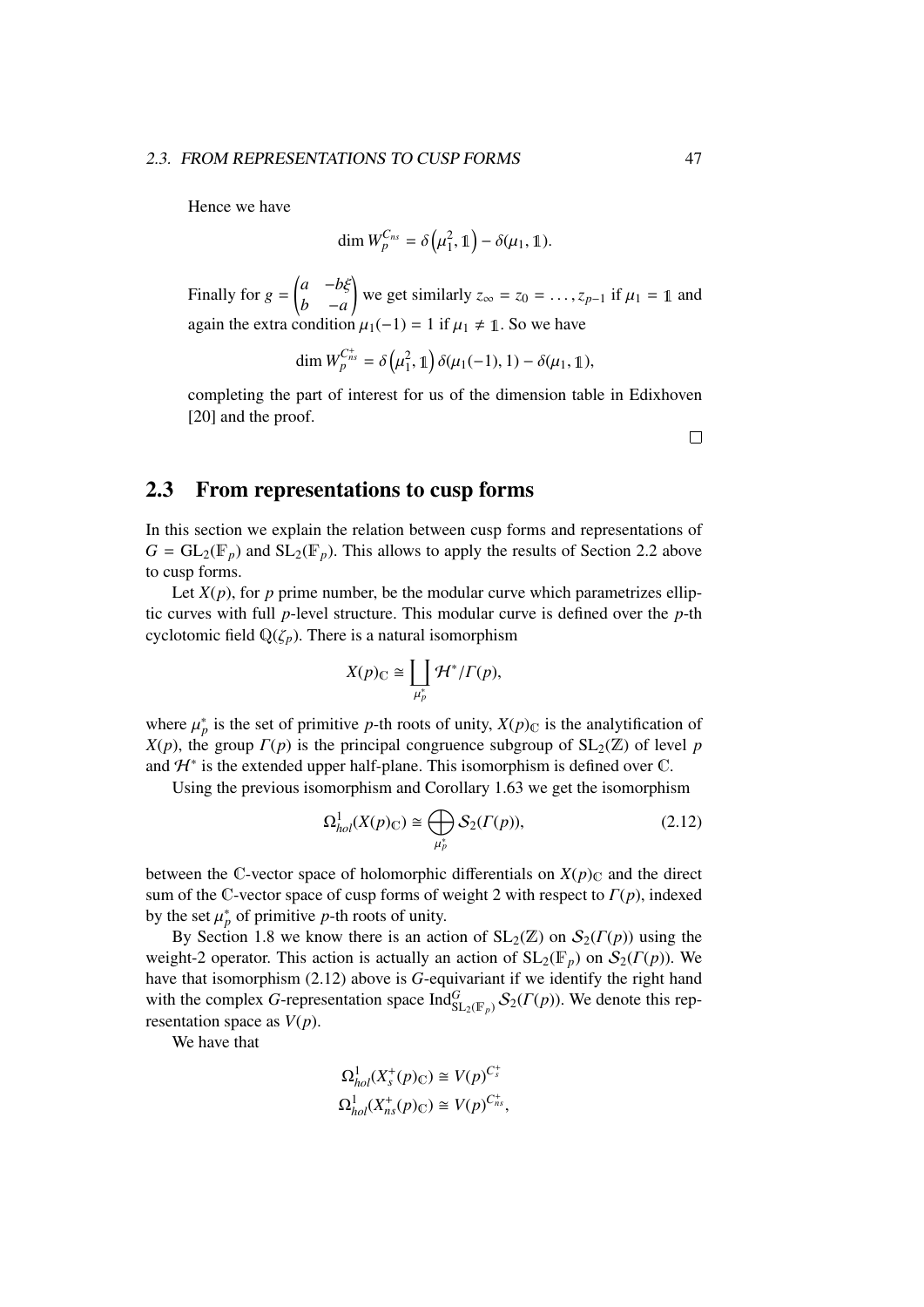Hence we have

$$\dim W_p^{C_{ns}} = \delta\left(\mu_1^2, \mathbb{1}\right) - \delta(\mu_1, \mathbb{1}).$$

Finally for $g = \begin{pmatrix} a & -b\xi \\ b & -a \end{pmatrix}$ we get similarly $z_\infty = z_0 = \ldots, z_{p-1}$ if $\mu_1 = \mathbb{1}$ and again the extra condition $\mu_1(-1) = 1$ if $\mu_1 \neq \mathbb{1}$. So we have

$$\dim W_p^{C_{ns}^+} = \delta\left(\mu_1^2, \mathbb{1}\right) \delta(\mu_1(-1), 1) - \delta(\mu_1, \mathbb{1}),$$

completing the part of interest for us of the dimension table in Edixhoven [20] and the proof.

□

## 2.3 From representations to cusp forms

In this section we explain the relation between cusp forms and representations of $G = \mathrm{GL}_2(\mathbb{F}_p)$ and $\mathrm{SL}_2(\mathbb{F}_p)$. This allows to apply the results of Section 2.2 above to cusp forms.

Let $X(p)$, for $p$ prime number, be the modular curve which parametrizes elliptic curves with full $p$-level structure. This modular curve is defined over the $p$-th cyclotomic field $\mathbb{Q}(\zeta_p)$. There is a natural isomorphism

$$X(p)_{\mathbb{C}} \cong \coprod_{\mu_p^*} \mathcal{H}^*/\Gamma(p),$$

where $\mu_p^*$ is the set of primitive $p$-th roots of unity, $X(p)_{\mathbb{C}}$ is the analytification of $X(p)$, the group $\Gamma(p)$ is the principal congruence subgroup of $\mathrm{SL}_2(\mathbb{Z})$ of level $p$ and $\mathcal{H}^*$ is the extended upper half-plane. This isomorphism is defined over $\mathbb{C}$.

Using the previous isomorphism and Corollary 1.63 we get the isomorphism

$$\Omega^1_{hol}(X(p)_{\mathbb{C}}) \cong \bigoplus_{\mu_p^*} \mathcal{S}_2(\Gamma(p)), \tag{2.12}$$

between the $\mathbb{C}$-vector space of holomorphic differentials on $X(p)_{\mathbb{C}}$ and the direct sum of the $\mathbb{C}$-vector space of cusp forms of weight 2 with respect to $\Gamma(p)$, indexed by the set $\mu_p^*$ of primitive $p$-th roots of unity.

By Section 1.8 we know there is an action of $\mathrm{SL}_2(\mathbb{Z})$ on $\mathcal{S}_2(\Gamma(p))$ using the weight-2 operator. This action is actually an action of $\mathrm{SL}_2(\mathbb{F}_p)$ on $\mathcal{S}_2(\Gamma(p))$. We have that isomorphism (2.12) above is $G$-equivariant if we identify the right hand with the complex $G$-representation space $\mathrm{Ind}^G_{\mathrm{SL}_2(\mathbb{F}_p)} \mathcal{S}_2(\Gamma(p))$. We denote this representation space as $V(p)$.

We have that

$$\Omega^1_{hol}(X_s^+(p)_{\mathbb{C}}) \cong V(p)^{C_s^+}$$
$$\Omega^1_{hol}(X_{ns}^+(p)_{\mathbb{C}}) \cong V(p)^{C_{ns}^+},$$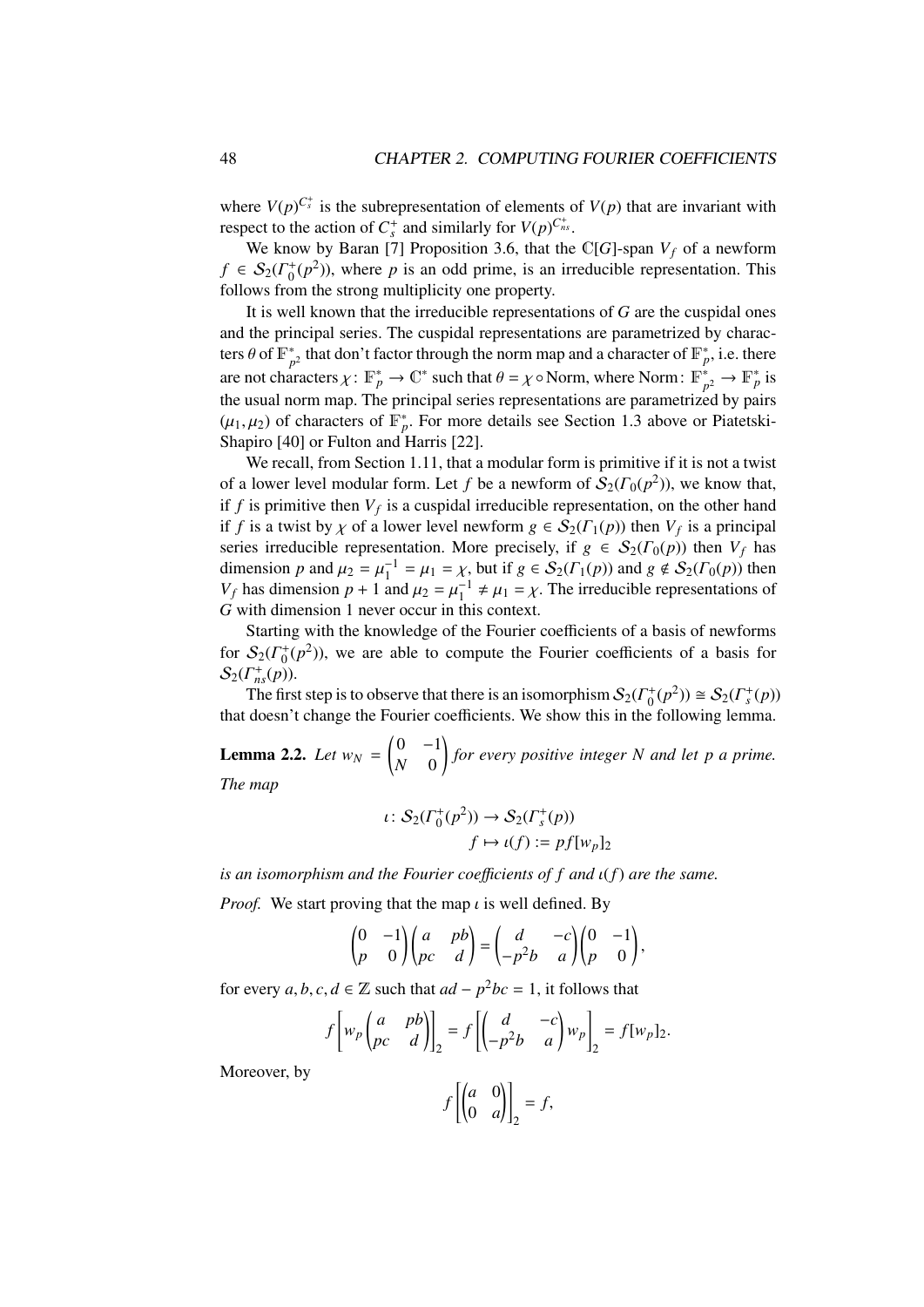where $V(p)^{C_s^+}$ is the subrepresentation of elements of $V(p)$ that are invariant with respect to the action of $C_s^+$ and similarly for $V(p)^{C_{ns}^+}$.

We know by Baran [7] Proposition 3.6, that the $\mathbb{C}[G]$-span $V_f$ of a newform $f \in \mathcal{S}_2(\Gamma_0^+(p^2))$, where $p$ is an odd prime, is an irreducible representation. This follows from the strong multiplicity one property.

It is well known that the irreducible representations of $G$ are the cuspidal ones and the principal series. The cuspidal representations are parametrized by characters $\theta$ of $\mathbb{F}_{p^2}^*$ that don't factor through the norm map and a character of $\mathbb{F}_p^*$, i.e. there are not characters $\chi\colon \mathbb{F}_p^* \to \mathbb{C}^*$ such that $\theta = \chi \circ \mathrm{Norm}$, where $\mathrm{Norm}\colon \mathbb{F}_{p^2}^* \to \mathbb{F}_p^*$ is the usual norm map. The principal series representations are parametrized by pairs $(\mu_1, \mu_2)$ of characters of $\mathbb{F}_p^*$. For more details see Section 1.3 above or Piatetski-Shapiro [40] or Fulton and Harris [22].

We recall, from Section 1.11, that a modular form is primitive if it is not a twist of a lower level modular form. Let $f$ be a newform of $\mathcal{S}_2(\Gamma_0(p^2))$, we know that, if $f$ is primitive then $V_f$ is a cuspidal irreducible representation, on the other hand if $f$ is a twist by $\chi$ of a lower level newform $g \in \mathcal{S}_2(\Gamma_1(p))$ then $V_f$ is a principal series irreducible representation. More precisely, if $g \in \mathcal{S}_2(\Gamma_0(p))$ then $V_f$ has dimension $p$ and $\mu_2 = \mu_1^{-1} = \mu_1 = \chi$, but if $g \in \mathcal{S}_2(\Gamma_1(p))$ and $g \notin \mathcal{S}_2(\Gamma_0(p))$ then $V_f$ has dimension $p+1$ and $\mu_2 = \mu_1^{-1} \neq \mu_1 = \chi$. The irreducible representations of $G$ with dimension 1 never occur in this context.

Starting with the knowledge of the Fourier coefficients of a basis of newforms for $\mathcal{S}_2(\Gamma_0^+(p^2))$, we are able to compute the Fourier coefficients of a basis for $\mathcal{S}_2(\Gamma_{ns}^+(p))$.

The first step is to observe that there is an isomorphism $\mathcal{S}_2(\Gamma_0^+(p^2)) \cong \mathcal{S}_2(\Gamma_s^+(p))$ that doesn't change the Fourier coefficients. We show this in the following lemma.

**Lemma 2.2.** *Let* $w_N = \begin{pmatrix} 0 & -1 \\ N & 0 \end{pmatrix}$ *for every positive integer $N$ and let $p$ a prime. The map*

$$\begin{aligned} \iota\colon \mathcal{S}_2(\Gamma_0^+(p^2)) &\to \mathcal{S}_2(\Gamma_s^+(p)) \\ f &\mapsto \iota(f) := pf[w_p]_2 \end{aligned}$$

*is an isomorphism and the Fourier coefficients of $f$ and $\iota(f)$ are the same.*

*Proof.* We start proving that the map $\iota$ is well defined. By

$$\begin{pmatrix} 0 & -1 \\ p & 0 \end{pmatrix}\begin{pmatrix} a & pb \\ pc & d \end{pmatrix} = \begin{pmatrix} d & -c \\ -p^2 b & a \end{pmatrix}\begin{pmatrix} 0 & -1 \\ p & 0 \end{pmatrix},$$

for every $a, b, c, d \in \mathbb{Z}$ such that $ad - p^2 bc = 1$, it follows that

$$f\left[w_p \begin{pmatrix} a & pb \\ pc & d \end{pmatrix}\right]_2 = f\left[\begin{pmatrix} d & -c \\ -p^2 b & a \end{pmatrix} w_p\right]_2 = f[w_p]_2.$$

Moreover, by

$$f\left[\begin{pmatrix} a & 0 \\ 0 & a \end{pmatrix}\right]_2 = f,$$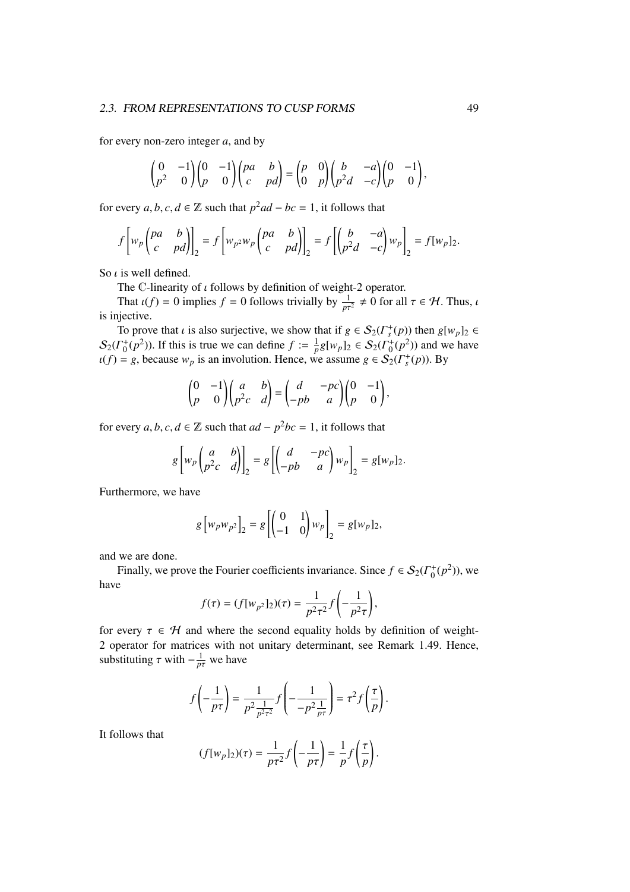for every non-zero integer $a$, and by

$$\begin{pmatrix} 0 & -1 \\ p^2 & 0 \end{pmatrix}\begin{pmatrix} 0 & -1 \\ p & 0 \end{pmatrix}\begin{pmatrix} pa & b \\ c & pd \end{pmatrix} = \begin{pmatrix} p & 0 \\ 0 & p \end{pmatrix}\begin{pmatrix} b & -a \\ p^2 d & -c \end{pmatrix}\begin{pmatrix} 0 & -1 \\ p & 0 \end{pmatrix},$$

for every $a, b, c, d \in \mathbb{Z}$ such that $p^2 ad - bc = 1$, it follows that

$$f\left[w_p \begin{pmatrix} pa & b \\ c & pd \end{pmatrix}\right]_2 = f\left[w_{p^2} w_p \begin{pmatrix} pa & b \\ c & pd \end{pmatrix}\right]_2 = f\left[\begin{pmatrix} b & -a \\ p^2 d & -c \end{pmatrix} w_p\right]_2 = f[w_p]_2.$$

So $\iota$ is well defined.

The $\mathbb{C}$-linearity of $\iota$ follows by definition of weight-2 operator.

That $\iota(f) = 0$ implies $f = 0$ follows trivially by $\frac{1}{p\tau^2} \neq 0$ for all $\tau \in \mathcal{H}$. Thus, $\iota$ is injective.

To prove that $\iota$ is also surjective, we show that if $g \in \mathcal{S}_2(\Gamma_s^+(p))$ then $g[w_p]_2 \in \mathcal{S}_2(\Gamma_0^+(p^2))$. If this is true we can define $f := \frac{1}{p} g[w_p]_2 \in \mathcal{S}_2(\Gamma_0^+(p^2))$ and we have $\iota(f) = g$, because $w_p$ is an involution. Hence, we assume $g \in \mathcal{S}_2(\Gamma_s^+(p))$. By

$$\begin{pmatrix} 0 & -1 \\ p & 0 \end{pmatrix}\begin{pmatrix} a & b \\ p^2 c & d \end{pmatrix} = \begin{pmatrix} d & -pc \\ -pb & a \end{pmatrix}\begin{pmatrix} 0 & -1 \\ p & 0 \end{pmatrix},$$

for every $a, b, c, d \in \mathbb{Z}$ such that $ad - p^2 bc = 1$, it follows that

$$g\left[w_p \begin{pmatrix} a & b \\ p^2 c & d \end{pmatrix}\right]_2 = g\left[\begin{pmatrix} d & -pc \\ -pb & a \end{pmatrix} w_p\right]_2 = g[w_p]_2.$$

Furthermore, we have

$$g\left[w_p w_{p^2}\right]_2 = g\left[\begin{pmatrix} 0 & 1 \\ -1 & 0 \end{pmatrix} w_p\right]_2 = g[w_p]_2,$$

and we are done.

Finally, we prove the Fourier coefficients invariance. Since $f \in \mathcal{S}_2(\Gamma_0^+(p^2))$, we have

$$f(\tau) = (f[w_{p^2}]_2)(\tau) = \frac{1}{p^2\tau^2} f\left(-\frac{1}{p^2\tau}\right),$$

for every $\tau \in \mathcal{H}$ and where the second equality holds by definition of weight-2 operator for matrices with not unitary determinant, see Remark 1.49. Hence, substituting $\tau$ with $-\frac{1}{p\tau}$ we have

$$f\left(-\frac{1}{p\tau}\right) = \frac{1}{p^2 \frac{1}{p^2\tau^2}} f\left(-\frac{1}{-p^2 \frac{1}{p\tau}}\right) = \tau^2 f\left(\frac{\tau}{p}\right).$$

It follows that

$$(f[w_p]_2)(\tau) = \frac{1}{p\tau^2} f\left(-\frac{1}{p\tau}\right) = \frac{1}{p} f\left(\frac{\tau}{p}\right).$$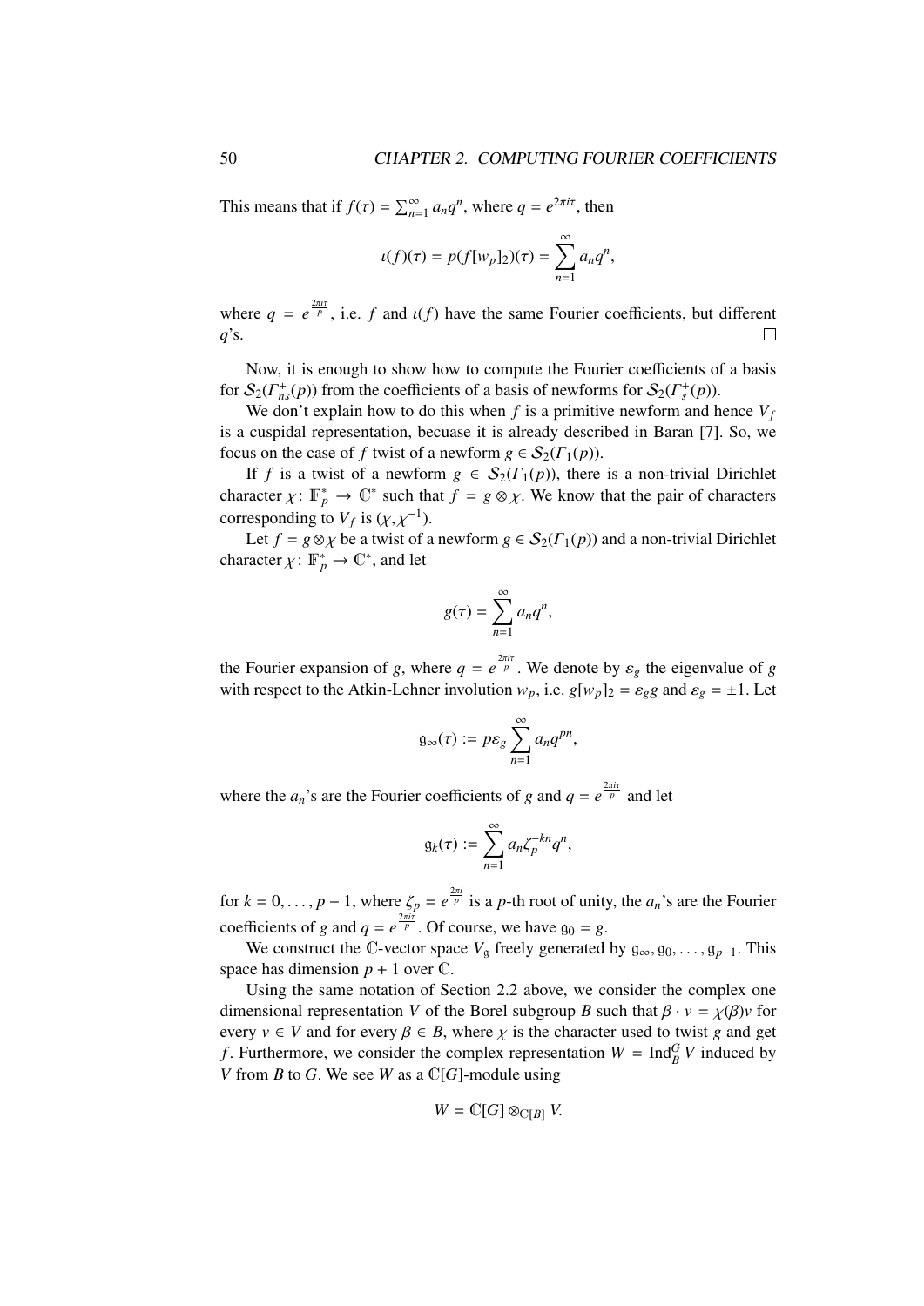This means that if $f(\tau) = \sum_{n=1}^{\infty} a_n q^n$, where $q = e^{2\pi i \tau}$, then

$$\iota(f)(\tau) = p(f[w_p]_2)(\tau) = \sum_{n=1}^{\infty} a_n q^n,$$

where $q = e^{\frac{2\pi i \tau}{p}}$, i.e. $f$ and $\iota(f)$ have the same Fourier coefficients, but different $q$'s. $\square$

Now, it is enough to show how to compute the Fourier coefficients of a basis for $\mathcal{S}_2(\Gamma_{ns}^+(p))$ from the coefficients of a basis of newforms for $\mathcal{S}_2(\Gamma_s^+(p))$.

We don't explain how to do this when $f$ is a primitive newform and hence $V_f$ is a cuspidal representation, becuase it is already described in Baran [7]. So, we focus on the case of $f$ twist of a newform $g \in \mathcal{S}_2(\Gamma_1(p))$.

If $f$ is a twist of a newform $g \in \mathcal{S}_2(\Gamma_1(p))$, there is a non-trivial Dirichlet character $\chi\colon \mathbb{F}_p^* \to \mathbb{C}^*$ such that $f = g \otimes \chi$. We know that the pair of characters corresponding to $V_f$ is $(\chi, \chi^{-1})$.

Let $f = g \otimes \chi$ be a twist of a newform $g \in \mathcal{S}_2(\Gamma_1(p))$ and a non-trivial Dirichlet character $\chi\colon \mathbb{F}_p^* \to \mathbb{C}^*$, and let

$$g(\tau) = \sum_{n=1}^{\infty} a_n q^n,$$

the Fourier expansion of $g$, where $q = e^{\frac{2\pi i \tau}{p}}$. We denote by $\varepsilon_g$ the eigenvalue of $g$ with respect to the Atkin-Lehner involution $w_p$, i.e. $g[w_p]_2 = \varepsilon_g g$ and $\varepsilon_g = \pm 1$. Let

$$\mathfrak{g}_\infty(\tau) := p\varepsilon_g \sum_{n=1}^{\infty} a_n q^{pn},$$

where the $a_n$'s are the Fourier coefficients of $g$ and $q = e^{\frac{2\pi i \tau}{p}}$ and let

$$\mathfrak{g}_k(\tau) := \sum_{n=1}^{\infty} a_n \zeta_p^{-kn} q^n,$$

for $k = 0, \ldots, p-1$, where $\zeta_p = e^{\frac{2\pi i}{p}}$ is a $p$-th root of unity, the $a_n$'s are the Fourier coefficients of $g$ and $q = e^{\frac{2\pi i \tau}{p}}$. Of course, we have $\mathfrak{g}_0 = g$.

We construct the $\mathbb{C}$-vector space $V_\mathfrak{g}$ freely generated by $\mathfrak{g}_\infty, \mathfrak{g}_0, \ldots, \mathfrak{g}_{p-1}$. This space has dimension $p+1$ over $\mathbb{C}$.

Using the same notation of Section 2.2 above, we consider the complex one dimensional representation $V$ of the Borel subgroup $B$ such that $\beta \cdot v = \chi(\beta)v$ for every $v \in V$ and for every $\beta \in B$, where $\chi$ is the character used to twist $g$ and get $f$. Furthermore, we consider the complex representation $W = \operatorname{Ind}_B^G V$ induced by $V$ from $B$ to $G$. We see $W$ as a $\mathbb{C}[G]$-module using

$$W = \mathbb{C}[G] \otimes_{\mathbb{C}[B]} V.$$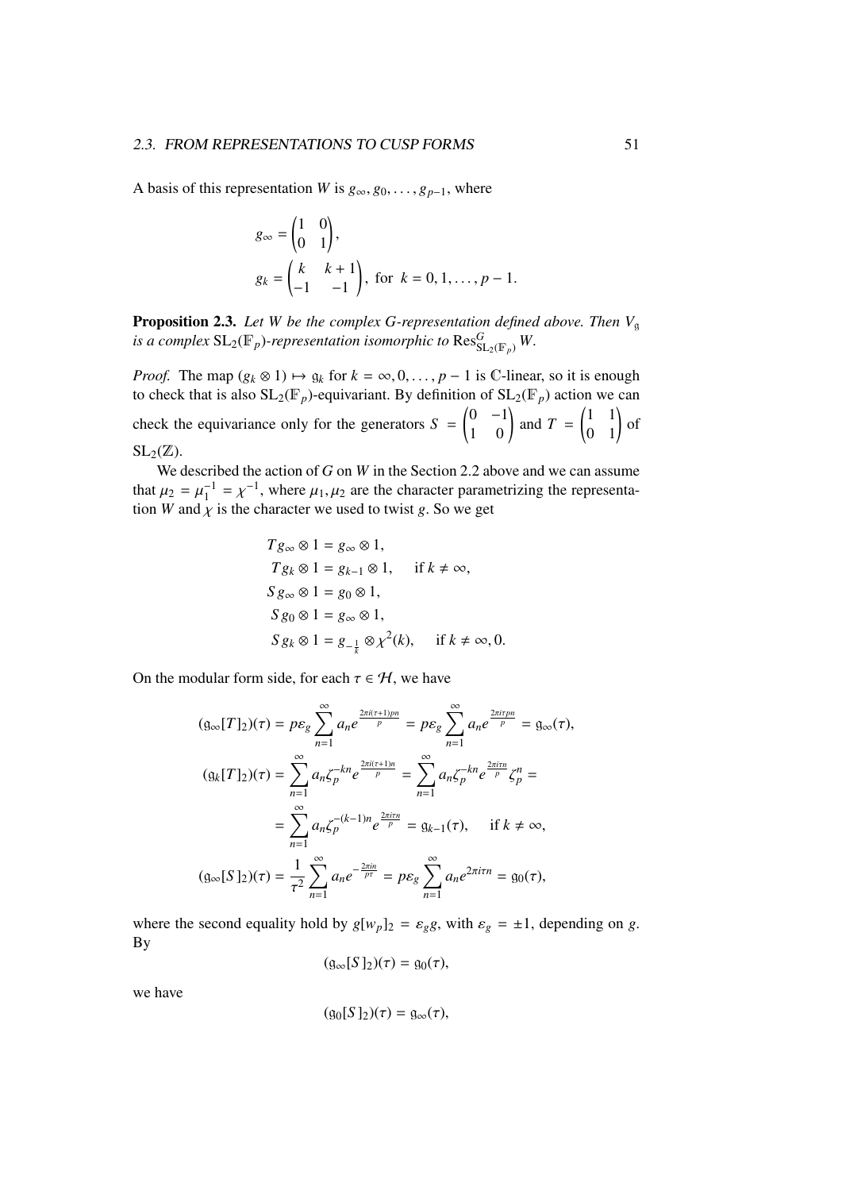A basis of this representation $W$ is $g_\infty, g_0, \ldots, g_{p-1}$, where

$$g_\infty = \begin{pmatrix} 1 & 0 \\ 0 & 1 \end{pmatrix},$$
$$g_k = \begin{pmatrix} k & k+1 \\ -1 & -1 \end{pmatrix}, \text{ for } k = 0, 1, \ldots, p-1.$$

**Proposition 2.3.** *Let $W$ be the complex $G$-representation defined above. Then $V_\mathfrak{g}$ is a complex $\mathrm{SL}_2(\mathbb{F}_p)$-representation isomorphic to $\mathrm{Res}^G_{\mathrm{SL}_2(\mathbb{F}_p)} W$.*

*Proof.* The map $(g_k \otimes 1) \mapsto \mathfrak{g}_k$ for $k = \infty, 0, \ldots, p-1$ is $\mathbb{C}$-linear, so it is enough to check that is also $\mathrm{SL}_2(\mathbb{F}_p)$-equivariant. By definition of $\mathrm{SL}_2(\mathbb{F}_p)$ action we can check the equivariance only for the generators $S = \begin{pmatrix} 0 & -1 \\ 1 & 0 \end{pmatrix}$ and $T = \begin{pmatrix} 1 & 1 \\ 0 & 1 \end{pmatrix}$ of $\mathrm{SL}_2(\mathbb{Z})$.

We described the action of $G$ on $W$ in the Section 2.2 above and we can assume that $\mu_2 = \mu_1^{-1} = \chi^{-1}$, where $\mu_1, \mu_2$ are the character parametrizing the representation $W$ and $\chi$ is the character we used to twist $g$. So we get

$$\begin{aligned}
Tg_\infty \otimes 1 &= g_\infty \otimes 1, \\
Tg_k \otimes 1 &= g_{k-1} \otimes 1, \quad \text{ if } k \neq \infty, \\
Sg_\infty \otimes 1 &= g_0 \otimes 1, \\
Sg_0 \otimes 1 &= g_\infty \otimes 1, \\
Sg_k \otimes 1 &= g_{-\frac{1}{k}} \otimes \chi^2(k), \quad \text{ if } k \neq \infty, 0.
\end{aligned}$$

On the modular form side, for each $\tau \in \mathcal{H}$, we have

$$\begin{aligned}
(\mathfrak{g}_\infty[T]_2)(\tau) &= p\varepsilon_g \sum_{n=1}^{\infty} a_n e^{\frac{2\pi i(\tau+1)pn}{p}} = p\varepsilon_g \sum_{n=1}^{\infty} a_n e^{\frac{2\pi i \tau pn}{p}} = \mathfrak{g}_\infty(\tau), \\
(\mathfrak{g}_k[T]_2)(\tau) &= \sum_{n=1}^{\infty} a_n \zeta_p^{-kn} e^{\frac{2\pi i(\tau+1)n}{p}} = \sum_{n=1}^{\infty} a_n \zeta_p^{-kn} e^{\frac{2\pi i \tau n}{p}} \zeta_p^n = \\
&= \sum_{n=1}^{\infty} a_n \zeta_p^{-(k-1)n} e^{\frac{2\pi i \tau n}{p}} = \mathfrak{g}_{k-1}(\tau), \quad \text{ if } k \neq \infty, \\
(\mathfrak{g}_\infty[S]_2)(\tau) &= \frac{1}{\tau^2} \sum_{n=1}^{\infty} a_n e^{-\frac{2\pi i n}{p\tau}} = p\varepsilon_g \sum_{n=1}^{\infty} a_n e^{2\pi i \tau n} = \mathfrak{g}_0(\tau),
\end{aligned}$$

where the second equality hold by $g[w_p]_2 = \varepsilon_g g$, with $\varepsilon_g = \pm 1$, depending on $g$. By

$$(\mathfrak{g}_\infty[S]_2)(\tau) = \mathfrak{g}_0(\tau),$$

we have

$$(\mathfrak{g}_0[S]_2)(\tau) = \mathfrak{g}_\infty(\tau),$$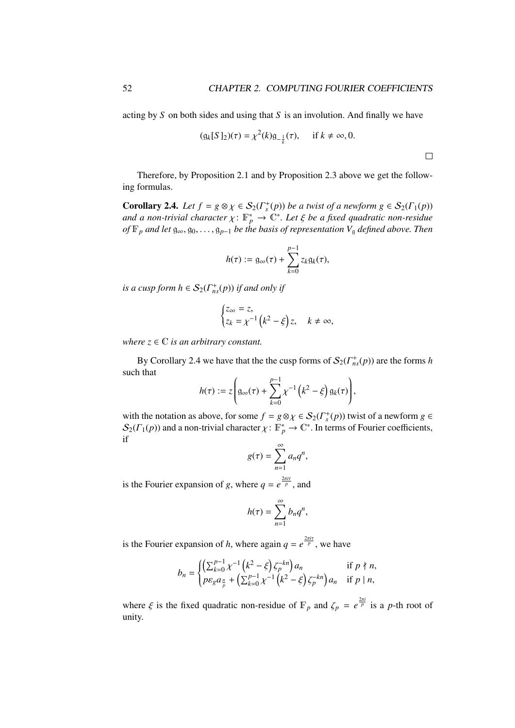acting by $S$ on both sides and using that $S$ is an involution. And finally we have

$$(\mathfrak{g}_k[S]_2)(\tau) = \chi^2(k)\mathfrak{g}_{-\frac{1}{k}}(\tau), \quad \text{if } k \neq \infty, 0.$$

$\square$

Therefore, by Proposition 2.1 and by Proposition 2.3 above we get the following formulas.

**Corollary 2.4.** *Let $f = g \otimes \chi \in \mathcal{S}_2(\Gamma_s^+(p))$ be a twist of a newform $g \in \mathcal{S}_2(\Gamma_1(p))$ and a non-trivial character $\chi\colon \mathbb{F}_p^* \to \mathbb{C}^*$. Let $\xi$ be a fixed quadratic non-residue of $\mathbb{F}_p$ and let $\mathfrak{g}_\infty, \mathfrak{g}_0, \dots, \mathfrak{g}_{p-1}$ be the basis of representation $V_\mathfrak{g}$ defined above. Then*

$$h(\tau) := \mathfrak{g}_\infty(\tau) + \sum_{k=0}^{p-1} z_k \mathfrak{g}_k(\tau),$$

*is a cusp form $h \in \mathcal{S}_2(\Gamma_{ns}^+(p))$ if and only if*

$$\begin{cases} z_\infty = z, \\ z_k = \chi^{-1}\left(k^2 - \xi\right) z, \quad k \neq \infty, \end{cases}$$

*where $z \in \mathbb{C}$ is an arbitrary constant.*

By Corollary 2.4 we have that the the cusp forms of $\mathcal{S}_2(\Gamma_{ns}^+(p))$ are the forms $h$ such that

$$h(\tau) := z\left(\mathfrak{g}_\infty(\tau) + \sum_{k=0}^{p-1} \chi^{-1}\left(k^2 - \xi\right)\mathfrak{g}_k(\tau)\right),$$

with the notation as above, for some $f = g \otimes \chi \in \mathcal{S}_2(\Gamma_s^+(p))$ twist of a newform $g \in \mathcal{S}_2(\Gamma_1(p))$ and a non-trivial character $\chi\colon \mathbb{F}_p^* \to \mathbb{C}^*$. In terms of Fourier coefficients, if

$$g(\tau) = \sum_{n=1}^{\infty} a_n q^n,$$

is the Fourier expansion of $g$, where $q = e^{\frac{2\pi i \tau}{p}}$, and

$$h(\tau) = \sum_{n=1}^{\infty} b_n q^n,$$

is the Fourier expansion of $h$, where again $q = e^{\frac{2\pi i \tau}{p}}$, we have

$$b_n = \begin{cases} \left(\sum_{k=0}^{p-1} \chi^{-1}\left(k^2 - \xi\right)\zeta_p^{-kn}\right) a_n & \text{if } p \nmid n, \\ p\varepsilon_g a_{\frac{n}{p}} + \left(\sum_{k=0}^{p-1} \chi^{-1}\left(k^2 - \xi\right)\zeta_p^{-kn}\right) a_n & \text{if } p \mid n, \end{cases}$$

where $\xi$ is the fixed quadratic non-residue of $\mathbb{F}_p$ and $\zeta_p = e^{\frac{2\pi i}{p}}$ is a $p$-th root of unity.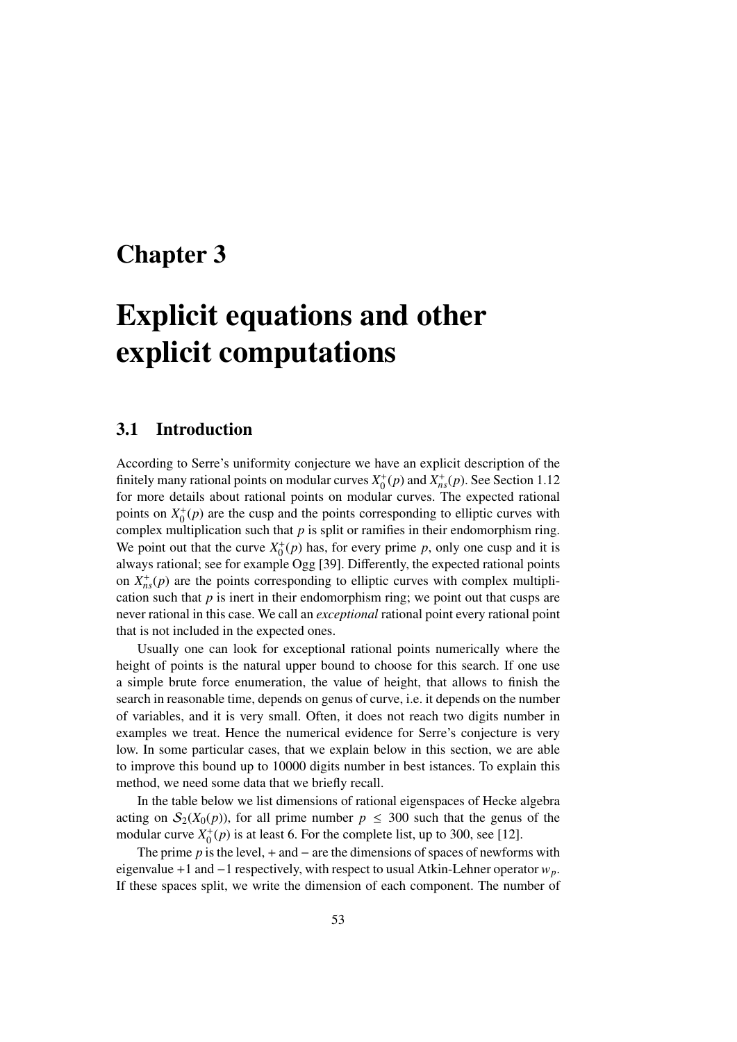# Chapter 3

# Explicit equations and other explicit computations

## 3.1 Introduction

According to Serre's uniformity conjecture we have an explicit description of the finitely many rational points on modular curves $X_0^+(p)$ and $X_{ns}^+(p)$. See Section 1.12 for more details about rational points on modular curves. The expected rational points on $X_0^+(p)$ are the cusp and the points corresponding to elliptic curves with complex multiplication such that $p$ is split or ramifies in their endomorphism ring. We point out that the curve $X_0^+(p)$ has, for every prime $p$, only one cusp and it is always rational; see for example Ogg [39]. Differently, the expected rational points on $X_{ns}^+(p)$ are the points corresponding to elliptic curves with complex multiplication such that $p$ is inert in their endomorphism ring; we point out that cusps are never rational in this case. We call an *exceptional* rational point every rational point that is not included in the expected ones.

Usually one can look for exceptional rational points numerically where the height of points is the natural upper bound to choose for this search. If one use a simple brute force enumeration, the value of height, that allows to finish the search in reasonable time, depends on genus of curve, i.e. it depends on the number of variables, and it is very small. Often, it does not reach two digits number in examples we treat. Hence the numerical evidence for Serre's conjecture is very low. In some particular cases, that we explain below in this section, we are able to improve this bound up to 10000 digits number in best istances. To explain this method, we need some data that we briefly recall.

In the table below we list dimensions of rational eigenspaces of Hecke algebra acting on $\mathcal{S}_2(X_0(p))$, for all prime number $p \leq 300$ such that the genus of the modular curve $X_0^+(p)$ is at least 6. For the complete list, up to 300, see [12].

The prime $p$ is the level, + and − are the dimensions of spaces of newforms with eigenvalue +1 and −1 respectively, with respect to usual Atkin-Lehner operator $w_p$. If these spaces split, we write the dimension of each component. The number of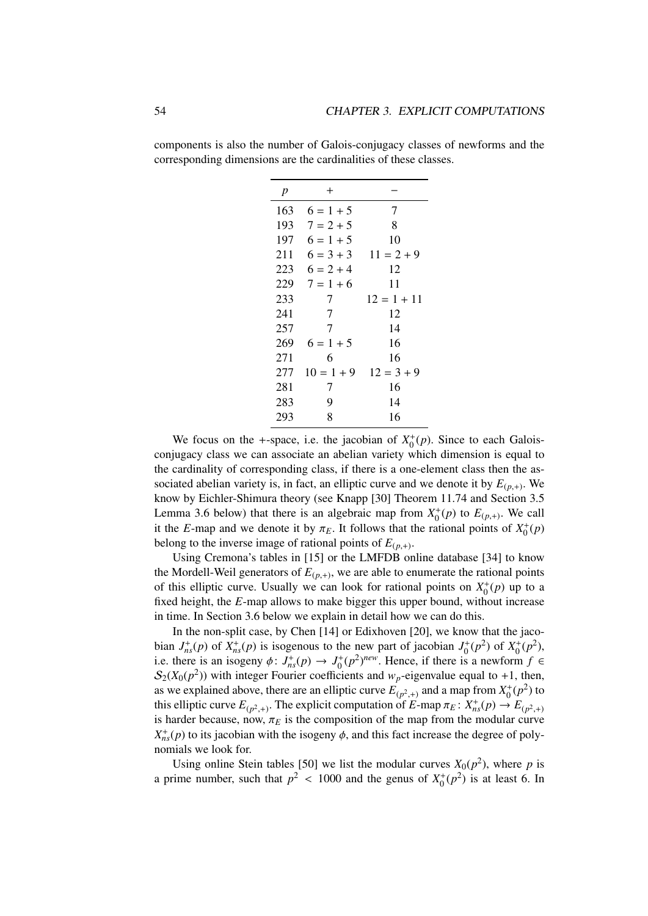components is also the number of Galois-conjugacy classes of newforms and the corresponding dimensions are the cardinalities of these classes.

| $p$ | $+$ | $-$ |
|---|---|---|
| 163 | $6 = 1 + 5$ | 7 |
| 193 | $7 = 2 + 5$ | 8 |
| 197 | $6 = 1 + 5$ | 10 |
| 211 | $6 = 3 + 3$ | $11 = 2 + 9$ |
| 223 | $6 = 2 + 4$ | 12 |
| 229 | $7 = 1 + 6$ | 11 |
| 233 | 7 | $12 = 1 + 11$ |
| 241 | 7 | 12 |
| 257 | 7 | 14 |
| 269 | $6 = 1 + 5$ | 16 |
| 271 | 6 | 16 |
| 277 | $10 = 1 + 9$ | $12 = 3 + 9$ |
| 281 | 7 | 16 |
| 283 | 9 | 14 |
| 293 | 8 | 16 |

We focus on the +-space, i.e. the jacobian of $X_0^+(p)$. Since to each Galois-conjugacy class we can associate an abelian variety which dimension is equal to the cardinality of corresponding class, if there is a one-element class then the associated abelian variety is, in fact, an elliptic curve and we denote it by $E_{(p,+)}$. We know by Eichler-Shimura theory (see Knapp [30] Theorem 11.74 and Section 3.5 Lemma 3.6 below) that there is an algebraic map from $X_0^+(p)$ to $E_{(p,+)}$. We call it the $E$-map and we denote it by $\pi_E$. It follows that the rational points of $X_0^+(p)$ belong to the inverse image of rational points of $E_{(p,+)}$.

Using Cremona's tables in [15] or the LMFDB online database [34] to know the Mordell-Weil generators of $E_{(p,+)}$, we are able to enumerate the rational points of this elliptic curve. Usually we can look for rational points on $X_0^+(p)$ up to a fixed height, the $E$-map allows to make bigger this upper bound, without increase in time. In Section 3.6 below we explain in detail how we can do this.

In the non-split case, by Chen [14] or Edixhoven [20], we know that the jacobian $J_{ns}^+(p)$ of $X_{ns}^+(p)$ is isogenous to the new part of jacobian $J_0^+(p^2)$ of $X_0^+(p^2)$, i.e. there is an isogeny $\phi\colon J_{ns}^+(p) \to J_0^+(p^2)^{new}$. Hence, if there is a newform $f \in \mathcal{S}_2(X_0(p^2))$ with integer Fourier coefficients and $w_p$-eigenvalue equal to $+1$, then, as we explained above, there are an elliptic curve $E_{(p^2,+)}$ and a map from $X_0^+(p^2)$ to this elliptic curve $E_{(p^2,+)}$. The explicit computation of $E$-map $\pi_E\colon X_{ns}^+(p) \to E_{(p^2,+)}$ is harder because, now, $\pi_E$ is the composition of the map from the modular curve $X_{ns}^+(p)$ to its jacobian with the isogeny $\phi$, and this fact increase the degree of polynomials we look for.

Using online Stein tables [50] we list the modular curves $X_0(p^2)$, where $p$ is a prime number, such that $p^2 < 1000$ and the genus of $X_0^+(p^2)$ is at least 6. In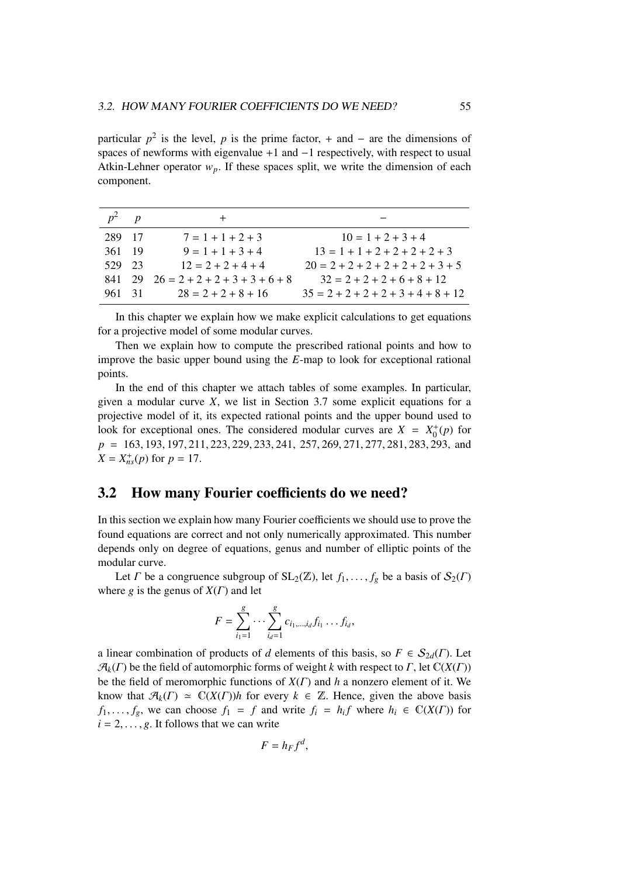particular $p^2$ is the level, $p$ is the prime factor, + and − are the dimensions of spaces of newforms with eigenvalue +1 and −1 respectively, with respect to usual Atkin-Lehner operator $w_p$. If these spaces split, we write the dimension of each component.

| $p^2$ | $p$ | + | − |
|---|---|---|---|
| 289 | 17 | $7 = 1 + 1 + 2 + 3$ | $10 = 1 + 2 + 3 + 4$ |
| 361 | 19 | $9 = 1 + 1 + 3 + 4$ | $13 = 1 + 1 + 2 + 2 + 2 + 2 + 3$ |
| 529 | 23 | $12 = 2 + 2 + 4 + 4$ | $20 = 2 + 2 + 2 + 2 + 2 + 2 + 3 + 5$ |
| 841 | 29 | $26 = 2 + 2 + 2 + 3 + 3 + 6 + 8$ | $32 = 2 + 2 + 2 + 6 + 8 + 12$ |
| 961 | 31 | $28 = 2 + 2 + 8 + 16$ | $35 = 2 + 2 + 2 + 2 + 3 + 4 + 8 + 12$ |

In this chapter we explain how we make explicit calculations to get equations for a projective model of some modular curves.

Then we explain how to compute the prescribed rational points and how to improve the basic upper bound using the $E$-map to look for exceptional rational points.

In the end of this chapter we attach tables of some examples. In particular, given a modular curve $X$, we list in Section 3.7 some explicit equations for a projective model of it, its expected rational points and the upper bound used to look for exceptional ones. The considered modular curves are $X = X_0^+(p)$ for $p = 163, 193, 197, 211, 223, 229, 233, 241, 257, 269, 271, 277, 281, 283, 293$, and $X = X_{ns}^+(p)$ for $p = 17$.

## 3.2 How many Fourier coefficients do we need?

In this section we explain how many Fourier coefficients we should use to prove the found equations are correct and not only numerically approximated. This number depends only on degree of equations, genus and number of elliptic points of the modular curve.

Let $\Gamma$ be a congruence subgroup of $\mathrm{SL}_2(\mathbb{Z})$, let $f_1, \ldots, f_g$ be a basis of $\mathcal{S}_2(\Gamma)$ where $g$ is the genus of $X(\Gamma)$ and let

$$F = \sum_{i_1=1}^{g} \cdots \sum_{i_d=1}^{g} c_{i_1,\ldots,i_d} f_{i_1} \ldots f_{i_d},$$

a linear combination of products of $d$ elements of this basis, so $F \in \mathcal{S}_{2d}(\Gamma)$. Let $\mathcal{A}_k(\Gamma)$ be the field of automorphic forms of weight $k$ with respect to $\Gamma$, let $\mathbb{C}(X(\Gamma))$ be the field of meromorphic functions of $X(\Gamma)$ and $h$ a nonzero element of it. We know that $\mathcal{A}_k(\Gamma) \simeq \mathbb{C}(X(\Gamma))h$ for every $k \in \mathbb{Z}$. Hence, given the above basis $f_1, \ldots, f_g$, we can choose $f_1 = f$ and write $f_i = h_i f$ where $h_i \in \mathbb{C}(X(\Gamma))$ for $i = 2, \ldots, g$. It follows that we can write

$$F = h_F f^d,$$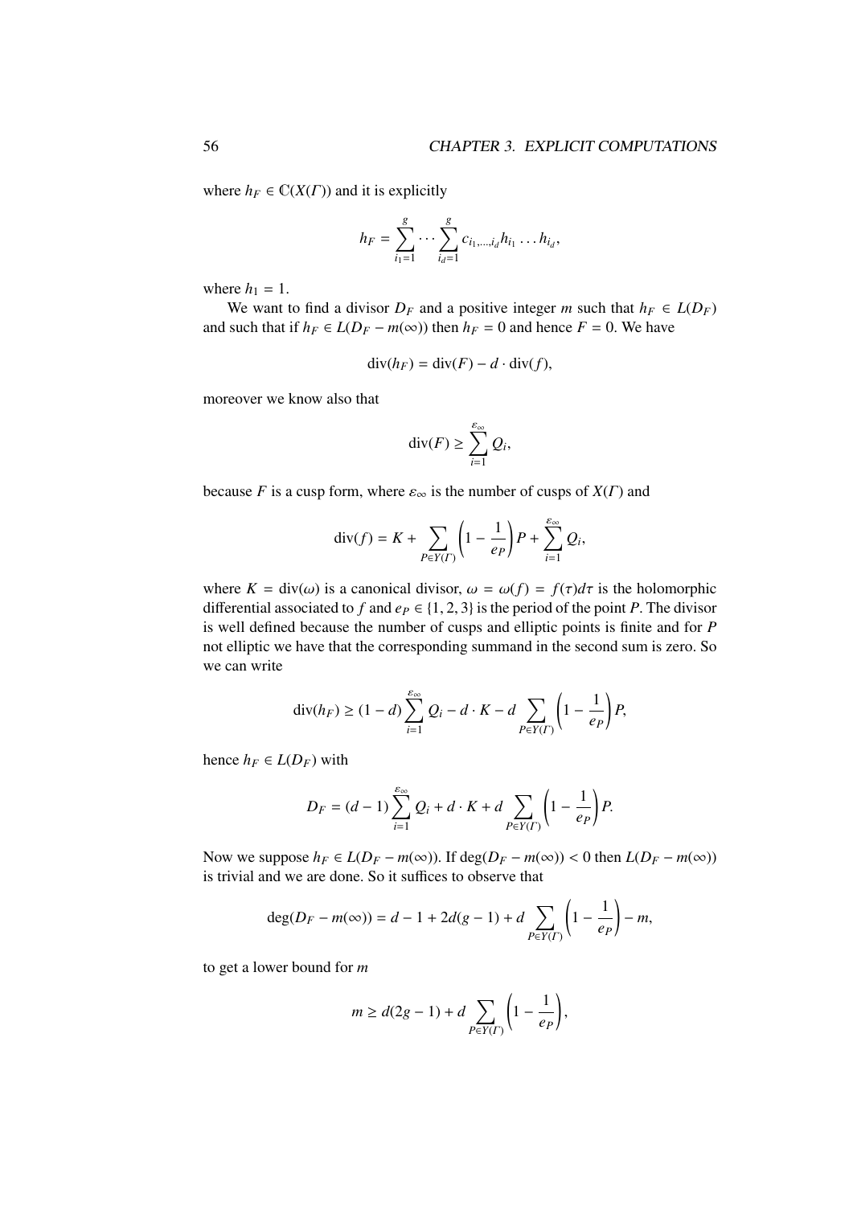where $h_F \in \mathbb{C}(X(\Gamma))$ and it is explicitly

$$h_F = \sum_{i_1=1}^{g} \cdots \sum_{i_d=1}^{g} c_{i_1,\ldots,i_d} h_{i_1} \ldots h_{i_d},$$

where $h_1 = 1$.

We want to find a divisor $D_F$ and a positive integer $m$ such that $h_F \in L(D_F)$ and such that if $h_F \in L(D_F - m(\infty))$ then $h_F = 0$ and hence $F = 0$. We have

$$\mathrm{div}(h_F) = \mathrm{div}(F) - d \cdot \mathrm{div}(f),$$

moreover we know also that

$$\mathrm{div}(F) \geq \sum_{i=1}^{\varepsilon_\infty} Q_i,$$

because $F$ is a cusp form, where $\varepsilon_\infty$ is the number of cusps of $X(\Gamma)$ and

$$\mathrm{div}(f) = K + \sum_{P \in Y(\Gamma)} \left(1 - \frac{1}{e_P}\right) P + \sum_{i=1}^{\varepsilon_\infty} Q_i,$$

where $K = \mathrm{div}(\omega)$ is a canonical divisor, $\omega = \omega(f) = f(\tau)d\tau$ is the holomorphic differential associated to $f$ and $e_P \in \{1, 2, 3\}$ is the period of the point $P$. The divisor is well defined because the number of cusps and elliptic points is finite and for $P$ not elliptic we have that the corresponding summand in the second sum is zero. So we can write

$$\mathrm{div}(h_F) \geq (1-d) \sum_{i=1}^{\varepsilon_\infty} Q_i - d \cdot K - d \sum_{P \in Y(\Gamma)} \left(1 - \frac{1}{e_P}\right) P,$$

hence $h_F \in L(D_F)$ with

$$D_F = (d-1) \sum_{i=1}^{\varepsilon_\infty} Q_i + d \cdot K + d \sum_{P \in Y(\Gamma)} \left(1 - \frac{1}{e_P}\right) P.$$

Now we suppose $h_F \in L(D_F - m(\infty))$. If $\deg(D_F - m(\infty)) < 0$ then $L(D_F - m(\infty))$ is trivial and we are done. So it suffices to observe that

$$\deg(D_F - m(\infty)) = d - 1 + 2d(g-1) + d \sum_{P \in Y(\Gamma)} \left(1 - \frac{1}{e_P}\right) - m,$$

to get a lower bound for $m$

$$m \geq d(2g-1) + d \sum_{P \in Y(\Gamma)} \left(1 - \frac{1}{e_P}\right),$$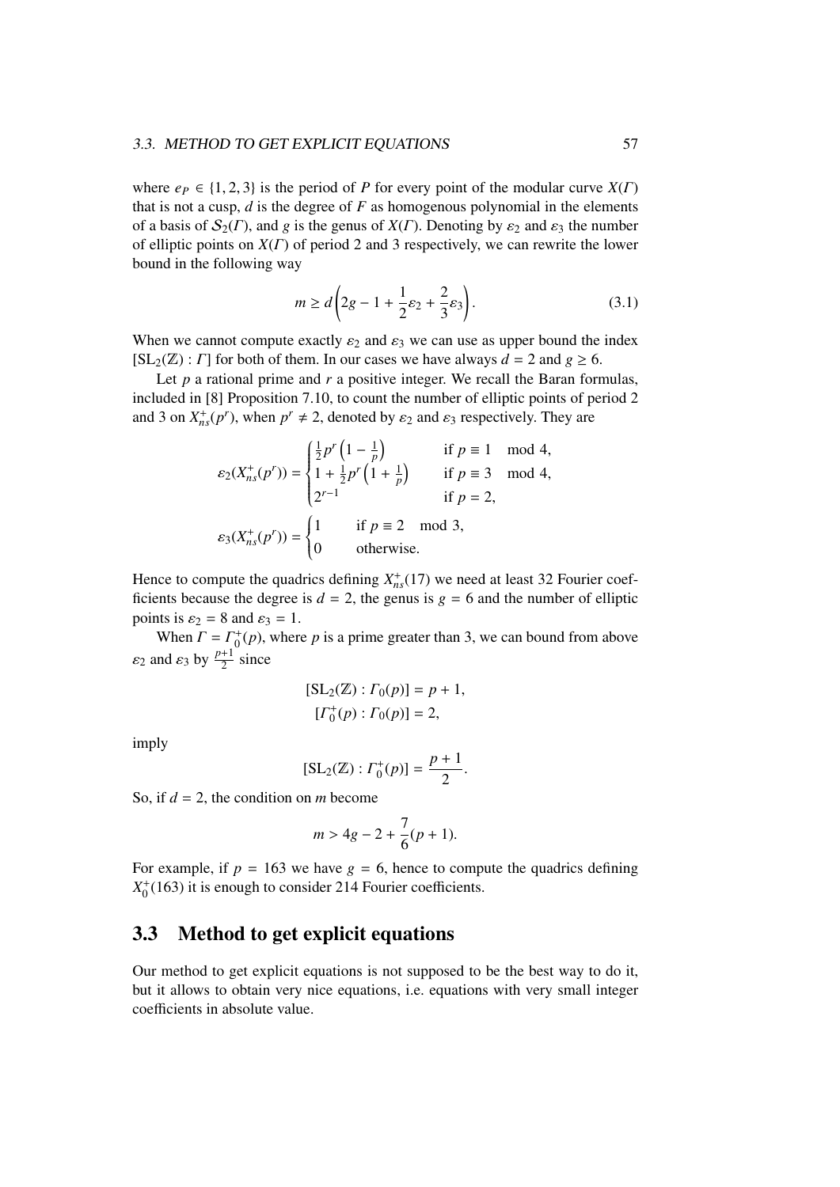where $e_P \in \{1, 2, 3\}$ is the period of $P$ for every point of the modular curve $X(\Gamma)$ that is not a cusp, $d$ is the degree of $F$ as homogenous polynomial in the elements of a basis of $\mathcal{S}_2(\Gamma)$, and $g$ is the genus of $X(\Gamma)$. Denoting by $\varepsilon_2$ and $\varepsilon_3$ the number of elliptic points on $X(\Gamma)$ of period 2 and 3 respectively, we can rewrite the lower bound in the following way

$$m \geq d\left(2g - 1 + \frac{1}{2}\varepsilon_2 + \frac{2}{3}\varepsilon_3\right). \tag{3.1}$$

When we cannot compute exactly $\varepsilon_2$ and $\varepsilon_3$ we can use as upper bound the index $[\mathrm{SL}_2(\mathbb{Z}) : \Gamma]$ for both of them. In our cases we have always $d = 2$ and $g \geq 6$.

Let $p$ a rational prime and $r$ a positive integer. We recall the Baran formulas, included in [8] Proposition 7.10, to count the number of elliptic points of period 2 and 3 on $X^+_{ns}(p^r)$, when $p^r \neq 2$, denoted by $\varepsilon_2$ and $\varepsilon_3$ respectively. They are

$$\varepsilon_2(X^+_{ns}(p^r)) = \begin{cases} \frac{1}{2}p^r\left(1 - \frac{1}{p}\right) & \text{if } p \equiv 1 \mod 4, \\ 1 + \frac{1}{2}p^r\left(1 + \frac{1}{p}\right) & \text{if } p \equiv 3 \mod 4, \\ 2^{r-1} & \text{if } p = 2, \end{cases}$$

$$\varepsilon_3(X^+_{ns}(p^r)) = \begin{cases} 1 & \text{if } p \equiv 2 \mod 3, \\ 0 & \text{otherwise.} \end{cases}$$

Hence to compute the quadrics defining $X^+_{ns}(17)$ we need at least 32 Fourier coefficients because the degree is $d = 2$, the genus is $g = 6$ and the number of elliptic points is $\varepsilon_2 = 8$ and $\varepsilon_3 = 1$.

When $\Gamma = \Gamma^+_0(p)$, where $p$ is a prime greater than 3, we can bound from above $\varepsilon_2$ and $\varepsilon_3$ by $\frac{p+1}{2}$ since

$$[\mathrm{SL}_2(\mathbb{Z}) : \Gamma_0(p)] = p + 1,$$
$$[\Gamma^+_0(p) : \Gamma_0(p)] = 2,$$

imply

$$[\mathrm{SL}_2(\mathbb{Z}) : \Gamma^+_0(p)] = \frac{p+1}{2}.$$

So, if $d = 2$, the condition on $m$ become

$$m > 4g - 2 + \frac{7}{6}(p + 1).$$

For example, if $p = 163$ we have $g = 6$, hence to compute the quadrics defining $X^+_0(163)$ it is enough to consider 214 Fourier coefficients.

## 3.3 Method to get explicit equations

Our method to get explicit equations is not supposed to be the best way to do it, but it allows to obtain very nice equations, i.e. equations with very small integer coefficients in absolute value.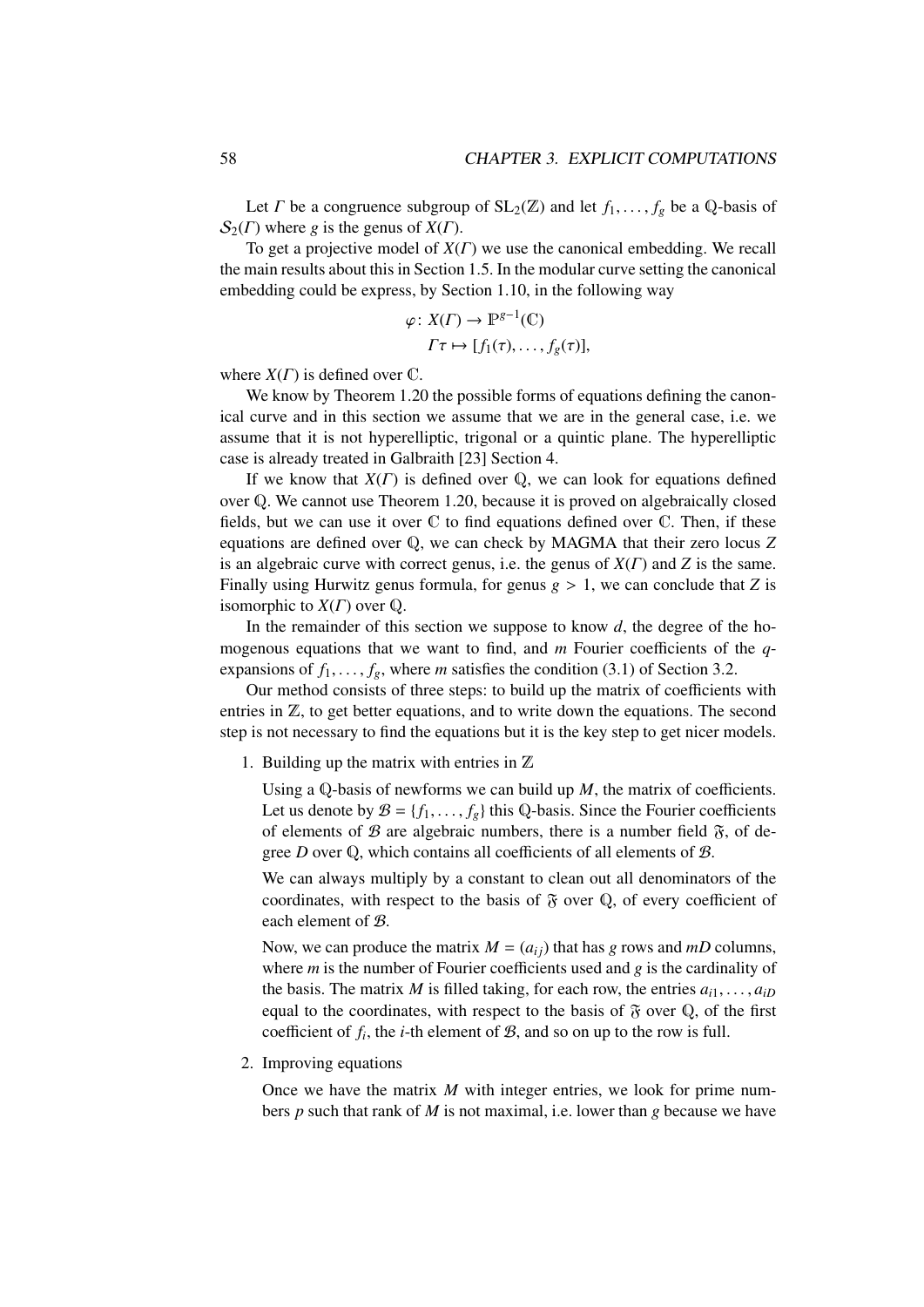Let $\Gamma$ be a congruence subgroup of $\mathrm{SL}_2(\mathbb{Z})$ and let $f_1, \ldots, f_g$ be a $\mathbb{Q}$-basis of $\mathcal{S}_2(\Gamma)$ where $g$ is the genus of $X(\Gamma)$.

To get a projective model of $X(\Gamma)$ we use the canonical embedding. We recall the main results about this in Section 1.5. In the modular curve setting the canonical embedding could be express, by Section 1.10, in the following way

$$\begin{aligned} \varphi \colon X(\Gamma) &\to \mathbb{P}^{g-1}(\mathbb{C}) \\ \Gamma\tau &\mapsto [f_1(\tau), \ldots, f_g(\tau)], \end{aligned}$$

where $X(\Gamma)$ is defined over $\mathbb{C}$.

We know by Theorem 1.20 the possible forms of equations defining the canonical curve and in this section we assume that we are in the general case, i.e. we assume that it is not hyperelliptic, trigonal or a quintic plane. The hyperelliptic case is already treated in Galbraith [23] Section 4.

If we know that $X(\Gamma)$ is defined over $\mathbb{Q}$, we can look for equations defined over $\mathbb{Q}$. We cannot use Theorem 1.20, because it is proved on algebraically closed fields, but we can use it over $\mathbb{C}$ to find equations defined over $\mathbb{C}$. Then, if these equations are defined over $\mathbb{Q}$, we can check by MAGMA that their zero locus $Z$ is an algebraic curve with correct genus, i.e. the genus of $X(\Gamma)$ and $Z$ is the same. Finally using Hurwitz genus formula, for genus $g > 1$, we can conclude that $Z$ is isomorphic to $X(\Gamma)$ over $\mathbb{Q}$.

In the remainder of this section we suppose to know $d$, the degree of the homogenous equations that we want to find, and $m$ Fourier coefficients of the $q$-expansions of $f_1, \ldots, f_g$, where $m$ satisfies the condition (3.1) of Section 3.2.

Our method consists of three steps: to build up the matrix of coefficients with entries in $\mathbb{Z}$, to get better equations, and to write down the equations. The second step is not necessary to find the equations but it is the key step to get nicer models.

1. Building up the matrix with entries in $\mathbb{Z}$

   Using a $\mathbb{Q}$-basis of newforms we can build up $M$, the matrix of coefficients. Let us denote by $\mathcal{B} = \{f_1, \ldots, f_g\}$ this $\mathbb{Q}$-basis. Since the Fourier coefficients of elements of $\mathcal{B}$ are algebraic numbers, there is a number field $\mathfrak{F}$, of degree $D$ over $\mathbb{Q}$, which contains all coefficients of all elements of $\mathcal{B}$.

   We can always multiply by a constant to clean out all denominators of the coordinates, with respect to the basis of $\mathfrak{F}$ over $\mathbb{Q}$, of every coefficient of each element of $\mathcal{B}$.

   Now, we can produce the matrix $M = (a_{ij})$ that has $g$ rows and $mD$ columns, where $m$ is the number of Fourier coefficients used and $g$ is the cardinality of the basis. The matrix $M$ is filled taking, for each row, the entries $a_{i1}, \ldots, a_{iD}$ equal to the coordinates, with respect to the basis of $\mathfrak{F}$ over $\mathbb{Q}$, of the first coefficient of $f_i$, the $i$-th element of $\mathcal{B}$, and so on up to the row is full.

2. Improving equations

   Once we have the matrix $M$ with integer entries, we look for prime numbers $p$ such that rank of $M$ is not maximal, i.e. lower than $g$ because we have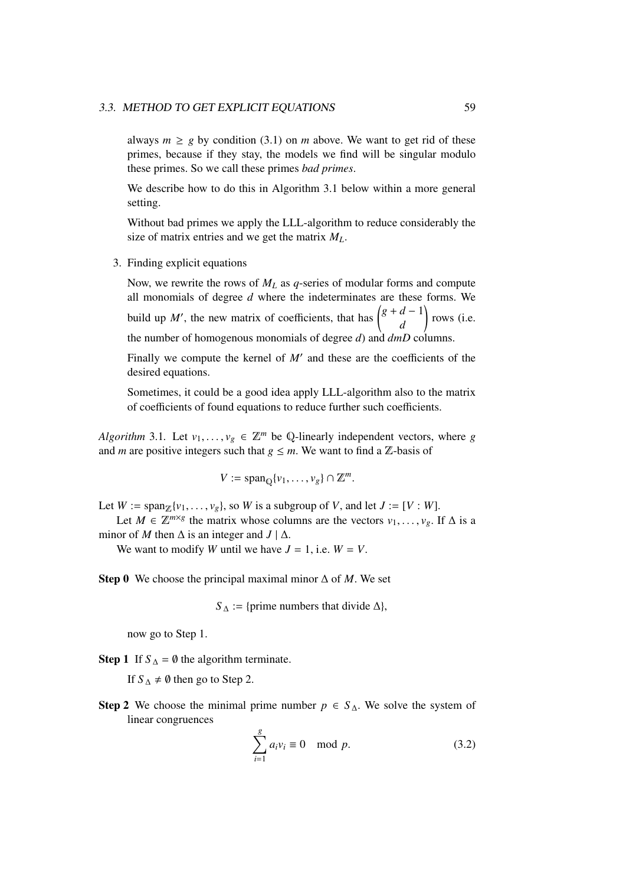always $m \geq g$ by condition (3.1) on $m$ above. We want to get rid of these primes, because if they stay, the models we find will be singular modulo these primes. So we call these primes *bad primes*.

We describe how to do this in Algorithm 3.1 below within a more general setting.

Without bad primes we apply the LLL-algorithm to reduce considerably the size of matrix entries and we get the matrix $M_L$.

3. Finding explicit equations

   Now, we rewrite the rows of $M_L$ as $q$-series of modular forms and compute all monomials of degree $d$ where the indeterminates are these forms. We build up $M'$, the new matrix of coefficients, that has $\binom{g+d-1}{d}$ rows (i.e. the number of homogenous monomials of degree $d$) and $dmD$ columns.

   Finally we compute the kernel of $M'$ and these are the coefficients of the desired equations.

   Sometimes, it could be a good idea apply LLL-algorithm also to the matrix of coefficients of found equations to reduce further such coefficients.

*Algorithm* 3.1. Let $v_1, \ldots, v_g \in \mathbb{Z}^m$ be $\mathbb{Q}$-linearly independent vectors, where $g$ and $m$ are positive integers such that $g \leq m$. We want to find a $\mathbb{Z}$-basis of

$$V := \operatorname{span}_{\mathbb{Q}}\{v_1, \ldots, v_g\} \cap \mathbb{Z}^m.$$

Let $W := \operatorname{span}_{\mathbb{Z}}\{v_1, \ldots, v_g\}$, so $W$ is a subgroup of $V$, and let $J := [V : W]$.

Let $M \in \mathbb{Z}^{m \times g}$ the matrix whose columns are the vectors $v_1, \ldots, v_g$. If $\Delta$ is a minor of $M$ then $\Delta$ is an integer and $J \mid \Delta$.

We want to modify $W$ until we have $J = 1$, i.e. $W = V$.

**Step 0** We choose the principal maximal minor $\Delta$ of $M$. We set

$$S_\Delta := \{\text{prime numbers that divide } \Delta\},$$

now go to Step 1.

**Step 1** If $S_\Delta = \emptyset$ the algorithm terminate.

If $S_\Delta \neq \emptyset$ then go to Step 2.

**Step 2** We choose the minimal prime number $p \in S_\Delta$. We solve the system of linear congruences

$$\sum_{i=1}^{g} a_i v_i \equiv 0 \mod p. \tag{3.2}$$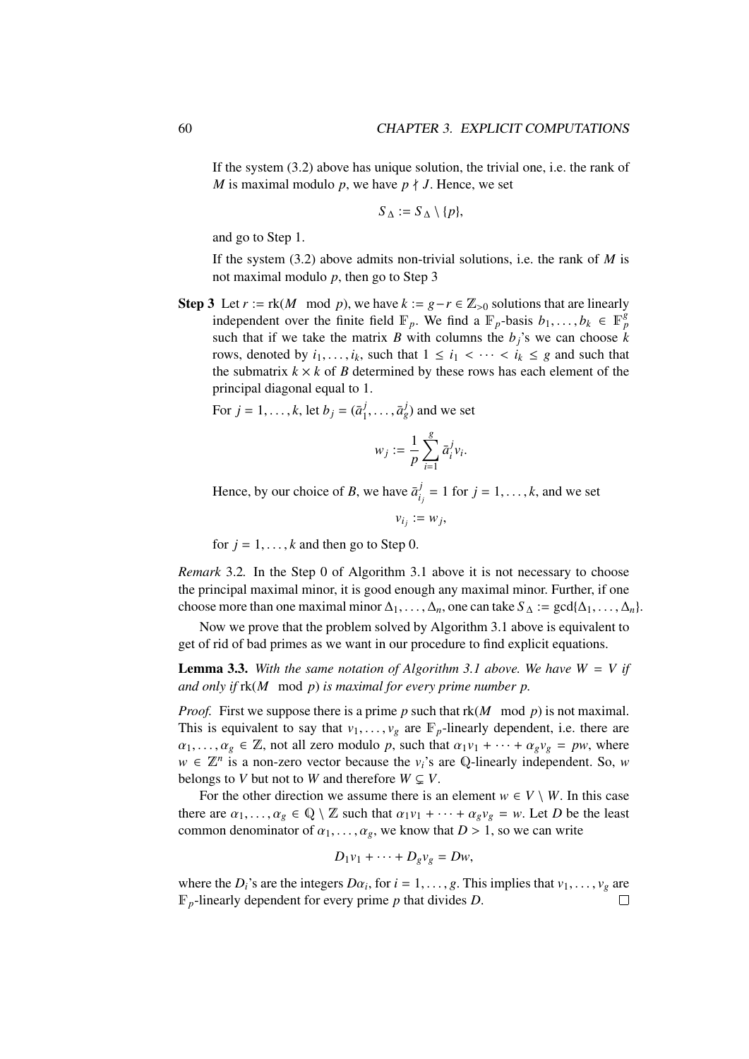If the system (3.2) above has unique solution, the trivial one, i.e. the rank of $M$ is maximal modulo $p$, we have $p \nmid J$. Hence, we set

$$S_\Delta := S_\Delta \setminus \{p\},$$

and go to Step 1.

If the system (3.2) above admits non-trivial solutions, i.e. the rank of $M$ is not maximal modulo $p$, then go to Step 3

**Step 3** Let $r := \mathrm{rk}(M \mod p)$, we have $k := g - r \in \mathbb{Z}_{>0}$ solutions that are linearly independent over the finite field $\mathbb{F}_p$. We find a $\mathbb{F}_p$-basis $b_1, \ldots, b_k \in \mathbb{F}_p^g$ such that if we take the matrix $B$ with columns the $b_j$'s we can choose $k$ rows, denoted by $i_1, \ldots, i_k$, such that $1 \leq i_1 < \cdots < i_k \leq g$ and such that the submatrix $k \times k$ of $B$ determined by these rows has each element of the principal diagonal equal to 1.

For $j = 1, \ldots, k$, let $b_j = (\bar{a}_1^j, \ldots, \bar{a}_g^j)$ and we set

$$w_j := \frac{1}{p} \sum_{i=1}^{g} \bar{a}_i^j v_i.$$

Hence, by our choice of $B$, we have $\bar{a}_{i_j}^j = 1$ for $j = 1, \ldots, k$, and we set

$$v_{i_j} := w_j,$$

for $j = 1, \ldots, k$ and then go to Step 0.

*Remark* 3.2. In the Step 0 of Algorithm 3.1 above it is not necessary to choose the principal maximal minor, it is good enough any maximal minor. Further, if one choose more than one maximal minor $\Delta_1, \ldots, \Delta_n$, one can take $S_\Delta := \gcd\{\Delta_1, \ldots, \Delta_n\}$.

Now we prove that the problem solved by Algorithm 3.1 above is equivalent to get of rid of bad primes as we want in our procedure to find explicit equations.

**Lemma 3.3.** *With the same notation of Algorithm 3.1 above. We have $W = V$ if and only if $\mathrm{rk}(M \mod p)$ is maximal for every prime number $p$.*

*Proof.* First we suppose there is a prime $p$ such that $\mathrm{rk}(M \mod p)$ is not maximal. This is equivalent to say that $v_1, \ldots, v_g$ are $\mathbb{F}_p$-linearly dependent, i.e. there are $\alpha_1, \ldots, \alpha_g \in \mathbb{Z}$, not all zero modulo $p$, such that $\alpha_1 v_1 + \cdots + \alpha_g v_g = pw$, where $w \in \mathbb{Z}^n$ is a non-zero vector because the $v_i$'s are $\mathbb{Q}$-linearly independent. So, $w$ belongs to $V$ but not to $W$ and therefore $W \subsetneq V$.

For the other direction we assume there is an element $w \in V \setminus W$. In this case there are $\alpha_1, \ldots, \alpha_g \in \mathbb{Q} \setminus \mathbb{Z}$ such that $\alpha_1 v_1 + \cdots + \alpha_g v_g = w$. Let $D$ be the least common denominator of $\alpha_1, \ldots, \alpha_g$, we know that $D > 1$, so we can write

$$D_1 v_1 + \cdots + D_g v_g = Dw,$$

where the $D_i$'s are the integers $D\alpha_i$, for $i = 1, \ldots, g$. This implies that $v_1, \ldots, v_g$ are $\mathbb{F}_p$-linearly dependent for every prime $p$ that divides $D$. □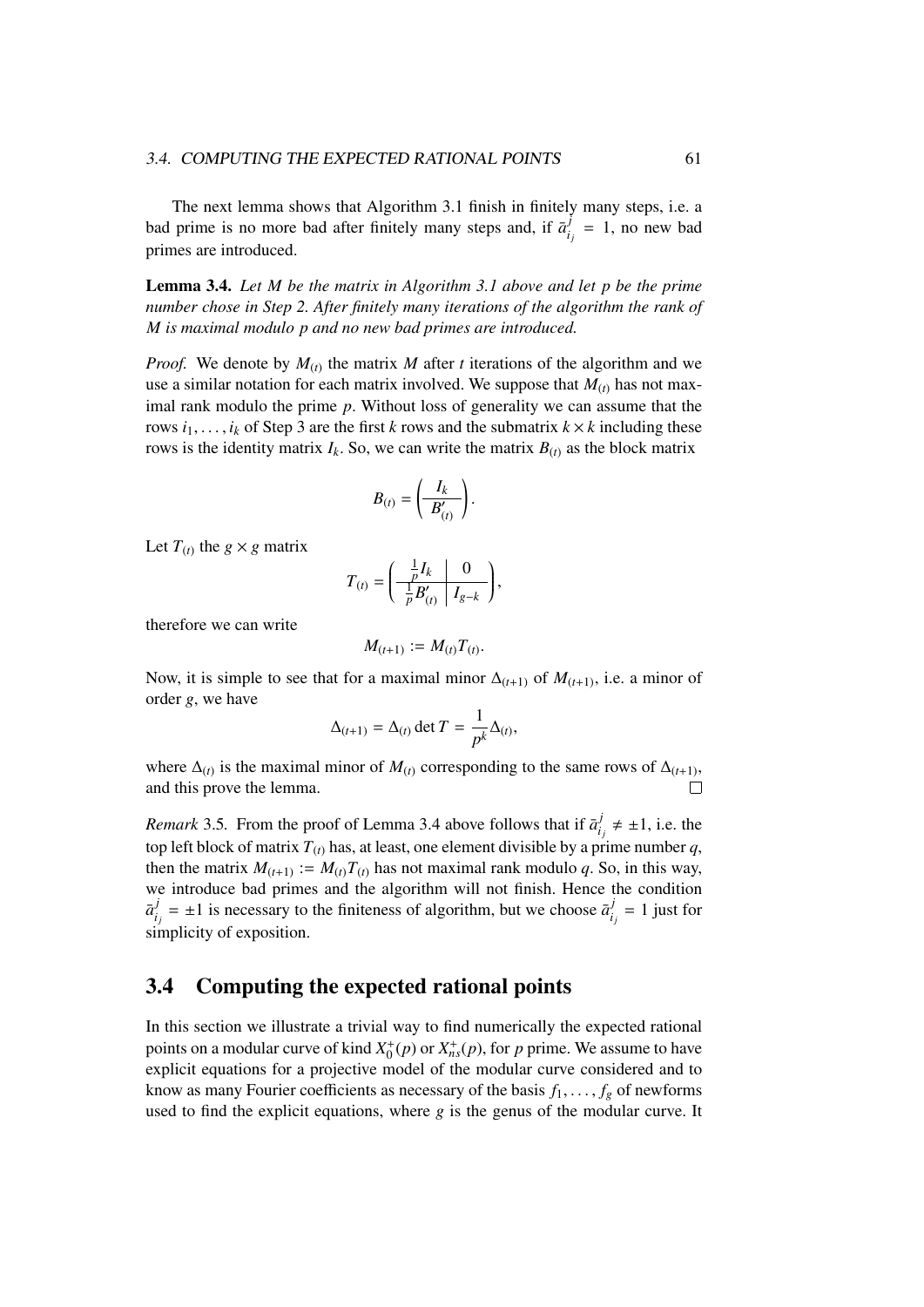The next lemma shows that Algorithm 3.1 finish in finitely many steps, i.e. a bad prime is no more bad after finitely many steps and, if $\bar{a}^j_{i_j} = 1$, no new bad primes are introduced.

**Lemma 3.4.** *Let $M$ be the matrix in Algorithm 3.1 above and let $p$ be the prime number chose in Step 2. After finitely many iterations of the algorithm the rank of $M$ is maximal modulo $p$ and no new bad primes are introduced.*

*Proof.* We denote by $M_{(t)}$ the matrix $M$ after $t$ iterations of the algorithm and we use a similar notation for each matrix involved. We suppose that $M_{(t)}$ has not maximal rank modulo the prime $p$. Without loss of generality we can assume that the rows $i_1, \ldots, i_k$ of Step 3 are the first $k$ rows and the submatrix $k \times k$ including these rows is the identity matrix $I_k$. So, we can write the matrix $B_{(t)}$ as the block matrix

$$B_{(t)} = \left( \frac{I_k}{B'_{(t)}} \right).$$

Let $T_{(t)}$ the $g \times g$ matrix

$$T_{(t)} = \left( \begin{array}{c|c} \frac{1}{p} I_k & 0 \\ \hline \frac{1}{p} B'_{(t)} & I_{g-k} \end{array} \right),$$

therefore we can write

$$M_{(t+1)} := M_{(t)} T_{(t)}.$$

Now, it is simple to see that for a maximal minor $\Delta_{(t+1)}$ of $M_{(t+1)}$, i.e. a minor of order $g$, we have

$$\Delta_{(t+1)} = \Delta_{(t)} \det T = \frac{1}{p^k} \Delta_{(t)},$$

where $\Delta_{(t)}$ is the maximal minor of $M_{(t)}$ corresponding to the same rows of $\Delta_{(t+1)}$, and this prove the lemma. □

*Remark* 3.5. From the proof of Lemma 3.4 above follows that if $\bar{a}^j_{i_j} \neq \pm 1$, i.e. the top left block of matrix $T_{(t)}$ has, at least, one element divisible by a prime number $q$, then the matrix $M_{(t+1)} := M_{(t)} T_{(t)}$ has not maximal rank modulo $q$. So, in this way, we introduce bad primes and the algorithm will not finish. Hence the condition $\bar{a}^j_{i_j} = \pm 1$ is necessary to the finiteness of algorithm, but we choose $\bar{a}^j_{i_j} = 1$ just for simplicity of exposition.

## 3.4 Computing the expected rational points

In this section we illustrate a trivial way to find numerically the expected rational points on a modular curve of kind $X_0^+(p)$ or $X_{ns}^+(p)$, for $p$ prime. We assume to have explicit equations for a projective model of the modular curve considered and to know as many Fourier coefficients as necessary of the basis $f_1, \ldots, f_g$ of newforms used to find the explicit equations, where $g$ is the genus of the modular curve. It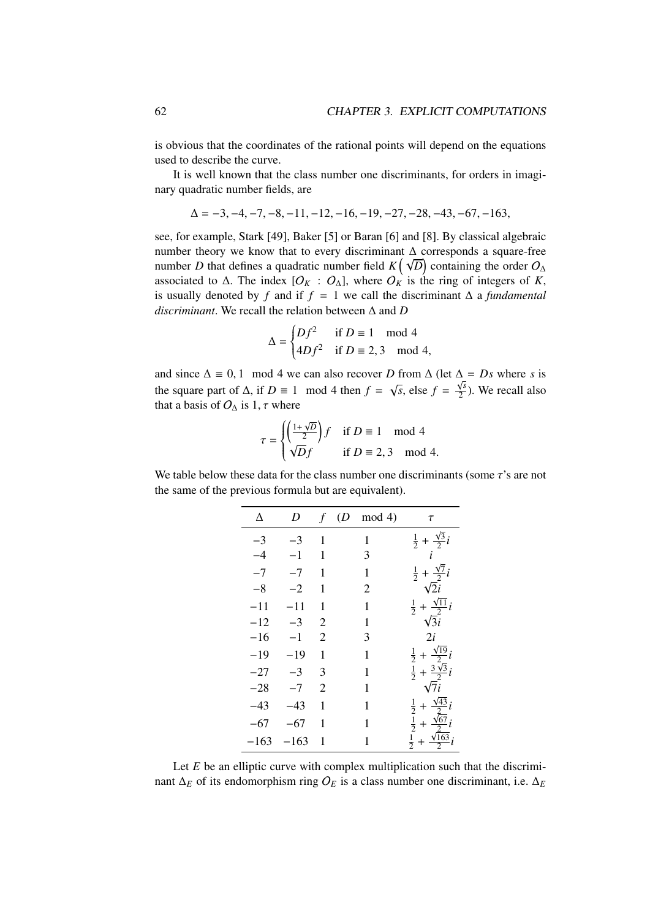is obvious that the coordinates of the rational points will depend on the equations used to describe the curve.

It is well known that the class number one discriminants, for orders in imaginary quadratic number fields, are

$$\Delta = -3, -4, -7, -8, -11, -12, -16, -19, -27, -28, -43, -67, -163,$$

see, for example, Stark [49], Baker [5] or Baran [6] and [8]. By classical algebraic number theory we know that to every discriminant $\Delta$ corresponds a square-free number $D$ that defines a quadratic number field $K\left(\sqrt{D}\right)$ containing the order $O_\Delta$ associated to $\Delta$. The index $[O_K : O_\Delta]$, where $O_K$ is the ring of integers of $K$, is usually denoted by $f$ and if $f = 1$ we call the discriminant $\Delta$ a *fundamental discriminant*. We recall the relation between $\Delta$ and $D$

$$\Delta = \begin{cases} Df^2 & \text{if } D \equiv 1 \mod 4 \\ 4Df^2 & \text{if } D \equiv 2, 3 \mod 4, \end{cases}$$

and since $\Delta \equiv 0, 1 \mod 4$ we can also recover $D$ from $\Delta$ (let $\Delta = Ds$ where $s$ is the square part of $\Delta$, if $D \equiv 1 \mod 4$ then $f = \sqrt{s}$, else $f = \frac{\sqrt{s}}{2}$). We recall also that a basis of $O_\Delta$ is $1, \tau$ where

$$\tau = \begin{cases} \left(\frac{1+\sqrt{D}}{2}\right) f & \text{if } D \equiv 1 \mod 4 \\ \sqrt{D} f & \text{if } D \equiv 2, 3 \mod 4. \end{cases}$$

We table below these data for the class number one discriminants (some $\tau$'s are not the same of the previous formula but are equivalent).

| $\Delta$ | $D$ | $f$ | ($D$ mod 4) | $\tau$ |
|---|---|---|---|---|
| $-3$ | $-3$ | 1 | 1 | $\frac{1}{2} + \frac{\sqrt{3}}{2}i$ |
| $-4$ | $-1$ | 1 | 3 | $i$ |
| $-7$ | $-7$ | 1 | 1 | $\frac{1}{2} + \frac{\sqrt{7}}{2}i$ |
| $-8$ | $-2$ | 1 | 2 | $\sqrt{2}i$ |
| $-11$ | $-11$ | 1 | 1 | $\frac{1}{2} + \frac{\sqrt{11}}{2}i$ |
| $-12$ | $-3$ | 2 | 1 | $\sqrt{3}i$ |
| $-16$ | $-1$ | 2 | 3 | $2i$ |
| $-19$ | $-19$ | 1 | 1 | $\frac{1}{2} + \frac{\sqrt{19}}{2}i$ |
| $-27$ | $-3$ | 3 | 1 | $\frac{1}{2} + \frac{3\sqrt{3}}{2}i$ |
| $-28$ | $-7$ | 2 | 1 | $\sqrt{7}i$ |
| $-43$ | $-43$ | 1 | 1 | $\frac{1}{2} + \frac{\sqrt{43}}{2}i$ |
| $-67$ | $-67$ | 1 | 1 | $\frac{1}{2} + \frac{\sqrt{67}}{2}i$ |
| $-163$ | $-163$ | 1 | 1 | $\frac{1}{2} + \frac{\sqrt{163}}{2}i$ |

Let $E$ be an elliptic curve with complex multiplication such that the discriminant $\Delta_E$ of its endomorphism ring $O_E$ is a class number one discriminant, i.e. $\Delta_E$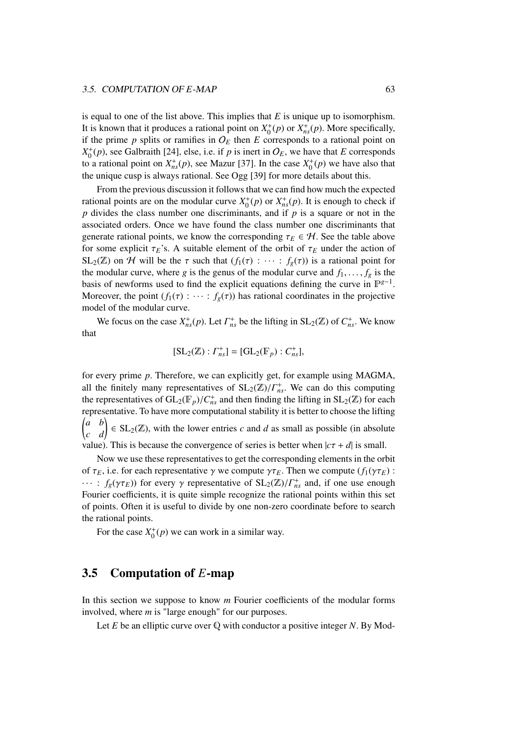is equal to one of the list above. This implies that $E$ is unique up to isomorphism. It is known that it produces a rational point on $X_0^+(p)$ or $X_{ns}^+(p)$. More specifically, if the prime $p$ splits or ramifies in $\mathcal{O}_E$ then $E$ corresponds to a rational point on $X_0^+(p)$, see Galbraith [24], else, i.e. if $p$ is inert in $\mathcal{O}_E$, we have that $E$ corresponds to a rational point on $X_{ns}^+(p)$, see Mazur [37]. In the case $X_0^+(p)$ we have also that the unique cusp is always rational. See Ogg [39] for more details about this.

From the previous discussion it follows that we can find how much the expected rational points are on the modular curve $X_0^+(p)$ or $X_{ns}^+(p)$. It is enough to check if $p$ divides the class number one discriminants, and if $p$ is a square or not in the associated orders. Once we have found the class number one discriminants that generate rational points, we know the corresponding $\tau_E \in \mathcal{H}$. See the table above for some explicit $\tau_E$'s. A suitable element of the orbit of $\tau_E$ under the action of $\mathrm{SL}_2(\mathbb{Z})$ on $\mathcal{H}$ will be the $\tau$ such that $(f_1(\tau) : \cdots : f_g(\tau))$ is a rational point for the modular curve, where $g$ is the genus of the modular curve and $f_1, \ldots, f_g$ is the basis of newforms used to find the explicit equations defining the curve in $\mathbb{P}^{g-1}$. Moreover, the point $(f_1(\tau) : \cdots : f_g(\tau))$ has rational coordinates in the projective model of the modular curve.

We focus on the case $X_{ns}^+(p)$. Let $\Gamma_{ns}^+$ be the lifting in $\mathrm{SL}_2(\mathbb{Z})$ of $C_{ns}^+$. We know that

$$[\mathrm{SL}_2(\mathbb{Z}) : \Gamma_{ns}^+] = [\mathrm{GL}_2(\mathbb{F}_p) : C_{ns}^+],$$

for every prime $p$. Therefore, we can explicitly get, for example using MAGMA, all the finitely many representatives of $\mathrm{SL}_2(\mathbb{Z})/\Gamma_{ns}^+$. We can do this computing the representatives of $\mathrm{GL}_2(\mathbb{F}_p)/C_{ns}^+$ and then finding the lifting in $\mathrm{SL}_2(\mathbb{Z})$ for each representative. To have more computational stability it is better to choose the lifting $\begin{pmatrix} a & b \\ c & d \end{pmatrix} \in \mathrm{SL}_2(\mathbb{Z})$, with the lower entries $c$ and $d$ as small as possible (in absolute value). This is because the convergence of series is better when $|c\tau + d|$ is small.

Now we use these representatives to get the corresponding elements in the orbit of $\tau_E$, i.e. for each representative $\gamma$ we compute $\gamma\tau_E$. Then we compute $(f_1(\gamma\tau_E) : \cdots : f_g(\gamma\tau_E))$ for every $\gamma$ representative of $\mathrm{SL}_2(\mathbb{Z})/\Gamma_{ns}^+$ and, if one use enough Fourier coefficients, it is quite simple recognize the rational points within this set of points. Often it is useful to divide by one non-zero coordinate before to search the rational points.

For the case $X_0^+(p)$ we can work in a similar way.

## 3.5 Computation of $E$-map

In this section we suppose to know $m$ Fourier coefficients of the modular forms involved, where $m$ is "large enough" for our purposes.

Let $E$ be an elliptic curve over $\mathbb{Q}$ with conductor a positive integer $N$. By Mod-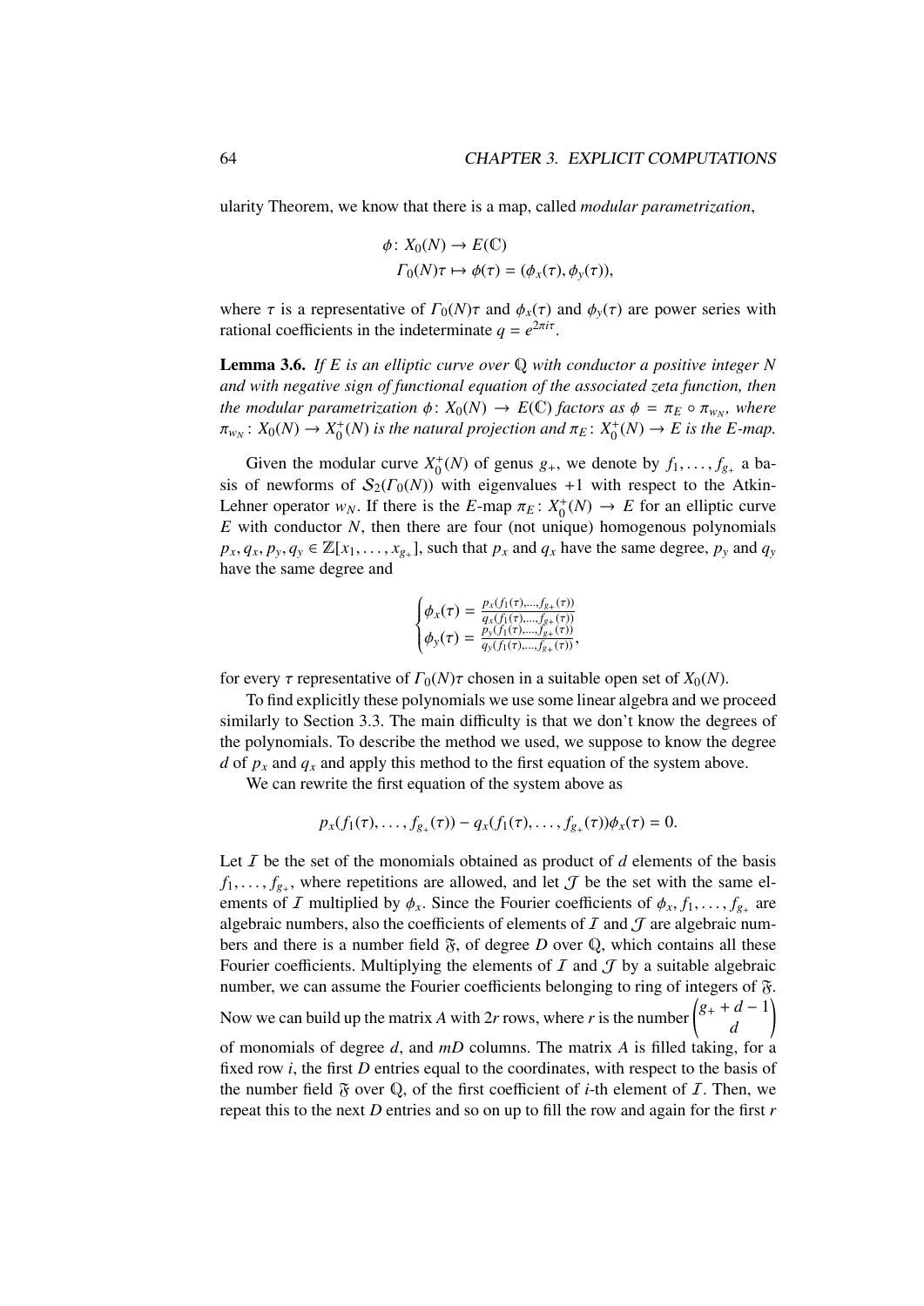ularity Theorem, we know that there is a map, called *modular parametrization*,

$$\begin{aligned}\phi\colon X_0(N) &\to E(\mathbb{C})\\ \Gamma_0(N)\tau &\mapsto \phi(\tau) = (\phi_x(\tau), \phi_y(\tau)),\end{aligned}$$

where $\tau$ is a representative of $\Gamma_0(N)\tau$ and $\phi_x(\tau)$ and $\phi_y(\tau)$ are power series with rational coefficients in the indeterminate $q = e^{2\pi i\tau}$.

**Lemma 3.6.** *If $E$ is an elliptic curve over $\mathbb{Q}$ with conductor a positive integer $N$ and with negative sign of functional equation of the associated zeta function, then the modular parametrization $\phi\colon X_0(N) \to E(\mathbb{C})$ factors as $\phi = \pi_E \circ \pi_{w_N}$, where $\pi_{w_N}\colon X_0(N) \to X_0^+(N)$ is the natural projection and $\pi_E\colon X_0^+(N) \to E$ is the $E$-map.*

Given the modular curve $X_0^+(N)$ of genus $g_+$, we denote by $f_1, \ldots, f_{g_+}$ a basis of newforms of $\mathcal{S}_2(\Gamma_0(N))$ with eigenvalues $+1$ with respect to the Atkin-Lehner operator $w_N$. If there is the $E$-map $\pi_E\colon X_0^+(N) \to E$ for an elliptic curve $E$ with conductor $N$, then there are four (not unique) homogenous polynomials $p_x, q_x, p_y, q_y \in \mathbb{Z}[x_1, \ldots, x_{g_+}]$, such that $p_x$ and $q_x$ have the same degree, $p_y$ and $q_y$ have the same degree and

$$\begin{cases}\phi_x(\tau) = \frac{p_x(f_1(\tau),\ldots,f_{g_+}(\tau))}{q_x(f_1(\tau),\ldots,f_{g_+}(\tau))}\\ \phi_y(\tau) = \frac{p_y(f_1(\tau),\ldots,f_{g_+}(\tau))}{q_y(f_1(\tau),\ldots,f_{g_+}(\tau))},\end{cases}$$

for every $\tau$ representative of $\Gamma_0(N)\tau$ chosen in a suitable open set of $X_0(N)$.

To find explicitly these polynomials we use some linear algebra and we proceed similarly to Section 3.3. The main difficulty is that we don't know the degrees of the polynomials. To describe the method we used, we suppose to know the degree $d$ of $p_x$ and $q_x$ and apply this method to the first equation of the system above.

We can rewrite the first equation of the system above as

$$p_x(f_1(\tau), \ldots, f_{g_+}(\tau)) - q_x(f_1(\tau), \ldots, f_{g_+}(\tau))\phi_x(\tau) = 0.$$

Let $\mathcal{I}$ be the set of the monomials obtained as product of $d$ elements of the basis $f_1, \ldots, f_{g_+}$, where repetitions are allowed, and let $\mathcal{J}$ be the set with the same elements of $\mathcal{I}$ multiplied by $\phi_x$. Since the Fourier coefficients of $\phi_x, f_1, \ldots, f_{g_+}$ are algebraic numbers, also the coefficients of elements of $\mathcal{I}$ and $\mathcal{J}$ are algebraic numbers and there is a number field $\mathfrak{F}$, of degree $D$ over $\mathbb{Q}$, which contains all these Fourier coefficients. Multiplying the elements of $\mathcal{I}$ and $\mathcal{J}$ by a suitable algebraic number, we can assume the Fourier coefficients belonging to ring of integers of $\mathfrak{F}$. Now we can build up the matrix $A$ with $2r$ rows, where $r$ is the number $\binom{g_+ + d - 1}{d}$ of monomials of degree $d$, and $mD$ columns. The matrix $A$ is filled taking, for a fixed row $i$, the first $D$ entries equal to the coordinates, with respect to the basis of the number field $\mathfrak{F}$ over $\mathbb{Q}$, of the first coefficient of $i$-th element of $\mathcal{I}$. Then, we repeat this to the next $D$ entries and so on up to fill the row and again for the first $r$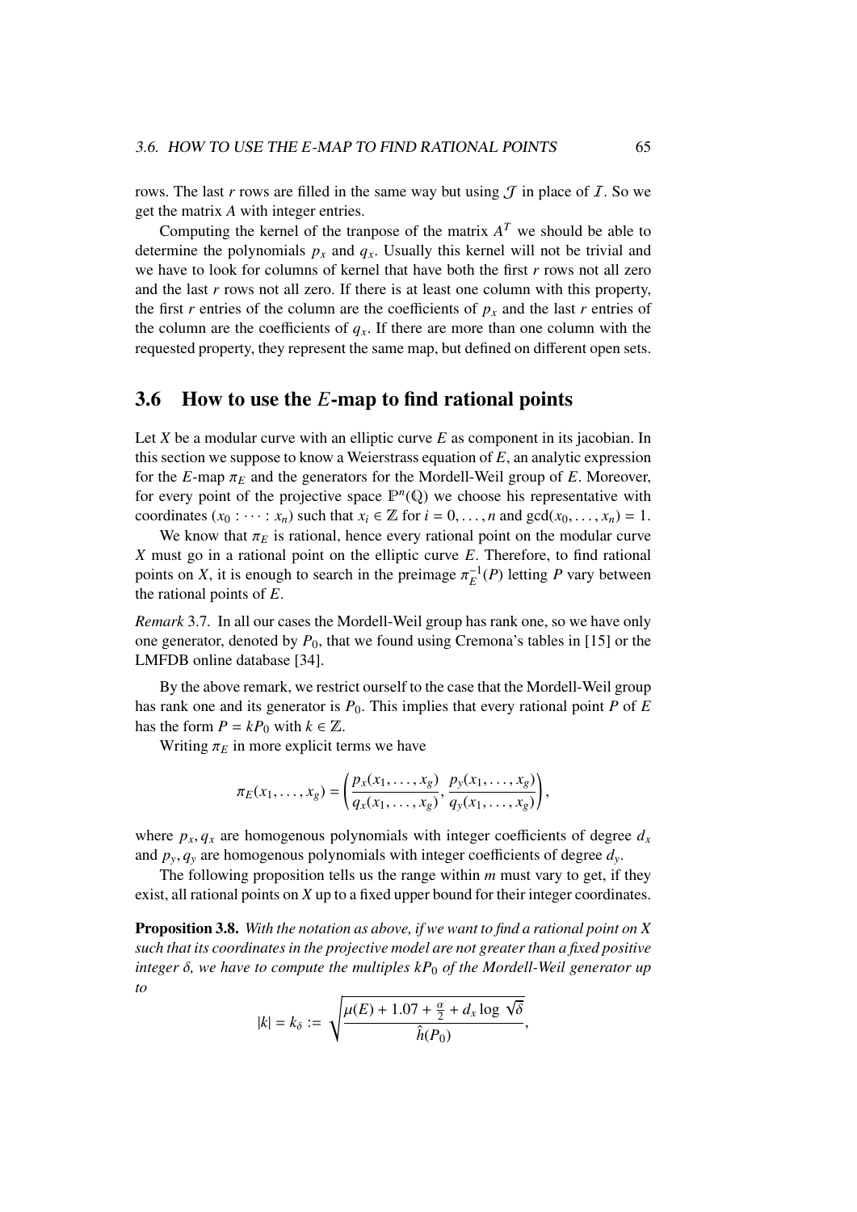rows. The last $r$ rows are filled in the same way but using $\mathcal{J}$ in place of $\mathcal{I}$. So we get the matrix $A$ with integer entries.

Computing the kernel of the tranpose of the matrix $A^T$ we should be able to determine the polynomials $p_x$ and $q_x$. Usually this kernel will not be trivial and we have to look for columns of kernel that have both the first $r$ rows not all zero and the last $r$ rows not all zero. If there is at least one column with this property, the first $r$ entries of the column are the coefficients of $p_x$ and the last $r$ entries of the column are the coefficients of $q_x$. If there are more than one column with the requested property, they represent the same map, but defined on different open sets.

## 3.6 How to use the $E$-map to find rational points

Let $X$ be a modular curve with an elliptic curve $E$ as component in its jacobian. In this section we suppose to know a Weierstrass equation of $E$, an analytic expression for the $E$-map $\pi_E$ and the generators for the Mordell-Weil group of $E$. Moreover, for every point of the projective space $\mathbb{P}^n(\mathbb{Q})$ we choose his representative with coordinates $(x_0 : \cdots : x_n)$ such that $x_i \in \mathbb{Z}$ for $i = 0, \ldots, n$ and $\gcd(x_0, \ldots, x_n) = 1$.

We know that $\pi_E$ is rational, hence every rational point on the modular curve $X$ must go in a rational point on the elliptic curve $E$. Therefore, to find rational points on $X$, it is enough to search in the preimage $\pi_E^{-1}(P)$ letting $P$ vary between the rational points of $E$.

*Remark* 3.7. In all our cases the Mordell-Weil group has rank one, so we have only one generator, denoted by $P_0$, that we found using Cremona's tables in [15] or the LMFDB online database [34].

By the above remark, we restrict ourself to the case that the Mordell-Weil group has rank one and its generator is $P_0$. This implies that every rational point $P$ of $E$ has the form $P = kP_0$ with $k \in \mathbb{Z}$.

Writing $\pi_E$ in more explicit terms we have

$$\pi_E(x_1, \ldots, x_g) = \left( \frac{p_x(x_1, \ldots, x_g)}{q_x(x_1, \ldots, x_g)}, \frac{p_y(x_1, \ldots, x_g)}{q_y(x_1, \ldots, x_g)} \right),$$

where $p_x, q_x$ are homogenous polynomials with integer coefficients of degree $d_x$ and $p_y, q_y$ are homogenous polynomials with integer coefficients of degree $d_y$.

The following proposition tells us the range within $m$ must vary to get, if they exist, all rational points on $X$ up to a fixed upper bound for their integer coordinates.

**Proposition 3.8.** *With the notation as above, if we want to find a rational point on $X$ such that its coordinates in the projective model are not greater than a fixed positive integer $\delta$, we have to compute the multiples $kP_0$ of the Mordell-Weil generator up to*

$$|k| = k_\delta := \sqrt{\frac{\mu(E) + 1.07 + \frac{\alpha}{2} + d_x \log \sqrt{\delta}}{\hat{h}(P_0)}},$$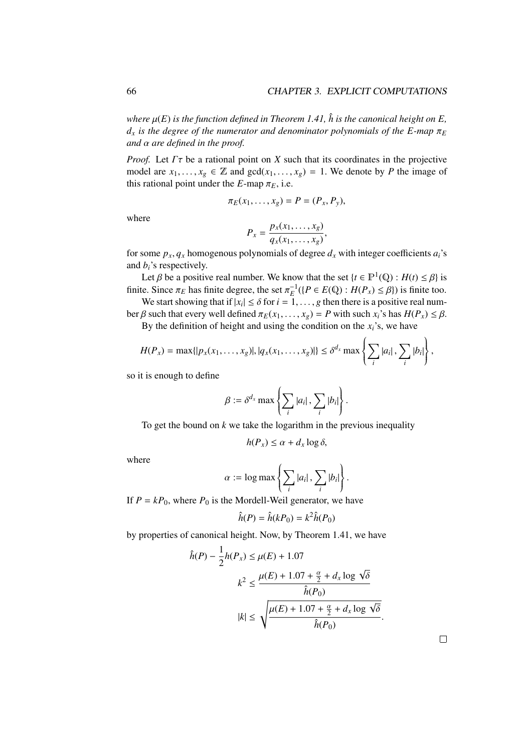*where $\mu(E)$ is the function defined in Theorem 1.41, $\hat{h}$ is the canonical height on E, $d_x$ is the degree of the numerator and denominator polynomials of the E-map $\pi_E$ and $\alpha$ are defined in the proof.*

*Proof.* Let $\Gamma\tau$ be a rational point on $X$ such that its coordinates in the projective model are $x_1, \ldots, x_g \in \mathbb{Z}$ and $\gcd(x_1, \ldots, x_g) = 1$. We denote by $P$ the image of this rational point under the $E$-map $\pi_E$, i.e.

$$\pi_E(x_1, \ldots, x_g) = P = (P_x, P_y),$$

where

$$P_x = \frac{p_x(x_1, \ldots, x_g)}{q_x(x_1, \ldots, x_g)},$$

for some $p_x, q_x$ homogenous polynomials of degree $d_x$ with integer coefficients $a_i$'s and $b_i$'s respectively.

Let $\beta$ be a positive real number. We know that the set $\{t \in \mathbb{P}^1(\mathbb{Q}) : H(t) \leq \beta\}$ is finite. Since $\pi_E$ has finite degree, the set $\pi_E^{-1}(\{P \in E(\mathbb{Q}) : H(P_x) \leq \beta\})$ is finite too.

We start showing that if $|x_i| \leq \delta$ for $i = 1, \ldots, g$ then there is a positive real number $\beta$ such that every well defined $\pi_E(x_1, \ldots, x_g) = P$ with such $x_i$'s has $H(P_x) \leq \beta$.

By the definition of height and using the condition on the $x_i$'s, we have

$$H(P_x) = \max\{|p_x(x_1, \ldots, x_g)|, |q_x(x_1, \ldots, x_g)|\} \leq \delta^{d_x} \max\left\{\sum_i |a_i|, \sum_i |b_i|\right\},$$

so it is enough to define

$$\beta := \delta^{d_x} \max\left\{\sum_i |a_i|, \sum_i |b_i|\right\}.$$

To get the bound on $k$ we take the logarithm in the previous inequality

$$h(P_x) \leq \alpha + d_x \log \delta,$$

where

$$\alpha := \log \max\left\{\sum_i |a_i|, \sum_i |b_i|\right\}.$$

If $P = kP_0$, where $P_0$ is the Mordell-Weil generator, we have

$$\hat{h}(P) = \hat{h}(kP_0) = k^2 \hat{h}(P_0)$$

by properties of canonical height. Now, by Theorem 1.41, we have

$$\hat{h}(P) - \frac{1}{2}h(P_x) \leq \mu(E) + 1.07$$

$$k^2 \leq \frac{\mu(E) + 1.07 + \frac{\alpha}{2} + d_x \log \sqrt{\delta}}{\hat{h}(P_0)}$$

$$|k| \leq \sqrt{\frac{\mu(E) + 1.07 + \frac{\alpha}{2} + d_x \log \sqrt{\delta}}{\hat{h}(P_0)}}.$$

□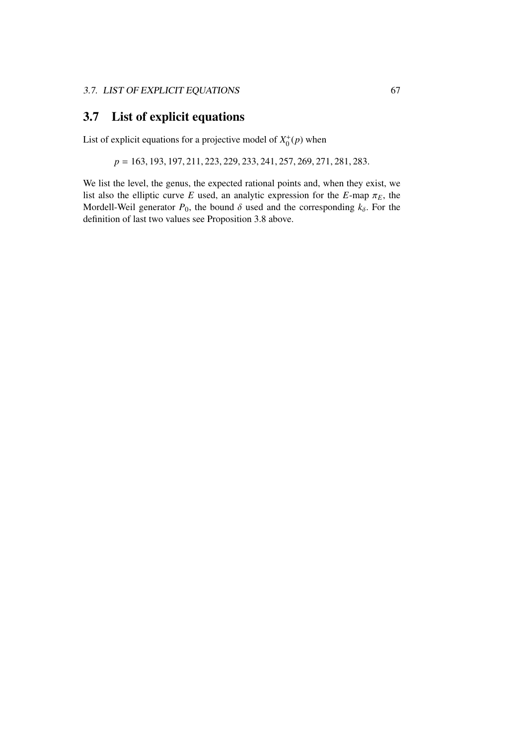## 3.7 List of explicit equations

List of explicit equations for a projective model of $X_0^+(p)$ when

$$p = 163, 193, 197, 211, 223, 229, 233, 241, 257, 269, 271, 281, 283.$$

We list the level, the genus, the expected rational points and, when they exist, we list also the elliptic curve $E$ used, an analytic expression for the $E$-map $\pi_E$, the Mordell-Weil generator $P_0$, the bound $\delta$ used and the corresponding $k_\delta$. For the definition of last two values see Proposition 3.8 above.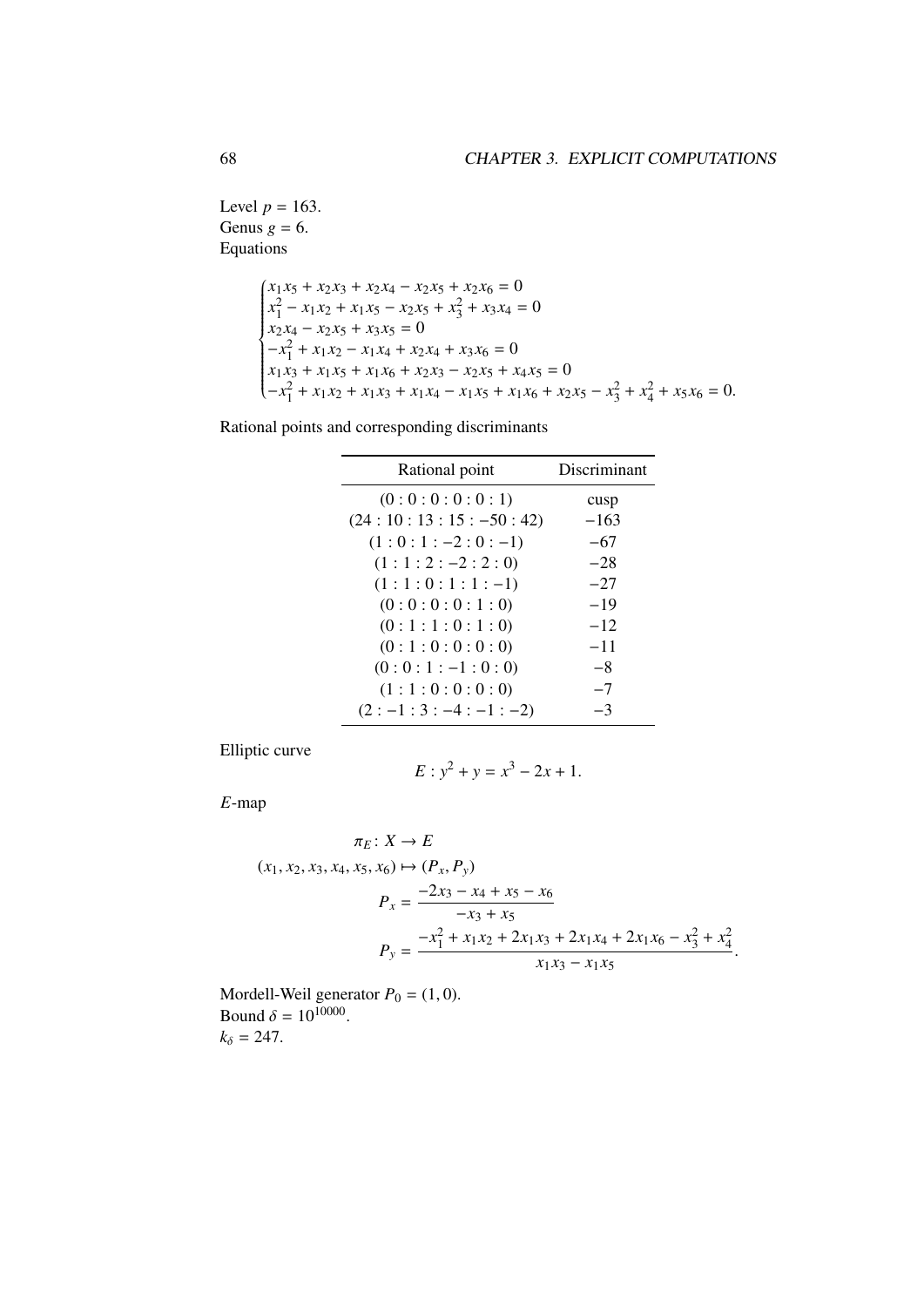Level $p = 163$.
Genus $g = 6$.
Equations

$$\begin{cases} x_1x_5 + x_2x_3 + x_2x_4 - x_2x_5 + x_2x_6 = 0 \\ x_1^2 - x_1x_2 + x_1x_5 - x_2x_5 + x_3^2 + x_3x_4 = 0 \\ x_2x_4 - x_2x_5 + x_3x_5 = 0 \\ -x_1^2 + x_1x_2 - x_1x_4 + x_2x_4 + x_3x_6 = 0 \\ x_1x_3 + x_1x_5 + x_1x_6 + x_2x_3 - x_2x_5 + x_4x_5 = 0 \\ -x_1^2 + x_1x_2 + x_1x_3 + x_1x_4 - x_1x_5 + x_1x_6 + x_2x_5 - x_3^2 + x_4^2 + x_5x_6 = 0. \end{cases}$$

Rational points and corresponding discriminants

| Rational point | Discriminant |
|---|---|
| $(0:0:0:0:0:1)$ | cusp |
| $(24:10:13:15:-50:42)$ | $-163$ |
| $(1:0:1:-2:0:-1)$ | $-67$ |
| $(1:1:2:-2:2:0)$ | $-28$ |
| $(1:1:0:1:1:-1)$ | $-27$ |
| $(0:0:0:0:1:0)$ | $-19$ |
| $(0:1:1:0:1:0)$ | $-12$ |
| $(0:1:0:0:0:0)$ | $-11$ |
| $(0:0:1:-1:0:0)$ | $-8$ |
| $(1:1:0:0:0:0)$ | $-7$ |
| $(2:-1:3:-4:-1:-2)$ | $-3$ |

Elliptic curve

$$E : y^2 + y = x^3 - 2x + 1.$$

$E$-map

$$\begin{aligned} \pi_E \colon X &\to E \\ (x_1, x_2, x_3, x_4, x_5, x_6) &\mapsto (P_x, P_y) \\ P_x &= \frac{-2x_3 - x_4 + x_5 - x_6}{-x_3 + x_5} \\ P_y &= \frac{-x_1^2 + x_1x_2 + 2x_1x_3 + 2x_1x_4 + 2x_1x_6 - x_3^2 + x_4^2}{x_1x_3 - x_1x_5}. \end{aligned}$$

Mordell-Weil generator $P_0 = (1, 0)$.
Bound $\delta = 10^{10000}$.
$k_\delta = 247$.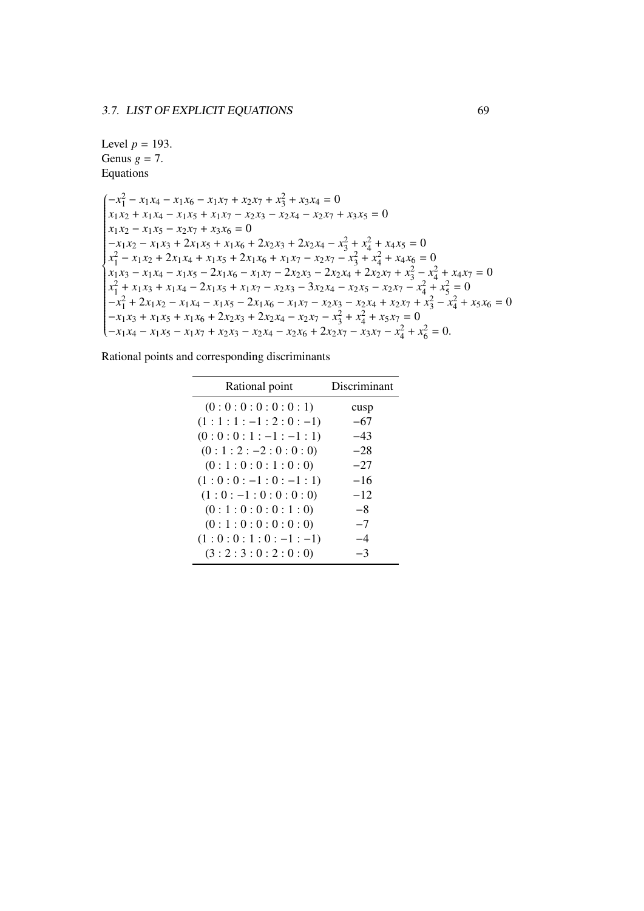Level $p = 193$.
Genus $g = 7$.
Equations

$$
\begin{cases}
-x_1^2 - x_1x_4 - x_1x_6 - x_1x_7 + x_2x_7 + x_3^2 + x_3x_4 = 0 \\
x_1x_2 + x_1x_4 - x_1x_5 + x_1x_7 - x_2x_3 - x_2x_4 - x_2x_7 + x_3x_5 = 0 \\
x_1x_2 - x_1x_5 - x_2x_7 + x_3x_6 = 0 \\
-x_1x_2 - x_1x_3 + 2x_1x_5 + x_1x_6 + 2x_2x_3 + 2x_2x_4 - x_3^2 + x_4^2 + x_4x_5 = 0 \\
x_1^2 - x_1x_2 + 2x_1x_4 + x_1x_5 + 2x_1x_6 + x_1x_7 - x_2x_7 - x_3^2 + x_4^2 + x_4x_6 = 0 \\
x_1x_3 - x_1x_4 - x_1x_5 - 2x_1x_6 - x_1x_7 - 2x_2x_3 - 2x_2x_4 + 2x_2x_7 + x_3^2 - x_4^2 + x_4x_7 = 0 \\
x_1^2 + x_1x_3 + x_1x_4 - 2x_1x_5 + x_1x_7 - x_2x_3 - 3x_2x_4 - x_2x_5 - x_2x_7 - x_4^2 + x_5^2 = 0 \\
-x_1^2 + 2x_1x_2 - x_1x_4 - x_1x_5 - 2x_1x_6 - x_1x_7 - x_2x_3 - x_2x_4 + x_2x_7 + x_3^2 - x_4^2 + x_5x_6 = 0 \\
-x_1x_3 + x_1x_5 + x_1x_6 + 2x_2x_3 + 2x_2x_4 - x_2x_7 - x_3^2 + x_4^2 + x_5x_7 = 0 \\
-x_1x_4 - x_1x_5 - x_1x_7 + x_2x_3 - x_2x_4 - x_2x_6 + 2x_2x_7 - x_3x_7 - x_4^2 + x_6^2 = 0.
\end{cases}
$$

Rational points and corresponding discriminants

| Rational point | Discriminant |
|---|---|
| $(0:0:0:0:0:0:1)$ | cusp |
| $(1:1:1:-1:2:0:-1)$ | $-67$ |
| $(0:0:0:1:-1:-1:1)$ | $-43$ |
| $(0:1:2:-2:0:0:0)$ | $-28$ |
| $(0:1:0:0:1:0:0)$ | $-27$ |
| $(1:0:0:-1:0:-1:1)$ | $-16$ |
| $(1:0:-1:0:0:0:0)$ | $-12$ |
| $(0:1:0:0:0:1:0)$ | $-8$ |
| $(0:1:0:0:0:0:0)$ | $-7$ |
| $(1:0:0:1:0:-1:-1)$ | $-4$ |
| $(3:2:3:0:2:0:0)$ | $-3$ |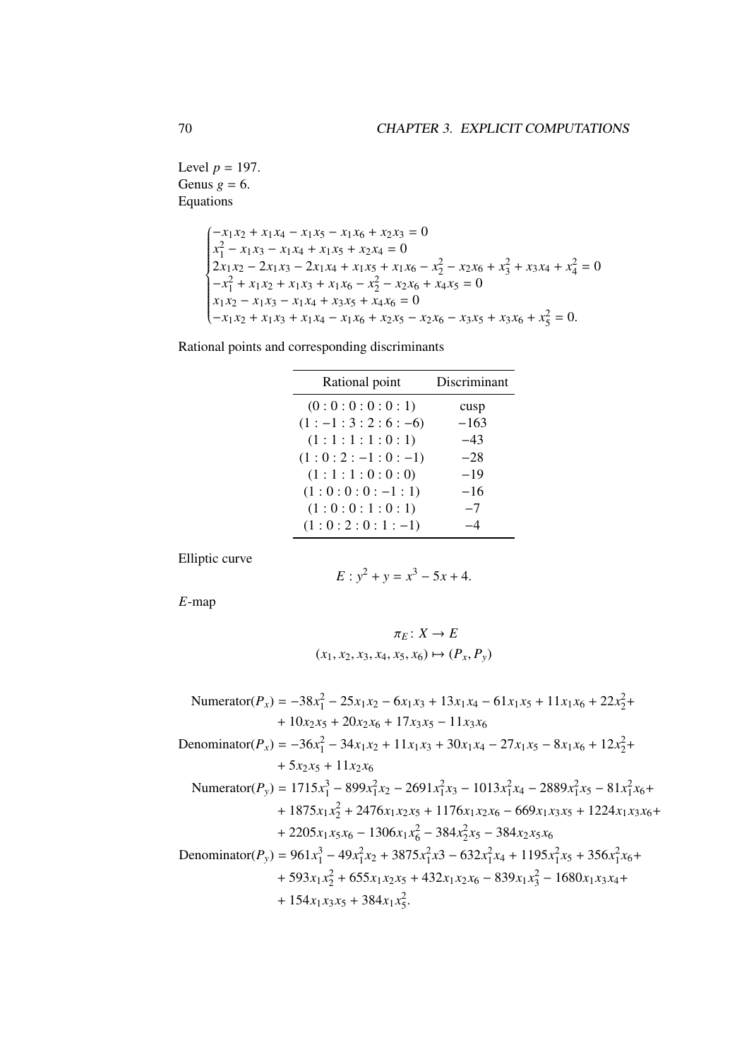Level $p = 197$.
Genus $g = 6$.
Equations

$$
\begin{cases}
-x_1x_2 + x_1x_4 - x_1x_5 - x_1x_6 + x_2x_3 = 0 \\
x_1^2 - x_1x_3 - x_1x_4 + x_1x_5 + x_2x_4 = 0 \\
2x_1x_2 - 2x_1x_3 - 2x_1x_4 + x_1x_5 + x_1x_6 - x_2^2 - x_2x_6 + x_3^2 + x_3x_4 + x_4^2 = 0 \\
-x_1^2 + x_1x_2 + x_1x_3 + x_1x_6 - x_2^2 - x_2x_6 + x_4x_5 = 0 \\
x_1x_2 - x_1x_3 - x_1x_4 + x_3x_5 + x_4x_6 = 0 \\
-x_1x_2 + x_1x_3 + x_1x_4 - x_1x_6 + x_2x_5 - x_2x_6 - x_3x_5 + x_3x_6 + x_5^2 = 0.
\end{cases}
$$

Rational points and corresponding discriminants

| Rational point | Discriminant |
|---|---|
| $(0:0:0:0:0:1)$ | cusp |
| $(1:-1:3:2:6:-6)$ | $-163$ |
| $(1:1:1:1:0:1)$ | $-43$ |
| $(1:0:2:-1:0:-1)$ | $-28$ |
| $(1:1:1:0:0:0)$ | $-19$ |
| $(1:0:0:0:-1:1)$ | $-16$ |
| $(1:0:0:1:0:1)$ | $-7$ |
| $(1:0:2:0:1:-1)$ | $-4$ |

Elliptic curve

$$E : y^2 + y = x^3 - 5x + 4.$$

$E$-map

$$
\begin{gathered}
\pi_E \colon X \to E \\
(x_1, x_2, x_3, x_4, x_5, x_6) \mapsto (P_x, P_y)
\end{gathered}
$$

$$
\begin{aligned}
\text{Numerator}(P_x) &= -38x_1^2 - 25x_1x_2 - 6x_1x_3 + 13x_1x_4 - 61x_1x_5 + 11x_1x_6 + 22x_2^2 + \\
&\quad + 10x_2x_5 + 20x_2x_6 + 17x_3x_5 - 11x_3x_6 \\
\text{Denominator}(P_x) &= -36x_1^2 - 34x_1x_2 + 11x_1x_3 + 30x_1x_4 - 27x_1x_5 - 8x_1x_6 + 12x_2^2 + \\
&\quad + 5x_2x_5 + 11x_2x_6 \\
\text{Numerator}(P_y) &= 1715x_1^3 - 899x_1^2x_2 - 2691x_1^2x_3 - 1013x_1^2x_4 - 2889x_1^2x_5 - 81x_1^2x_6 + \\
&\quad + 1875x_1x_2^2 + 2476x_1x_2x_5 + 1176x_1x_2x_6 - 669x_1x_3x_5 + 1224x_1x_3x_6 + \\
&\quad + 2205x_1x_5x_6 - 1306x_1x_6^2 - 384x_2^2x_5 - 384x_2x_5x_6 \\
\text{Denominator}(P_y) &= 961x_1^3 - 49x_1^2x_2 + 3875x_1^2x3 - 632x_1^2x_4 + 1195x_1^2x_5 + 356x_1^2x_6 + \\
&\quad + 593x_1x_2^2 + 655x_1x_2x_5 + 432x_1x_2x_6 - 839x_1x_3^2 - 1680x_1x_3x_4 + \\
&\quad + 154x_1x_3x_5 + 384x_1x_5^2.
\end{aligned}
$$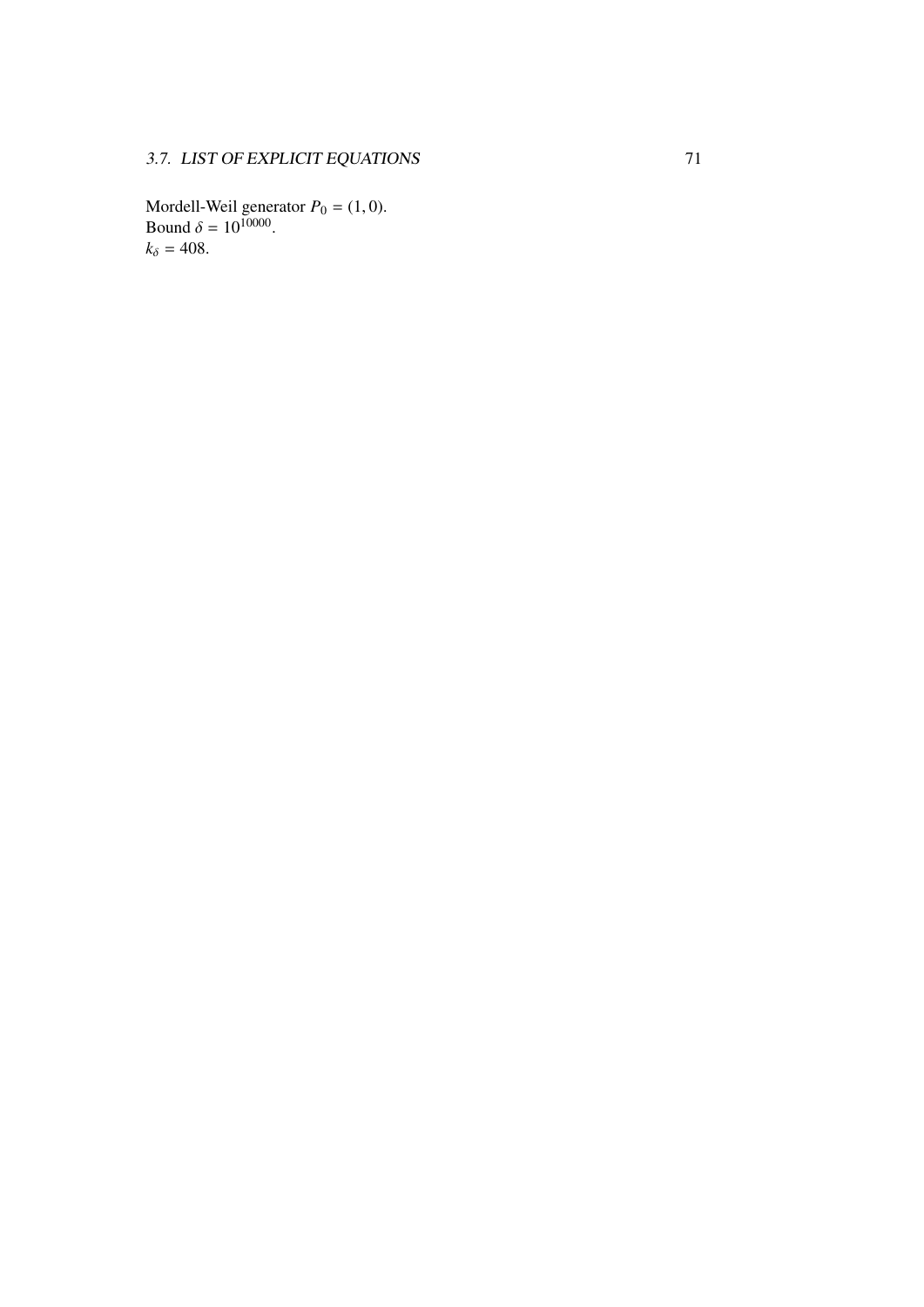Mordell-Weil generator $P_0 = (1, 0)$.
Bound $\delta = 10^{10000}$.
$k_\delta = 408$.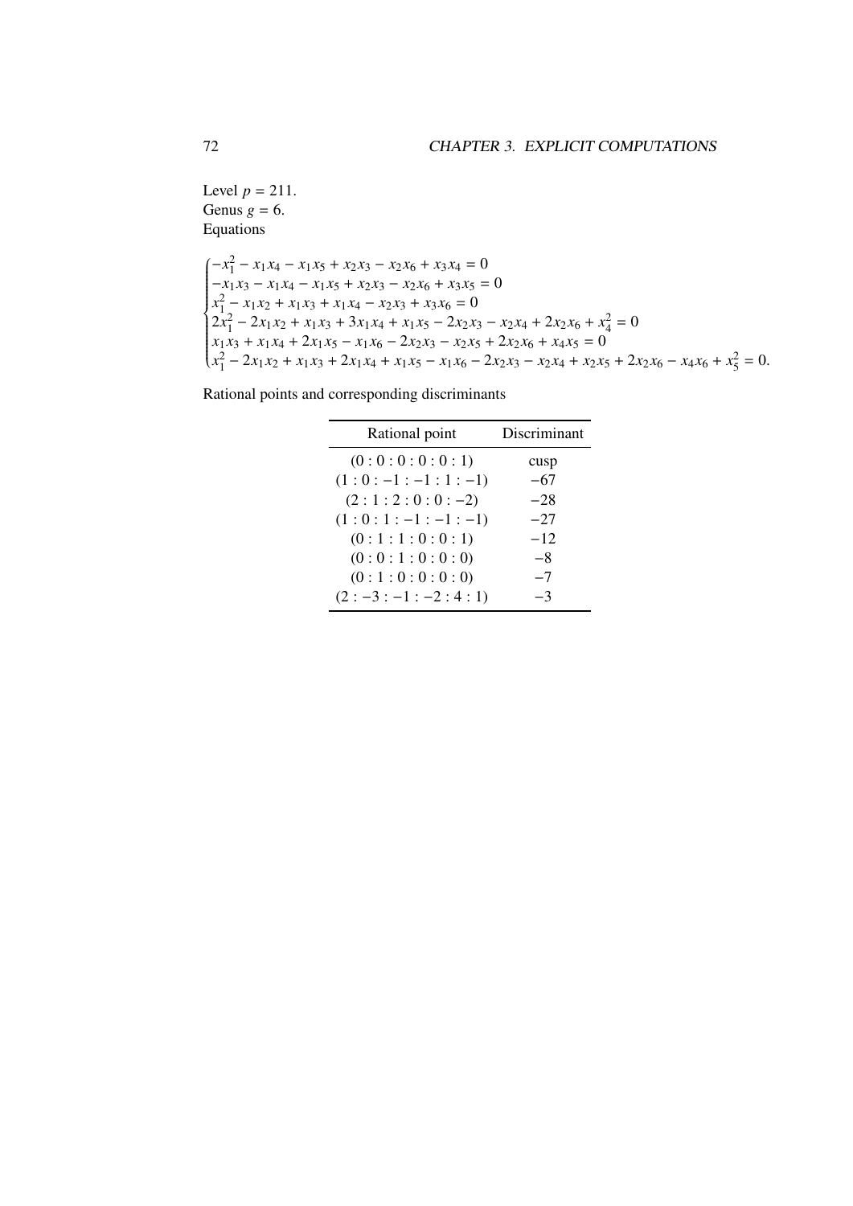Level $p = 211$.
Genus $g = 6$.
Equations

$$
\begin{cases}
-x_1^2 - x_1x_4 - x_1x_5 + x_2x_3 - x_2x_6 + x_3x_4 = 0 \\
-x_1x_3 - x_1x_4 - x_1x_5 + x_2x_3 - x_2x_6 + x_3x_5 = 0 \\
x_1^2 - x_1x_2 + x_1x_3 + x_1x_4 - x_2x_3 + x_3x_6 = 0 \\
2x_1^2 - 2x_1x_2 + x_1x_3 + 3x_1x_4 + x_1x_5 - 2x_2x_3 - x_2x_4 + 2x_2x_6 + x_4^2 = 0 \\
x_1x_3 + x_1x_4 + 2x_1x_5 - x_1x_6 - 2x_2x_3 - x_2x_5 + 2x_2x_6 + x_4x_5 = 0 \\
x_1^2 - 2x_1x_2 + x_1x_3 + 2x_1x_4 + x_1x_5 - x_1x_6 - 2x_2x_3 - x_2x_4 + x_2x_5 + 2x_2x_6 - x_4x_6 + x_5^2 = 0.
\end{cases}
$$

Rational points and corresponding discriminants

| Rational point | Discriminant |
|---|---|
| $(0:0:0:0:0:1)$ | cusp |
| $(1:0:-1:-1:1:-1)$ | $-67$ |
| $(2:1:2:0:0:-2)$ | $-28$ |
| $(1:0:1:-1:-1:-1)$ | $-27$ |
| $(0:1:1:0:0:1)$ | $-12$ |
| $(0:0:1:0:0:0)$ | $-8$ |
| $(0:1:0:0:0:0)$ | $-7$ |
| $(2:-3:-1:-2:4:1)$ | $-3$ |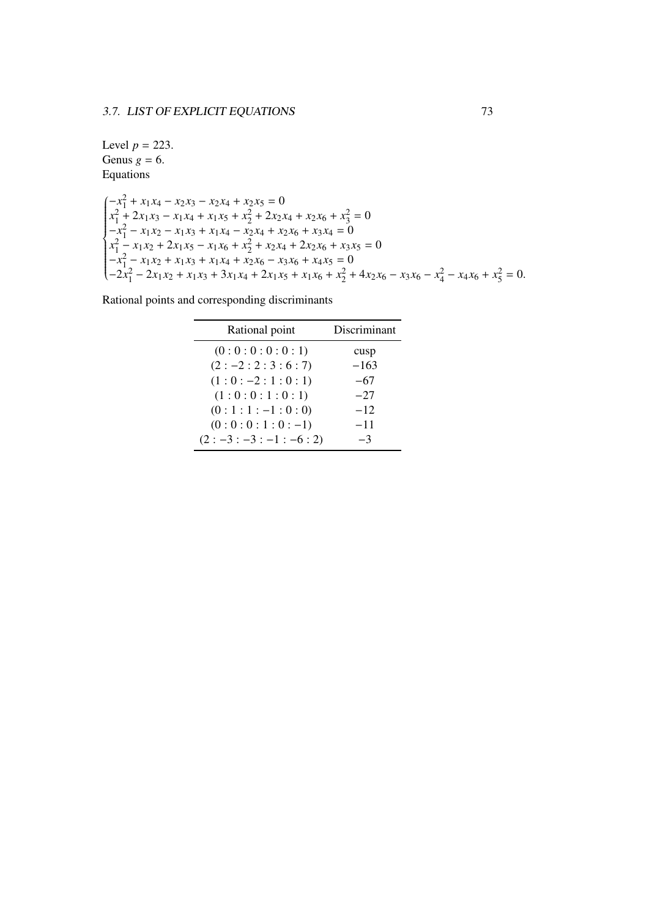Level $p = 223$.
Genus $g = 6$.
Equations

$$
\begin{cases}
-x_1^2 + x_1x_4 - x_2x_3 - x_2x_4 + x_2x_5 = 0\\
x_1^2 + 2x_1x_3 - x_1x_4 + x_1x_5 + x_2^2 + 2x_2x_4 + x_2x_6 + x_3^2 = 0\\
-x_1^2 - x_1x_2 - x_1x_3 + x_1x_4 - x_2x_4 + x_2x_6 + x_3x_4 = 0\\
x_1^2 - x_1x_2 + 2x_1x_5 - x_1x_6 + x_2^2 + x_2x_4 + 2x_2x_6 + x_3x_5 = 0\\
-x_1^2 - x_1x_2 + x_1x_3 + x_1x_4 + x_2x_6 - x_3x_6 + x_4x_5 = 0\\
-2x_1^2 - 2x_1x_2 + x_1x_3 + 3x_1x_4 + 2x_1x_5 + x_1x_6 + x_2^2 + 4x_2x_6 - x_3x_6 - x_4^2 - x_4x_6 + x_5^2 = 0.
\end{cases}
$$

Rational points and corresponding discriminants

| Rational point | Discriminant |
|---|---|
| $(0:0:0:0:0:1)$ | cusp |
| $(2:-2:2:3:6:7)$ | $-163$ |
| $(1:0:-2:1:0:1)$ | $-67$ |
| $(1:0:0:1:0:1)$ | $-27$ |
| $(0:1:1:-1:0:0)$ | $-12$ |
| $(0:0:0:1:0:-1)$ | $-11$ |
| $(2:-3:-3:-1:-6:2)$ | $-3$ |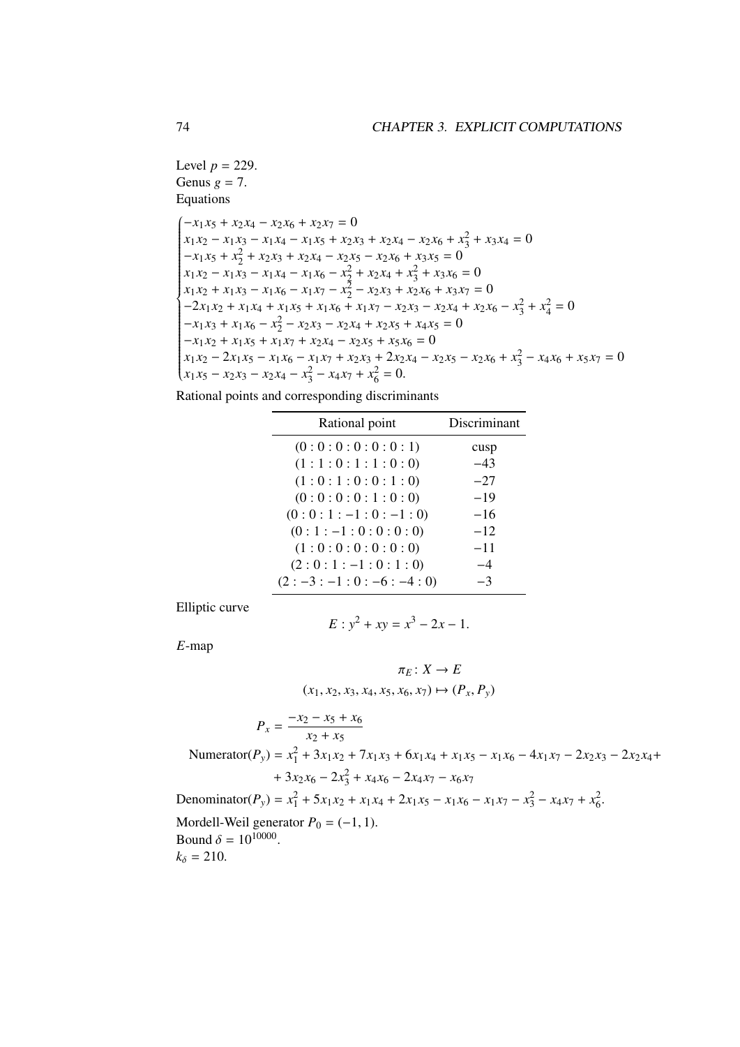Level $p = 229$.
Genus $g = 7$.
Equations

$$
\begin{cases}
-x_1x_5 + x_2x_4 - x_2x_6 + x_2x_7 = 0 \\
x_1x_2 - x_1x_3 - x_1x_4 - x_1x_5 + x_2x_3 + x_2x_4 - x_2x_6 + x_3^2 + x_3x_4 = 0 \\
-x_1x_5 + x_2^2 + x_2x_3 + x_2x_4 - x_2x_5 - x_2x_6 + x_3x_5 = 0 \\
x_1x_2 - x_1x_3 - x_1x_4 - x_1x_6 - x_2^2 + x_2x_4 + x_3^2 + x_3x_6 = 0 \\
x_1x_2 + x_1x_3 - x_1x_6 - x_1x_7 - x_2^2 - x_2x_3 + x_2x_6 + x_3x_7 = 0 \\
-2x_1x_2 + x_1x_4 + x_1x_5 + x_1x_6 + x_1x_7 - x_2x_3 - x_2x_4 + x_2x_6 - x_3^2 + x_4^2 = 0 \\
-x_1x_3 + x_1x_6 - x_2^2 - x_2x_3 - x_2x_4 + x_2x_5 + x_4x_5 = 0 \\
-x_1x_2 + x_1x_5 + x_1x_7 + x_2x_4 - x_2x_5 + x_5x_6 = 0 \\
x_1x_2 - 2x_1x_5 - x_1x_6 - x_1x_7 + x_2x_3 + 2x_2x_4 - x_2x_5 - x_2x_6 + x_3^2 - x_4x_6 + x_5x_7 = 0 \\
x_1x_5 - x_2x_3 - x_2x_4 - x_3^2 - x_4x_7 + x_6^2 = 0.
\end{cases}
$$

Rational points and corresponding discriminants

| Rational point | Discriminant |
|---|---|
| $(0:0:0:0:0:0:1)$ | cusp |
| $(1:1:0:1:1:0:0)$ | $-43$ |
| $(1:0:1:0:0:1:0)$ | $-27$ |
| $(0:0:0:0:1:0:0)$ | $-19$ |
| $(0:0:1:-1:0:-1:0)$ | $-16$ |
| $(0:1:-1:0:0:0:0)$ | $-12$ |
| $(1:0:0:0:0:0:0)$ | $-11$ |
| $(2:0:1:-1:0:1:0)$ | $-4$ |
| $(2:-3:-1:0:-6:-4:0)$ | $-3$ |

Elliptic curve

$$E : y^2 + xy = x^3 - 2x - 1.$$

$E$-map

$$\pi_E \colon X \to E$$
$$(x_1, x_2, x_3, x_4, x_5, x_6, x_7) \mapsto (P_x, P_y)$$

$$P_x = \frac{-x_2 - x_5 + x_6}{x_2 + x_5}$$

$$\text{Numerator}(P_y) = x_1^2 + 3x_1x_2 + 7x_1x_3 + 6x_1x_4 + x_1x_5 - x_1x_6 - 4x_1x_7 - 2x_2x_3 - 2x_2x_4 + 3x_2x_6 - 2x_3^2 + x_4x_6 - 2x_4x_7 - x_6x_7$$

$$\text{Denominator}(P_y) = x_1^2 + 5x_1x_2 + x_1x_4 + 2x_1x_5 - x_1x_6 - x_1x_7 - x_3^2 - x_4x_7 + x_6^2.$$

Mordell-Weil generator $P_0 = (-1, 1)$.
Bound $\delta = 10^{10000}$.
$k_\delta = 210$.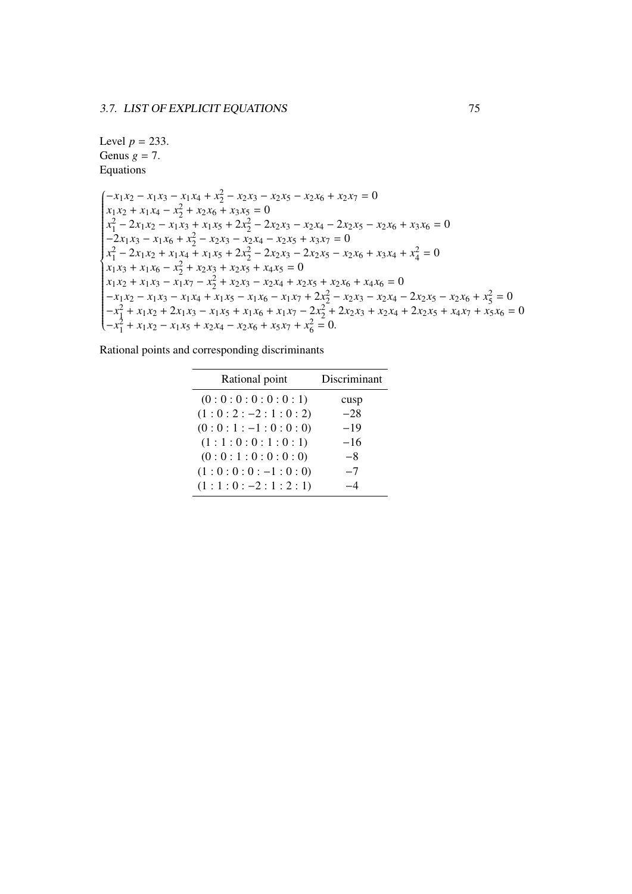Level $p = 233$.
Genus $g = 7$.
Equations

$$
\begin{cases}
-x_1x_2 - x_1x_3 - x_1x_4 + x_2^2 - x_2x_3 - x_2x_5 - x_2x_6 + x_2x_7 = 0 \\
x_1x_2 + x_1x_4 - x_2^2 + x_2x_6 + x_3x_5 = 0 \\
x_1^2 - 2x_1x_2 - x_1x_3 + x_1x_5 + 2x_2^2 - 2x_2x_3 - x_2x_4 - 2x_2x_5 - x_2x_6 + x_3x_6 = 0 \\
-2x_1x_3 - x_1x_6 + x_2^2 - x_2x_3 - x_2x_4 - x_2x_5 + x_3x_7 = 0 \\
x_1^2 - 2x_1x_2 + x_1x_4 + x_1x_5 + 2x_2^2 - 2x_2x_3 - 2x_2x_5 - x_2x_6 + x_3x_4 + x_4^2 = 0 \\
x_1x_3 + x_1x_6 - x_2^2 + x_2x_3 + x_2x_5 + x_4x_5 = 0 \\
x_1x_2 + x_1x_3 - x_1x_7 - x_2^2 + x_2x_3 - x_2x_4 + x_2x_5 + x_2x_6 + x_4x_6 = 0 \\
-x_1x_2 - x_1x_3 - x_1x_4 + x_1x_5 - x_1x_6 - x_1x_7 + 2x_2^2 - x_2x_3 - x_2x_4 - 2x_2x_5 - x_2x_6 + x_5^2 = 0 \\
-x_1^2 + x_1x_2 + 2x_1x_3 - x_1x_5 + x_1x_6 + x_1x_7 - 2x_2^2 + 2x_2x_3 + x_2x_4 + 2x_2x_5 + x_4x_7 + x_5x_6 = 0 \\
-x_1^2 + x_1x_2 - x_1x_5 + x_2x_4 - x_2x_6 + x_5x_7 + x_6^2 = 0.
\end{cases}
$$

Rational points and corresponding discriminants

| Rational point | Discriminant |
|---|---|
| $(0:0:0:0:0:0:1)$ | cusp |
| $(1:0:2:-2:1:0:2)$ | $-28$ |
| $(0:0:1:-1:0:0:0)$ | $-19$ |
| $(1:1:0:0:1:0:1)$ | $-16$ |
| $(0:0:1:0:0:0:0)$ | $-8$ |
| $(1:0:0:0:-1:0:0)$ | $-7$ |
| $(1:1:0:-2:1:2:1)$ | $-4$ |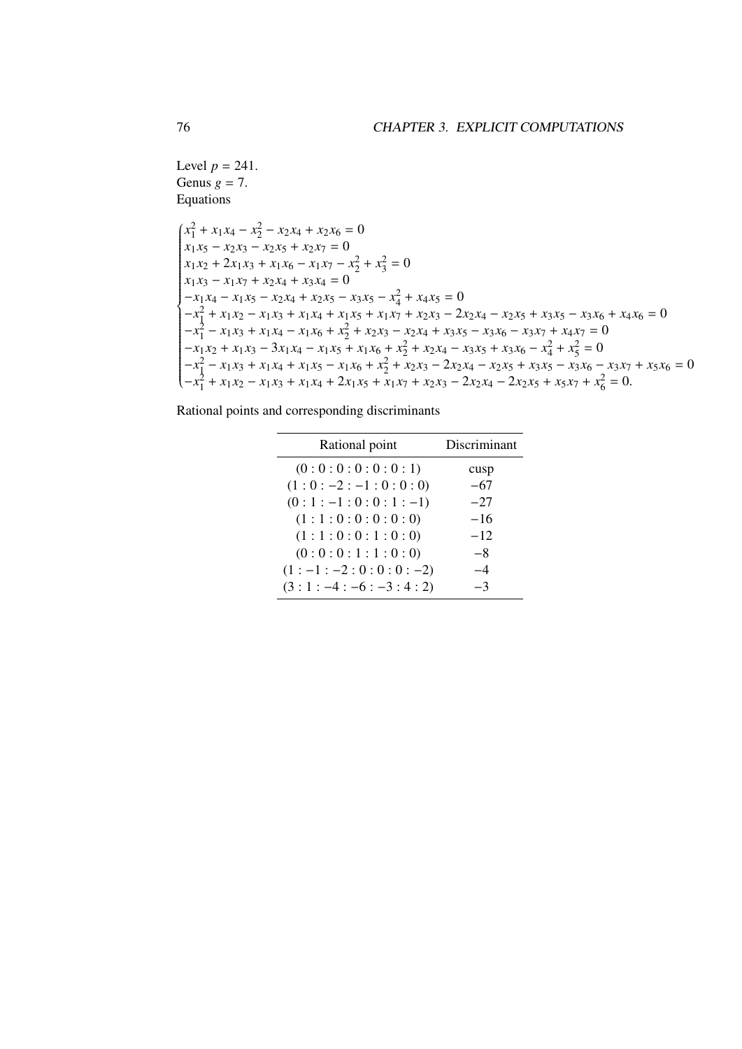Level $p = 241$.
Genus $g = 7$.
Equations

$$
\begin{cases}
x_1^2 + x_1x_4 - x_2^2 - x_2x_4 + x_2x_6 = 0 \\
x_1x_5 - x_2x_3 - x_2x_5 + x_2x_7 = 0 \\
x_1x_2 + 2x_1x_3 + x_1x_6 - x_1x_7 - x_2^2 + x_3^2 = 0 \\
x_1x_3 - x_1x_7 + x_2x_4 + x_3x_4 = 0 \\
-x_1x_4 - x_1x_5 - x_2x_4 + x_2x_5 - x_3x_5 - x_4^2 + x_4x_5 = 0 \\
-x_1^2 + x_1x_2 - x_1x_3 + x_1x_4 + x_1x_5 + x_1x_7 + x_2x_3 - 2x_2x_4 - x_2x_5 + x_3x_5 - x_3x_6 + x_4x_6 = 0 \\
-x_1^2 - x_1x_3 + x_1x_4 - x_1x_6 + x_2^2 + x_2x_3 - x_2x_4 + x_3x_5 - x_3x_6 - x_3x_7 + x_4x_7 = 0 \\
-x_1x_2 + x_1x_3 - 3x_1x_4 - x_1x_5 + x_1x_6 + x_2^2 + x_2x_4 - x_3x_5 + x_3x_6 - x_4^2 + x_5^2 = 0 \\
-x_1^2 - x_1x_3 + x_1x_4 + x_1x_5 - x_1x_6 + x_2^2 + x_2x_3 - 2x_2x_4 - x_2x_5 + x_3x_5 - x_3x_6 - x_3x_7 + x_5x_6 = 0 \\
-x_1^2 + x_1x_2 - x_1x_3 + x_1x_4 + 2x_1x_5 + x_1x_7 + x_2x_3 - 2x_2x_4 - 2x_2x_5 + x_5x_7 + x_6^2 = 0.
\end{cases}
$$

Rational points and corresponding discriminants

| Rational point | Discriminant |
|---|---|
| $(0:0:0:0:0:0:1)$ | cusp |
| $(1:0:-2:-1:0:0:0)$ | $-67$ |
| $(0:1:-1:0:0:1:-1)$ | $-27$ |
| $(1:1:0:0:0:0:0)$ | $-16$ |
| $(1:1:0:0:1:0:0)$ | $-12$ |
| $(0:0:0:1:1:0:0)$ | $-8$ |
| $(1:-1:-2:0:0:0:-2)$ | $-4$ |
| $(3:1:-4:-6:-3:4:2)$ | $-3$ |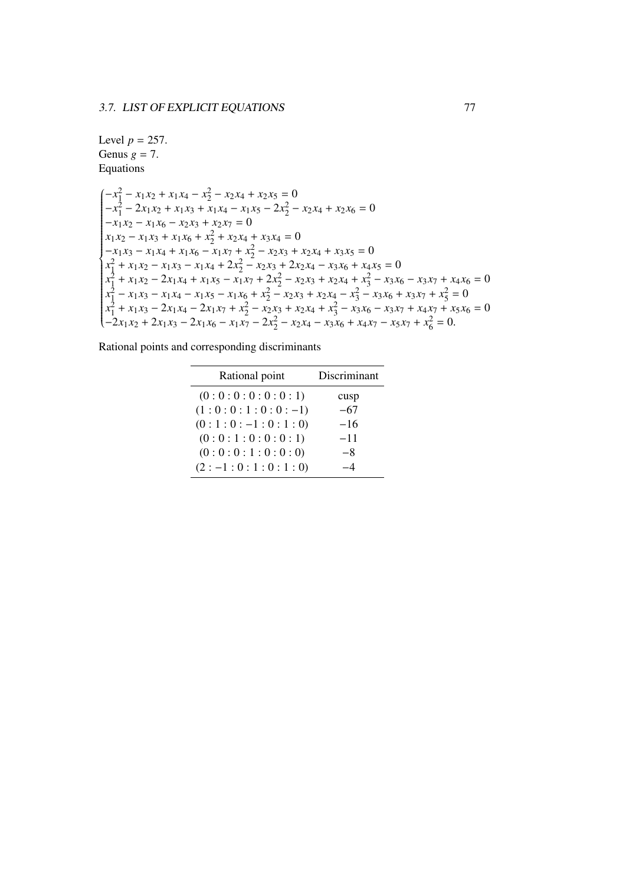Level $p = 257$.
Genus $g = 7$.
Equations

$$
\begin{cases}
-x_1^2 - x_1x_2 + x_1x_4 - x_2^2 - x_2x_4 + x_2x_5 = 0\\
-x_1^2 - 2x_1x_2 + x_1x_3 + x_1x_4 - x_1x_5 - 2x_2^2 - x_2x_4 + x_2x_6 = 0\\
-x_1x_2 - x_1x_6 - x_2x_3 + x_2x_7 = 0\\
x_1x_2 - x_1x_3 + x_1x_6 + x_2^2 + x_2x_4 + x_3x_4 = 0\\
-x_1x_3 - x_1x_4 + x_1x_6 - x_1x_7 + x_2^2 - x_2x_3 + x_2x_4 + x_3x_5 = 0\\
x_1^2 + x_1x_2 - x_1x_3 - x_1x_4 + 2x_2^2 - x_2x_3 + 2x_2x_4 - x_3x_6 + x_4x_5 = 0\\
x_1^2 + x_1x_2 - 2x_1x_4 + x_1x_5 - x_1x_7 + 2x_2^2 - x_2x_3 + x_2x_4 + x_3^2 - x_3x_6 - x_3x_7 + x_4x_6 = 0\\
x_1^2 - x_1x_3 - x_1x_4 - x_1x_5 - x_1x_6 + x_2^2 - x_2x_3 + x_2x_4 - x_3^2 - x_3x_6 + x_3x_7 + x_5^2 = 0\\
x_1^2 + x_1x_3 - 2x_1x_4 - 2x_1x_7 + x_2^2 - x_2x_3 + x_2x_4 + x_3^2 - x_3x_6 - x_3x_7 + x_4x_7 + x_5x_6 = 0\\
-2x_1x_2 + 2x_1x_3 - 2x_1x_6 - x_1x_7 - 2x_2^2 - x_2x_4 - x_3x_6 + x_4x_7 - x_5x_7 + x_6^2 = 0.
\end{cases}
$$

Rational points and corresponding discriminants

| Rational point | Discriminant |
|---|---|
| $(0:0:0:0:0:0:1)$ | cusp |
| $(1:0:0:1:0:0:-1)$ | $-67$ |
| $(0:1:0:-1:0:1:0)$ | $-16$ |
| $(0:0:1:0:0:0:1)$ | $-11$ |
| $(0:0:0:1:0:0:0)$ | $-8$ |
| $(2:-1:0:1:0:1:0)$ | $-4$ |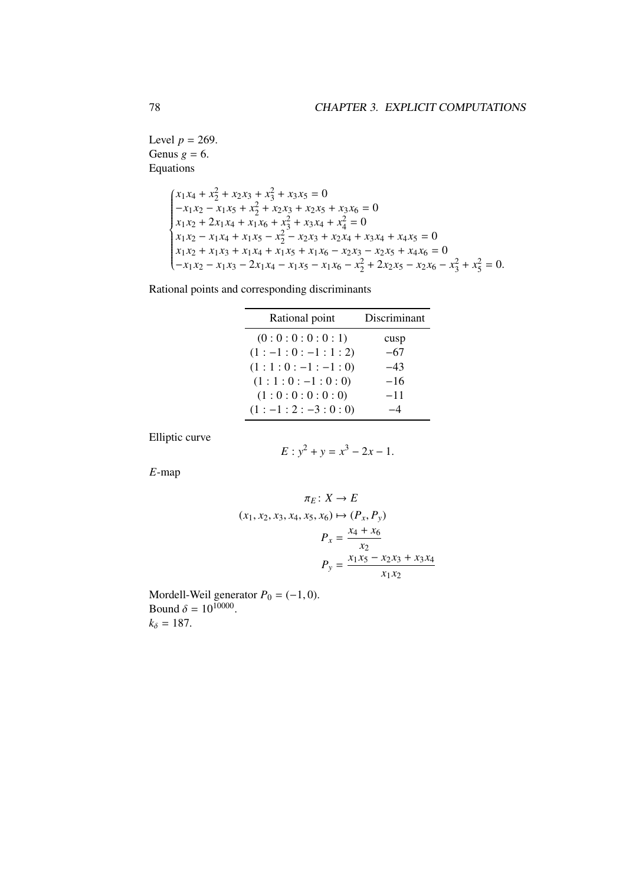Level $p = 269$.
Genus $g = 6$.
Equations

$$\begin{cases} x_1x_4 + x_2^2 + x_2x_3 + x_3^2 + x_3x_5 = 0 \\ -x_1x_2 - x_1x_5 + x_2^2 + x_2x_3 + x_2x_5 + x_3x_6 = 0 \\ x_1x_2 + 2x_1x_4 + x_1x_6 + x_3^2 + x_3x_4 + x_4^2 = 0 \\ x_1x_2 - x_1x_4 + x_1x_5 - x_2^2 - x_2x_3 + x_2x_4 + x_3x_4 + x_4x_5 = 0 \\ x_1x_2 + x_1x_3 + x_1x_4 + x_1x_5 + x_1x_6 - x_2x_3 - x_2x_5 + x_4x_6 = 0 \\ -x_1x_2 - x_1x_3 - 2x_1x_4 - x_1x_5 - x_1x_6 - x_2^2 + 2x_2x_5 - x_2x_6 - x_3^2 + x_5^2 = 0. \end{cases}$$

Rational points and corresponding discriminants

| Rational point | Discriminant |
|---|---|
| $(0:0:0:0:0:1)$ | cusp |
| $(1:-1:0:-1:1:2)$ | $-67$ |
| $(1:1:0:-1:-1:0)$ | $-43$ |
| $(1:1:0:-1:0:0)$ | $-16$ |
| $(1:0:0:0:0:0)$ | $-11$ |
| $(1:-1:2:-3:0:0)$ | $-4$ |

Elliptic curve

$$E : y^2 + y = x^3 - 2x - 1.$$

$E$-map

$$\pi_E \colon X \to E$$
$$(x_1, x_2, x_3, x_4, x_5, x_6) \mapsto (P_x, P_y)$$
$$P_x = \frac{x_4 + x_6}{x_2}$$
$$P_y = \frac{x_1x_5 - x_2x_3 + x_3x_4}{x_1x_2}$$

Mordell-Weil generator $P_0 = (-1, 0)$.
Bound $\delta = 10^{10000}$.
$k_\delta = 187$.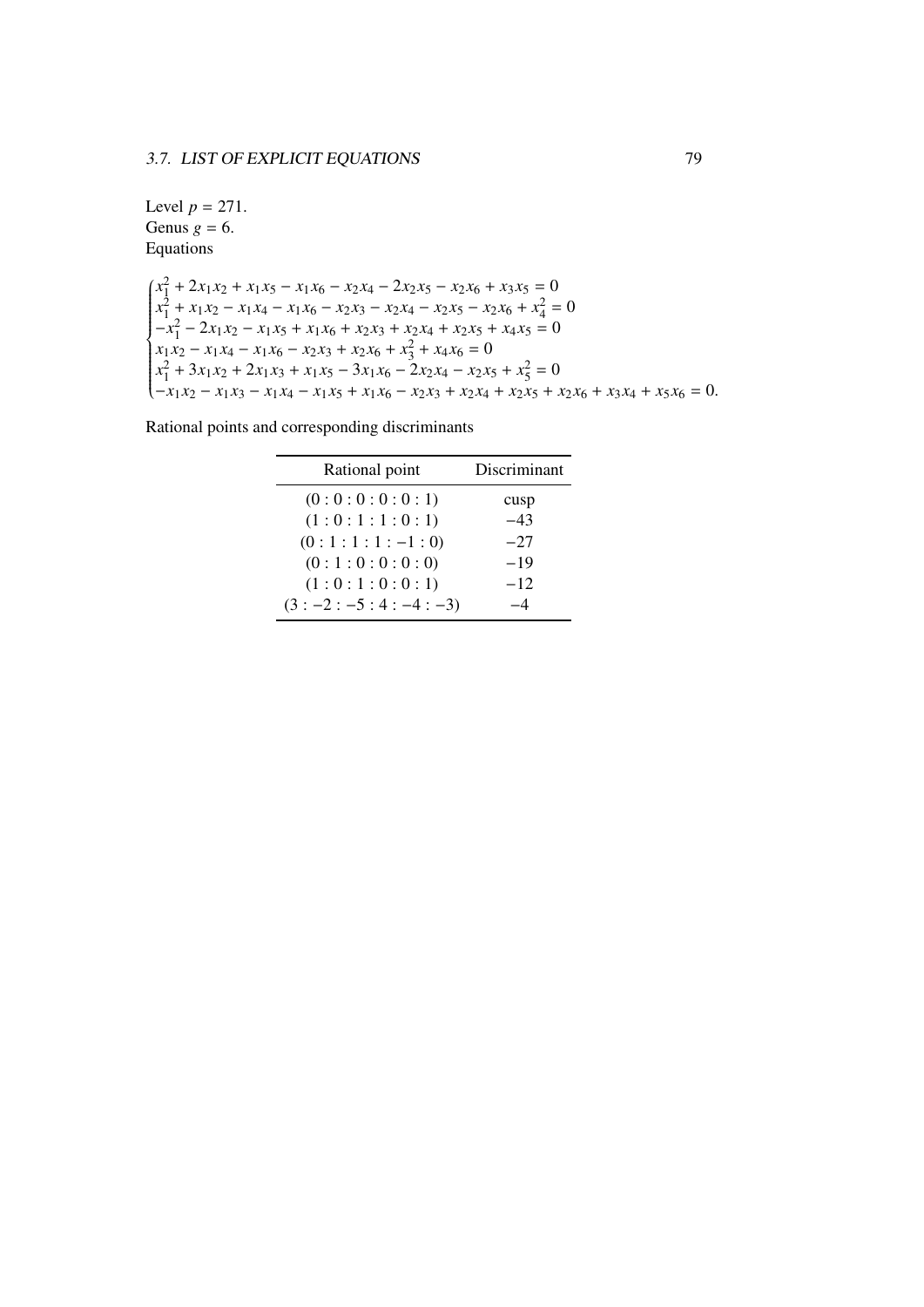Level $p = 271$.
Genus $g = 6$.
Equations

$$
\begin{cases}
x_1^2 + 2x_1x_2 + x_1x_5 - x_1x_6 - x_2x_4 - 2x_2x_5 - x_2x_6 + x_3x_5 = 0 \\
x_1^2 + x_1x_2 - x_1x_4 - x_1x_6 - x_2x_3 - x_2x_4 - x_2x_5 - x_2x_6 + x_4^2 = 0 \\
-x_1^2 - 2x_1x_2 - x_1x_5 + x_1x_6 + x_2x_3 + x_2x_4 + x_2x_5 + x_4x_5 = 0 \\
x_1x_2 - x_1x_4 - x_1x_6 - x_2x_3 + x_2x_6 + x_3^2 + x_4x_6 = 0 \\
x_1^2 + 3x_1x_2 + 2x_1x_3 + x_1x_5 - 3x_1x_6 - 2x_2x_4 - x_2x_5 + x_5^2 = 0 \\
-x_1x_2 - x_1x_3 - x_1x_4 - x_1x_5 + x_1x_6 - x_2x_3 + x_2x_4 + x_2x_5 + x_2x_6 + x_3x_4 + x_5x_6 = 0.
\end{cases}
$$

Rational points and corresponding discriminants

| Rational point | Discriminant |
|---|---|
| $(0:0:0:0:0:1)$ | cusp |
| $(1:0:1:1:0:1)$ | $-43$ |
| $(0:1:1:1:-1:0)$ | $-27$ |
| $(0:1:0:0:0:0)$ | $-19$ |
| $(1:0:1:0:0:1)$ | $-12$ |
| $(3:-2:-5:4:-4:-3)$ | $-4$ |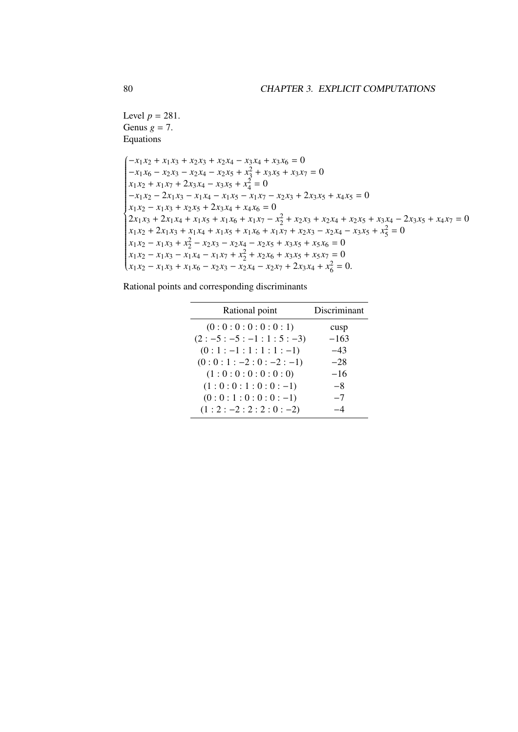Level $p = 281$.
Genus $g = 7$.
Equations

$$
\begin{cases}
-x_1x_2 + x_1x_3 + x_2x_3 + x_2x_4 - x_3x_4 + x_3x_6 = 0 \\
-x_1x_6 - x_2x_3 - x_2x_4 - x_2x_5 + x_3^2 + x_3x_5 + x_3x_7 = 0 \\
x_1x_2 + x_1x_7 + 2x_3x_4 - x_3x_5 + x_4^2 = 0 \\
-x_1x_2 - 2x_1x_3 - x_1x_4 - x_1x_5 - x_1x_7 - x_2x_3 + 2x_3x_5 + x_4x_5 = 0 \\
x_1x_2 - x_1x_3 + x_2x_5 + 2x_3x_4 + x_4x_6 = 0 \\
2x_1x_3 + 2x_1x_4 + x_1x_5 + x_1x_6 + x_1x_7 - x_2^2 + x_2x_3 + x_2x_4 + x_2x_5 + x_3x_4 - 2x_3x_5 + x_4x_7 = 0 \\
x_1x_2 + 2x_1x_3 + x_1x_4 + x_1x_5 + x_1x_6 + x_1x_7 + x_2x_3 - x_2x_4 - x_3x_5 + x_5^2 = 0 \\
x_1x_2 - x_1x_3 + x_2^2 - x_2x_3 - x_2x_4 - x_2x_5 + x_3x_5 + x_5x_6 = 0 \\
x_1x_2 - x_1x_3 - x_1x_4 - x_1x_7 + x_2^2 + x_2x_6 + x_3x_5 + x_5x_7 = 0 \\
x_1x_2 - x_1x_3 + x_1x_6 - x_2x_3 - x_2x_4 - x_2x_7 + 2x_3x_4 + x_6^2 = 0.
\end{cases}
$$

Rational points and corresponding discriminants

| Rational point | Discriminant |
|---|---|
| $(0:0:0:0:0:0:1)$ | cusp |
| $(2:-5:-5:-1:1:5:-3)$ | $-163$ |
| $(0:1:-1:1:1:1:-1)$ | $-43$ |
| $(0:0:1:-2:0:-2:-1)$ | $-28$ |
| $(1:0:0:0:0:0:0)$ | $-16$ |
| $(1:0:0:1:0:0:-1)$ | $-8$ |
| $(0:0:1:0:0:0:-1)$ | $-7$ |
| $(1:2:-2:2:2:0:-2)$ | $-4$ |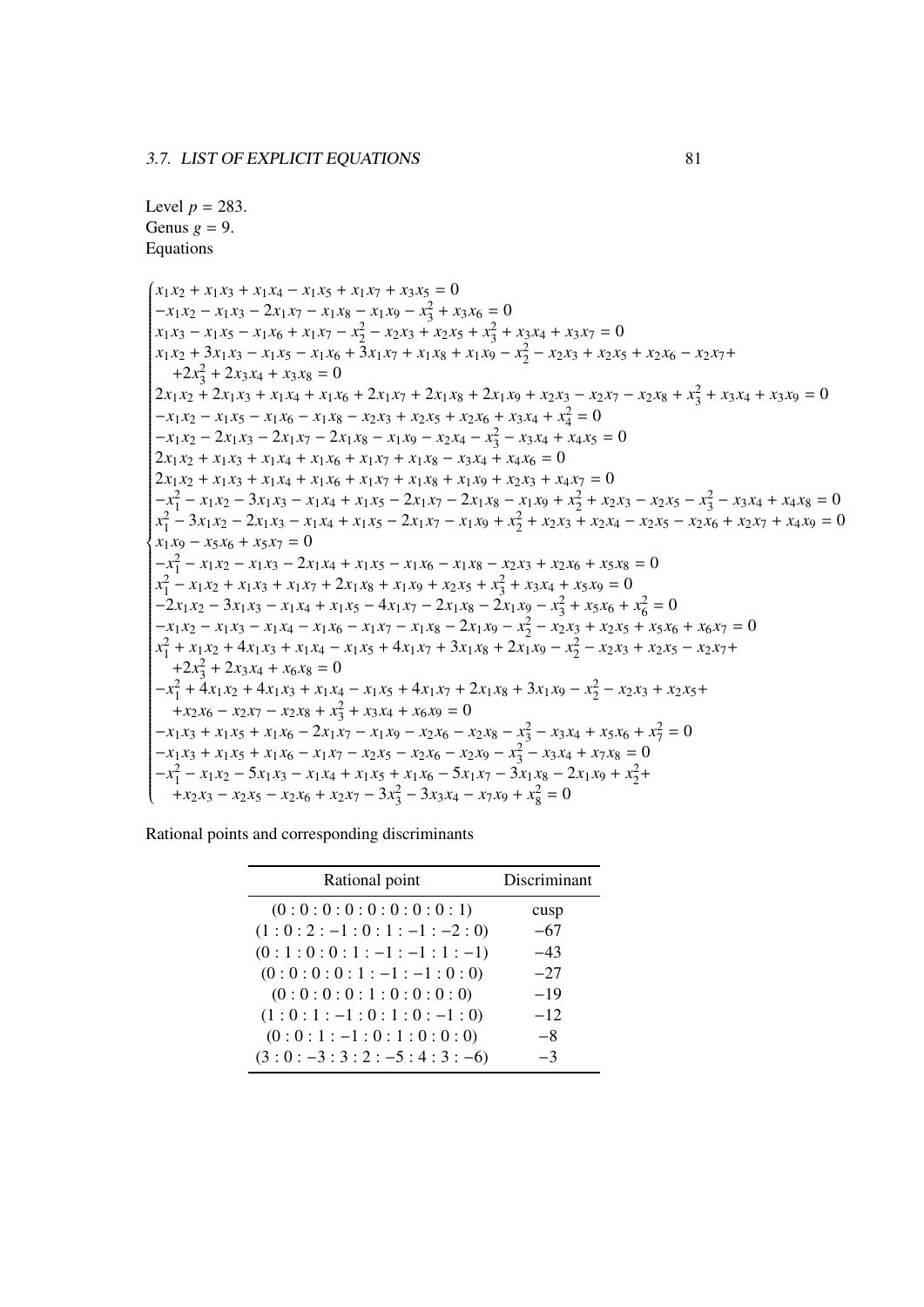Level $p = 283$.
Genus $g = 9$.
Equations

$$
\begin{cases}
x_1x_2 + x_1x_3 + x_1x_4 - x_1x_5 + x_1x_7 + x_3x_5 = 0 \\
-x_1x_2 - x_1x_3 - 2x_1x_7 - x_1x_8 - x_1x_9 - x_3^2 + x_3x_6 = 0 \\
x_1x_3 - x_1x_5 - x_1x_6 + x_1x_7 - x_2^2 - x_2x_3 + x_2x_5 + x_3^2 + x_3x_4 + x_3x_7 = 0 \\
x_1x_2 + 3x_1x_3 - x_1x_5 - x_1x_6 + 3x_1x_7 + x_1x_8 + x_1x_9 - x_2^2 - x_2x_3 + x_2x_5 + x_2x_6 - x_2x_7 + \\
\quad +2x_3^2 + 2x_3x_4 + x_3x_8 = 0 \\
2x_1x_2 + 2x_1x_3 + x_1x_4 + x_1x_6 + 2x_1x_7 + 2x_1x_8 + 2x_1x_9 + x_2x_3 - x_2x_7 - x_2x_8 + x_3^2 + x_3x_4 + x_3x_9 = 0 \\
-x_1x_2 - x_1x_5 - x_1x_6 - x_1x_8 - x_2x_3 + x_2x_5 + x_2x_6 + x_3x_4 + x_4^2 = 0 \\
-x_1x_2 - 2x_1x_3 - 2x_1x_7 - 2x_1x_8 - x_1x_9 - x_2x_4 - x_3^2 - x_3x_4 + x_4x_5 = 0 \\
2x_1x_2 + x_1x_3 + x_1x_4 + x_1x_6 + x_1x_7 + x_1x_8 - x_3x_4 + x_4x_6 = 0 \\
2x_1x_2 + x_1x_3 + x_1x_4 + x_1x_6 + x_1x_7 + x_1x_8 + x_1x_9 + x_2x_3 + x_4x_7 = 0 \\
-x_1^2 - x_1x_2 - 3x_1x_3 - x_1x_4 + x_1x_5 - 2x_1x_7 - 2x_1x_8 - x_1x_9 + x_2^2 + x_2x_3 - x_2x_5 - x_3^2 - x_3x_4 + x_4x_8 = 0 \\
x_1^2 - 3x_1x_2 - 2x_1x_3 - x_1x_4 + x_1x_5 - 2x_1x_7 - x_1x_9 + x_2^2 + x_2x_3 + x_2x_4 - x_2x_5 - x_2x_6 + x_2x_7 + x_4x_9 = 0 \\
x_1x_9 - x_5x_6 + x_5x_7 = 0 \\
-x_1^2 - x_1x_2 - x_1x_3 - 2x_1x_4 + x_1x_5 - x_1x_6 - x_1x_8 - x_2x_3 + x_2x_6 + x_5x_8 = 0 \\
x_1^2 - x_1x_2 + x_1x_3 + x_1x_7 + 2x_1x_8 + x_1x_9 + x_2x_5 + x_3^2 + x_3x_4 + x_5x_9 = 0 \\
-2x_1x_2 - 3x_1x_3 - x_1x_4 + x_1x_5 - 4x_1x_7 - 2x_1x_8 - 2x_1x_9 - x_3^2 + x_5x_6 + x_6^2 = 0 \\
-x_1x_2 - x_1x_3 - x_1x_4 - x_1x_6 - x_1x_7 - x_1x_8 - 2x_1x_9 - x_2^2 - x_2x_3 + x_2x_5 + x_5x_6 + x_6x_7 = 0 \\
x_1^2 + x_1x_2 + 4x_1x_3 + x_1x_4 - x_1x_5 + 4x_1x_7 + 3x_1x_8 + 2x_1x_9 - x_2^2 - x_2x_3 + x_2x_5 - x_2x_7 + \\
\quad +2x_3^2 + 2x_3x_4 + x_6x_8 = 0 \\
-x_1^2 + 4x_1x_2 + 4x_1x_3 + x_1x_4 - x_1x_5 + 4x_1x_7 + 2x_1x_8 + 3x_1x_9 - x_2^2 - x_2x_3 + x_2x_5 + \\
\quad +x_2x_6 - x_2x_7 - x_2x_8 + x_3^2 + x_3x_4 + x_6x_9 = 0 \\
-x_1x_3 + x_1x_5 + x_1x_6 - 2x_1x_7 - x_1x_9 - x_2x_6 - x_2x_8 - x_3^2 - x_3x_4 + x_5x_6 + x_7^2 = 0 \\
-x_1x_3 + x_1x_5 + x_1x_6 - x_1x_7 - x_2x_5 - x_2x_6 - x_2x_9 - x_3^2 - x_3x_4 + x_7x_8 = 0 \\
-x_1^2 - x_1x_2 - 5x_1x_3 - x_1x_4 + x_1x_5 + x_1x_6 - 5x_1x_7 - 3x_1x_8 - 2x_1x_9 + x_2^2 + \\
\quad +x_2x_3 - x_2x_5 - x_2x_6 + x_2x_7 - 3x_3^2 - 3x_3x_4 - x_7x_9 + x_8^2 = 0
\end{cases}
$$

Rational points and corresponding discriminants

| Rational point | Discriminant |
|---|---|
| $(0:0:0:0:0:0:0:0:1)$ | cusp |
| $(1:0:2:-1:0:1:-1:-2:0)$ | $-67$ |
| $(0:1:0:0:1:-1:-1:1:-1)$ | $-43$ |
| $(0:0:0:0:1:-1:-1:0:0)$ | $-27$ |
| $(0:0:0:0:1:0:0:0:0)$ | $-19$ |
| $(1:0:1:-1:0:1:0:-1:0)$ | $-12$ |
| $(0:0:1:-1:0:1:0:0:0)$ | $-8$ |
| $(3:0:-3:3:2:-5:4:3:-6)$ | $-3$ |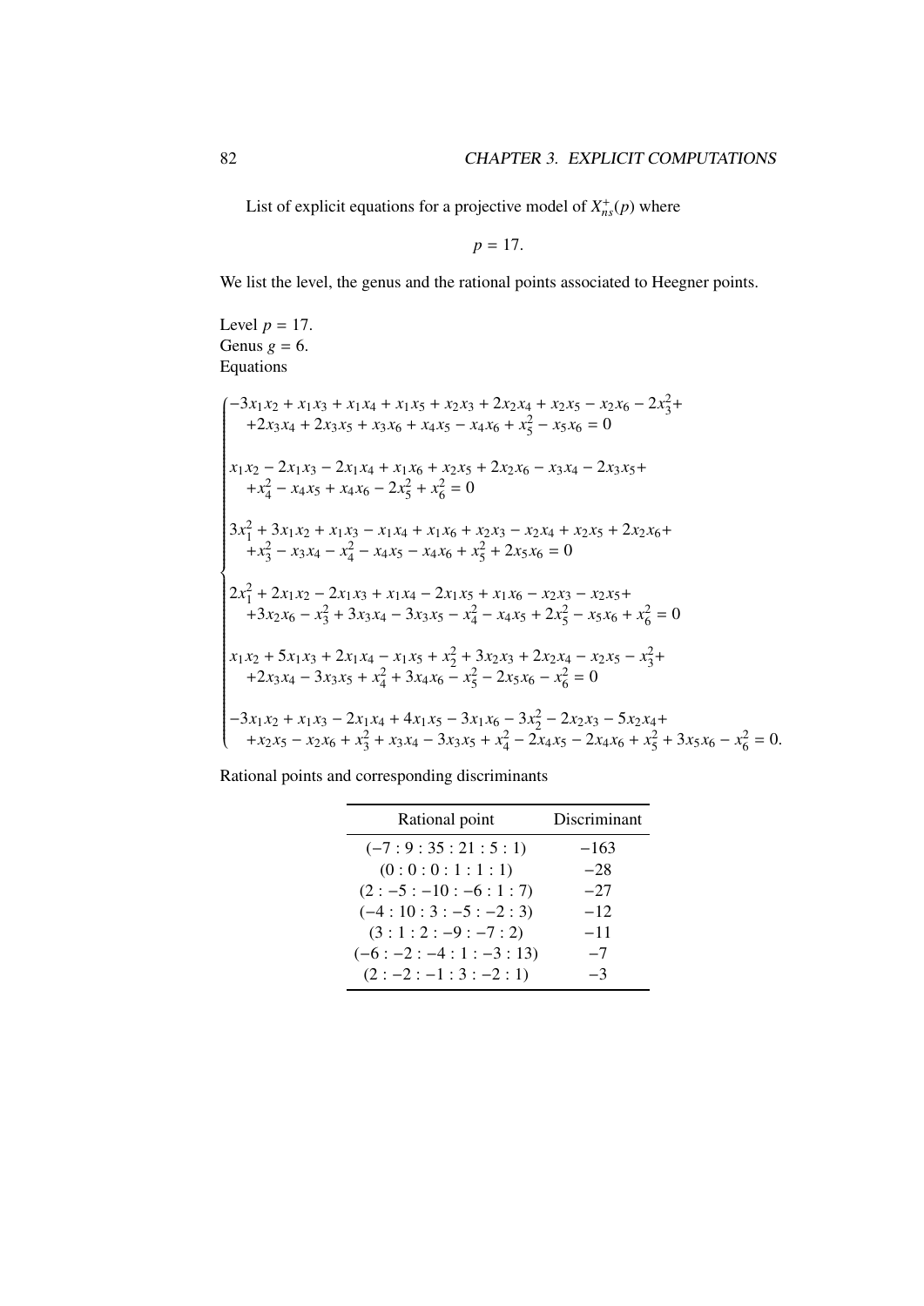List of explicit equations for a projective model of $X_{ns}^{+}(p)$ where

$$p = 17.$$

We list the level, the genus and the rational points associated to Heegner points.

Level $p = 17$.
Genus $g = 6$.
Equations

$$\begin{cases}
-3x_1x_2 + x_1x_3 + x_1x_4 + x_1x_5 + x_2x_3 + 2x_2x_4 + x_2x_5 - x_2x_6 - 2x_3^2 + \\
\quad +2x_3x_4 + 2x_3x_5 + x_3x_6 + x_4x_5 - x_4x_6 + x_5^2 - x_5x_6 = 0 \\
\\
x_1x_2 - 2x_1x_3 - 2x_1x_4 + x_1x_6 + x_2x_5 + 2x_2x_6 - x_3x_4 - 2x_3x_5 + \\
\quad +x_4^2 - x_4x_5 + x_4x_6 - 2x_5^2 + x_6^2 = 0 \\
\\
3x_1^2 + 3x_1x_2 + x_1x_3 - x_1x_4 + x_1x_6 + x_2x_3 - x_2x_4 + x_2x_5 + 2x_2x_6 + \\
\quad +x_3^2 - x_3x_4 - x_4^2 - x_4x_5 - x_4x_6 + x_5^2 + 2x_5x_6 = 0 \\
\\
2x_1^2 + 2x_1x_2 - 2x_1x_3 + x_1x_4 - 2x_1x_5 + x_1x_6 - x_2x_3 - x_2x_5 + \\
\quad +3x_2x_6 - x_3^2 + 3x_3x_4 - 3x_3x_5 - x_4^2 - x_4x_5 + 2x_5^2 - x_5x_6 + x_6^2 = 0 \\
\\
x_1x_2 + 5x_1x_3 + 2x_1x_4 - x_1x_5 + x_2^2 + 3x_2x_3 + 2x_2x_4 - x_2x_5 - x_3^2 + \\
\quad +2x_3x_4 - 3x_3x_5 + x_4^2 + 3x_4x_6 - x_5^2 - 2x_5x_6 - x_6^2 = 0 \\
\\
-3x_1x_2 + x_1x_3 - 2x_1x_4 + 4x_1x_5 - 3x_1x_6 - 3x_2^2 - 2x_2x_3 - 5x_2x_4 + \\
\quad +x_2x_5 - x_2x_6 + x_3^2 + x_3x_4 - 3x_3x_5 + x_4^2 - 2x_4x_5 - 2x_4x_6 + x_5^2 + 3x_5x_6 - x_6^2 = 0.
\end{cases}$$

Rational points and corresponding discriminants

| Rational point | Discriminant |
|---|---|
| $(-7 : 9 : 35 : 21 : 5 : 1)$ | $-163$ |
| $(0 : 0 : 0 : 1 : 1 : 1)$ | $-28$ |
| $(2 : -5 : -10 : -6 : 1 : 7)$ | $-27$ |
| $(-4 : 10 : 3 : -5 : -2 : 3)$ | $-12$ |
| $(3 : 1 : 2 : -9 : -7 : 2)$ | $-11$ |
| $(-6 : -2 : -4 : 1 : -3 : 13)$ | $-7$ |
| $(2 : -2 : -1 : 3 : -2 : 1)$ | $-3$ |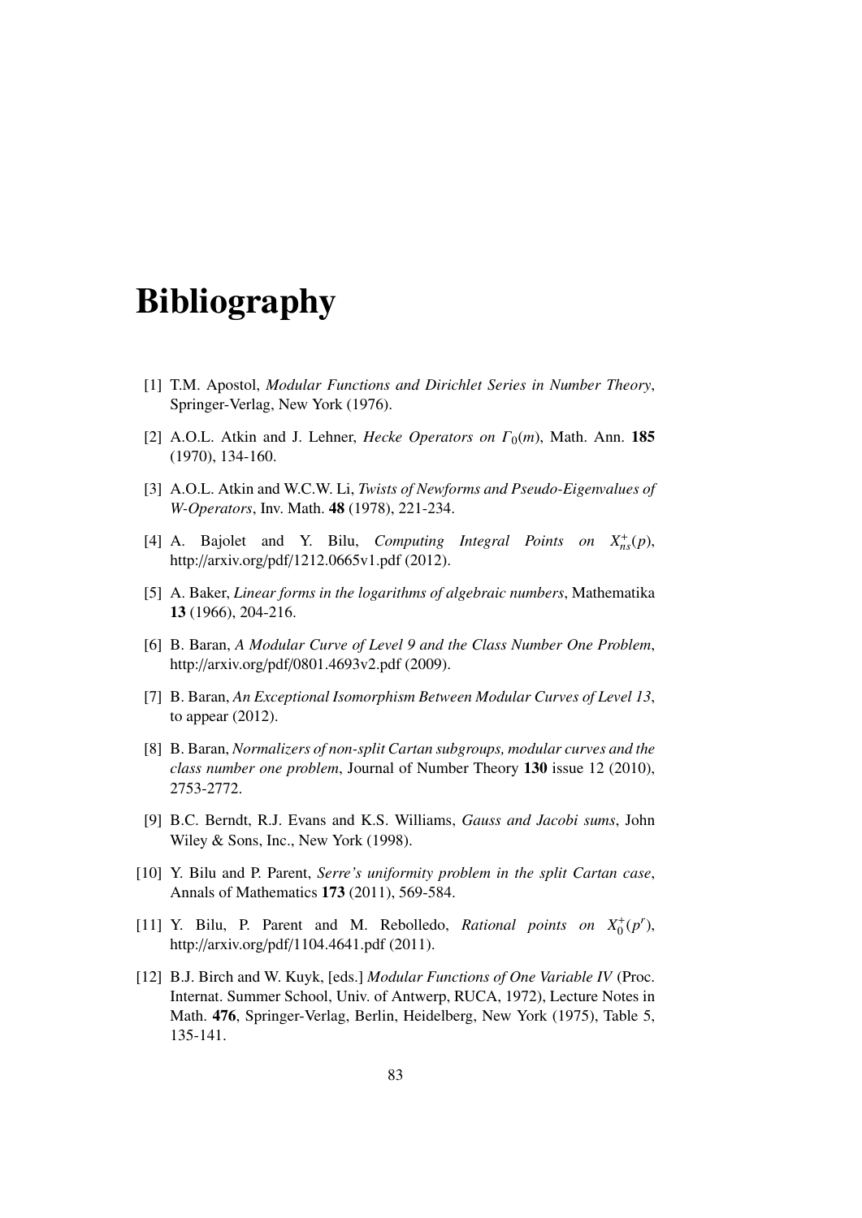# Bibliography

[1] T.M. Apostol, *Modular Functions and Dirichlet Series in Number Theory*, Springer-Verlag, New York (1976).

[2] A.O.L. Atkin and J. Lehner, *Hecke Operators on $\Gamma_0(m)$*, Math. Ann. **185** (1970), 134-160.

[3] A.O.L. Atkin and W.C.W. Li, *Twists of Newforms and Pseudo-Eigenvalues of W-Operators*, Inv. Math. **48** (1978), 221-234.

[4] A. Bajolet and Y. Bilu, *Computing Integral Points on $X_{ns}^{+}(p)$*, http://arxiv.org/pdf/1212.0665v1.pdf (2012).

[5] A. Baker, *Linear forms in the logarithms of algebraic numbers*, Mathematika **13** (1966), 204-216.

[6] B. Baran, *A Modular Curve of Level 9 and the Class Number One Problem*, http://arxiv.org/pdf/0801.4693v2.pdf (2009).

[7] B. Baran, *An Exceptional Isomorphism Between Modular Curves of Level 13*, to appear (2012).

[8] B. Baran, *Normalizers of non-split Cartan subgroups, modular curves and the class number one problem*, Journal of Number Theory **130** issue 12 (2010), 2753-2772.

[9] B.C. Berndt, R.J. Evans and K.S. Williams, *Gauss and Jacobi sums*, John Wiley & Sons, Inc., New York (1998).

[10] Y. Bilu and P. Parent, *Serre's uniformity problem in the split Cartan case*, Annals of Mathematics **173** (2011), 569-584.

[11] Y. Bilu, P. Parent and M. Rebolledo, *Rational points on $X_0^{+}(p^r)$*, http://arxiv.org/pdf/1104.4641.pdf (2011).

[12] B.J. Birch and W. Kuyk, [eds.] *Modular Functions of One Variable IV* (Proc. Internat. Summer School, Univ. of Antwerp, RUCA, 1972), Lecture Notes in Math. **476**, Springer-Verlag, Berlin, Heidelberg, New York (1975), Table 5, 135-141.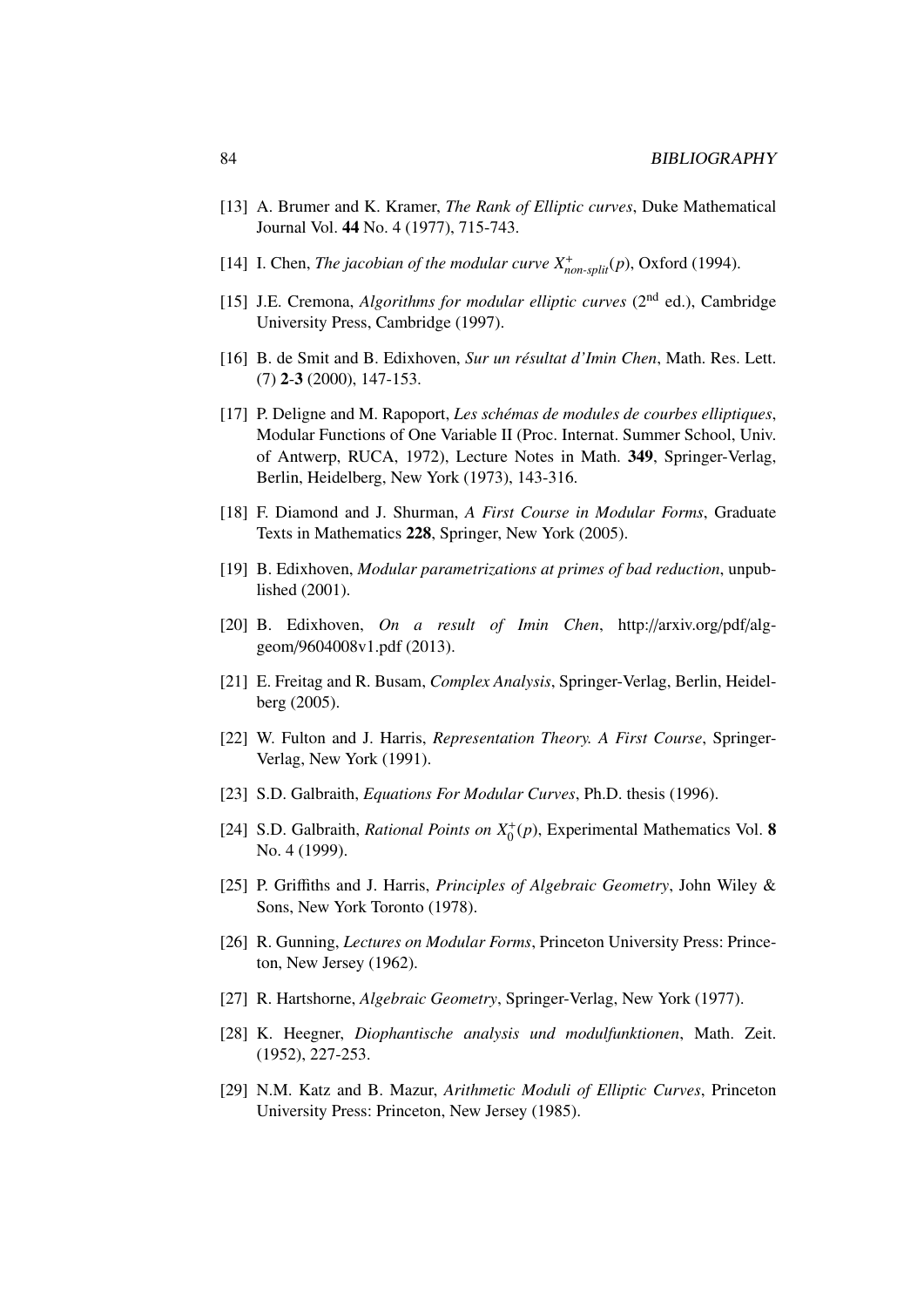[13] A. Brumer and K. Kramer, *The Rank of Elliptic curves*, Duke Mathematical Journal Vol. **44** No. 4 (1977), 715-743.

[14] I. Chen, *The jacobian of the modular curve $X^+_{non\text{-}split}(p)$*, Oxford (1994).

[15] J.E. Cremona, *Algorithms for modular elliptic curves* (2nd ed.), Cambridge University Press, Cambridge (1997).

[16] B. de Smit and B. Edixhoven, *Sur un résultat d'Imin Chen*, Math. Res. Lett. (7) **2**-**3** (2000), 147-153.

[17] P. Deligne and M. Rapoport, *Les schémas de modules de courbes elliptiques*, Modular Functions of One Variable II (Proc. Internat. Summer School, Univ. of Antwerp, RUCA, 1972), Lecture Notes in Math. **349**, Springer-Verlag, Berlin, Heidelberg, New York (1973), 143-316.

[18] F. Diamond and J. Shurman, *A First Course in Modular Forms*, Graduate Texts in Mathematics **228**, Springer, New York (2005).

[19] B. Edixhoven, *Modular parametrizations at primes of bad reduction*, unpublished (2001).

[20] B. Edixhoven, *On a result of Imin Chen*, http://arxiv.org/pdf/alg-geom/9604008v1.pdf (2013).

[21] E. Freitag and R. Busam, *Complex Analysis*, Springer-Verlag, Berlin, Heidelberg (2005).

[22] W. Fulton and J. Harris, *Representation Theory. A First Course*, Springer-Verlag, New York (1991).

[23] S.D. Galbraith, *Equations For Modular Curves*, Ph.D. thesis (1996).

[24] S.D. Galbraith, *Rational Points on $X_0^+(p)$*, Experimental Mathematics Vol. **8** No. 4 (1999).

[25] P. Griffiths and J. Harris, *Principles of Algebraic Geometry*, John Wiley & Sons, New York Toronto (1978).

[26] R. Gunning, *Lectures on Modular Forms*, Princeton University Press: Princeton, New Jersey (1962).

[27] R. Hartshorne, *Algebraic Geometry*, Springer-Verlag, New York (1977).

[28] K. Heegner, *Diophantische analysis und modulfunktionen*, Math. Zeit. (1952), 227-253.

[29] N.M. Katz and B. Mazur, *Arithmetic Moduli of Elliptic Curves*, Princeton University Press: Princeton, New Jersey (1985).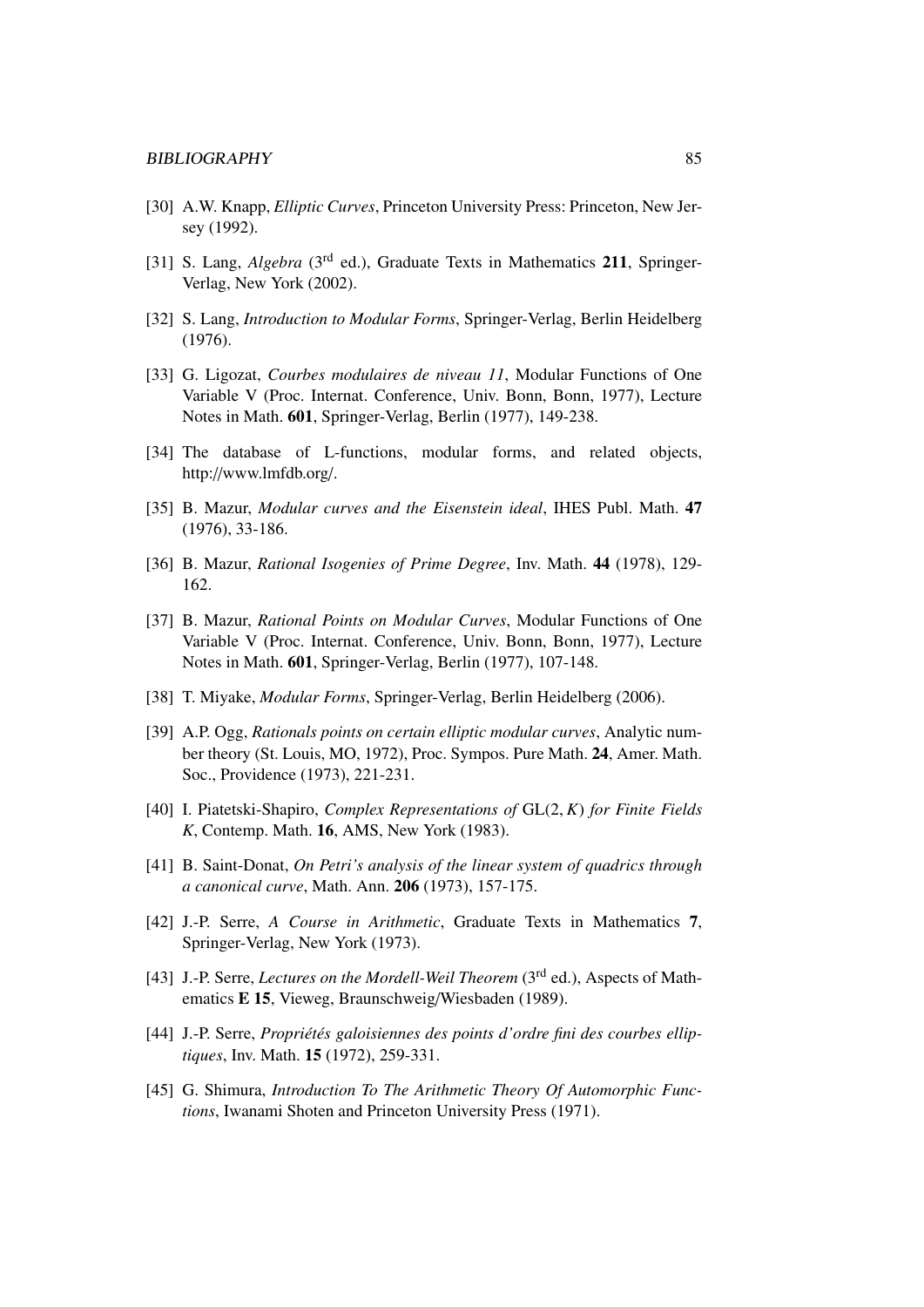[30] A.W. Knapp, *Elliptic Curves*, Princeton University Press: Princeton, New Jersey (1992).

[31] S. Lang, *Algebra* (3rd ed.), Graduate Texts in Mathematics **211**, Springer-Verlag, New York (2002).

[32] S. Lang, *Introduction to Modular Forms*, Springer-Verlag, Berlin Heidelberg (1976).

[33] G. Ligozat, *Courbes modulaires de niveau 11*, Modular Functions of One Variable V (Proc. Internat. Conference, Univ. Bonn, Bonn, 1977), Lecture Notes in Math. **601**, Springer-Verlag, Berlin (1977), 149-238.

[34] The database of L-functions, modular forms, and related objects, http://www.lmfdb.org/.

[35] B. Mazur, *Modular curves and the Eisenstein ideal*, IHES Publ. Math. **47** (1976), 33-186.

[36] B. Mazur, *Rational Isogenies of Prime Degree*, Inv. Math. **44** (1978), 129-162.

[37] B. Mazur, *Rational Points on Modular Curves*, Modular Functions of One Variable V (Proc. Internat. Conference, Univ. Bonn, Bonn, 1977), Lecture Notes in Math. **601**, Springer-Verlag, Berlin (1977), 107-148.

[38] T. Miyake, *Modular Forms*, Springer-Verlag, Berlin Heidelberg (2006).

[39] A.P. Ogg, *Rationals points on certain elliptic modular curves*, Analytic number theory (St. Louis, MO, 1972), Proc. Sympos. Pure Math. **24**, Amer. Math. Soc., Providence (1973), 221-231.

[40] I. Piatetski-Shapiro, *Complex Representations of* $\mathrm{GL}(2,K)$ *for Finite Fields* $K$, Contemp. Math. **16**, AMS, New York (1983).

[41] B. Saint-Donat, *On Petri's analysis of the linear system of quadrics through a canonical curve*, Math. Ann. **206** (1973), 157-175.

[42] J.-P. Serre, *A Course in Arithmetic*, Graduate Texts in Mathematics **7**, Springer-Verlag, New York (1973).

[43] J.-P. Serre, *Lectures on the Mordell-Weil Theorem* (3rd ed.), Aspects of Mathematics **E 15**, Vieweg, Braunschweig/Wiesbaden (1989).

[44] J.-P. Serre, *Propriétés galoisiennes des points d'ordre fini des courbes elliptiques*, Inv. Math. **15** (1972), 259-331.

[45] G. Shimura, *Introduction To The Arithmetic Theory Of Automorphic Functions*, Iwanami Shoten and Princeton University Press (1971).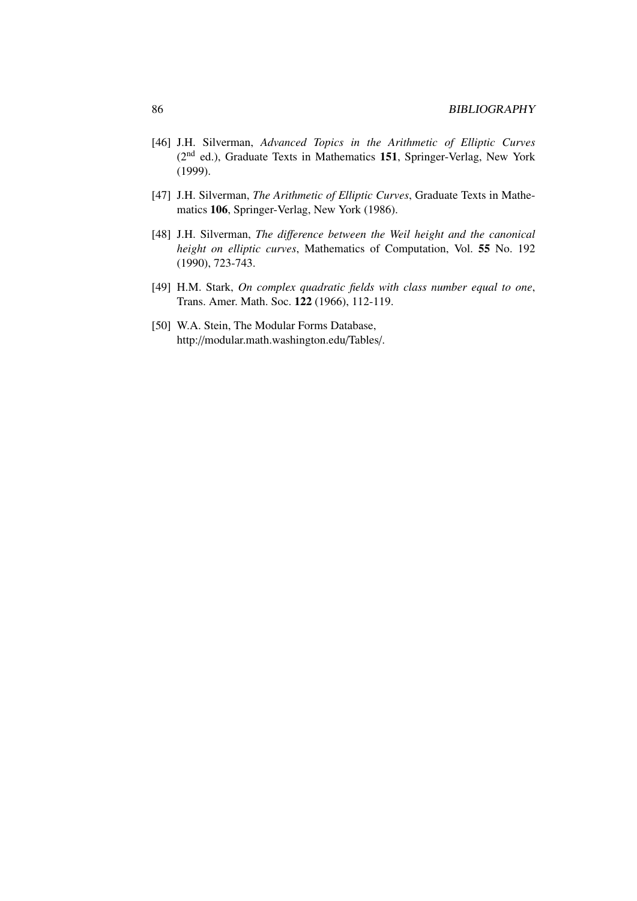[46] J.H. Silverman, *Advanced Topics in the Arithmetic of Elliptic Curves* (2nd ed.), Graduate Texts in Mathematics **151**, Springer-Verlag, New York (1999).

[47] J.H. Silverman, *The Arithmetic of Elliptic Curves*, Graduate Texts in Mathematics **106**, Springer-Verlag, New York (1986).

[48] J.H. Silverman, *The difference between the Weil height and the canonical height on elliptic curves*, Mathematics of Computation, Vol. **55** No. 192 (1990), 723-743.

[49] H.M. Stark, *On complex quadratic fields with class number equal to one*, Trans. Amer. Math. Soc. **122** (1966), 112-119.

[50] W.A. Stein, The Modular Forms Database, http://modular.math.washington.edu/Tables/.